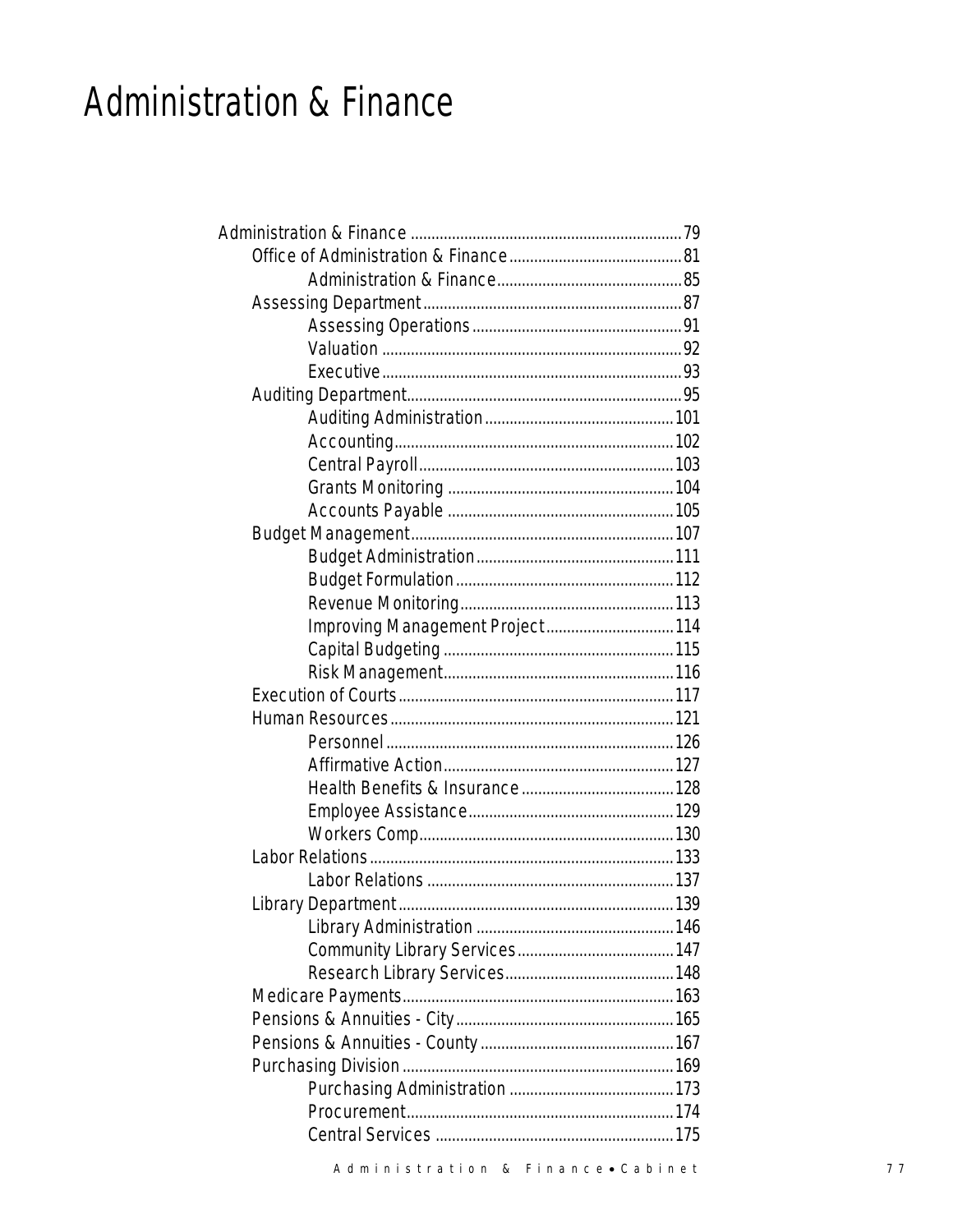# Administration & Finance

- Administration & Finance .......... 79
  - Office of Administration & Finance .......... 81
    - Administration & Finance .......... 85
  - Assessing Department .......... 87
    - Assessing Operations .......... 91
    - Valuation .......... 92
    - Executive .......... 93
  - Auditing Department .......... 95
    - Auditing Administration .......... 101
    - Accounting .......... 102
    - Central Payroll .......... 103
    - Grants Monitoring .......... 104
    - Accounts Payable .......... 105
  - Budget Management .......... 107
    - Budget Administration .......... 111
    - Budget Formulation .......... 112
    - Revenue Monitoring .......... 113
    - Improving Management Project .......... 114
    - Capital Budgeting .......... 115
    - Risk Management .......... 116
  - Execution of Courts .......... 117
  - Human Resources .......... 121
    - Personnel .......... 126
    - Affirmative Action .......... 127
    - Health Benefits & Insurance .......... 128
    - Employee Assistance .......... 129
    - Workers Comp .......... 130
  - Labor Relations .......... 133
    - Labor Relations .......... 137
  - Library Department .......... 139
    - Library Administration .......... 146
    - Community Library Services .......... 147
    - Research Library Services .......... 148
  - Medicare Payments .......... 163
  - Pensions & Annuities - City .......... 165
  - Pensions & Annuities - County .......... 167
  - Purchasing Division .......... 169
    - Purchasing Administration .......... 173
    - Procurement .......... 174
    - Central Services .......... 175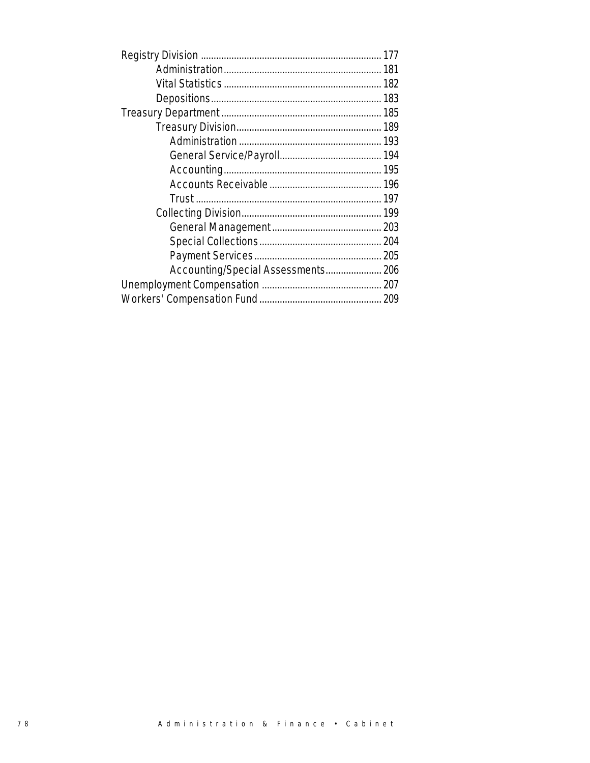- Registry Division ...... 177
  - Administration ...... 181
  - Vital Statistics ...... 182
  - Depositions ...... 183
- Treasury Department ...... 185
  - Treasury Division ...... 189
    - Administration ...... 193
    - General Service/Payroll ...... 194
    - Accounting ...... 195
    - Accounts Receivable ...... 196
    - Trust ...... 197
  - Collecting Division ...... 199
    - General Management ...... 203
    - Special Collections ...... 204
    - Payment Services ...... 205
    - Accounting/Special Assessments ...... 206
- Unemployment Compensation ...... 207
- Workers' Compensation Fund ...... 209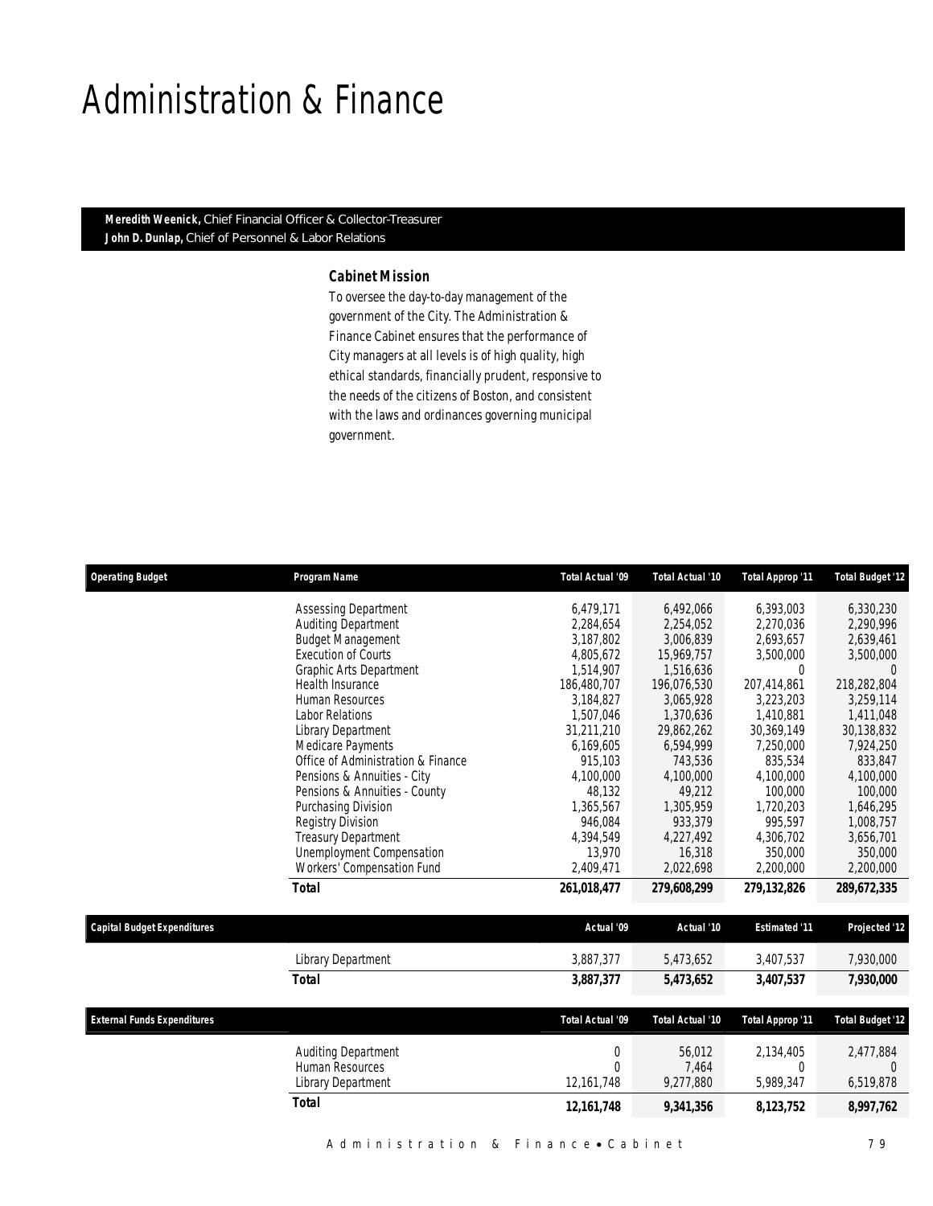# Administration & Finance

**Meredith Weenick,** Chief Financial Officer & Collector-Treasurer
**John D. Dunlap,** Chief of Personnel & Labor Relations

### *Cabinet Mission*

To oversee the day-to-day management of the government of the City. The Administration & Finance Cabinet ensures that the performance of City managers at all levels is of high quality, high ethical standards, financially prudent, responsive to the needs of the citizens of Boston, and consistent with the laws and ordinances governing municipal government.

| Operating Budget | Program Name | Total Actual '09 | Total Actual '10 | Total Approp '11 | Total Budget '12 |
|---|---|---|---|---|---|
| | Assessing Department | 6,479,171 | 6,492,066 | 6,393,003 | 6,330,230 |
| | Auditing Department | 2,284,654 | 2,254,052 | 2,270,036 | 2,290,996 |
| | Budget Management | 3,187,802 | 3,006,839 | 2,693,657 | 2,639,461 |
| | Execution of Courts | 4,805,672 | 15,969,757 | 3,500,000 | 3,500,000 |
| | Graphic Arts Department | 1,514,907 | 1,516,636 | 0 | 0 |
| | Health Insurance | 186,480,707 | 196,076,530 | 207,414,861 | 218,282,804 |
| | Human Resources | 3,184,827 | 3,065,928 | 3,223,203 | 3,259,114 |
| | Labor Relations | 1,507,046 | 1,370,636 | 1,410,881 | 1,411,048 |
| | Library Department | 31,211,210 | 29,862,262 | 30,369,149 | 30,138,832 |
| | Medicare Payments | 6,169,605 | 6,594,999 | 7,250,000 | 7,924,250 |
| | Office of Administration & Finance | 915,103 | 743,536 | 835,534 | 833,847 |
| | Pensions & Annuities - City | 4,100,000 | 4,100,000 | 4,100,000 | 4,100,000 |
| | Pensions & Annuities - County | 48,132 | 49,212 | 100,000 | 100,000 |
| | Purchasing Division | 1,365,567 | 1,305,959 | 1,720,203 | 1,646,295 |
| | Registry Division | 946,084 | 933,379 | 995,597 | 1,008,757 |
| | Treasury Department | 4,394,549 | 4,227,492 | 4,306,702 | 3,656,701 |
| | Unemployment Compensation | 13,970 | 16,318 | 350,000 | 350,000 |
| | Workers' Compensation Fund | 2,409,471 | 2,022,698 | 2,200,000 | 2,200,000 |
| | **Total** | **261,018,477** | **279,608,299** | **279,132,826** | **289,672,335** |

| Capital Budget Expenditures | | Actual '09 | Actual '10 | Estimated '11 | Projected '12 |
|---|---|---|---|---|---|
| | Library Department | 3,887,377 | 5,473,652 | 3,407,537 | 7,930,000 |
| | **Total** | **3,887,377** | **5,473,652** | **3,407,537** | **7,930,000** |

| External Funds Expenditures | | Total Actual '09 | Total Actual '10 | Total Approp '11 | Total Budget '12 |
|---|---|---|---|---|---|
| | Auditing Department | 0 | 56,012 | 2,134,405 | 2,477,884 |
| | Human Resources | 0 | 7,464 | 0 | 0 |
| | Library Department | 12,161,748 | 9,277,880 | 5,989,347 | 6,519,878 |
| | **Total** | **12,161,748** | **9,341,356** | **8,123,752** | **8,997,762** |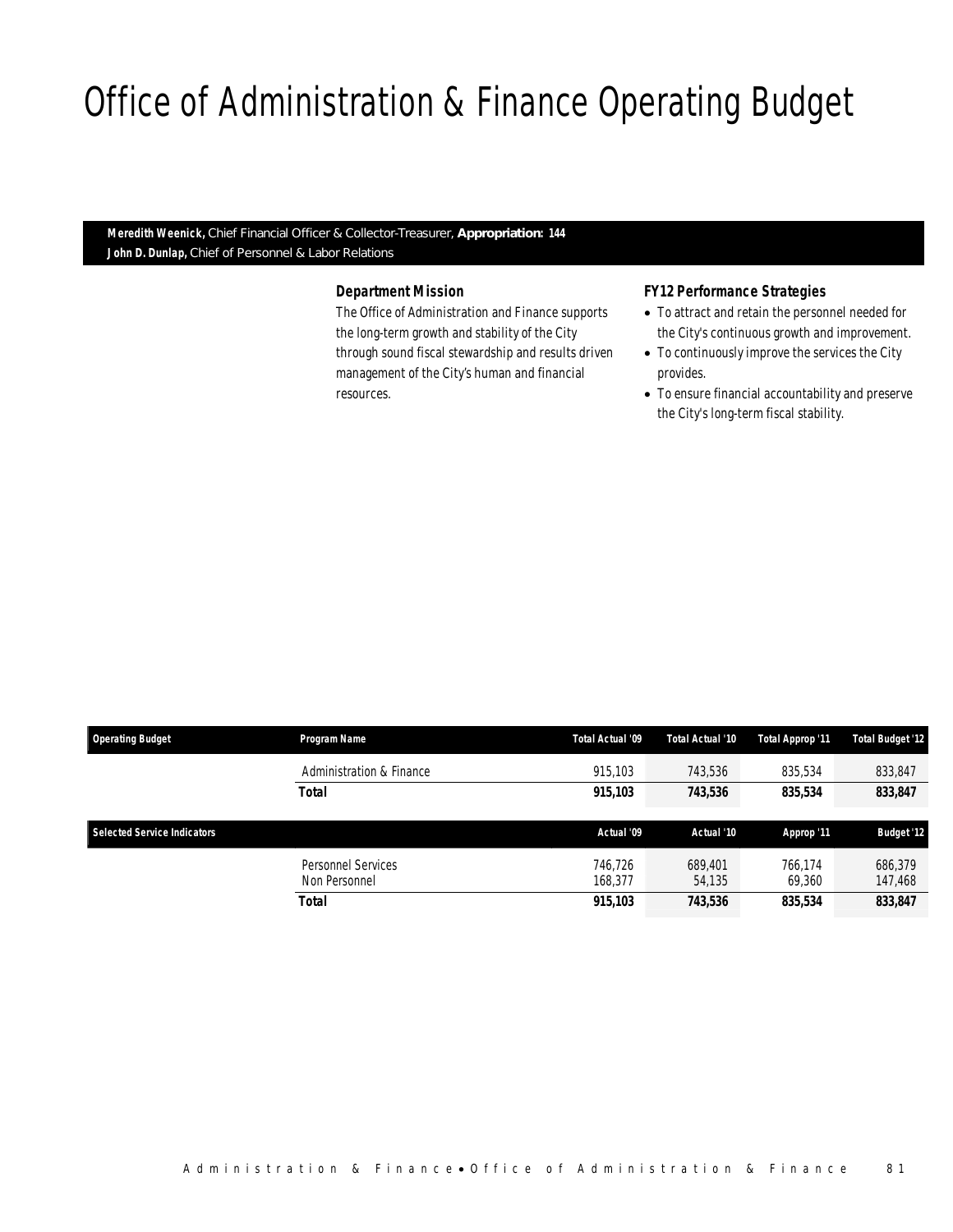# Office of Administration & Finance Operating Budget

**Meredith Weenick,** Chief Financial Officer & Collector-Treasurer, **Appropriation: 144**
**John D. Dunlap,** Chief of Personnel & Labor Relations

### Department Mission

The Office of Administration and Finance supports the long-term growth and stability of the City through sound fiscal stewardship and results driven management of the City's human and financial resources.

### FY12 Performance Strategies

- To attract and retain the personnel needed for the City's continuous growth and improvement.
- To continuously improve the services the City provides.
- To ensure financial accountability and preserve the City's long-term fiscal stability.

| Operating Budget | Program Name | Total Actual '09 | Total Actual '10 | Total Approp '11 | Total Budget '12 |
|---|---|---|---|---|---|
| | Administration & Finance | 915,103 | 743,536 | 835,534 | 833,847 |
| | **Total** | **915,103** | **743,536** | **835,534** | **833,847** |

| Selected Service Indicators | | Actual '09 | Actual '10 | Approp '11 | Budget '12 |
|---|---|---|---|---|---|
| | Personnel Services | 746,726 | 689,401 | 766,174 | 686,379 |
| | Non Personnel | 168,377 | 54,135 | 69,360 | 147,468 |
| | **Total** | **915,103** | **743,536** | **835,534** | **833,847** |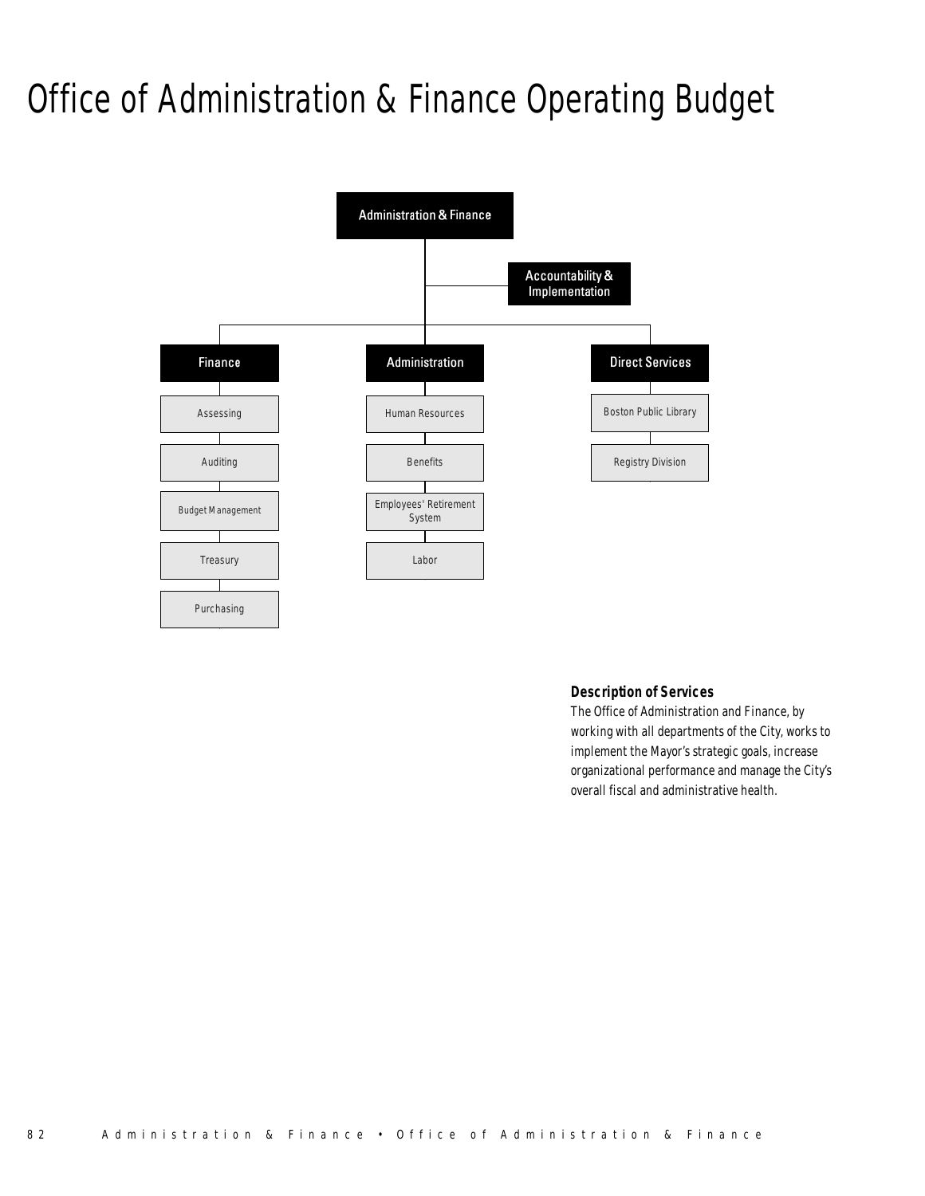# Office of Administration & Finance Operating Budget

- Administration & Finance
  - Accountability & Implementation
  - Finance
    - Assessing
    - Auditing
    - Budget Management
    - Treasury
    - Purchasing
  - Administration
    - Human Resources
    - Benefits
    - Employees' Retirement System
    - Labor
  - Direct Services
    - Boston Public Library
    - Registry Division

**Description of Services**

The Office of Administration and Finance, by working with all departments of the City, works to implement the Mayor's strategic goals, increase organizational performance and manage the City's overall fiscal and administrative health.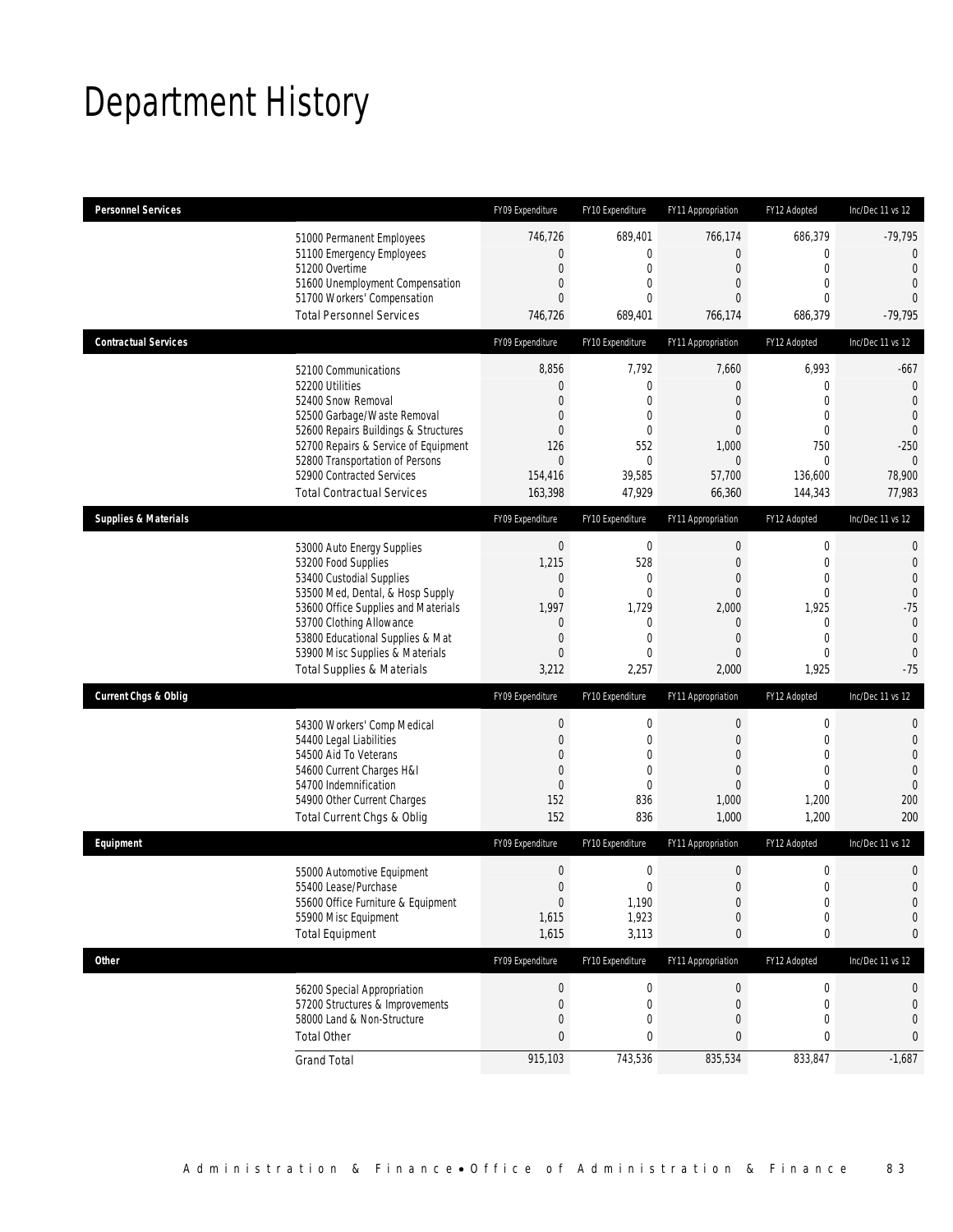# Department History

| Personnel Services | FY09 Expenditure | FY10 Expenditure | FY11 Appropriation | FY12 Adopted | Inc/Dec 11 vs 12 |
|---|---|---|---|---|---|
| 51000 Permanent Employees | 746,726 | 689,401 | 766,174 | 686,379 | -79,795 |
| 51100 Emergency Employees | 0 | 0 | 0 | 0 | 0 |
| 51200 Overtime | 0 | 0 | 0 | 0 | 0 |
| 51600 Unemployment Compensation | 0 | 0 | 0 | 0 | 0 |
| 51700 Workers' Compensation | 0 | 0 | 0 | 0 | 0 |
| Total Personnel Services | 746,726 | 689,401 | 766,174 | 686,379 | -79,795 |

| Contractual Services | FY09 Expenditure | FY10 Expenditure | FY11 Appropriation | FY12 Adopted | Inc/Dec 11 vs 12 |
|---|---|---|---|---|---|
| 52100 Communications | 8,856 | 7,792 | 7,660 | 6,993 | -667 |
| 52200 Utilities | 0 | 0 | 0 | 0 | 0 |
| 52400 Snow Removal | 0 | 0 | 0 | 0 | 0 |
| 52500 Garbage/Waste Removal | 0 | 0 | 0 | 0 | 0 |
| 52600 Repairs Buildings & Structures | 0 | 0 | 0 | 0 | 0 |
| 52700 Repairs & Service of Equipment | 126 | 552 | 1,000 | 750 | -250 |
| 52800 Transportation of Persons | 0 | 0 | 0 | 0 | 0 |
| 52900 Contracted Services | 154,416 | 39,585 | 57,700 | 136,600 | 78,900 |
| Total Contractual Services | 163,398 | 47,929 | 66,360 | 144,343 | 77,983 |

| Supplies & Materials | FY09 Expenditure | FY10 Expenditure | FY11 Appropriation | FY12 Adopted | Inc/Dec 11 vs 12 |
|---|---|---|---|---|---|
| 53000 Auto Energy Supplies | 0 | 0 | 0 | 0 | 0 |
| 53200 Food Supplies | 1,215 | 528 | 0 | 0 | 0 |
| 53400 Custodial Supplies | 0 | 0 | 0 | 0 | 0 |
| 53500 Med, Dental, & Hosp Supply | 0 | 0 | 0 | 0 | 0 |
| 53600 Office Supplies and Materials | 1,997 | 1,729 | 2,000 | 1,925 | -75 |
| 53700 Clothing Allowance | 0 | 0 | 0 | 0 | 0 |
| 53800 Educational Supplies & Mat | 0 | 0 | 0 | 0 | 0 |
| 53900 Misc Supplies & Materials | 0 | 0 | 0 | 0 | 0 |
| Total Supplies & Materials | 3,212 | 2,257 | 2,000 | 1,925 | -75 |

| Current Chgs & Oblig | FY09 Expenditure | FY10 Expenditure | FY11 Appropriation | FY12 Adopted | Inc/Dec 11 vs 12 |
|---|---|---|---|---|---|
| 54300 Workers' Comp Medical | 0 | 0 | 0 | 0 | 0 |
| 54400 Legal Liabilities | 0 | 0 | 0 | 0 | 0 |
| 54500 Aid To Veterans | 0 | 0 | 0 | 0 | 0 |
| 54600 Current Charges H&I | 0 | 0 | 0 | 0 | 0 |
| 54700 Indemnification | 0 | 0 | 0 | 0 | 0 |
| 54900 Other Current Charges | 152 | 836 | 1,000 | 1,200 | 200 |
| Total Current Chgs & Oblig | 152 | 836 | 1,000 | 1,200 | 200 |

| Equipment | FY09 Expenditure | FY10 Expenditure | FY11 Appropriation | FY12 Adopted | Inc/Dec 11 vs 12 |
|---|---|---|---|---|---|
| 55000 Automotive Equipment | 0 | 0 | 0 | 0 | 0 |
| 55400 Lease/Purchase | 0 | 0 | 0 | 0 | 0 |
| 55600 Office Furniture & Equipment | 0 | 1,190 | 0 | 0 | 0 |
| 55900 Misc Equipment | 1,615 | 1,923 | 0 | 0 | 0 |
| Total Equipment | 1,615 | 3,113 | 0 | 0 | 0 |

| Other | FY09 Expenditure | FY10 Expenditure | FY11 Appropriation | FY12 Adopted | Inc/Dec 11 vs 12 |
|---|---|---|---|---|---|
| 56200 Special Appropriation | 0 | 0 | 0 | 0 | 0 |
| 57200 Structures & Improvements | 0 | 0 | 0 | 0 | 0 |
| 58000 Land & Non-Structure | 0 | 0 | 0 | 0 | 0 |
| Total Other | 0 | 0 | 0 | 0 | 0 |
| Grand Total | 915,103 | 743,536 | 835,534 | 833,847 | -1,687 |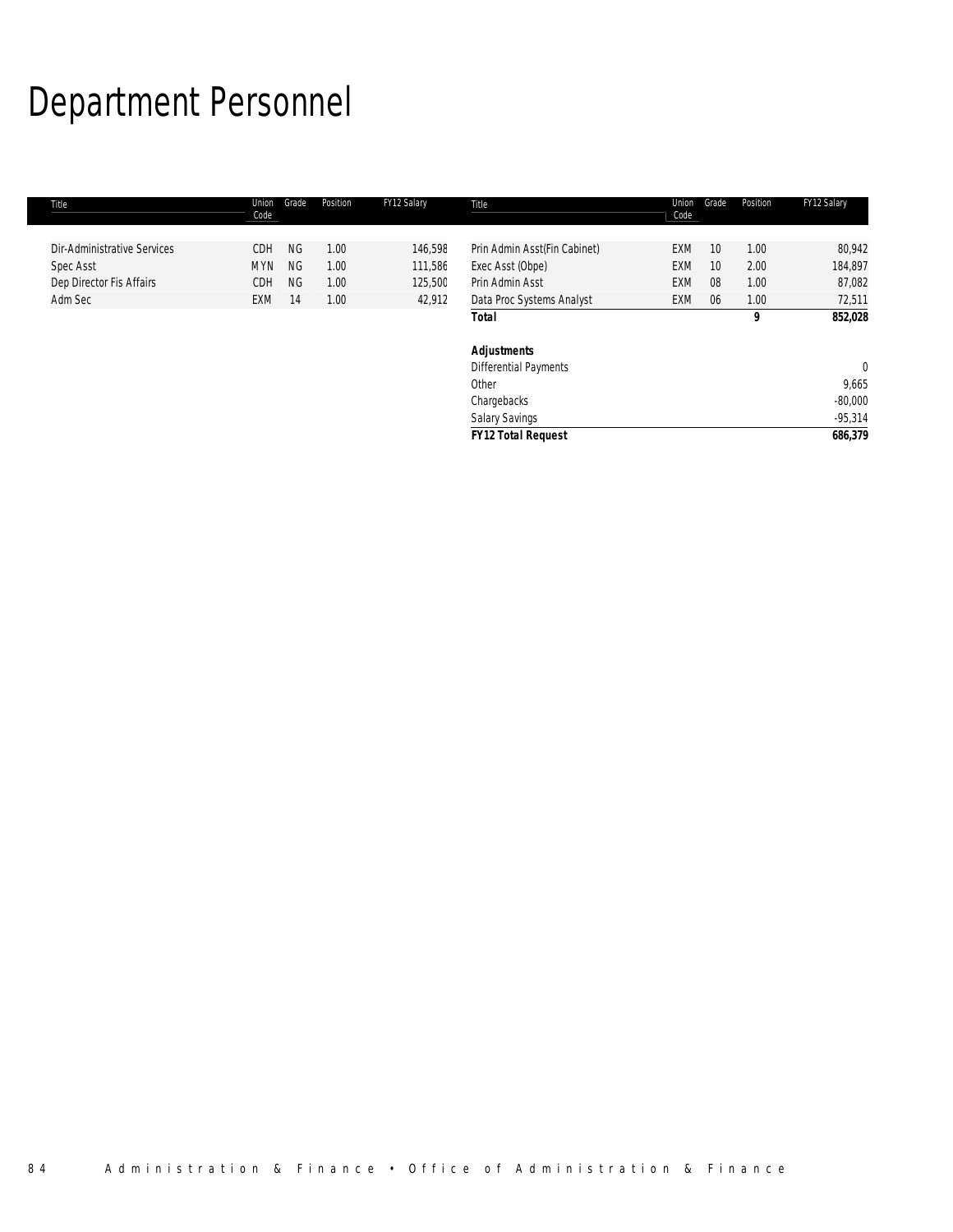# Department Personnel

| Title | Union Code | Grade | Position | FY12 Salary |
|---|---|---|---|---|
| Dir-Administrative Services | CDH | NG | 1.00 | 146,598 |
| Spec Asst | MYN | NG | 1.00 | 111,586 |
| Dep Director Fis Affairs | CDH | NG | 1.00 | 125,500 |
| Adm Sec | EXM | 14 | 1.00 | 42,912 |
| Prin Admin Asst(Fin Cabinet) | EXM | 10 | 1.00 | 80,942 |
| Exec Asst (Obpe) | EXM | 10 | 2.00 | 184,897 |
| Prin Admin Asst | EXM | 08 | 1.00 | 87,082 |
| Data Proc Systems Analyst | EXM | 06 | 1.00 | 72,511 |
| **Total** | | | **9** | **852,028** |
| | | | | |
| ***Adjustments*** | | | | |
| Differential Payments | | | | 0 |
| Other | | | | 9,665 |
| Chargebacks | | | | -80,000 |
| Salary Savings | | | | -95,314 |
| ***FY12 Total Request*** | | | | **686,379** |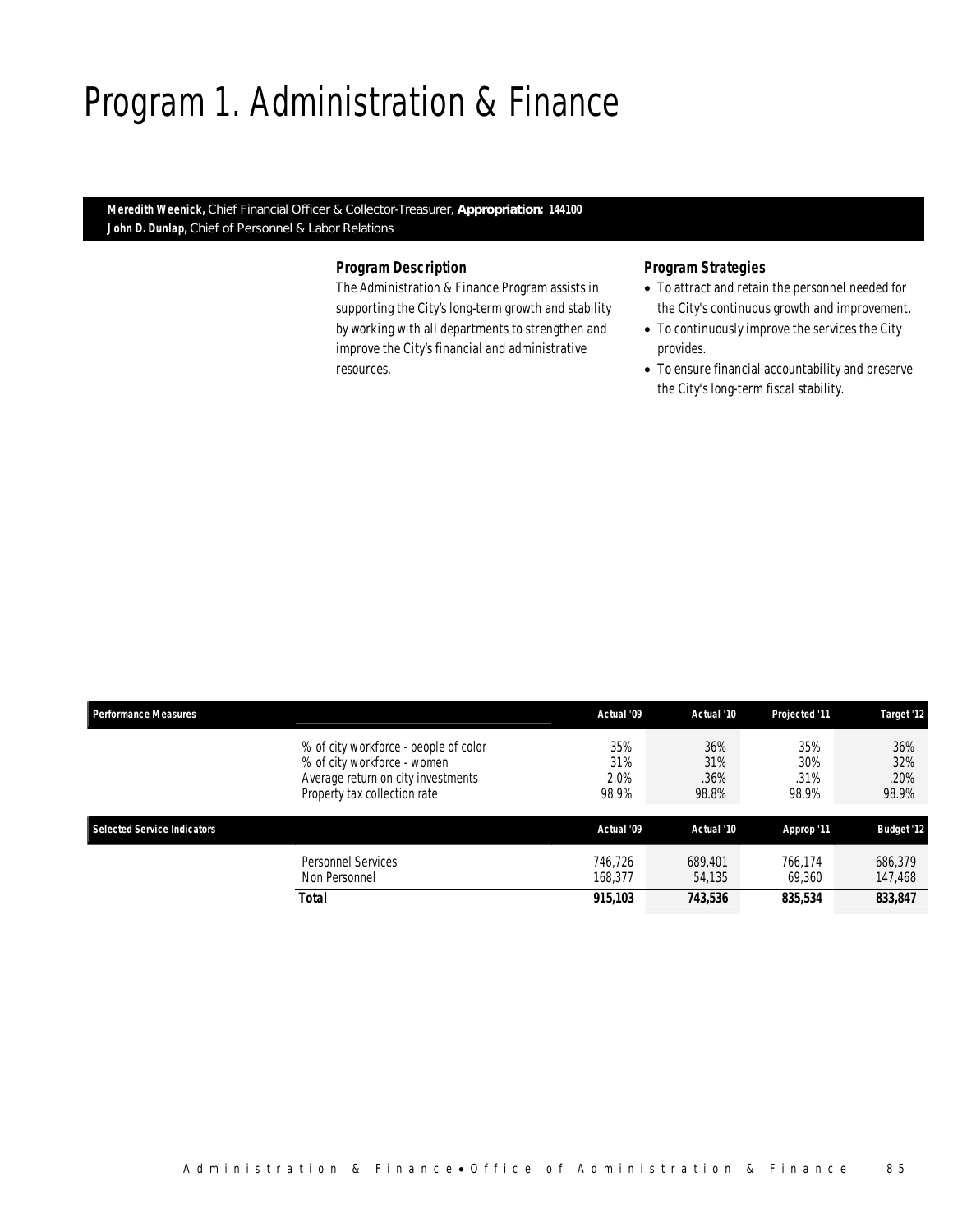# Program 1. Administration & Finance

**Meredith Weenick,** Chief Financial Officer & Collector-Treasurer, **Appropriation: 144100**
**John D. Dunlap,** Chief of Personnel & Labor Relations

### Program Description

The Administration & Finance Program assists in supporting the City's long-term growth and stability by working with all departments to strengthen and improve the City's financial and administrative resources.

### Program Strategies

- To attract and retain the personnel needed for the City's continuous growth and improvement.
- To continuously improve the services the City provides.
- To ensure financial accountability and preserve the City's long-term fiscal stability.

| Performance Measures | | Actual '09 | Actual '10 | Projected '11 | Target '12 |
|---|---|---|---|---|---|
| | % of city workforce - people of color | 35% | 36% | 35% | 36% |
| | % of city workforce - women | 31% | 31% | 30% | 32% |
| | Average return on city investments | 2.0% | .36% | .31% | .20% |
| | Property tax collection rate | 98.9% | 98.8% | 98.9% | 98.9% |

| Selected Service Indicators | | Actual '09 | Actual '10 | Approp '11 | Budget '12 |
|---|---|---|---|---|---|
| | Personnel Services | 746,726 | 689,401 | 766,174 | 686,379 |
| | Non Personnel | 168,377 | 54,135 | 69,360 | 147,468 |
| | **Total** | **915,103** | **743,536** | **835,534** | **833,847** |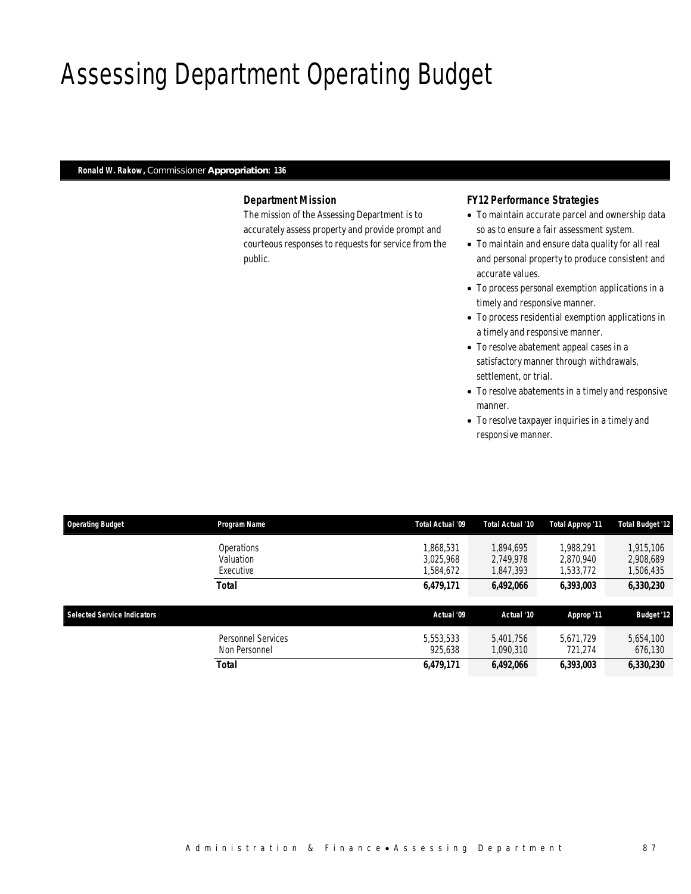# Assessing Department Operating Budget

**Ronald W. Rakow,** Commissioner **Appropriation: 136**

### *Department Mission*

The mission of the Assessing Department is to accurately assess property and provide prompt and courteous responses to requests for service from the public.

### *FY12 Performance Strategies*

- To maintain accurate parcel and ownership data so as to ensure a fair assessment system.
- To maintain and ensure data quality for all real and personal property to produce consistent and accurate values.
- To process personal exemption applications in a timely and responsive manner.
- To process residential exemption applications in a timely and responsive manner.
- To resolve abatement appeal cases in a satisfactory manner through withdrawals, settlement, or trial.
- To resolve abatements in a timely and responsive manner.
- To resolve taxpayer inquiries in a timely and responsive manner.

| Operating Budget | Program Name | Total Actual '09 | Total Actual '10 | Total Approp '11 | Total Budget '12 |
|---|---|---|---|---|---|
| | Operations | 1,868,531 | 1,894,695 | 1,988,291 | 1,915,106 |
| | Valuation | 3,025,968 | 2,749,978 | 2,870,940 | 2,908,689 |
| | Executive | 1,584,672 | 1,847,393 | 1,533,772 | 1,506,435 |
| | **Total** | **6,479,171** | **6,492,066** | **6,393,003** | **6,330,230** |

| Selected Service Indicators | | Actual '09 | Actual '10 | Approp '11 | Budget '12 |
|---|---|---|---|---|---|
| | Personnel Services | 5,553,533 | 5,401,756 | 5,671,729 | 5,654,100 |
| | Non Personnel | 925,638 | 1,090,310 | 721,274 | 676,130 |
| | **Total** | **6,479,171** | **6,492,066** | **6,393,003** | **6,330,230** |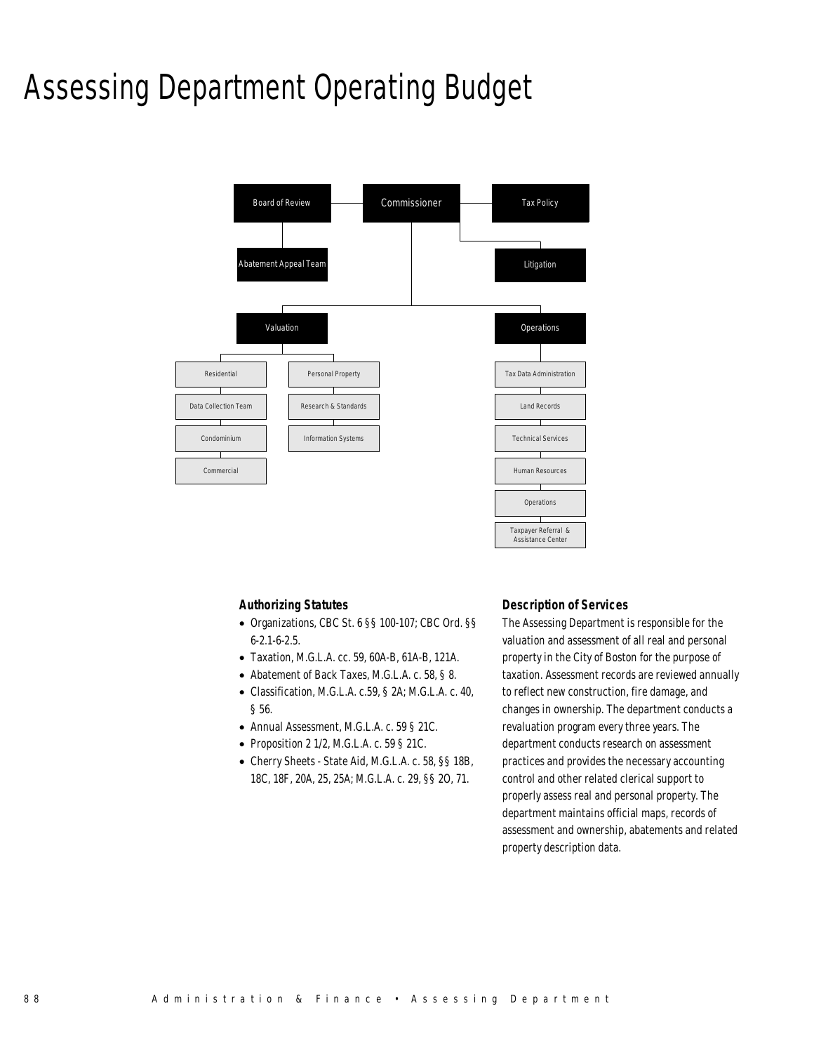# Assessing Department Operating Budget

- Commissioner
  - Board of Review
    - Abatement Appeal Team
  - Tax Policy
  - Litigation
  - Valuation
    - Residential
    - Data Collection Team
    - Condominium
    - Commercial
    - Personal Property
    - Research & Standards
    - Information Systems
  - Operations
    - Tax Data Administration
    - Land Records
    - Technical Services
    - Human Resources
    - Operations
    - Taxpayer Referral & Assistance Center

### Authorizing Statutes

- Organizations, CBC St. 6 §§ 100-107; CBC Ord. §§ 6-2.1-6-2.5.
- Taxation, M.G.L.A. cc. 59, 60A-B, 61A-B, 121A.
- Abatement of Back Taxes, M.G.L.A. c. 58, § 8.
- Classification, M.G.L.A. c.59, § 2A; M.G.L.A. c. 40, § 56.
- Annual Assessment, M.G.L.A. c. 59 § 21C.
- Proposition 2 1/2, M.G.L.A. c. 59 § 21C.
- Cherry Sheets - State Aid, M.G.L.A. c. 58, §§ 18B, 18C, 18F, 20A, 25, 25A; M.G.L.A. c. 29, §§ 2O, 71.

### Description of Services

The Assessing Department is responsible for the valuation and assessment of all real and personal property in the City of Boston for the purpose of taxation. Assessment records are reviewed annually to reflect new construction, fire damage, and changes in ownership. The department conducts a revaluation program every three years. The department conducts research on assessment practices and provides the necessary accounting control and other related clerical support to properly assess real and personal property. The department maintains official maps, records of assessment and ownership, abatements and related property description data.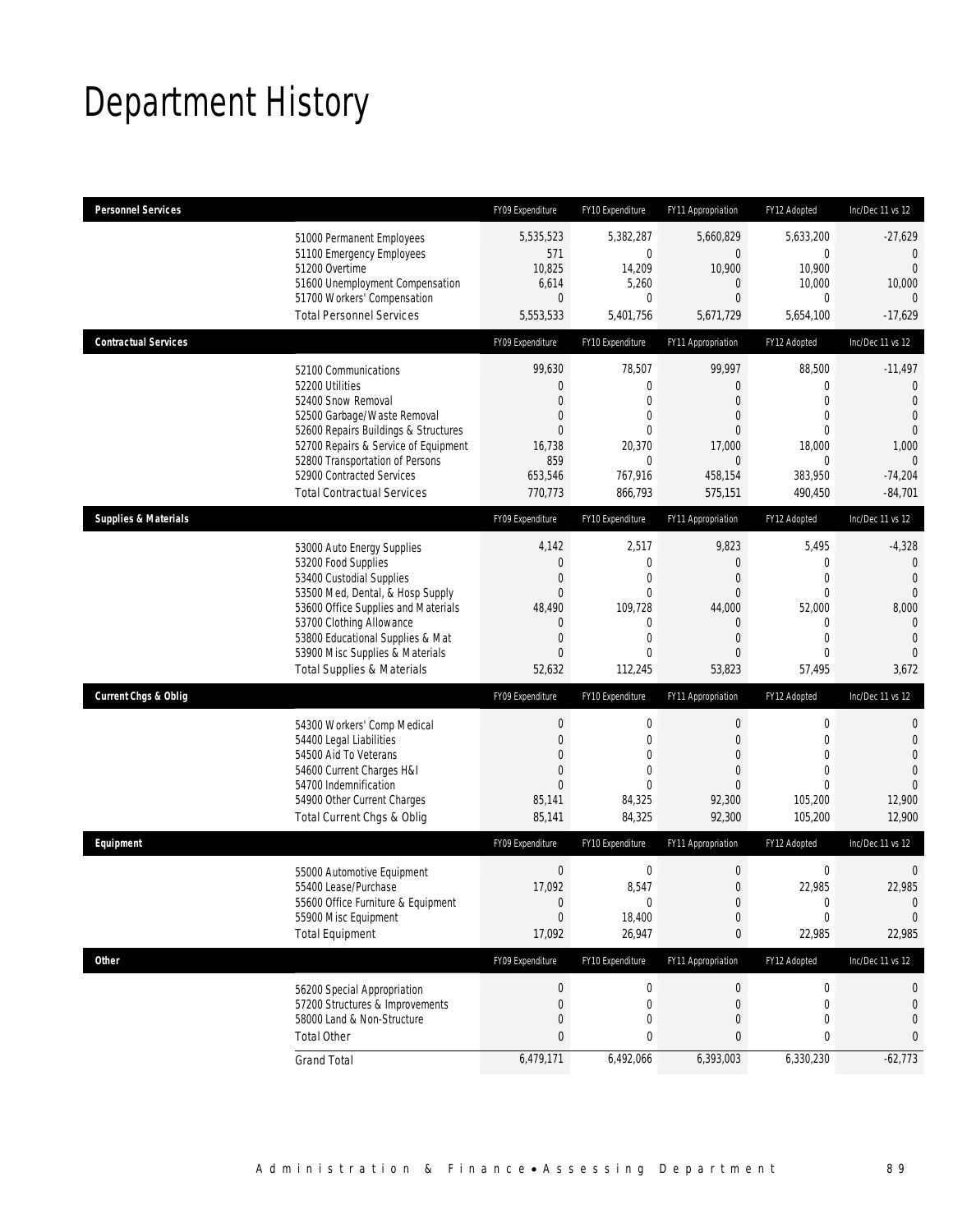# Department History

| Personnel Services | FY09 Expenditure | FY10 Expenditure | FY11 Appropriation | FY12 Adopted | Inc/Dec 11 vs 12 |
|---|---|---|---|---|---|
| 51000 Permanent Employees | 5,535,523 | 5,382,287 | 5,660,829 | 5,633,200 | -27,629 |
| 51100 Emergency Employees | 571 | 0 | 0 | 0 | 0 |
| 51200 Overtime | 10,825 | 14,209 | 10,900 | 10,900 | 0 |
| 51600 Unemployment Compensation | 6,614 | 5,260 | 0 | 10,000 | 10,000 |
| 51700 Workers' Compensation | 0 | 0 | 0 | 0 | 0 |
| Total Personnel Services | 5,553,533 | 5,401,756 | 5,671,729 | 5,654,100 | -17,629 |

| Contractual Services | FY09 Expenditure | FY10 Expenditure | FY11 Appropriation | FY12 Adopted | Inc/Dec 11 vs 12 |
|---|---|---|---|---|---|
| 52100 Communications | 99,630 | 78,507 | 99,997 | 88,500 | -11,497 |
| 52200 Utilities | 0 | 0 | 0 | 0 | 0 |
| 52400 Snow Removal | 0 | 0 | 0 | 0 | 0 |
| 52500 Garbage/Waste Removal | 0 | 0 | 0 | 0 | 0 |
| 52600 Repairs Buildings & Structures | 0 | 0 | 0 | 0 | 0 |
| 52700 Repairs & Service of Equipment | 16,738 | 20,370 | 17,000 | 18,000 | 1,000 |
| 52800 Transportation of Persons | 859 | 0 | 0 | 0 | 0 |
| 52900 Contracted Services | 653,546 | 767,916 | 458,154 | 383,950 | -74,204 |
| Total Contractual Services | 770,773 | 866,793 | 575,151 | 490,450 | -84,701 |

| Supplies & Materials | FY09 Expenditure | FY10 Expenditure | FY11 Appropriation | FY12 Adopted | Inc/Dec 11 vs 12 |
|---|---|---|---|---|---|
| 53000 Auto Energy Supplies | 4,142 | 2,517 | 9,823 | 5,495 | -4,328 |
| 53200 Food Supplies | 0 | 0 | 0 | 0 | 0 |
| 53400 Custodial Supplies | 0 | 0 | 0 | 0 | 0 |
| 53500 Med, Dental, & Hosp Supply | 0 | 0 | 0 | 0 | 0 |
| 53600 Office Supplies and Materials | 48,490 | 109,728 | 44,000 | 52,000 | 8,000 |
| 53700 Clothing Allowance | 0 | 0 | 0 | 0 | 0 |
| 53800 Educational Supplies & Mat | 0 | 0 | 0 | 0 | 0 |
| 53900 Misc Supplies & Materials | 0 | 0 | 0 | 0 | 0 |
| Total Supplies & Materials | 52,632 | 112,245 | 53,823 | 57,495 | 3,672 |

| Current Chgs & Oblig | FY09 Expenditure | FY10 Expenditure | FY11 Appropriation | FY12 Adopted | Inc/Dec 11 vs 12 |
|---|---|---|---|---|---|
| 54300 Workers' Comp Medical | 0 | 0 | 0 | 0 | 0 |
| 54400 Legal Liabilities | 0 | 0 | 0 | 0 | 0 |
| 54500 Aid To Veterans | 0 | 0 | 0 | 0 | 0 |
| 54600 Current Charges H&I | 0 | 0 | 0 | 0 | 0 |
| 54700 Indemnification | 0 | 0 | 0 | 0 | 0 |
| 54900 Other Current Charges | 85,141 | 84,325 | 92,300 | 105,200 | 12,900 |
| Total Current Chgs & Oblig | 85,141 | 84,325 | 92,300 | 105,200 | 12,900 |

| Equipment | FY09 Expenditure | FY10 Expenditure | FY11 Appropriation | FY12 Adopted | Inc/Dec 11 vs 12 |
|---|---|---|---|---|---|
| 55000 Automotive Equipment | 0 | 0 | 0 | 0 | 0 |
| 55400 Lease/Purchase | 17,092 | 8,547 | 0 | 22,985 | 22,985 |
| 55600 Office Furniture & Equipment | 0 | 0 | 0 | 0 | 0 |
| 55900 Misc Equipment | 0 | 18,400 | 0 | 0 | 0 |
| Total Equipment | 17,092 | 26,947 | 0 | 22,985 | 22,985 |

| Other | FY09 Expenditure | FY10 Expenditure | FY11 Appropriation | FY12 Adopted | Inc/Dec 11 vs 12 |
|---|---|---|---|---|---|
| 56200 Special Appropriation | 0 | 0 | 0 | 0 | 0 |
| 57200 Structures & Improvements | 0 | 0 | 0 | 0 | 0 |
| 58000 Land & Non-Structure | 0 | 0 | 0 | 0 | 0 |
| Total Other | 0 | 0 | 0 | 0 | 0 |
| Grand Total | 6,479,171 | 6,492,066 | 6,393,003 | 6,330,230 | -62,773 |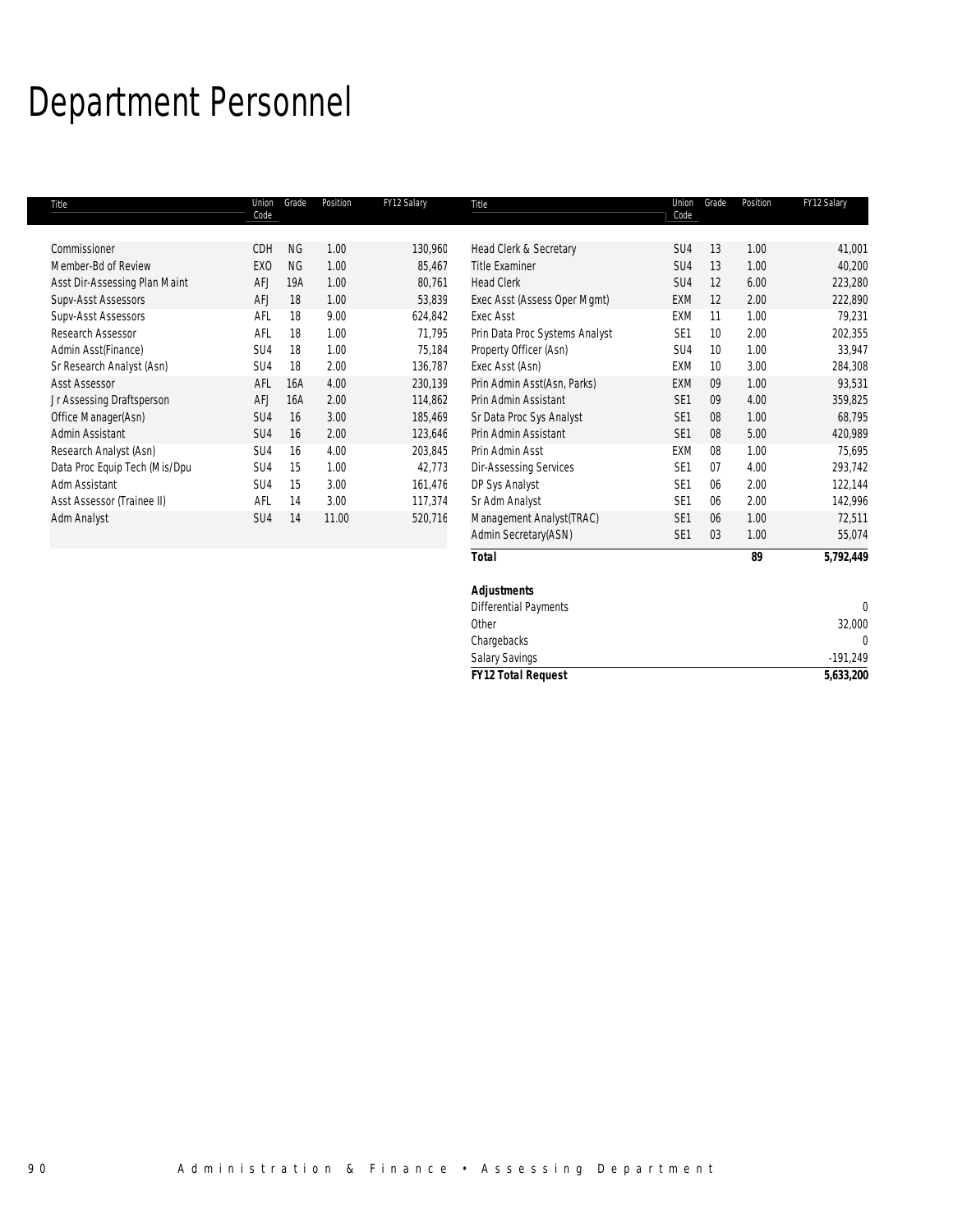# Department Personnel

| Title | Union Code | Grade | Position | FY12 Salary |
|---|---|---|---|---|
| Commissioner | CDH | NG | 1.00 | 130,960 |
| Member-Bd of Review | EXO | NG | 1.00 | 85,467 |
| Asst Dir-Assessing Plan Maint | AFJ | 19A | 1.00 | 80,761 |
| Supv-Asst Assessors | AFJ | 18 | 1.00 | 53,839 |
| Supv-Asst Assessors | AFL | 18 | 9.00 | 624,842 |
| Research Assessor | AFL | 18 | 1.00 | 71,795 |
| Admin Asst(Finance) | SU4 | 18 | 1.00 | 75,184 |
| Sr Research Analyst (Asn) | SU4 | 18 | 2.00 | 136,787 |
| Asst Assessor | AFL | 16A | 4.00 | 230,139 |
| Jr Assessing Draftsperson | AFJ | 16A | 2.00 | 114,862 |
| Office Manager(Asn) | SU4 | 16 | 3.00 | 185,469 |
| Admin Assistant | SU4 | 16 | 2.00 | 123,646 |
| Research Analyst (Asn) | SU4 | 16 | 4.00 | 203,845 |
| Data Proc Equip Tech (Mis/Dpu | SU4 | 15 | 1.00 | 42,773 |
| Adm Assistant | SU4 | 15 | 3.00 | 161,476 |
| Asst Assessor (Trainee II) | AFL | 14 | 3.00 | 117,374 |
| Adm Analyst | SU4 | 14 | 11.00 | 520,716 |
| Head Clerk & Secretary | SU4 | 13 | 1.00 | 41,001 |
| Title Examiner | SU4 | 13 | 1.00 | 40,200 |
| Head Clerk | SU4 | 12 | 6.00 | 223,280 |
| Exec Asst (Assess Oper Mgmt) | EXM | 12 | 2.00 | 222,890 |
| Exec Asst | EXM | 11 | 1.00 | 79,231 |
| Prin Data Proc Systems Analyst | SE1 | 10 | 2.00 | 202,355 |
| Property Officer (Asn) | SU4 | 10 | 1.00 | 33,947 |
| Exec Asst (Asn) | EXM | 10 | 3.00 | 284,308 |
| Prin Admin Asst(Asn, Parks) | EXM | 09 | 1.00 | 93,531 |
| Prin Admin Assistant | SE1 | 09 | 4.00 | 359,825 |
| Sr Data Proc Sys Analyst | SE1 | 08 | 1.00 | 68,795 |
| Prin Admin Assistant | SE1 | 08 | 5.00 | 420,989 |
| Prin Admin Asst | EXM | 08 | 1.00 | 75,695 |
| Dir-Assessing Services | SE1 | 07 | 4.00 | 293,742 |
| DP Sys Analyst | SE1 | 06 | 2.00 | 122,144 |
| Sr Adm Analyst | SE1 | 06 | 2.00 | 142,996 |
| Management Analyst(TRAC) | SE1 | 06 | 1.00 | 72,511 |
| Admin Secretary(ASN) | SE1 | 03 | 1.00 | 55,074 |
| ***Total*** | | | **89** | **5,792,449** |

| ***Adjustments*** | |
|---|---|
| Differential Payments | 0 |
| Other | 32,000 |
| Chargebacks | 0 |
| Salary Savings | -191,249 |
| ***FY12 Total Request*** | **5,633,200** |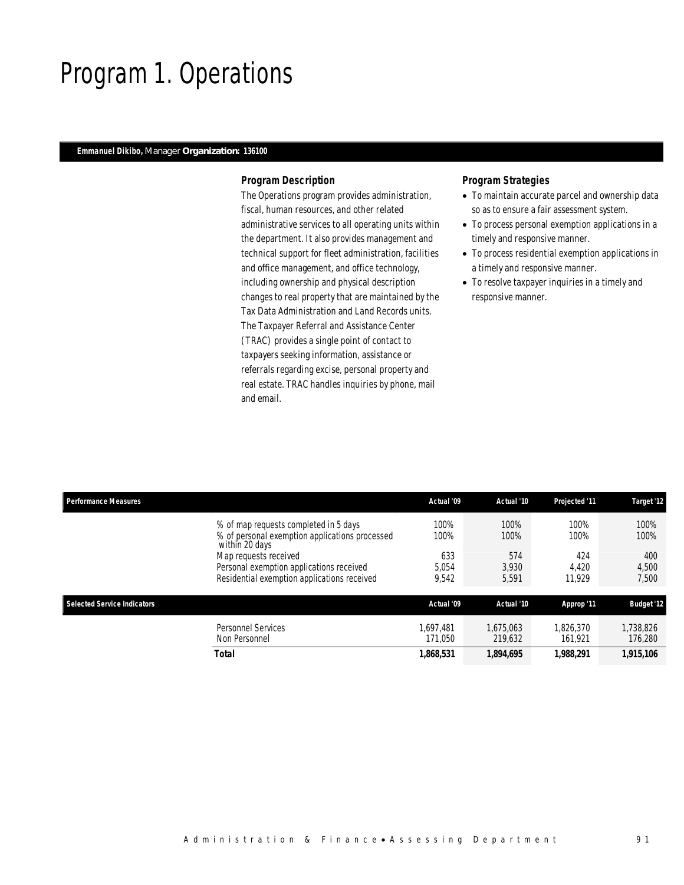# Program 1. Operations

***Emmanuel Dikibo,*** *Manager* ***Organization: 136100***

### *Program Description*

The Operations program provides administration, fiscal, human resources, and other related administrative services to all operating units within the department. It also provides management and technical support for fleet administration, facilities and office management, and office technology, including ownership and physical description changes to real property that are maintained by the Tax Data Administration and Land Records units. The Taxpayer Referral and Assistance Center (TRAC) provides a single point of contact to taxpayers seeking information, assistance or referrals regarding excise, personal property and real estate. TRAC handles inquiries by phone, mail and email.

### *Program Strategies*

- To maintain accurate parcel and ownership data so as to ensure a fair assessment system.
- To process personal exemption applications in a timely and responsive manner.
- To process residential exemption applications in a timely and responsive manner.
- To resolve taxpayer inquiries in a timely and responsive manner.

| Performance Measures | Actual '09 | Actual '10 | Projected '11 | Target '12 |
|---|---|---|---|---|
| % of map requests completed in 5 days | 100% | 100% | 100% | 100% |
| % of personal exemption applications processed within 20 days | 100% | 100% | 100% | 100% |
| Map requests received | 633 | 574 | 424 | 400 |
| Personal exemption applications received | 5,054 | 3,930 | 4,420 | 4,500 |
| Residential exemption applications received | 9,542 | 5,591 | 11,929 | 7,500 |

| Selected Service Indicators | Actual '09 | Actual '10 | Approp '11 | Budget '12 |
|---|---|---|---|---|
| Personnel Services | 1,697,481 | 1,675,063 | 1,826,370 | 1,738,826 |
| Non Personnel | 171,050 | 219,632 | 161,921 | 176,280 |
| **Total** | **1,868,531** | **1,894,695** | **1,988,291** | **1,915,106** |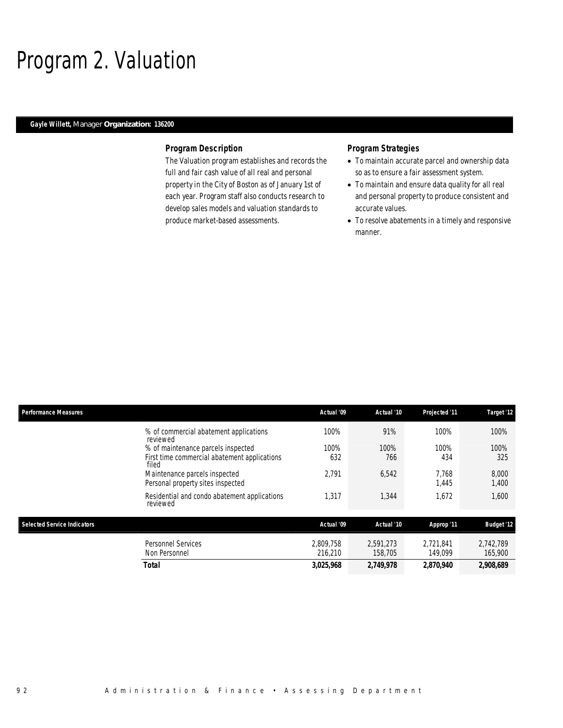# Program 2. Valuation

**Gayle Willett,** Manager **Organization: 136200**

### Program Description

The Valuation program establishes and records the full and fair cash value of all real and personal property in the City of Boston as of January 1st of each year. Program staff also conducts research to develop sales models and valuation standards to produce market-based assessments.

### Program Strategies

- To maintain accurate parcel and ownership data so as to ensure a fair assessment system.
- To maintain and ensure data quality for all real and personal property to produce consistent and accurate values.
- To resolve abatements in a timely and responsive manner.

| Performance Measures | | Actual '09 | Actual '10 | Projected '11 | Target '12 |
|---|---|---|---|---|---|
| | % of commercial abatement applications reviewed | 100% | 91% | 100% | 100% |
| | % of maintenance parcels inspected | 100% | 100% | 100% | 100% |
| | First time commercial abatement applications filed | 632 | 766 | 434 | 325 |
| | Maintenance parcels inspected | 2,791 | 6,542 | 7,768 | 8,000 |
| | Personal property sites inspected | | | 1,445 | 1,400 |
| | Residential and condo abatement applications reviewed | 1,317 | 1,344 | 1,672 | 1,600 |

| Selected Service Indicators | | Actual '09 | Actual '10 | Approp '11 | Budget '12 |
|---|---|---|---|---|---|
| | Personnel Services | 2,809,758 | 2,591,273 | 2,721,841 | 2,742,789 |
| | Non Personnel | 216,210 | 158,705 | 149,099 | 165,900 |
| | **Total** | **3,025,968** | **2,749,978** | **2,870,940** | **2,908,689** |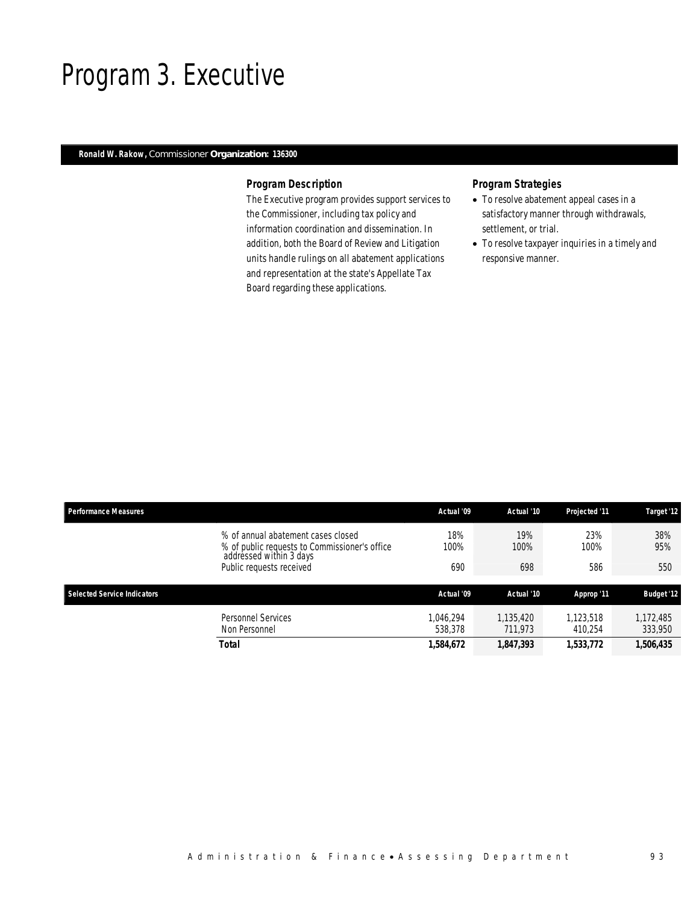# Program 3. Executive

**Ronald W. Rakow,** Commissioner **Organization: 136300**

### Program Description

The Executive program provides support services to the Commissioner, including tax policy and information coordination and dissemination. In addition, both the Board of Review and Litigation units handle rulings on all abatement applications and representation at the state's Appellate Tax Board regarding these applications.

### Program Strategies

- To resolve abatement appeal cases in a satisfactory manner through withdrawals, settlement, or trial.
- To resolve taxpayer inquiries in a timely and responsive manner.

| Performance Measures | Actual '09 | Actual '10 | Projected '11 | Target '12 |
|---|---|---|---|---|
| % of annual abatement cases closed | 18% | 19% | 23% | 38% |
| % of public requests to Commissioner's office addressed within 3 days | 100% | 100% | 100% | 95% |
| Public requests received | 690 | 698 | 586 | 550 |

| Selected Service Indicators | Actual '09 | Actual '10 | Approp '11 | Budget '12 |
|---|---|---|---|---|
| Personnel Services | 1,046,294 | 1,135,420 | 1,123,518 | 1,172,485 |
| Non Personnel | 538,378 | 711,973 | 410,254 | 333,950 |
| **Total** | **1,584,672** | **1,847,393** | **1,533,772** | **1,506,435** |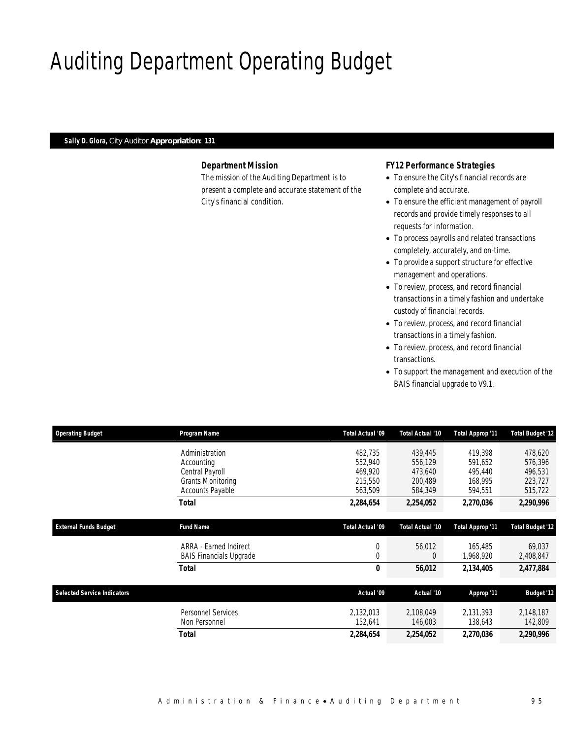# Auditing Department Operating Budget

**Sally D. Glora,** City Auditor **Appropriation: 131**

### Department Mission

The mission of the Auditing Department is to present a complete and accurate statement of the City's financial condition.

### FY12 Performance Strategies

- To ensure the City's financial records are complete and accurate.
- To ensure the efficient management of payroll records and provide timely responses to all requests for information.
- To process payrolls and related transactions completely, accurately, and on-time.
- To provide a support structure for effective management and operations.
- To review, process, and record financial transactions in a timely fashion and undertake custody of financial records.
- To review, process, and record financial transactions in a timely fashion.
- To review, process, and record financial transactions.
- To support the management and execution of the BAIS financial upgrade to V9.1.

| Operating Budget | Program Name | Total Actual '09 | Total Actual '10 | Total Approp '11 | Total Budget '12 |
|---|---|---|---|---|---|
| | Administration | 482,735 | 439,445 | 419,398 | 478,620 |
| | Accounting | 552,940 | 556,129 | 591,652 | 576,396 |
| | Central Payroll | 469,920 | 473,640 | 495,440 | 496,531 |
| | Grants Monitoring | 215,550 | 200,489 | 168,995 | 223,727 |
| | Accounts Payable | 563,509 | 584,349 | 594,551 | 515,722 |
| | **Total** | **2,284,654** | **2,254,052** | **2,270,036** | **2,290,996** |

| External Funds Budget | Fund Name | Total Actual '09 | Total Actual '10 | Total Approp '11 | Total Budget '12 |
|---|---|---|---|---|---|
| | ARRA - Earned Indirect | 0 | 56,012 | 165,485 | 69,037 |
| | BAIS Financials Upgrade | 0 | 0 | 1,968,920 | 2,408,847 |
| | **Total** | **0** | **56,012** | **2,134,405** | **2,477,884** |

| Selected Service Indicators | | Actual '09 | Actual '10 | Approp '11 | Budget '12 |
|---|---|---|---|---|---|
| | Personnel Services | 2,132,013 | 2,108,049 | 2,131,393 | 2,148,187 |
| | Non Personnel | 152,641 | 146,003 | 138,643 | 142,809 |
| | **Total** | **2,284,654** | **2,254,052** | **2,270,036** | **2,290,996** |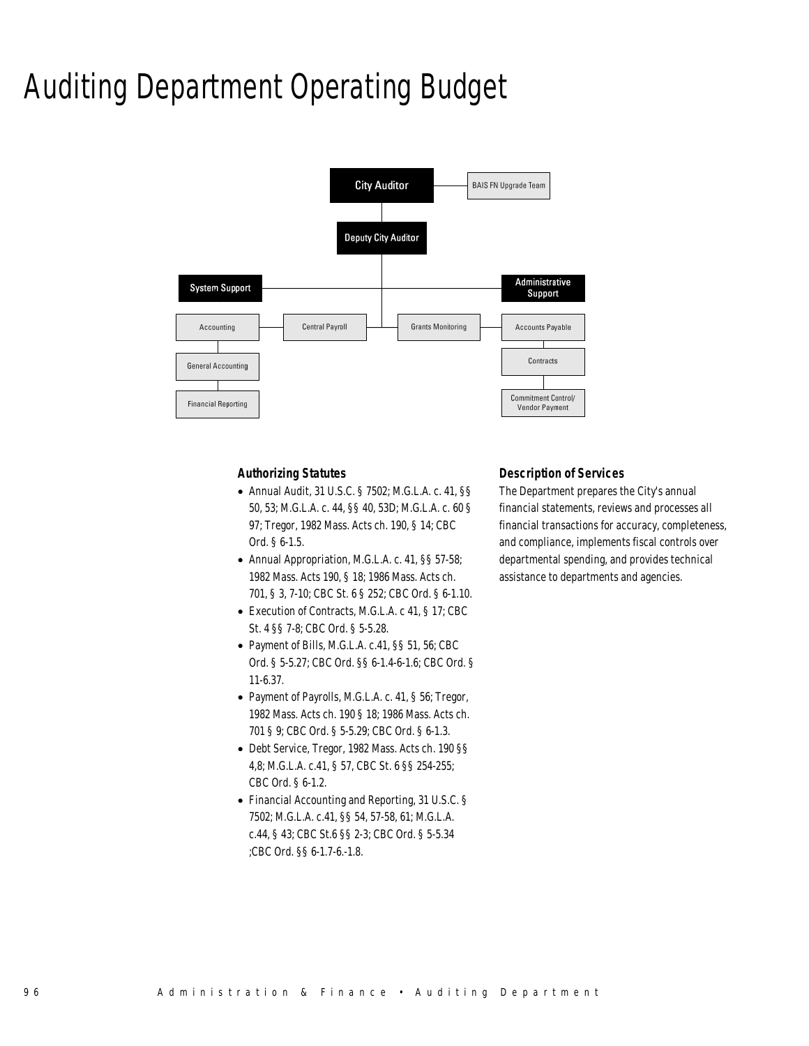# Auditing Department Operating Budget

City Auditor

BAIS FN Upgrade Team

Deputy City Auditor

System Support

Administrative Support

Accounting

Central Payroll

Grants Monitoring

Accounts Payable

General Accounting

Contracts

Financial Reporting

Commitment Control/ Vendor Payment

### Authorizing Statutes

- Annual Audit, 31 U.S.C. § 7502; M.G.L.A. c. 41, §§ 50, 53; M.G.L.A. c. 44, §§ 40, 53D; M.G.L.A. c. 60 § 97; Tregor, 1982 Mass. Acts ch. 190, § 14; CBC Ord. § 6-1.5.
- Annual Appropriation, M.G.L.A. c. 41, §§ 57-58; 1982 Mass. Acts 190, § 18; 1986 Mass. Acts ch. 701, § 3, 7-10; CBC St. 6 § 252; CBC Ord. § 6-1.10.
- Execution of Contracts, M.G.L.A. c 41, § 17; CBC St. 4 §§ 7-8; CBC Ord. § 5-5.28.
- Payment of Bills, M.G.L.A. c.41, §§ 51, 56; CBC Ord. § 5-5.27; CBC Ord. §§ 6-1.4-6-1.6; CBC Ord. § 11-6.37.
- Payment of Payrolls, M.G.L.A. c. 41, § 56; Tregor, 1982 Mass. Acts ch. 190 § 18; 1986 Mass. Acts ch. 701 § 9; CBC Ord. § 5-5.29; CBC Ord. § 6-1.3.
- Debt Service, Tregor, 1982 Mass. Acts ch. 190 §§ 4,8; M.G.L.A. c.41, § 57, CBC St. 6 §§ 254-255; CBC Ord. § 6-1.2.
- Financial Accounting and Reporting, 31 U.S.C. § 7502; M.G.L.A. c.41, §§ 54, 57-58, 61; M.G.L.A. c.44, § 43; CBC St.6 §§ 2-3; CBC Ord. § 5-5.34 ;CBC Ord. §§ 6-1.7-6.-1.8.

### Description of Services

The Department prepares the City's annual financial statements, reviews and processes all financial transactions for accuracy, completeness, and compliance, implements fiscal controls over departmental spending, and provides technical assistance to departments and agencies.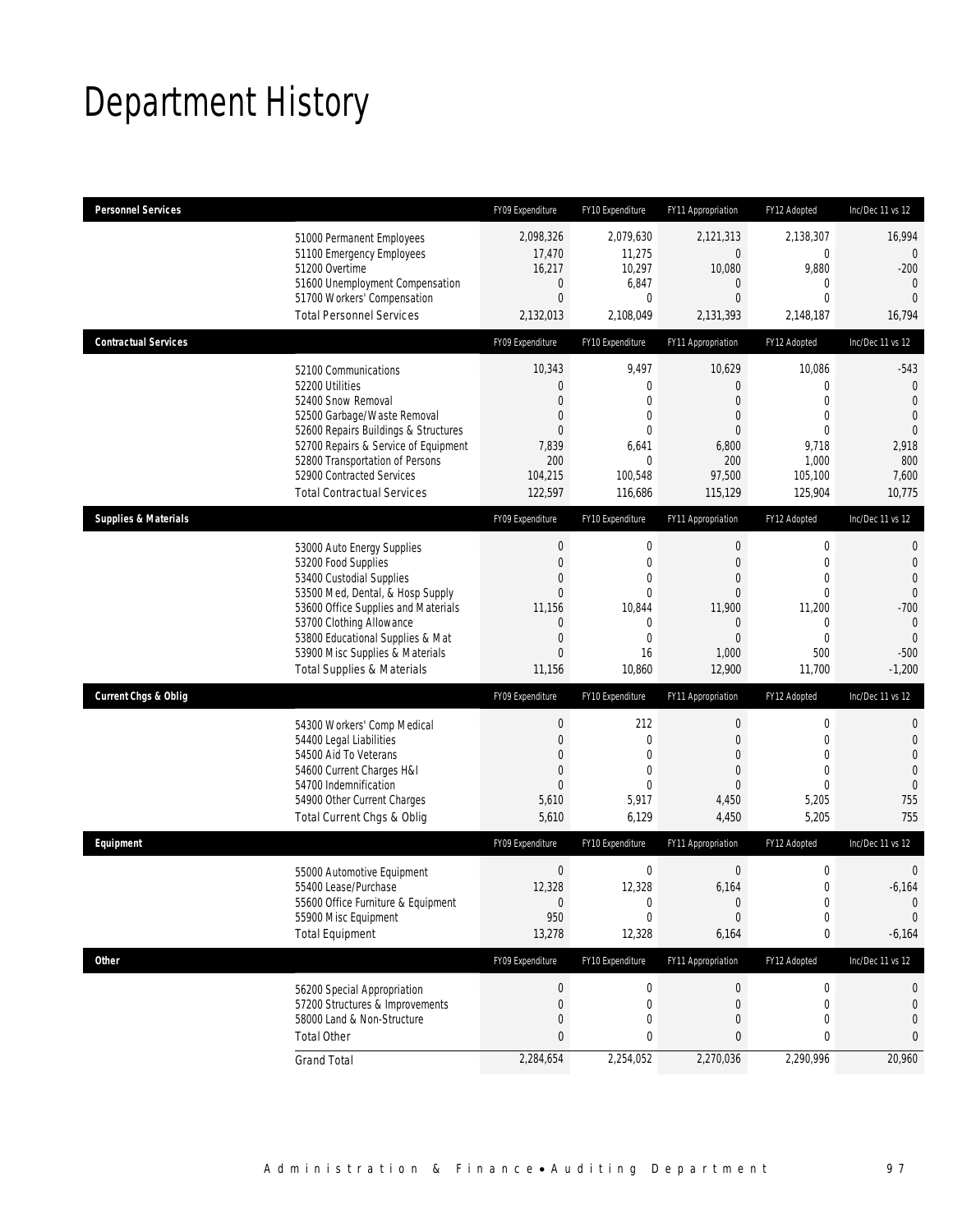# Department History

| Personnel Services | FY09 Expenditure | FY10 Expenditure | FY11 Appropriation | FY12 Adopted | Inc/Dec 11 vs 12 |
|---|---|---|---|---|---|
| 51000 Permanent Employees | 2,098,326 | 2,079,630 | 2,121,313 | 2,138,307 | 16,994 |
| 51100 Emergency Employees | 17,470 | 11,275 | 0 | 0 | 0 |
| 51200 Overtime | 16,217 | 10,297 | 10,080 | 9,880 | -200 |
| 51600 Unemployment Compensation | 0 | 6,847 | 0 | 0 | 0 |
| 51700 Workers' Compensation | 0 | 0 | 0 | 0 | 0 |
| Total Personnel Services | 2,132,013 | 2,108,049 | 2,131,393 | 2,148,187 | 16,794 |

| Contractual Services | FY09 Expenditure | FY10 Expenditure | FY11 Appropriation | FY12 Adopted | Inc/Dec 11 vs 12 |
|---|---|---|---|---|---|
| 52100 Communications | 10,343 | 9,497 | 10,629 | 10,086 | -543 |
| 52200 Utilities | 0 | 0 | 0 | 0 | 0 |
| 52400 Snow Removal | 0 | 0 | 0 | 0 | 0 |
| 52500 Garbage/Waste Removal | 0 | 0 | 0 | 0 | 0 |
| 52600 Repairs Buildings & Structures | 0 | 0 | 0 | 0 | 0 |
| 52700 Repairs & Service of Equipment | 7,839 | 6,641 | 6,800 | 9,718 | 2,918 |
| 52800 Transportation of Persons | 200 | 0 | 200 | 1,000 | 800 |
| 52900 Contracted Services | 104,215 | 100,548 | 97,500 | 105,100 | 7,600 |
| Total Contractual Services | 122,597 | 116,686 | 115,129 | 125,904 | 10,775 |

| Supplies & Materials | FY09 Expenditure | FY10 Expenditure | FY11 Appropriation | FY12 Adopted | Inc/Dec 11 vs 12 |
|---|---|---|---|---|---|
| 53000 Auto Energy Supplies | 0 | 0 | 0 | 0 | 0 |
| 53200 Food Supplies | 0 | 0 | 0 | 0 | 0 |
| 53400 Custodial Supplies | 0 | 0 | 0 | 0 | 0 |
| 53500 Med, Dental, & Hosp Supply | 0 | 0 | 0 | 0 | 0 |
| 53600 Office Supplies and Materials | 11,156 | 10,844 | 11,900 | 11,200 | -700 |
| 53700 Clothing Allowance | 0 | 0 | 0 | 0 | 0 |
| 53800 Educational Supplies & Mat | 0 | 0 | 0 | 0 | 0 |
| 53900 Misc Supplies & Materials | 0 | 16 | 1,000 | 500 | -500 |
| Total Supplies & Materials | 11,156 | 10,860 | 12,900 | 11,700 | -1,200 |

| Current Chgs & Oblig | FY09 Expenditure | FY10 Expenditure | FY11 Appropriation | FY12 Adopted | Inc/Dec 11 vs 12 |
|---|---|---|---|---|---|
| 54300 Workers' Comp Medical | 0 | 212 | 0 | 0 | 0 |
| 54400 Legal Liabilities | 0 | 0 | 0 | 0 | 0 |
| 54500 Aid To Veterans | 0 | 0 | 0 | 0 | 0 |
| 54600 Current Charges H&I | 0 | 0 | 0 | 0 | 0 |
| 54700 Indemnification | 0 | 0 | 0 | 0 | 0 |
| 54900 Other Current Charges | 5,610 | 5,917 | 4,450 | 5,205 | 755 |
| Total Current Chgs & Oblig | 5,610 | 6,129 | 4,450 | 5,205 | 755 |

| Equipment | FY09 Expenditure | FY10 Expenditure | FY11 Appropriation | FY12 Adopted | Inc/Dec 11 vs 12 |
|---|---|---|---|---|---|
| 55000 Automotive Equipment | 0 | 0 | 0 | 0 | 0 |
| 55400 Lease/Purchase | 12,328 | 12,328 | 6,164 | 0 | -6,164 |
| 55600 Office Furniture & Equipment | 0 | 0 | 0 | 0 | 0 |
| 55900 Misc Equipment | 950 | 0 | 0 | 0 | 0 |
| Total Equipment | 13,278 | 12,328 | 6,164 | 0 | -6,164 |

| Other | FY09 Expenditure | FY10 Expenditure | FY11 Appropriation | FY12 Adopted | Inc/Dec 11 vs 12 |
|---|---|---|---|---|---|
| 56200 Special Appropriation | 0 | 0 | 0 | 0 | 0 |
| 57200 Structures & Improvements | 0 | 0 | 0 | 0 | 0 |
| 58000 Land & Non-Structure | 0 | 0 | 0 | 0 | 0 |
| Total Other | 0 | 0 | 0 | 0 | 0 |
| Grand Total | 2,284,654 | 2,254,052 | 2,270,036 | 2,290,996 | 20,960 |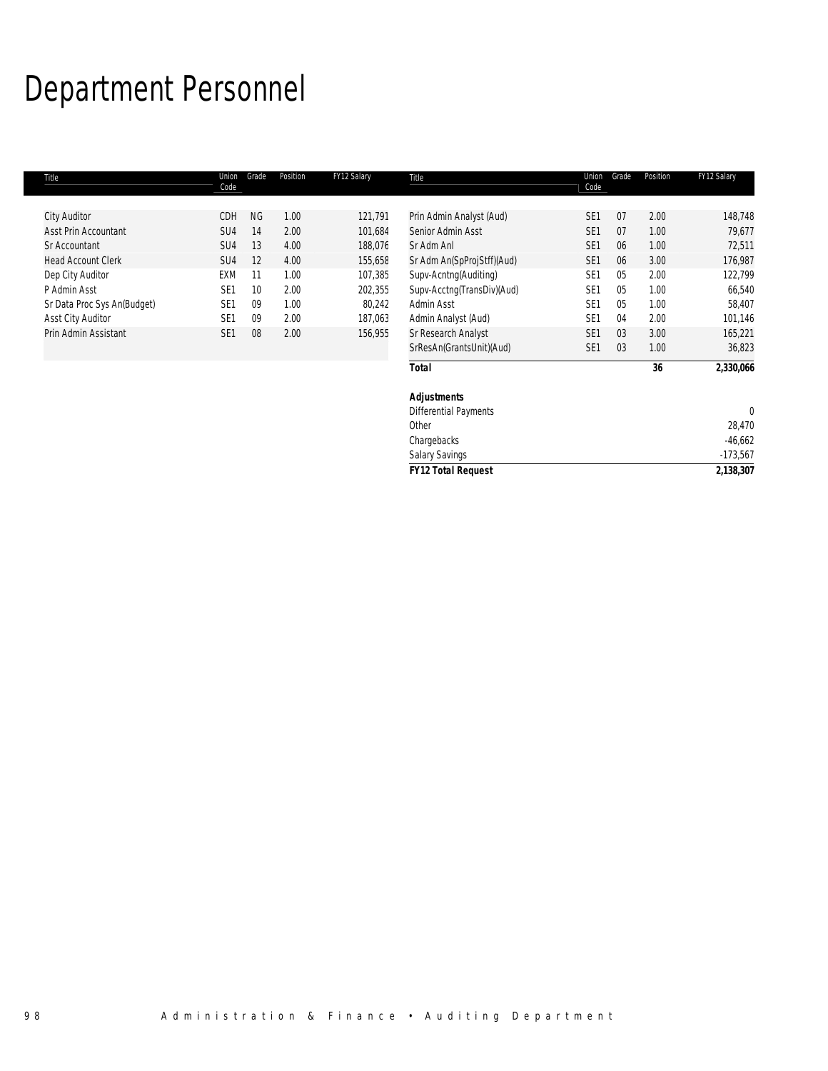# Department Personnel

| Title | Union Code | Grade | Position | FY12 Salary | Title | Union Code | Grade | Position | FY12 Salary |
|---|---|---|---|---|---|---|---|---|---|
| City Auditor | CDH | NG | 1.00 | 121,791 | Prin Admin Analyst (Aud) | SE1 | 07 | 2.00 | 148,748 |
| Asst Prin Accountant | SU4 | 14 | 2.00 | 101,684 | Senior Admin Asst | SE1 | 07 | 1.00 | 79,677 |
| Sr Accountant | SU4 | 13 | 4.00 | 188,076 | Sr Adm Anl | SE1 | 06 | 1.00 | 72,511 |
| Head Account Clerk | SU4 | 12 | 4.00 | 155,658 | Sr Adm An(SpProjStff)(Aud) | SE1 | 06 | 3.00 | 176,987 |
| Dep City Auditor | EXM | 11 | 1.00 | 107,385 | Supv-Acntng(Auditing) | SE1 | 05 | 2.00 | 122,799 |
| P Admin Asst | SE1 | 10 | 2.00 | 202,355 | Supv-Acctng(TransDiv)(Aud) | SE1 | 05 | 1.00 | 66,540 |
| Sr Data Proc Sys An(Budget) | SE1 | 09 | 1.00 | 80,242 | Admin Asst | SE1 | 05 | 1.00 | 58,407 |
| Asst City Auditor | SE1 | 09 | 2.00 | 187,063 | Admin Analyst (Aud) | SE1 | 04 | 2.00 | 101,146 |
| Prin Admin Assistant | SE1 | 08 | 2.00 | 156,955 | Sr Research Analyst | SE1 | 03 | 3.00 | 165,221 |
| | | | | | SrResAn(GrantsUnit)(Aud) | SE1 | 03 | 1.00 | 36,823 |
| | | | | | **Total** | | | **36** | **2,330,066** |
| | | | | | | | | | |
| | | | | | ***Adjustments*** | | | | |
| | | | | | Differential Payments | | | | 0 |
| | | | | | Other | | | | 28,470 |
| | | | | | Chargebacks | | | | -46,662 |
| | | | | | Salary Savings | | | | -173,567 |
| | | | | | ***FY12 Total Request*** | | | | **2,138,307** |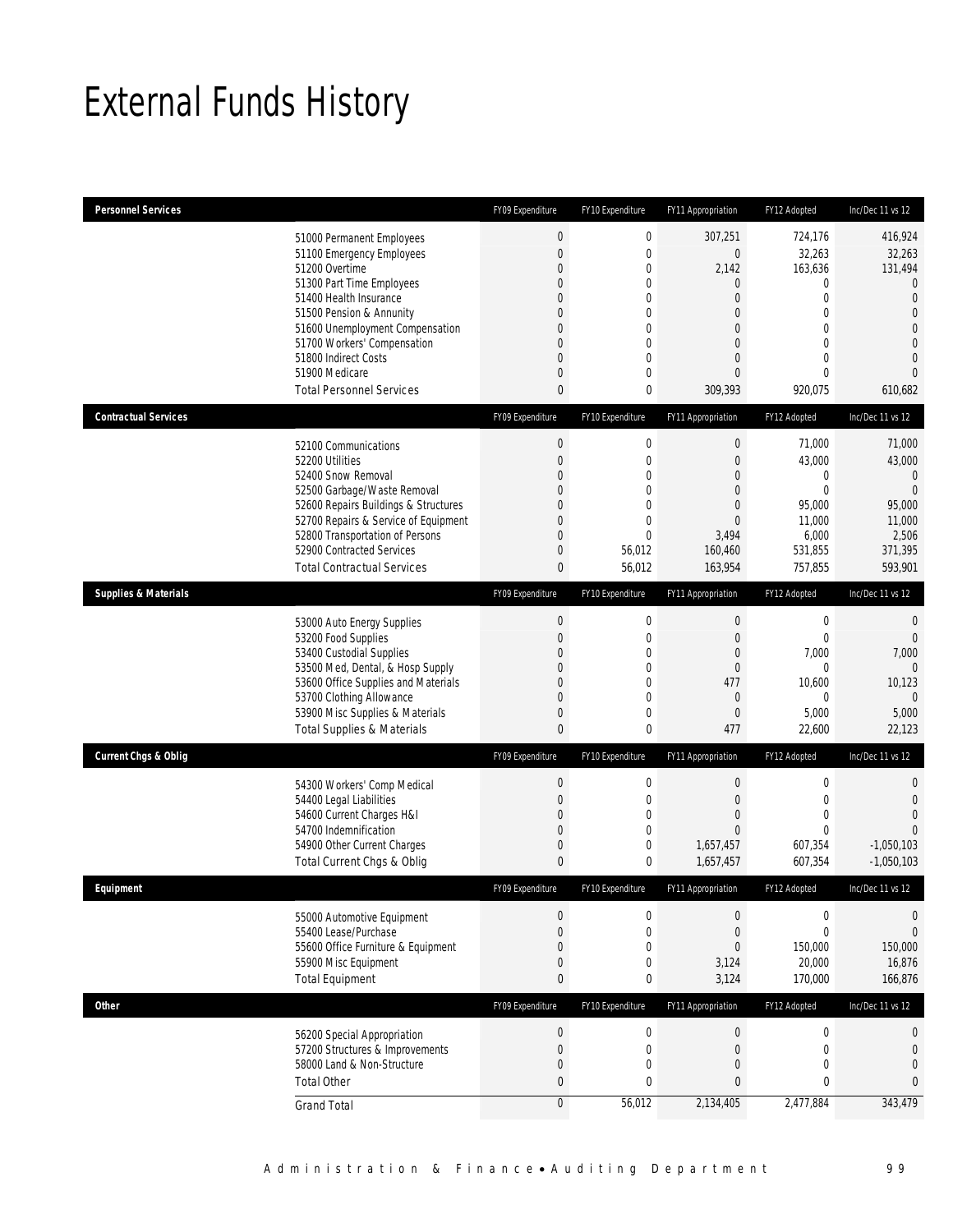# External Funds History

| Personnel Services | | FY09 Expenditure | FY10 Expenditure | FY11 Appropriation | FY12 Adopted | Inc/Dec 11 vs 12 |
|---|---|---|---|---|---|---|
| | 51000 Permanent Employees | 0 | 0 | 307,251 | 724,176 | 416,924 |
| | 51100 Emergency Employees | 0 | 0 | 0 | 32,263 | 32,263 |
| | 51200 Overtime | 0 | 0 | 2,142 | 163,636 | 131,494 |
| | 51300 Part Time Employees | 0 | 0 | 0 | 0 | 0 |
| | 51400 Health Insurance | 0 | 0 | 0 | 0 | 0 |
| | 51500 Pension & Annunity | 0 | 0 | 0 | 0 | 0 |
| | 51600 Unemployment Compensation | 0 | 0 | 0 | 0 | 0 |
| | 51700 Workers' Compensation | 0 | 0 | 0 | 0 | 0 |
| | 51800 Indirect Costs | 0 | 0 | 0 | 0 | 0 |
| | 51900 Medicare | 0 | 0 | 0 | 0 | 0 |
| | Total Personnel Services | 0 | 0 | 309,393 | 920,075 | 610,682 |

| Contractual Services | | FY09 Expenditure | FY10 Expenditure | FY11 Appropriation | FY12 Adopted | Inc/Dec 11 vs 12 |
|---|---|---|---|---|---|---|
| | 52100 Communications | 0 | 0 | 0 | 71,000 | 71,000 |
| | 52200 Utilities | 0 | 0 | 0 | 43,000 | 43,000 |
| | 52400 Snow Removal | 0 | 0 | 0 | 0 | 0 |
| | 52500 Garbage/Waste Removal | 0 | 0 | 0 | 0 | 0 |
| | 52600 Repairs Buildings & Structures | 0 | 0 | 0 | 95,000 | 95,000 |
| | 52700 Repairs & Service of Equipment | 0 | 0 | 0 | 11,000 | 11,000 |
| | 52800 Transportation of Persons | 0 | 0 | 3,494 | 6,000 | 2,506 |
| | 52900 Contracted Services | 0 | 56,012 | 160,460 | 531,855 | 371,395 |
| | Total Contractual Services | 0 | 56,012 | 163,954 | 757,855 | 593,901 |

| Supplies & Materials | | FY09 Expenditure | FY10 Expenditure | FY11 Appropriation | FY12 Adopted | Inc/Dec 11 vs 12 |
|---|---|---|---|---|---|---|
| | 53000 Auto Energy Supplies | 0 | 0 | 0 | 0 | 0 |
| | 53200 Food Supplies | 0 | 0 | 0 | 0 | 0 |
| | 53400 Custodial Supplies | 0 | 0 | 0 | 7,000 | 7,000 |
| | 53500 Med, Dental, & Hosp Supply | 0 | 0 | 0 | 0 | 0 |
| | 53600 Office Supplies and Materials | 0 | 0 | 477 | 10,600 | 10,123 |
| | 53700 Clothing Allowance | 0 | 0 | 0 | 0 | 0 |
| | 53900 Misc Supplies & Materials | 0 | 0 | 0 | 5,000 | 5,000 |
| | Total Supplies & Materials | 0 | 0 | 477 | 22,600 | 22,123 |

| Current Chgs & Oblig | | FY09 Expenditure | FY10 Expenditure | FY11 Appropriation | FY12 Adopted | Inc/Dec 11 vs 12 |
|---|---|---|---|---|---|---|
| | 54300 Workers' Comp Medical | 0 | 0 | 0 | 0 | 0 |
| | 54400 Legal Liabilities | 0 | 0 | 0 | 0 | 0 |
| | 54600 Current Charges H&I | 0 | 0 | 0 | 0 | 0 |
| | 54700 Indemnification | 0 | 0 | 0 | 0 | 0 |
| | 54900 Other Current Charges | 0 | 0 | 1,657,457 | 607,354 | -1,050,103 |
| | Total Current Chgs & Oblig | 0 | 0 | 1,657,457 | 607,354 | -1,050,103 |

| Equipment | | FY09 Expenditure | FY10 Expenditure | FY11 Appropriation | FY12 Adopted | Inc/Dec 11 vs 12 |
|---|---|---|---|---|---|---|
| | 55000 Automotive Equipment | 0 | 0 | 0 | 0 | 0 |
| | 55400 Lease/Purchase | 0 | 0 | 0 | 0 | 0 |
| | 55600 Office Furniture & Equipment | 0 | 0 | 0 | 150,000 | 150,000 |
| | 55900 Misc Equipment | 0 | 0 | 3,124 | 20,000 | 16,876 |
| | Total Equipment | 0 | 0 | 3,124 | 170,000 | 166,876 |

| Other | | FY09 Expenditure | FY10 Expenditure | FY11 Appropriation | FY12 Adopted | Inc/Dec 11 vs 12 |
|---|---|---|---|---|---|---|
| | 56200 Special Appropriation | 0 | 0 | 0 | 0 | 0 |
| | 57200 Structures & Improvements | 0 | 0 | 0 | 0 | 0 |
| | 58000 Land & Non-Structure | 0 | 0 | 0 | 0 | 0 |
| | Total Other | 0 | 0 | 0 | 0 | 0 |
| | Grand Total | 0 | 56,012 | 2,134,405 | 2,477,884 | 343,479 |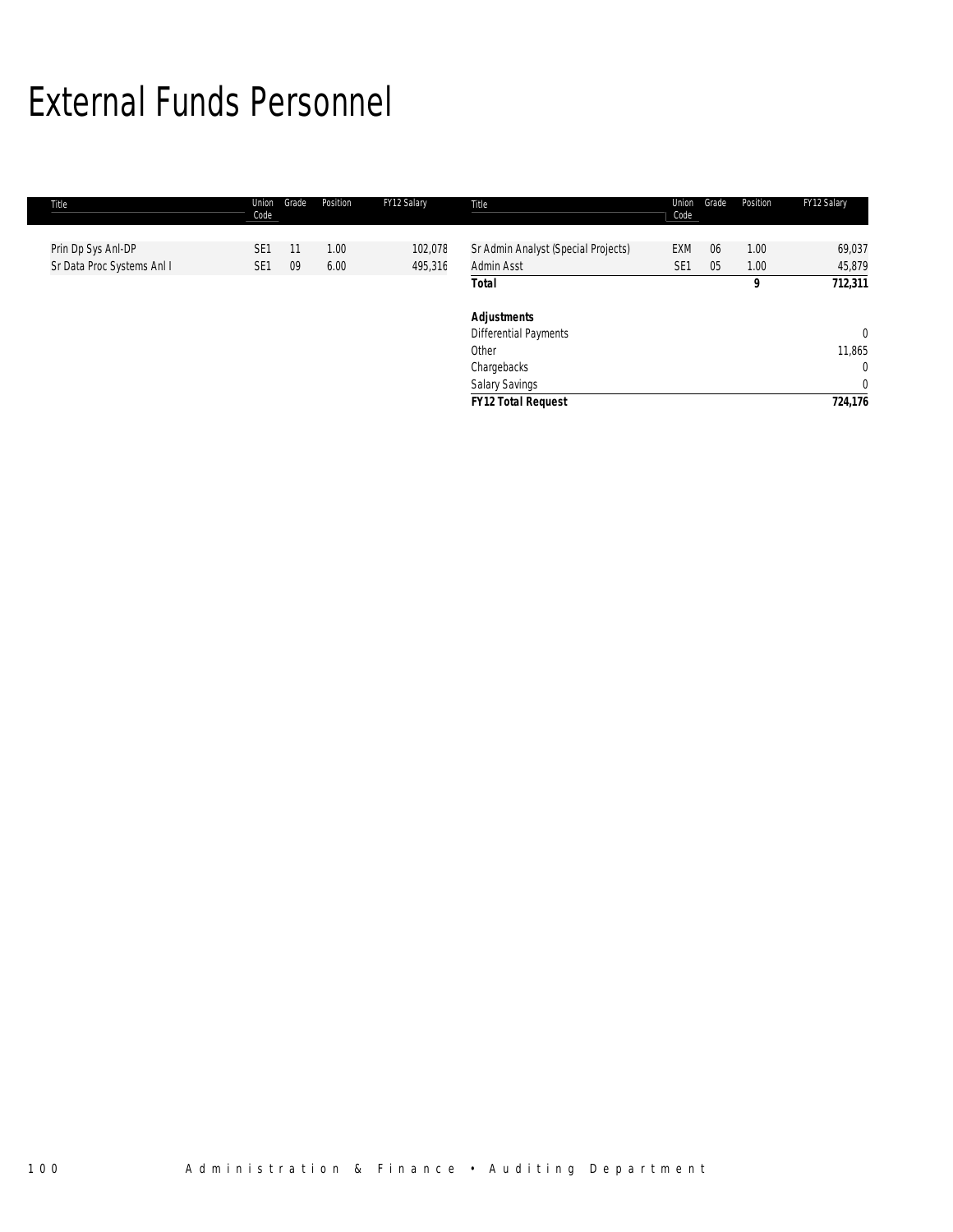# External Funds Personnel

| Title | Union Code | Grade | Position | FY12 Salary |
|---|---|---|---|---|
| Prin Dp Sys Anl-DP | SE1 | 11 | 1.00 | 102,078 |
| Sr Data Proc Systems Anl I | SE1 | 09 | 6.00 | 495,316 |
| Sr Admin Analyst (Special Projects) | EXM | 06 | 1.00 | 69,037 |
| Admin Asst | SE1 | 05 | 1.00 | 45,879 |
| **Total** | | | **9** | **712,311** |
| | | | | |
| ***Adjustments*** | | | | |
| Differential Payments | | | | 0 |
| Other | | | | 11,865 |
| Chargebacks | | | | 0 |
| Salary Savings | | | | 0 |
| ***FY12 Total Request*** | | | | ***724,176*** |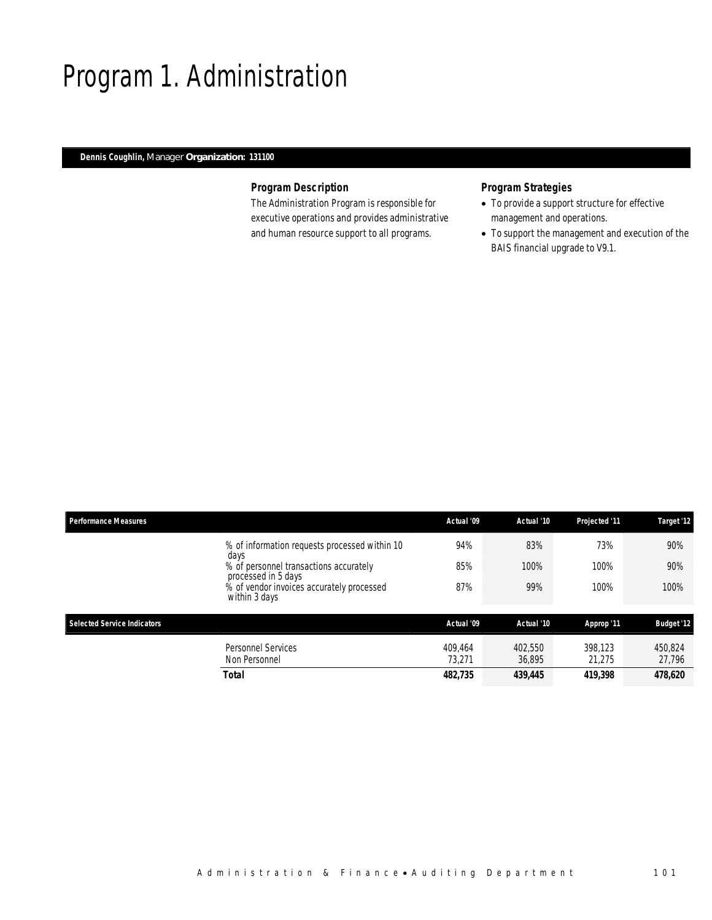# Program 1. Administration

**Dennis Coughlin,** Manager **Organization: 131100**

### *Program Description*

The Administration Program is responsible for executive operations and provides administrative and human resource support to all programs.

### *Program Strategies*

- To provide a support structure for effective management and operations.
- To support the management and execution of the BAIS financial upgrade to V9.1.

| Performance Measures | | Actual '09 | Actual '10 | Projected '11 | Target '12 |
|---|---|---|---|---|---|
| | % of information requests processed within 10 days | 94% | 83% | 73% | 90% |
| | % of personnel transactions accurately processed in 5 days | 85% | 100% | 100% | 90% |
| | % of vendor invoices accurately processed within 3 days | 87% | 99% | 100% | 100% |

| Selected Service Indicators | | Actual '09 | Actual '10 | Approp '11 | Budget '12 |
|---|---|---|---|---|---|
| | Personnel Services | 409,464 | 402,550 | 398,123 | 450,824 |
| | Non Personnel | 73,271 | 36,895 | 21,275 | 27,796 |
| | **Total** | **482,735** | **439,445** | **419,398** | **478,620** |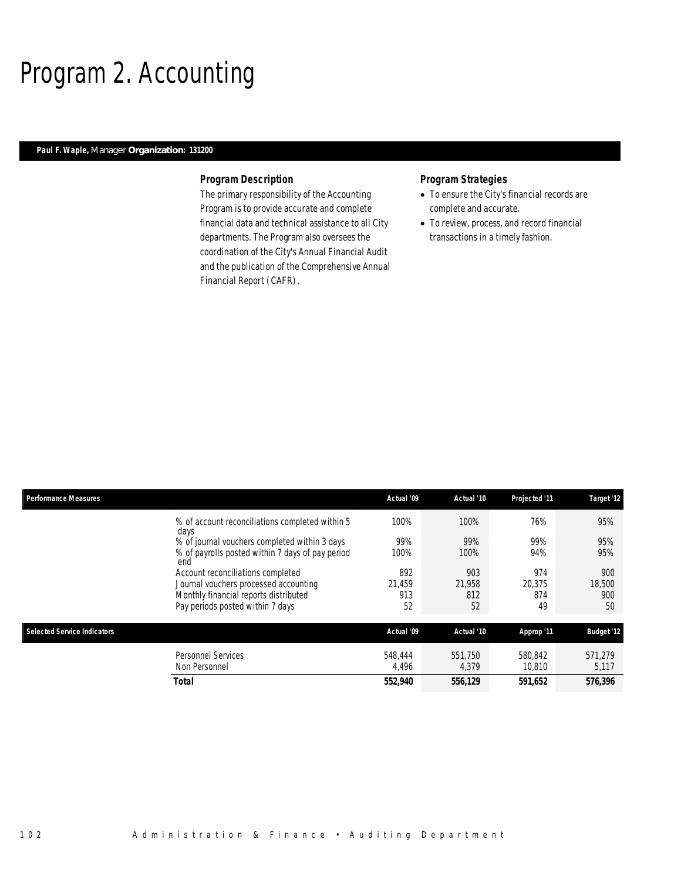# Program 2. Accounting

**Paul F. Waple,** Manager **Organization: 131200**

### Program Description

The primary responsibility of the Accounting Program is to provide accurate and complete financial data and technical assistance to all City departments. The Program also oversees the coordination of the City's Annual Financial Audit and the publication of the Comprehensive Annual Financial Report (CAFR).

### Program Strategies

- To ensure the City's financial records are complete and accurate.
- To review, process, and record financial transactions in a timely fashion.

| Performance Measures | | Actual '09 | Actual '10 | Projected '11 | Target '12 |
|---|---|---|---|---|---|
| | % of account reconciliations completed within 5 days | 100% | 100% | 76% | 95% |
| | % of journal vouchers completed within 3 days | 99% | 99% | 99% | 95% |
| | % of payrolls posted within 7 days of pay period end | 100% | 100% | 94% | 95% |
| | Account reconciliations completed | 892 | 903 | 974 | 900 |
| | Journal vouchers processed accounting | 21,459 | 21,958 | 20,375 | 18,500 |
| | Monthly financial reports distributed | 913 | 812 | 874 | 900 |
| | Pay periods posted within 7 days | 52 | 52 | 49 | 50 |

| Selected Service Indicators | | Actual '09 | Actual '10 | Approp '11 | Budget '12 |
|---|---|---|---|---|---|
| | Personnel Services | 548,444 | 551,750 | 580,842 | 571,279 |
| | Non Personnel | 4,496 | 4,379 | 10,810 | 5,117 |
| | **Total** | **552,940** | **556,129** | **591,652** | **576,396** |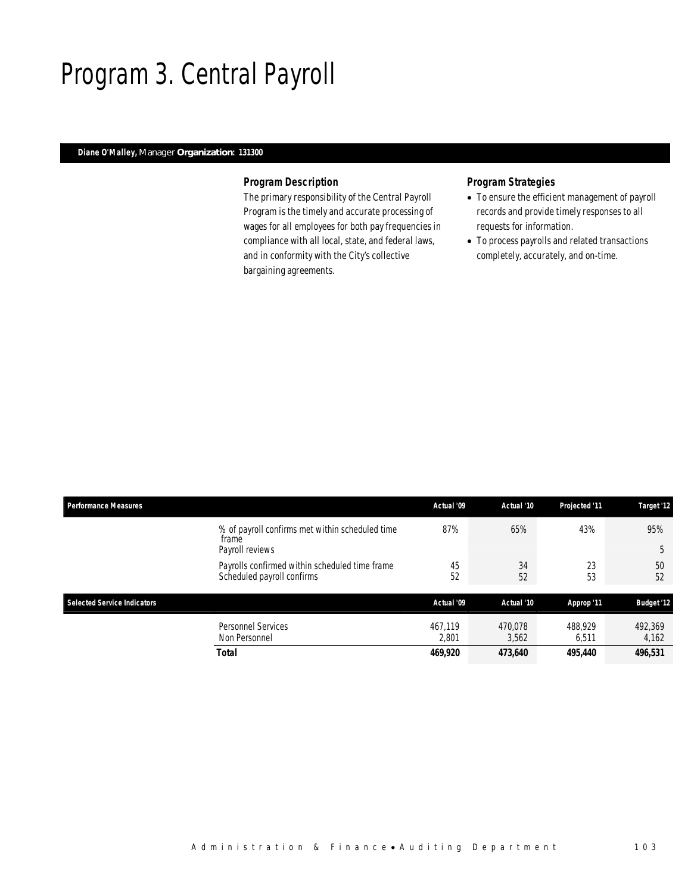# Program 3. Central Payroll

**Diane O'Malley,** Manager **Organization: 131300**

### Program Description

The primary responsibility of the Central Payroll Program is the timely and accurate processing of wages for all employees for both pay frequencies in compliance with all local, state, and federal laws, and in conformity with the City's collective bargaining agreements.

### Program Strategies

- To ensure the efficient management of payroll records and provide timely responses to all requests for information.
- To process payrolls and related transactions completely, accurately, and on-time.

| Performance Measures | | Actual '09 | Actual '10 | Projected '11 | Target '12 |
|---|---|---|---|---|---|
| | % of payroll confirms met within scheduled time frame | 87% | 65% | 43% | 95% |
| | Payroll reviews | | | | 5 |
| | Payrolls confirmed within scheduled time frame | 45 | 34 | 23 | 50 |
| | Scheduled payroll confirms | 52 | 52 | 53 | 52 |

| Selected Service Indicators | | Actual '09 | Actual '10 | Approp '11 | Budget '12 |
|---|---|---|---|---|---|
| | Personnel Services | 467,119 | 470,078 | 488,929 | 492,369 |
| | Non Personnel | 2,801 | 3,562 | 6,511 | 4,162 |
| | **Total** | **469,920** | **473,640** | **495,440** | **496,531** |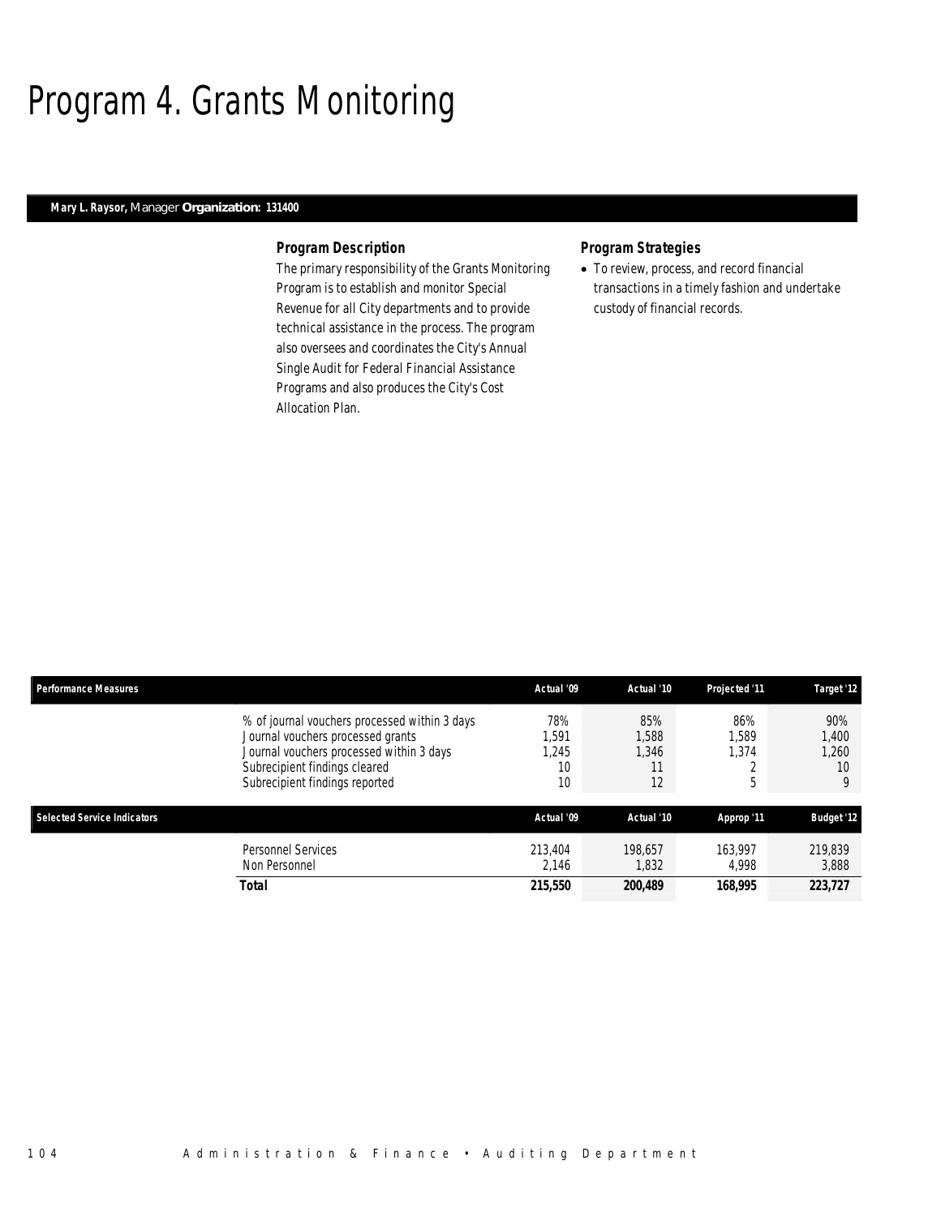# Program 4. Grants Monitoring

**Mary L. Raysor,** Manager **Organization: 131400**

### Program Description

The primary responsibility of the Grants Monitoring Program is to establish and monitor Special Revenue for all City departments and to provide technical assistance in the process. The program also oversees and coordinates the City's Annual Single Audit for Federal Financial Assistance Programs and also produces the City's Cost Allocation Plan.

### Program Strategies

- To review, process, and record financial transactions in a timely fashion and undertake custody of financial records.

| Performance Measures | | Actual '09 | Actual '10 | Projected '11 | Target '12 |
|---|---|---|---|---|---|
| | % of journal vouchers processed within 3 days | 78% | 85% | 86% | 90% |
| | Journal vouchers processed grants | 1,591 | 1,588 | 1,589 | 1,400 |
| | Journal vouchers processed within 3 days | 1,245 | 1,346 | 1,374 | 1,260 |
| | Subrecipient findings cleared | 10 | 11 | 2 | 10 |
| | Subrecipient findings reported | 10 | 12 | 5 | 9 |

| Selected Service Indicators | | Actual '09 | Actual '10 | Approp '11 | Budget '12 |
|---|---|---|---|---|---|
| | Personnel Services | 213,404 | 198,657 | 163,997 | 219,839 |
| | Non Personnel | 2,146 | 1,832 | 4,998 | 3,888 |
| | **Total** | **215,550** | **200,489** | **168,995** | **223,727** |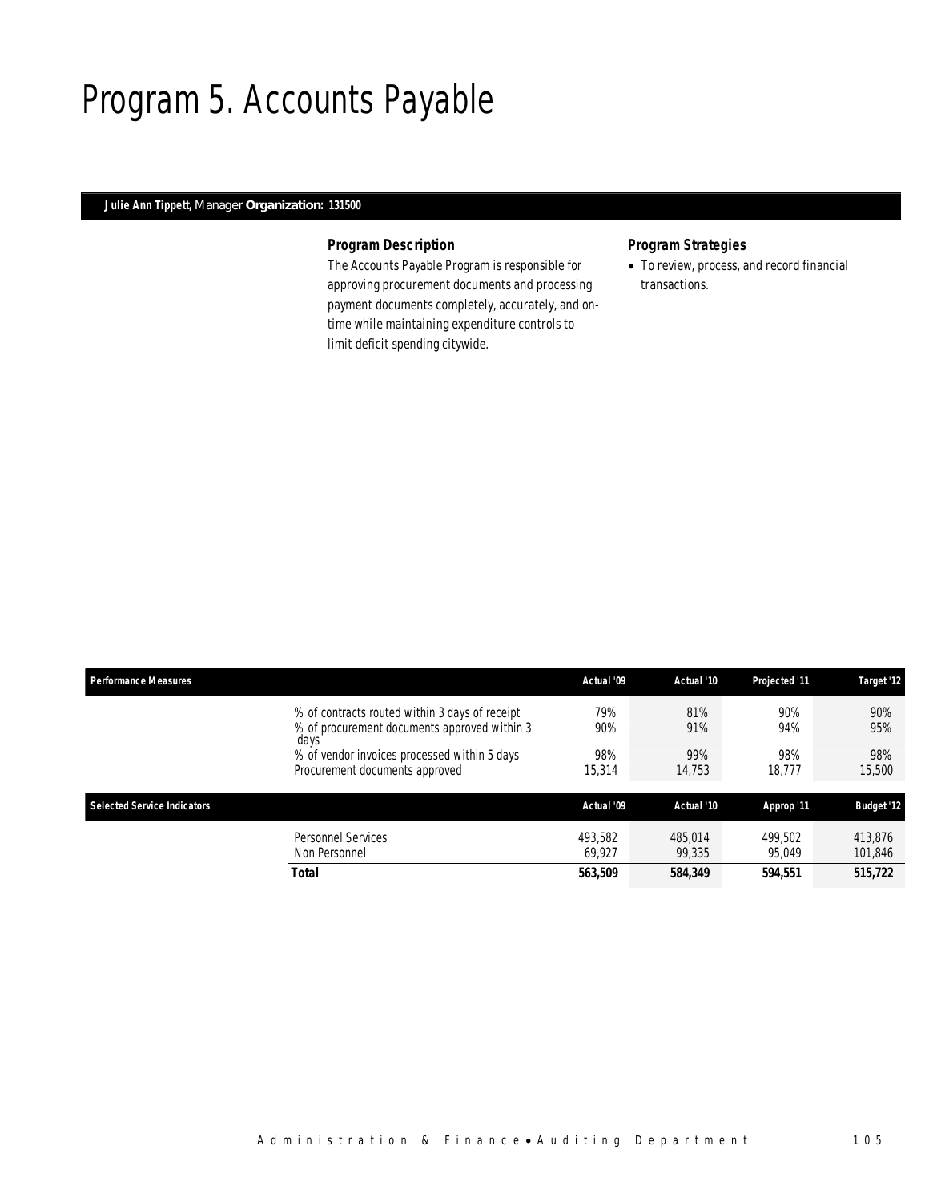# Program 5. Accounts Payable

**Julie Ann Tippett,** Manager **Organization: 131500**

### *Program Description*

*The Accounts Payable Program is responsible for approving procurement documents and processing payment documents completely, accurately, and on-time while maintaining expenditure controls to limit deficit spending citywide.*

### *Program Strategies*

- *To review, process, and record financial transactions.*

| Performance Measures | | Actual '09 | Actual '10 | Projected '11 | Target '12 |
|---|---|---|---|---|---|
| | % of contracts routed within 3 days of receipt | 79% | 81% | 90% | 90% |
| | % of procurement documents approved within 3 days | 90% | 91% | 94% | 95% |
| | % of vendor invoices processed within 5 days | 98% | 99% | 98% | 98% |
| | Procurement documents approved | 15,314 | 14,753 | 18,777 | 15,500 |

| Selected Service Indicators | | Actual '09 | Actual '10 | Approp '11 | Budget '12 |
|---|---|---|---|---|---|
| | Personnel Services | 493,582 | 485,014 | 499,502 | 413,876 |
| | Non Personnel | 69,927 | 99,335 | 95,049 | 101,846 |
| | **Total** | **563,509** | **584,349** | **594,551** | **515,722** |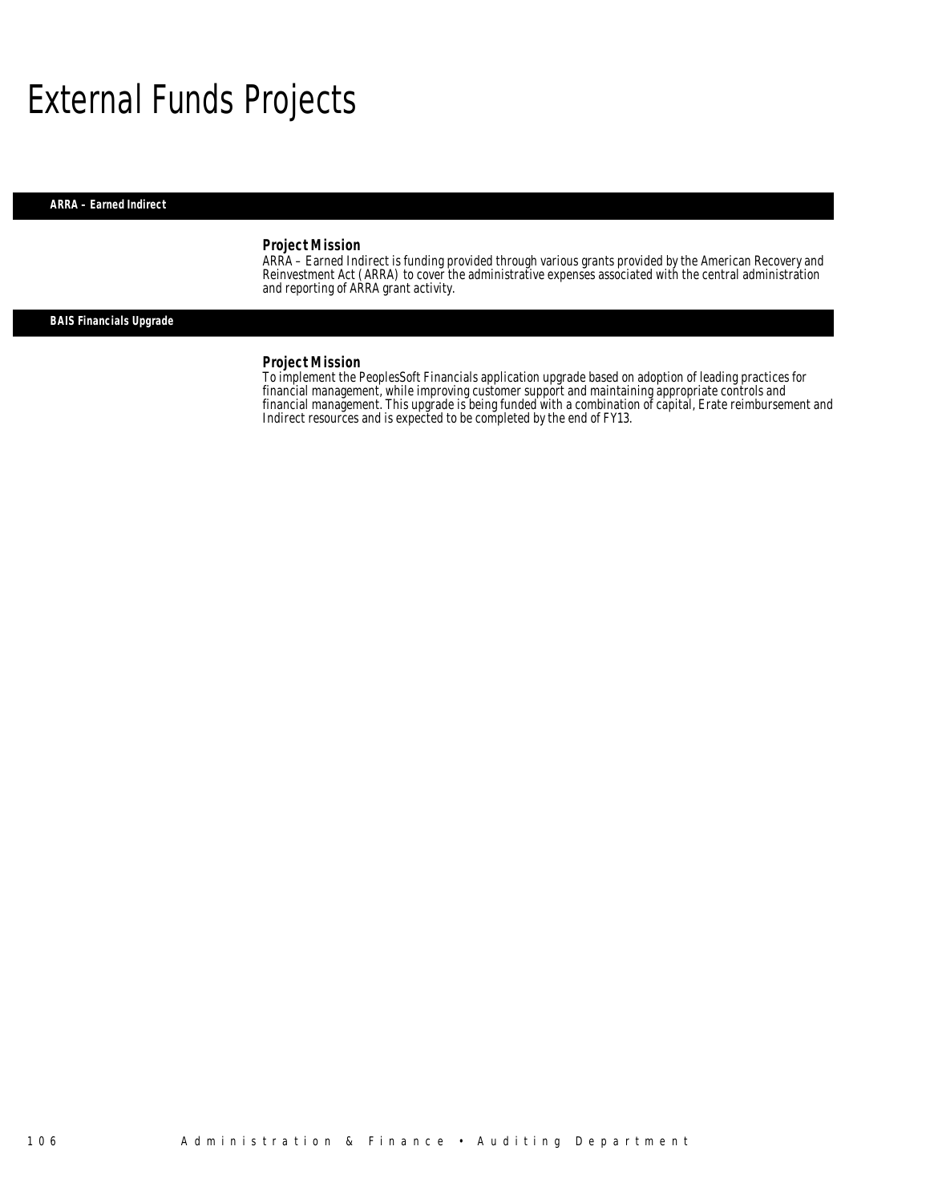# External Funds Projects

## ARRA – Earned Indirect

### Project Mission

ARRA – Earned Indirect is funding provided through various grants provided by the American Recovery and Reinvestment Act (ARRA) to cover the administrative expenses associated with the central administration and reporting of ARRA grant activity.

## BAIS Financials Upgrade

### Project Mission

To implement the PeoplesSoft Financials application upgrade based on adoption of leading practices for financial management, while improving customer support and maintaining appropriate controls and financial management. This upgrade is being funded with a combination of capital, Erate reimbursement and Indirect resources and is expected to be completed by the end of FY13.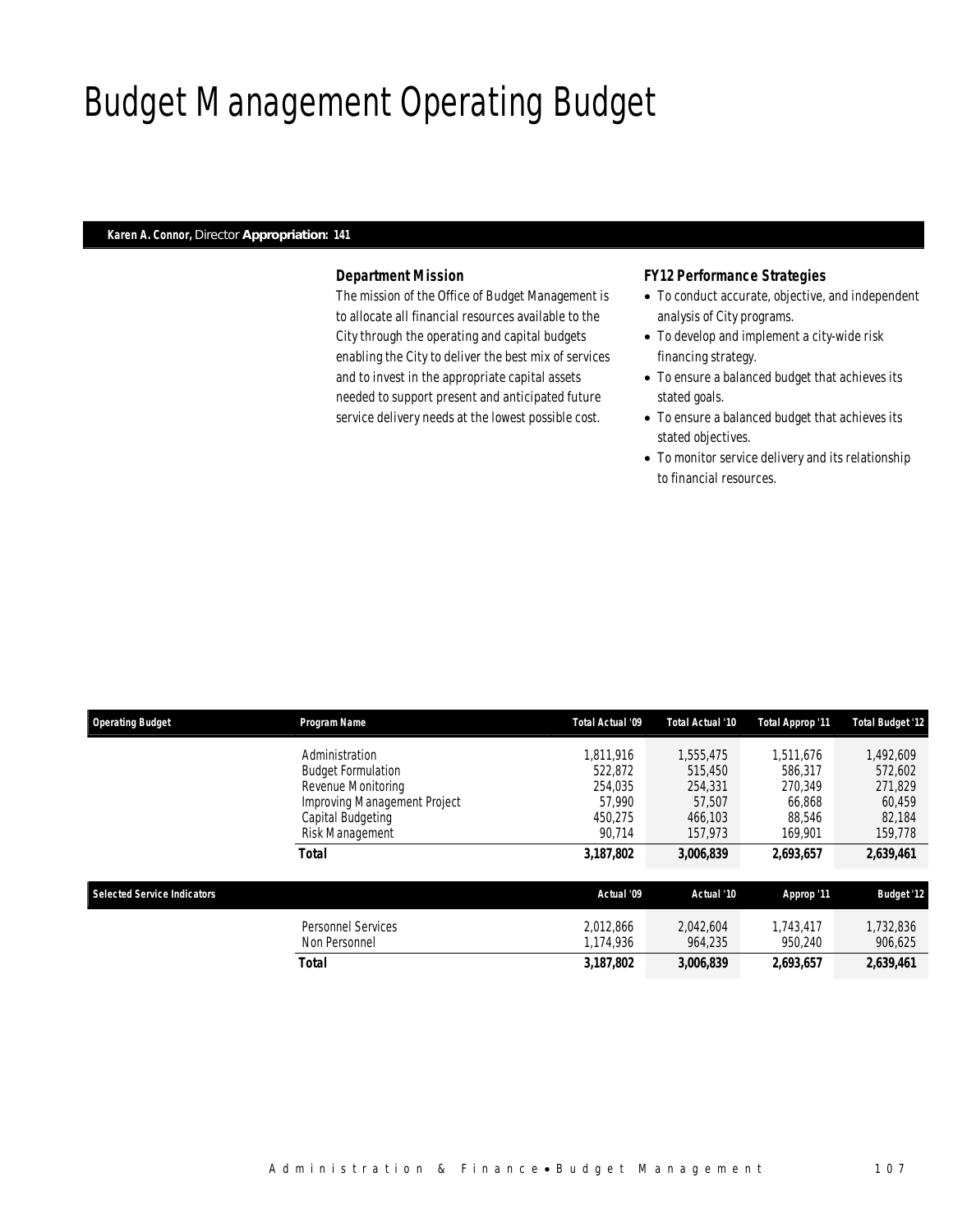# Budget Management Operating Budget

**Karen A. Connor,** Director **Appropriation: 141**

### *Department Mission*

The mission of the Office of Budget Management is to allocate all financial resources available to the City through the operating and capital budgets enabling the City to deliver the best mix of services and to invest in the appropriate capital assets needed to support present and anticipated future service delivery needs at the lowest possible cost.

### *FY12 Performance Strategies*

- To conduct accurate, objective, and independent analysis of City programs.
- To develop and implement a city-wide risk financing strategy.
- To ensure a balanced budget that achieves its stated goals.
- To ensure a balanced budget that achieves its stated objectives.
- To monitor service delivery and its relationship to financial resources.

| Operating Budget | Program Name | Total Actual '09 | Total Actual '10 | Total Approp '11 | Total Budget '12 |
|---|---|---|---|---|---|
| | Administration | 1,811,916 | 1,555,475 | 1,511,676 | 1,492,609 |
| | Budget Formulation | 522,872 | 515,450 | 586,317 | 572,602 |
| | Revenue Monitoring | 254,035 | 254,331 | 270,349 | 271,829 |
| | Improving Management Project | 57,990 | 57,507 | 66,868 | 60,459 |
| | Capital Budgeting | 450,275 | 466,103 | 88,546 | 82,184 |
| | Risk Management | 90,714 | 157,973 | 169,901 | 159,778 |
| | **Total** | **3,187,802** | **3,006,839** | **2,693,657** | **2,639,461** |

| Selected Service Indicators | | Actual '09 | Actual '10 | Approp '11 | Budget '12 |
|---|---|---|---|---|---|
| | Personnel Services | 2,012,866 | 2,042,604 | 1,743,417 | 1,732,836 |
| | Non Personnel | 1,174,936 | 964,235 | 950,240 | 906,625 |
| | **Total** | **3,187,802** | **3,006,839** | **2,693,657** | **2,639,461** |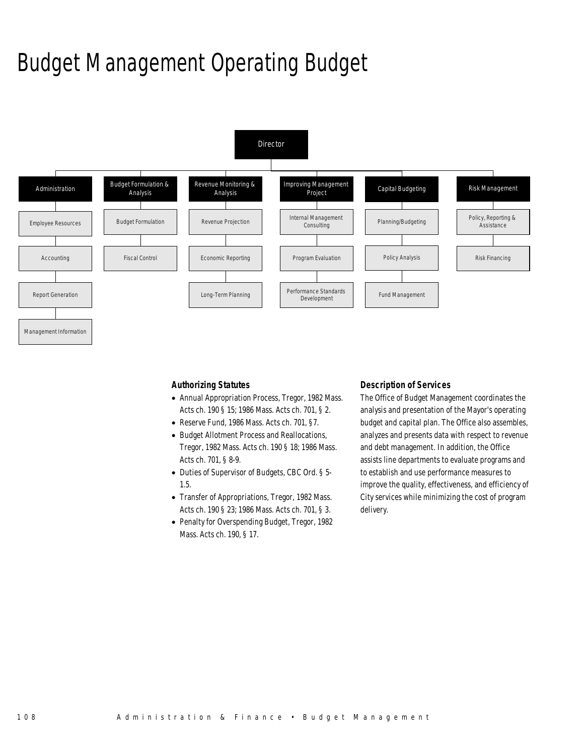# Budget Management Operating Budget

- Director
  - Administration
    - Employee Resources
    - Accounting
    - Report Generation
    - Management Information
  - Budget Formulation & Analysis
    - Budget Formulation
    - Fiscal Control
  - Revenue Monitoring & Analysis
    - Revenue Projection
    - Economic Reporting
    - Long-Term Planning
  - Improving Management Project
    - Internal Management Consulting
    - Program Evaluation
    - Performance Standards Development
  - Capital Budgeting
    - Planning/Budgeting
    - Policy Analysis
    - Fund Management
  - Risk Management
    - Policy, Reporting & Assistance
    - Risk Financing

### Authorizing Statutes

- Annual Appropriation Process, Tregor, 1982 Mass. Acts ch. 190 § 15; 1986 Mass. Acts ch. 701, § 2.
- Reserve Fund, 1986 Mass. Acts ch. 701, §7.
- Budget Allotment Process and Reallocations, Tregor, 1982 Mass. Acts ch. 190 § 18; 1986 Mass. Acts ch. 701, § 8-9.
- Duties of Supervisor of Budgets, CBC Ord. § 5-1.5.
- Transfer of Appropriations, Tregor, 1982 Mass. Acts ch. 190 § 23; 1986 Mass. Acts ch. 701, § 3.
- Penalty for Overspending Budget, Tregor, 1982 Mass. Acts ch. 190, § 17.

### Description of Services

The Office of Budget Management coordinates the analysis and presentation of the Mayor's operating budget and capital plan. The Office also assembles, analyzes and presents data with respect to revenue and debt management. In addition, the Office assists line departments to evaluate programs and to establish and use performance measures to improve the quality, effectiveness, and efficiency of City services while minimizing the cost of program delivery.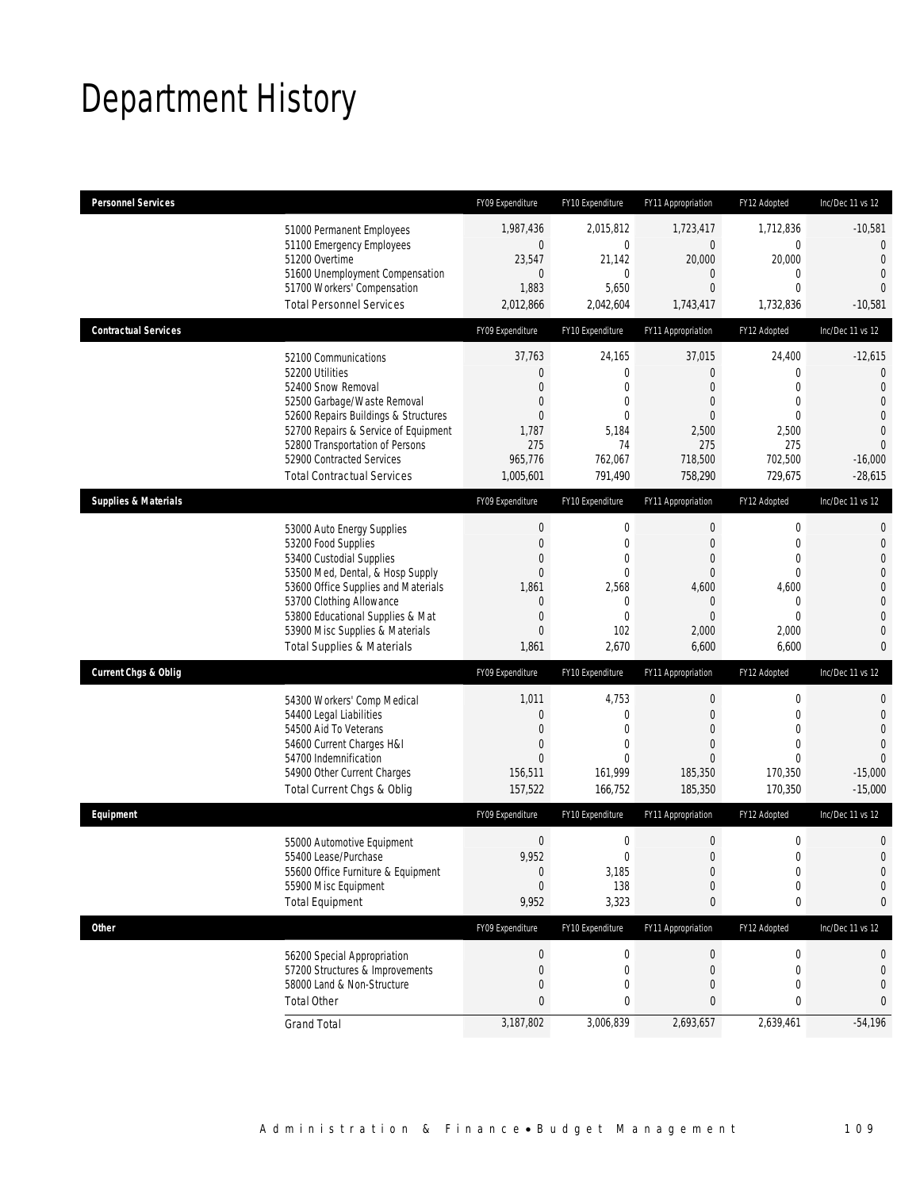# Department History

| Personnel Services | FY09 Expenditure | FY10 Expenditure | FY11 Appropriation | FY12 Adopted | Inc/Dec 11 vs 12 |
|---|---|---|---|---|---|
| 51000 Permanent Employees | 1,987,436 | 2,015,812 | 1,723,417 | 1,712,836 | -10,581 |
| 51100 Emergency Employees | 0 | 0 | 0 | 0 | 0 |
| 51200 Overtime | 23,547 | 21,142 | 20,000 | 20,000 | 0 |
| 51600 Unemployment Compensation | 0 | 0 | 0 | 0 | 0 |
| 51700 Workers' Compensation | 1,883 | 5,650 | 0 | 0 | 0 |
| Total Personnel Services | 2,012,866 | 2,042,604 | 1,743,417 | 1,732,836 | -10,581 |

| Contractual Services | FY09 Expenditure | FY10 Expenditure | FY11 Appropriation | FY12 Adopted | Inc/Dec 11 vs 12 |
|---|---|---|---|---|---|
| 52100 Communications | 37,763 | 24,165 | 37,015 | 24,400 | -12,615 |
| 52200 Utilities | 0 | 0 | 0 | 0 | 0 |
| 52400 Snow Removal | 0 | 0 | 0 | 0 | 0 |
| 52500 Garbage/Waste Removal | 0 | 0 | 0 | 0 | 0 |
| 52600 Repairs Buildings & Structures | 0 | 0 | 0 | 0 | 0 |
| 52700 Repairs & Service of Equipment | 1,787 | 5,184 | 2,500 | 2,500 | 0 |
| 52800 Transportation of Persons | 275 | 74 | 275 | 275 | 0 |
| 52900 Contracted Services | 965,776 | 762,067 | 718,500 | 702,500 | -16,000 |
| Total Contractual Services | 1,005,601 | 791,490 | 758,290 | 729,675 | -28,615 |

| Supplies & Materials | FY09 Expenditure | FY10 Expenditure | FY11 Appropriation | FY12 Adopted | Inc/Dec 11 vs 12 |
|---|---|---|---|---|---|
| 53000 Auto Energy Supplies | 0 | 0 | 0 | 0 | 0 |
| 53200 Food Supplies | 0 | 0 | 0 | 0 | 0 |
| 53400 Custodial Supplies | 0 | 0 | 0 | 0 | 0 |
| 53500 Med, Dental, & Hosp Supply | 0 | 0 | 0 | 0 | 0 |
| 53600 Office Supplies and Materials | 1,861 | 2,568 | 4,600 | 4,600 | 0 |
| 53700 Clothing Allowance | 0 | 0 | 0 | 0 | 0 |
| 53800 Educational Supplies & Mat | 0 | 0 | 0 | 0 | 0 |
| 53900 Misc Supplies & Materials | 0 | 102 | 2,000 | 2,000 | 0 |
| Total Supplies & Materials | 1,861 | 2,670 | 6,600 | 6,600 | 0 |

| Current Chgs & Oblig | FY09 Expenditure | FY10 Expenditure | FY11 Appropriation | FY12 Adopted | Inc/Dec 11 vs 12 |
|---|---|---|---|---|---|
| 54300 Workers' Comp Medical | 1,011 | 4,753 | 0 | 0 | 0 |
| 54400 Legal Liabilities | 0 | 0 | 0 | 0 | 0 |
| 54500 Aid To Veterans | 0 | 0 | 0 | 0 | 0 |
| 54600 Current Charges H&I | 0 | 0 | 0 | 0 | 0 |
| 54700 Indemnification | 0 | 0 | 0 | 0 | 0 |
| 54900 Other Current Charges | 156,511 | 161,999 | 185,350 | 170,350 | -15,000 |
| Total Current Chgs & Oblig | 157,522 | 166,752 | 185,350 | 170,350 | -15,000 |

| Equipment | FY09 Expenditure | FY10 Expenditure | FY11 Appropriation | FY12 Adopted | Inc/Dec 11 vs 12 |
|---|---|---|---|---|---|
| 55000 Automotive Equipment | 0 | 0 | 0 | 0 | 0 |
| 55400 Lease/Purchase | 9,952 | 0 | 0 | 0 | 0 |
| 55600 Office Furniture & Equipment | 0 | 3,185 | 0 | 0 | 0 |
| 55900 Misc Equipment | 0 | 138 | 0 | 0 | 0 |
| Total Equipment | 9,952 | 3,323 | 0 | 0 | 0 |

| Other | FY09 Expenditure | FY10 Expenditure | FY11 Appropriation | FY12 Adopted | Inc/Dec 11 vs 12 |
|---|---|---|---|---|---|
| 56200 Special Appropriation | 0 | 0 | 0 | 0 | 0 |
| 57200 Structures & Improvements | 0 | 0 | 0 | 0 | 0 |
| 58000 Land & Non-Structure | 0 | 0 | 0 | 0 | 0 |
| Total Other | 0 | 0 | 0 | 0 | 0 |
| Grand Total | 3,187,802 | 3,006,839 | 2,693,657 | 2,639,461 | -54,196 |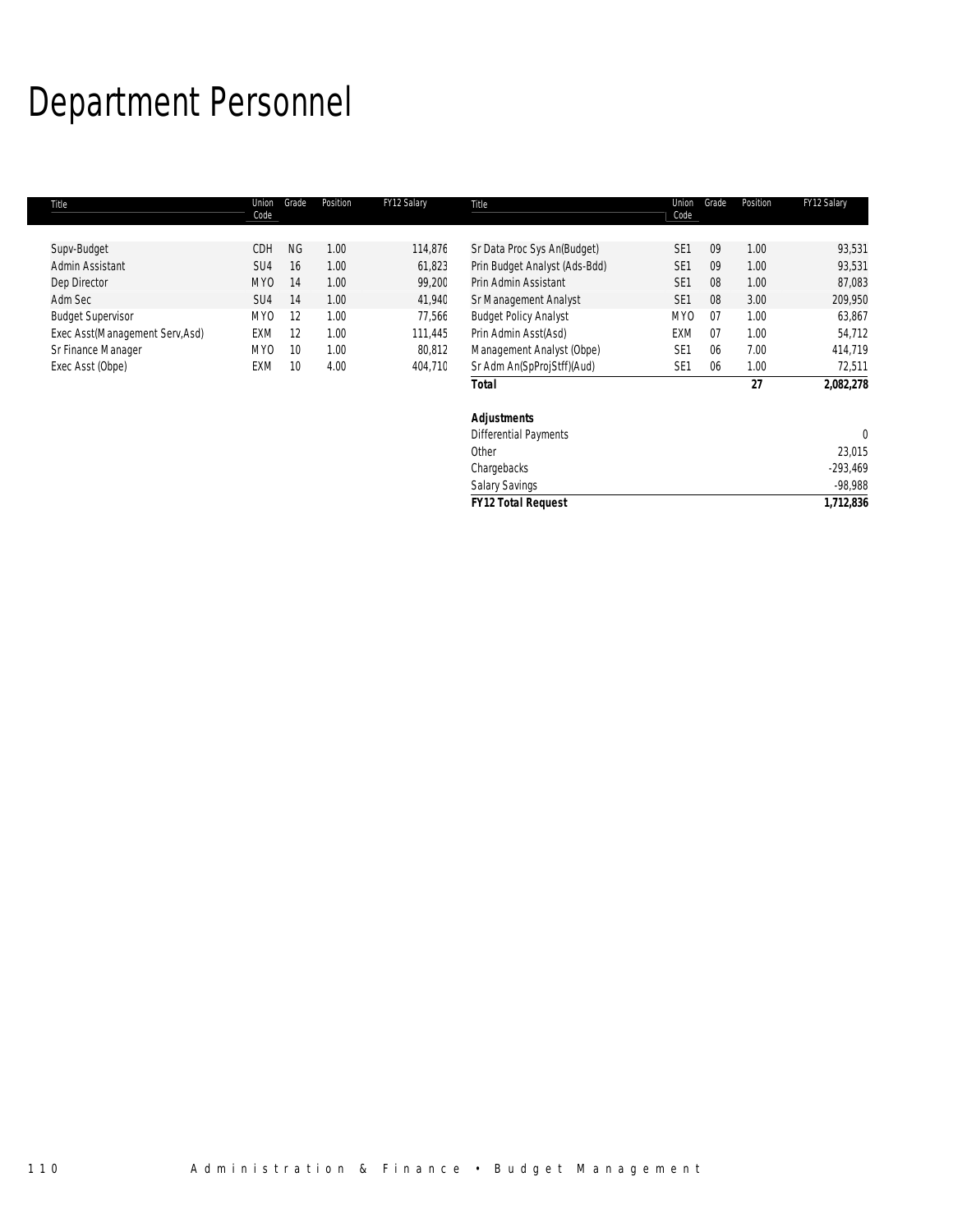# Department Personnel

| Title | Union Code | Grade | Position | FY12 Salary |
|---|---|---|---|---|
| Supv-Budget | CDH | NG | 1.00 | 114,876 |
| Admin Assistant | SU4 | 16 | 1.00 | 61,823 |
| Dep Director | MYO | 14 | 1.00 | 99,200 |
| Adm Sec | SU4 | 14 | 1.00 | 41,940 |
| Budget Supervisor | MYO | 12 | 1.00 | 77,566 |
| Exec Asst(Management Serv,Asd) | EXM | 12 | 1.00 | 111,445 |
| Sr Finance Manager | MYO | 10 | 1.00 | 80,812 |
| Exec Asst (Obpe) | EXM | 10 | 4.00 | 404,710 |
| Sr Data Proc Sys An(Budget) | SE1 | 09 | 1.00 | 93,531 |
| Prin Budget Analyst (Ads-Bdd) | SE1 | 09 | 1.00 | 93,531 |
| Prin Admin Assistant | SE1 | 08 | 1.00 | 87,083 |
| Sr Management Analyst | SE1 | 08 | 3.00 | 209,950 |
| Budget Policy Analyst | MYO | 07 | 1.00 | 63,867 |
| Prin Admin Asst(Asd) | EXM | 07 | 1.00 | 54,712 |
| Management Analyst (Obpe) | SE1 | 06 | 7.00 | 414,719 |
| Sr Adm An(SpProjStff)(Aud) | SE1 | 06 | 1.00 | 72,511 |
| ***Total*** | | | ***27*** | ***2,082,278*** |
| | | | | |
| ***Adjustments*** | | | | |
| Differential Payments | | | | 0 |
| Other | | | | 23,015 |
| Chargebacks | | | | -293,469 |
| Salary Savings | | | | -98,988 |
| ***FY12 Total Request*** | | | | ***1,712,836*** |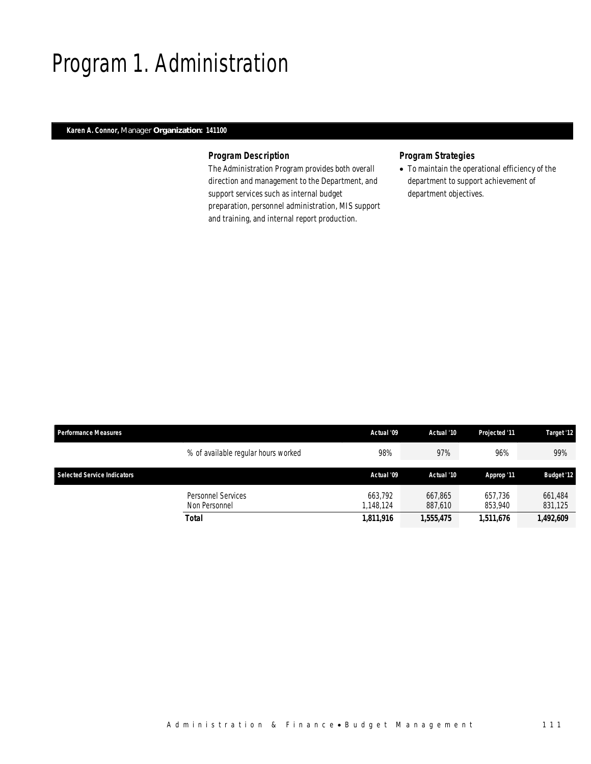# Program 1. Administration

**Karen A. Connor,** Manager **Organization: 141100**

### Program Description

The Administration Program provides both overall direction and management to the Department, and support services such as internal budget preparation, personnel administration, MIS support and training, and internal report production.

### Program Strategies

- To maintain the operational efficiency of the department to support achievement of department objectives.

| Performance Measures | | Actual '09 | Actual '10 | Projected '11 | Target '12 |
|---|---|---|---|---|---|
| | % of available regular hours worked | 98% | 97% | 96% | 99% |

| Selected Service Indicators | | Actual '09 | Actual '10 | Approp '11 | Budget '12 |
|---|---|---|---|---|---|
| | Personnel Services | 663,792 | 667,865 | 657,736 | 661,484 |
| | Non Personnel | 1,148,124 | 887,610 | 853,940 | 831,125 |
| | **Total** | **1,811,916** | **1,555,475** | **1,511,676** | **1,492,609** |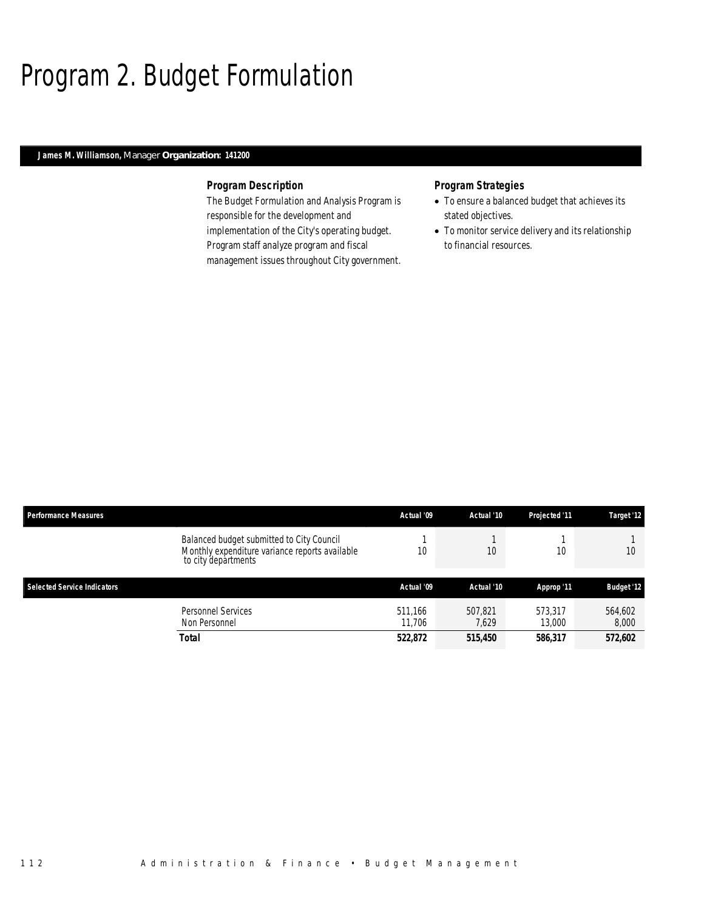# Program 2. Budget Formulation

**James M. Williamson,** *Manager* **Organization: 141200**

### Program Description

The Budget Formulation and Analysis Program is responsible for the development and implementation of the City's operating budget. Program staff analyze program and fiscal management issues throughout City government.

### Program Strategies

- To ensure a balanced budget that achieves its stated objectives.
- To monitor service delivery and its relationship to financial resources.

| Performance Measures | | Actual '09 | Actual '10 | Projected '11 | Target '12 |
|---|---|---|---|---|---|
| | Balanced budget submitted to City Council | 1 | 1 | 1 | 1 |
| | Monthly expenditure variance reports available to city departments | 10 | 10 | 10 | 10 |

| Selected Service Indicators | | Actual '09 | Actual '10 | Approp '11 | Budget '12 |
|---|---|---|---|---|---|
| | Personnel Services | 511,166 | 507,821 | 573,317 | 564,602 |
| | Non Personnel | 11,706 | 7,629 | 13,000 | 8,000 |
| | **Total** | **522,872** | **515,450** | **586,317** | **572,602** |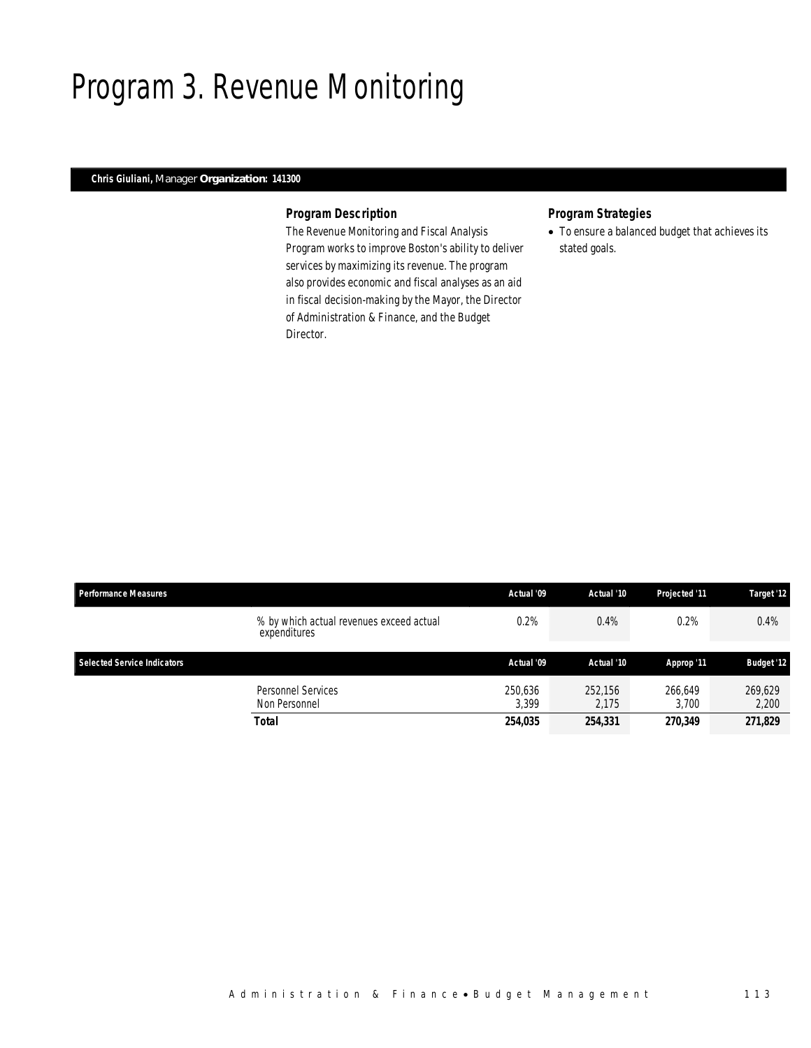# Program 3. Revenue Monitoring

**Chris Giuliani,** Manager **Organization: 141300**

### Program Description

The Revenue Monitoring and Fiscal Analysis Program works to improve Boston's ability to deliver services by maximizing its revenue. The program also provides economic and fiscal analyses as an aid in fiscal decision-making by the Mayor, the Director of Administration & Finance, and the Budget Director.

### Program Strategies

- To ensure a balanced budget that achieves its stated goals.

| Performance Measures | | Actual '09 | Actual '10 | Projected '11 | Target '12 |
|---|---|---|---|---|---|
| | % by which actual revenues exceed actual expenditures | 0.2% | 0.4% | 0.2% | 0.4% |

| Selected Service Indicators | | Actual '09 | Actual '10 | Approp '11 | Budget '12 |
|---|---|---|---|---|---|
| | Personnel Services | 250,636 | 252,156 | 266,649 | 269,629 |
| | Non Personnel | 3,399 | 2,175 | 3,700 | 2,200 |
| | **Total** | **254,035** | **254,331** | **270,349** | **271,829** |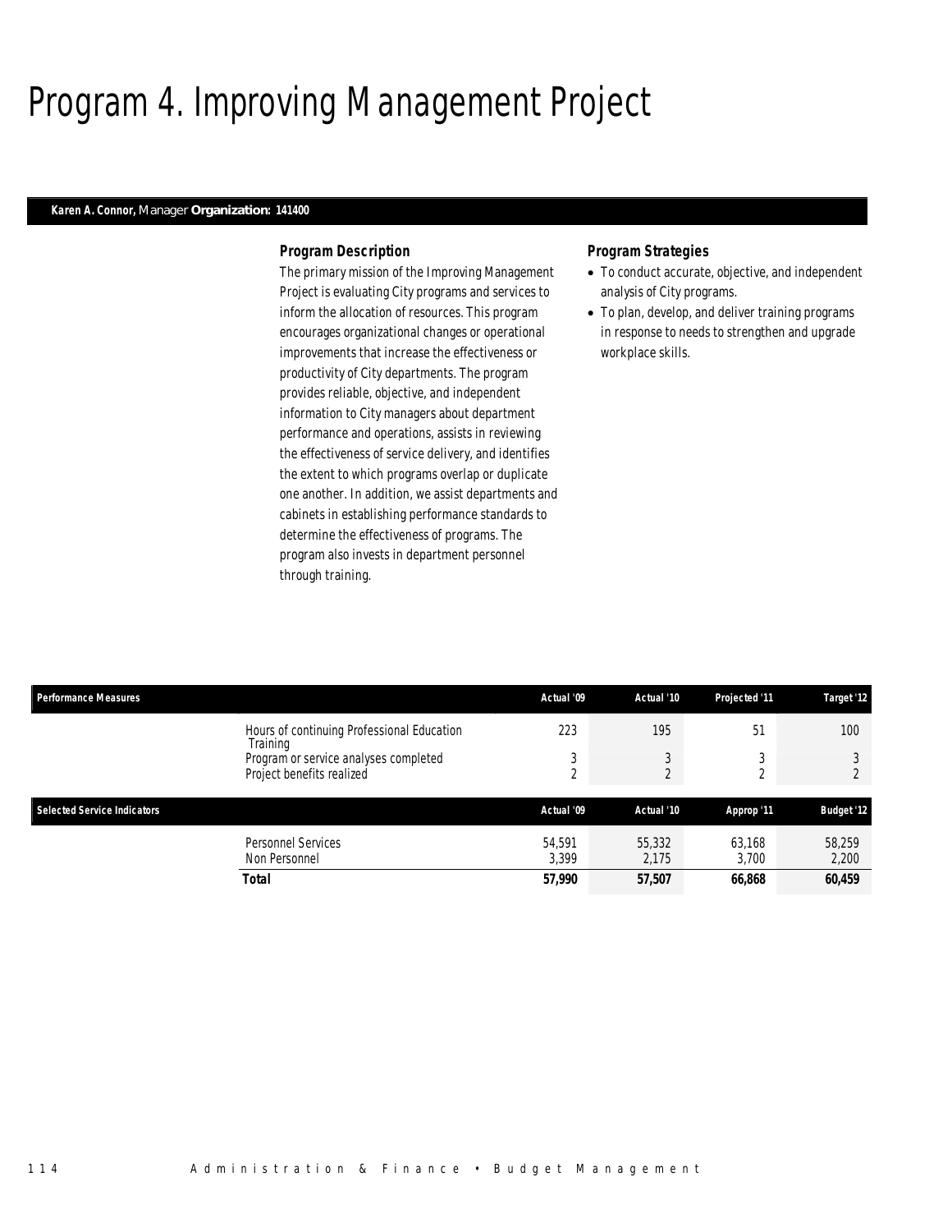# Program 4. Improving Management Project

**Karen A. Connor,** Manager **Organization: 141400**

### Program Description

The primary mission of the Improving Management Project is evaluating City programs and services to inform the allocation of resources. This program encourages organizational changes or operational improvements that increase the effectiveness or productivity of City departments. The program provides reliable, objective, and independent information to City managers about department performance and operations, assists in reviewing the effectiveness of service delivery, and identifies the extent to which programs overlap or duplicate one another. In addition, we assist departments and cabinets in establishing performance standards to determine the effectiveness of programs. The program also invests in department personnel through training.

### Program Strategies

- To conduct accurate, objective, and independent analysis of City programs.
- To plan, develop, and deliver training programs in response to needs to strengthen and upgrade workplace skills.

| Performance Measures | Actual '09 | Actual '10 | Projected '11 | Target '12 |
|---|---|---|---|---|
| Hours of continuing Professional Education Training | 223 | 195 | 51 | 100 |
| Program or service analyses completed | 3 | 3 | 3 | 3 |
| Project benefits realized | 2 | 2 | 2 | 2 |

| Selected Service Indicators | Actual '09 | Actual '10 | Approp '11 | Budget '12 |
|---|---|---|---|---|
| Personnel Services | 54,591 | 55,332 | 63,168 | 58,259 |
| Non Personnel | 3,399 | 2,175 | 3,700 | 2,200 |
| **Total** | **57,990** | **57,507** | **66,868** | **60,459** |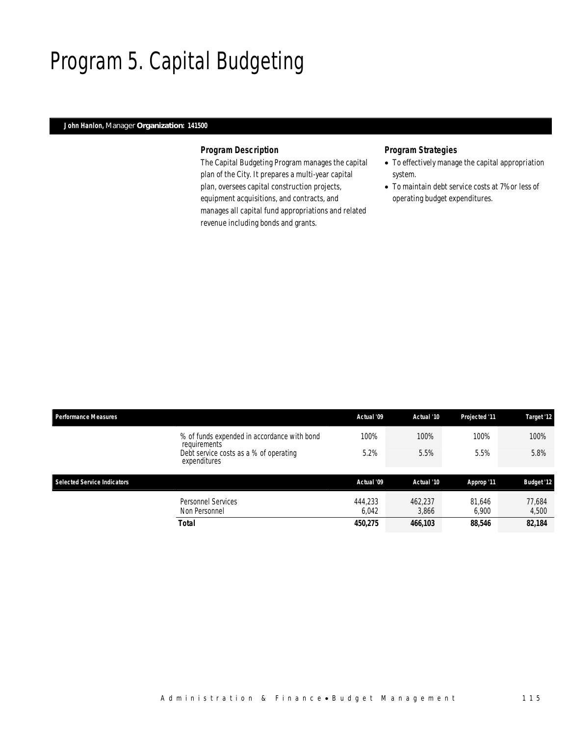# Program 5. Capital Budgeting

**John Hanlon,** Manager **Organization: 141500**

### *Program Description*

The Capital Budgeting Program manages the capital plan of the City. It prepares a multi-year capital plan, oversees capital construction projects, equipment acquisitions, and contracts, and manages all capital fund appropriations and related revenue including bonds and grants.

### *Program Strategies*

- To effectively manage the capital appropriation system.
- To maintain debt service costs at 7% or less of operating budget expenditures.

| Performance Measures | | Actual '09 | Actual '10 | Projected '11 | Target '12 |
|---|---|---|---|---|---|
| | % of funds expended in accordance with bond requirements | 100% | 100% | 100% | 100% |
| | Debt service costs as a % of operating expenditures | 5.2% | 5.5% | 5.5% | 5.8% |

| Selected Service Indicators | | Actual '09 | Actual '10 | Approp '11 | Budget '12 |
|---|---|---|---|---|---|
| | Personnel Services | 444,233 | 462,237 | 81,646 | 77,684 |
| | Non Personnel | 6,042 | 3,866 | 6,900 | 4,500 |
| | **Total** | **450,275** | **466,103** | **88,546** | **82,184** |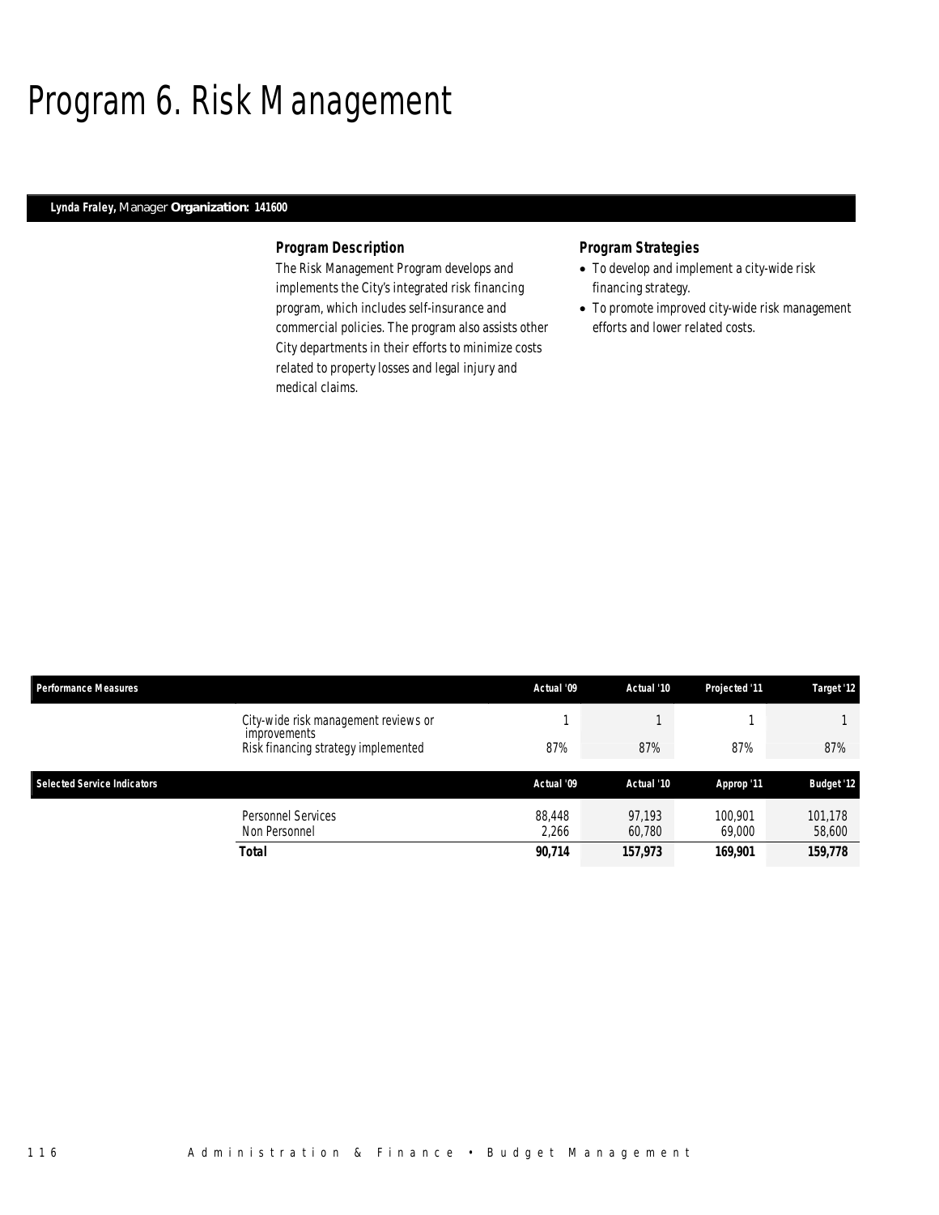# Program 6. Risk Management

**Lynda Fraley,** Manager **Organization: 141600**

### Program Description

The Risk Management Program develops and implements the City's integrated risk financing program, which includes self-insurance and commercial policies. The program also assists other City departments in their efforts to minimize costs related to property losses and legal injury and medical claims.

### Program Strategies

- To develop and implement a city-wide risk financing strategy.
- To promote improved city-wide risk management efforts and lower related costs.

| Performance Measures | Actual '09 | Actual '10 | Projected '11 | Target '12 |
|---|---|---|---|---|
| City-wide risk management reviews or improvements | 1 | 1 | 1 | 1 |
| Risk financing strategy implemented | 87% | 87% | 87% | 87% |

| Selected Service Indicators | Actual '09 | Actual '10 | Approp '11 | Budget '12 |
|---|---|---|---|---|
| Personnel Services | 88,448 | 97,193 | 100,901 | 101,178 |
| Non Personnel | 2,266 | 60,780 | 69,000 | 58,600 |
| **Total** | **90,714** | **157,973** | **169,901** | **159,778** |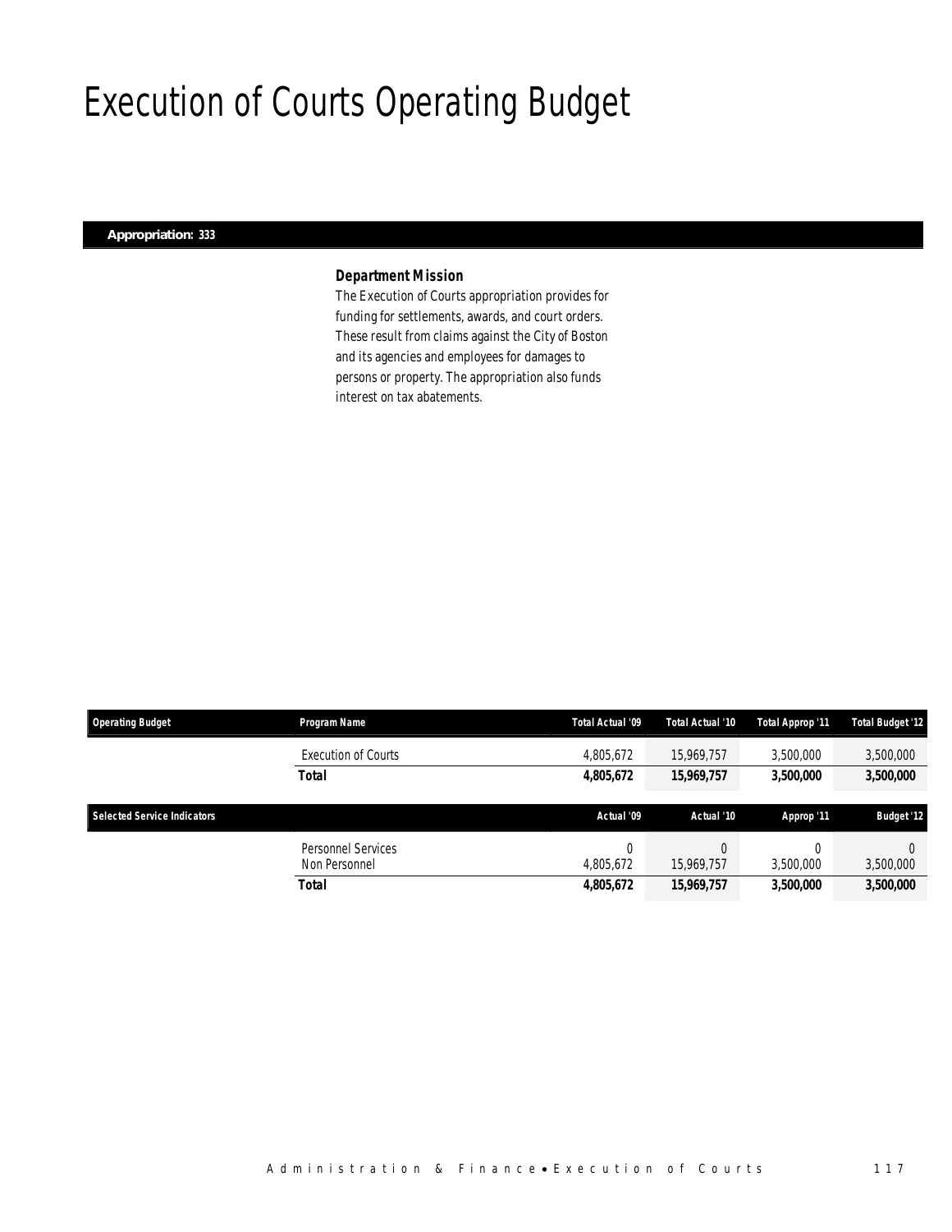# Execution of Courts Operating Budget

**Appropriation: 333**

### *Department Mission*

The Execution of Courts appropriation provides for funding for settlements, awards, and court orders. These result from claims against the City of Boston and its agencies and employees for damages to persons or property. The appropriation also funds interest on tax abatements.

| Operating Budget | Program Name | Total Actual '09 | Total Actual '10 | Total Approp '11 | Total Budget '12 |
|---|---|---|---|---|---|
| | Execution of Courts | 4,805,672 | 15,969,757 | 3,500,000 | 3,500,000 |
| | **Total** | **4,805,672** | **15,969,757** | **3,500,000** | **3,500,000** |

| Selected Service Indicators | | Actual '09 | Actual '10 | Approp '11 | Budget '12 |
|---|---|---|---|---|---|
| | Personnel Services | 0 | 0 | 0 | 0 |
| | Non Personnel | 4,805,672 | 15,969,757 | 3,500,000 | 3,500,000 |
| | **Total** | **4,805,672** | **15,969,757** | **3,500,000** | **3,500,000** |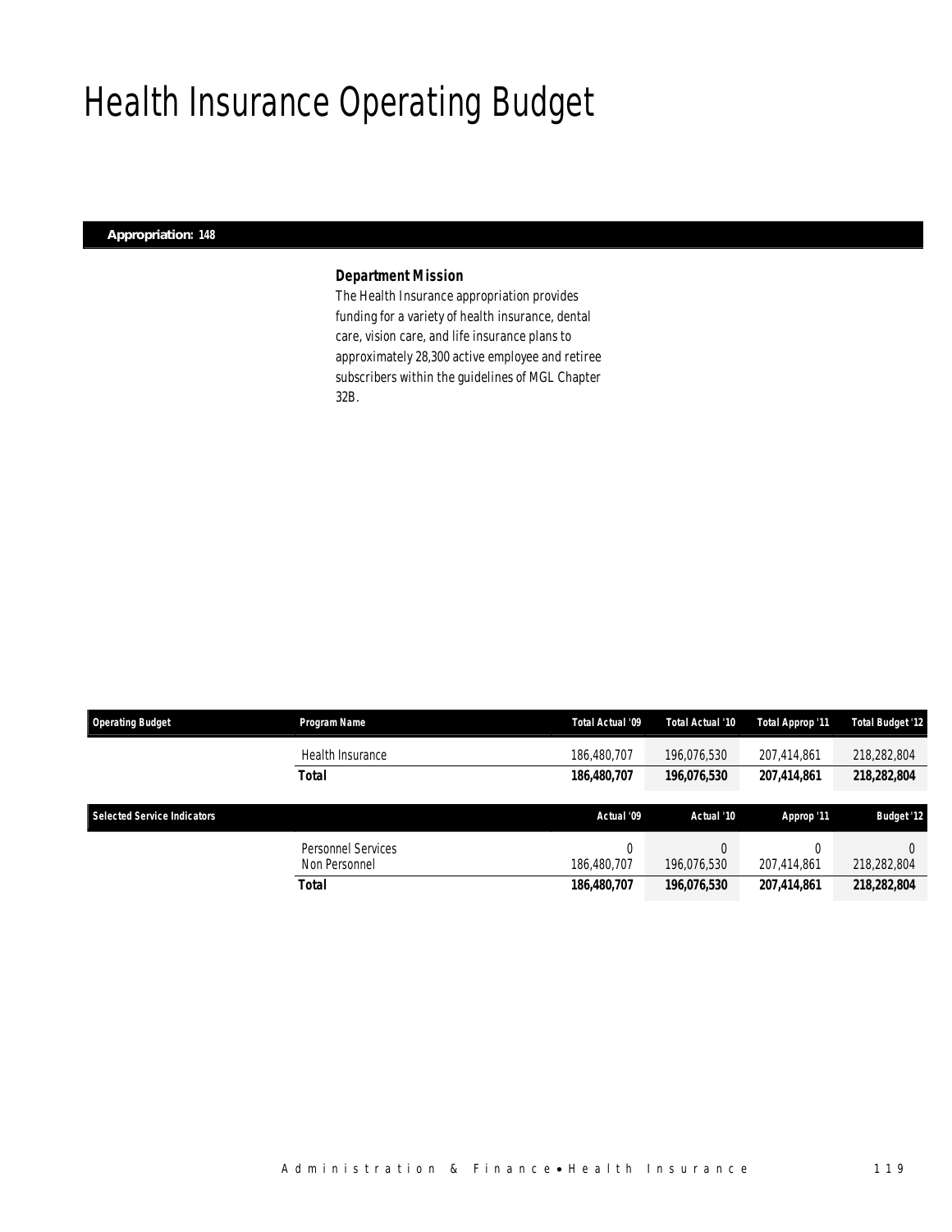# Health Insurance Operating Budget

**Appropriation: 148**

### *Department Mission*

The Health Insurance appropriation provides funding for a variety of health insurance, dental care, vision care, and life insurance plans to approximately 28,300 active employee and retiree subscribers within the guidelines of MGL Chapter 32B.

| Operating Budget | Program Name | Total Actual '09 | Total Actual '10 | Total Approp '11 | Total Budget '12 |
|---|---|---|---|---|---|
| | Health Insurance | 186,480,707 | 196,076,530 | 207,414,861 | 218,282,804 |
| | ***Total*** | ***186,480,707*** | ***196,076,530*** | ***207,414,861*** | ***218,282,804*** |

| Selected Service Indicators | | Actual '09 | Actual '10 | Approp '11 | Budget '12 |
|---|---|---|---|---|---|
| | Personnel Services | 0 | 0 | 0 | 0 |
| | Non Personnel | 186,480,707 | 196,076,530 | 207,414,861 | 218,282,804 |
| | ***Total*** | ***186,480,707*** | ***196,076,530*** | ***207,414,861*** | ***218,282,804*** |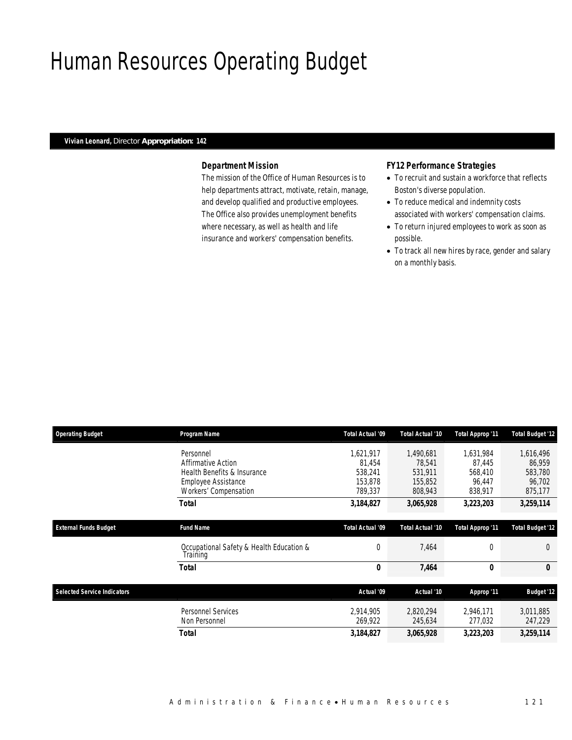# Human Resources Operating Budget

**Vivian Leonard,** Director **Appropriation: 142**

### *Department Mission*

The mission of the Office of Human Resources is to help departments attract, motivate, retain, manage, and develop qualified and productive employees. The Office also provides unemployment benefits where necessary, as well as health and life insurance and workers' compensation benefits.

### *FY12 Performance Strategies*

- To recruit and sustain a workforce that reflects Boston's diverse population.
- To reduce medical and indemnity costs associated with workers' compensation claims.
- To return injured employees to work as soon as possible.
- To track all new hires by race, gender and salary on a monthly basis.

| Operating Budget | Program Name | Total Actual '09 | Total Actual '10 | Total Approp '11 | Total Budget '12 |
|---|---|---|---|---|---|
| | Personnel | 1,621,917 | 1,490,681 | 1,631,984 | 1,616,496 |
| | Affirmative Action | 81,454 | 78,541 | 87,445 | 86,959 |
| | Health Benefits & Insurance | 538,241 | 531,911 | 568,410 | 583,780 |
| | Employee Assistance | 153,878 | 155,852 | 96,447 | 96,702 |
| | Workers' Compensation | 789,337 | 808,943 | 838,917 | 875,177 |
| | **Total** | **3,184,827** | **3,065,928** | **3,223,203** | **3,259,114** |

| External Funds Budget | Fund Name | Total Actual '09 | Total Actual '10 | Total Approp '11 | Total Budget '12 |
|---|---|---|---|---|---|
| | Occupational Safety & Health Education & Training | 0 | 7,464 | 0 | 0 |
| | **Total** | **0** | **7,464** | **0** | **0** |

| Selected Service Indicators | | Actual '09 | Actual '10 | Approp '11 | Budget '12 |
|---|---|---|---|---|---|
| | Personnel Services | 2,914,905 | 2,820,294 | 2,946,171 | 3,011,885 |
| | Non Personnel | 269,922 | 245,634 | 277,032 | 247,229 |
| | **Total** | **3,184,827** | **3,065,928** | **3,223,203** | **3,259,114** |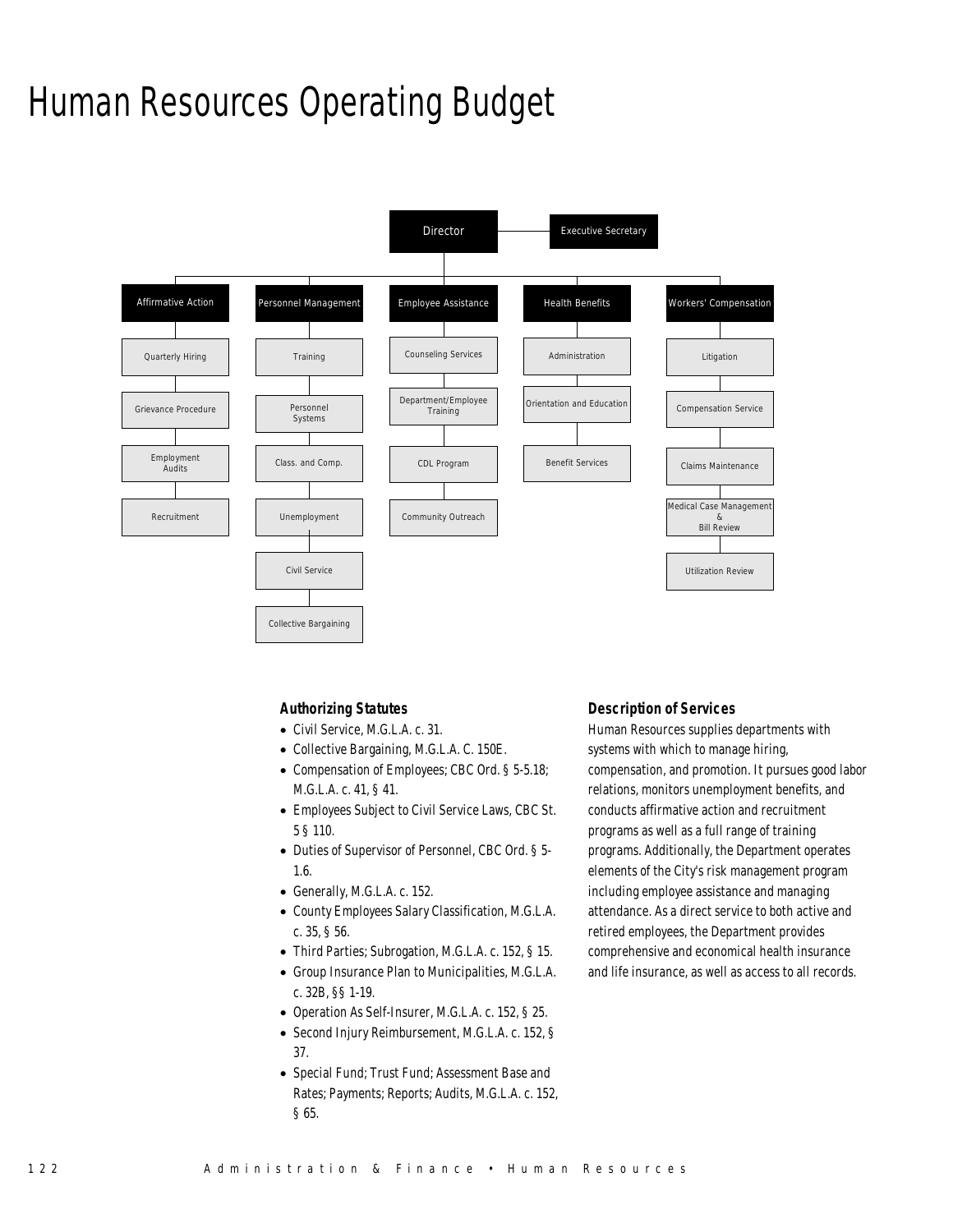# Human Resources Operating Budget

- Director
  - Executive Secretary
  - Affirmative Action
    - Quarterly Hiring
    - Grievance Procedure
    - Employment Audits
    - Recruitment
  - Personnel Management
    - Training
    - Personnel Systems
    - Class. and Comp.
    - Unemployment
    - Civil Service
    - Collective Bargaining
  - Employee Assistance
    - Counseling Services
    - Department/Employee Training
    - CDL Program
    - Community Outreach
  - Health Benefits
    - Administration
    - Orientation and Education
    - Benefit Services
  - Workers' Compensation
    - Litigation
    - Compensation Service
    - Claims Maintenance
    - Medical Case Management & Bill Review
    - Utilization Review

### Authorizing Statutes

- Civil Service, M.G.L.A. c. 31.
- Collective Bargaining, M.G.L.A. C. 150E.
- Compensation of Employees; CBC Ord. § 5-5.18; M.G.L.A. c. 41, § 41.
- Employees Subject to Civil Service Laws, CBC St. 5 § 110.
- Duties of Supervisor of Personnel, CBC Ord. § 5-1.6.
- Generally, M.G.L.A. c. 152.
- County Employees Salary Classification, M.G.L.A. c. 35, § 56.
- Third Parties; Subrogation, M.G.L.A. c. 152, § 15.
- Group Insurance Plan to Municipalities, M.G.L.A. c. 32B, §§ 1-19.
- Operation As Self-Insurer, M.G.L.A. c. 152, § 25.
- Second Injury Reimbursement, M.G.L.A. c. 152, § 37.
- Special Fund; Trust Fund; Assessment Base and Rates; Payments; Reports; Audits, M.G.L.A. c. 152, § 65.

### Description of Services

Human Resources supplies departments with systems with which to manage hiring, compensation, and promotion. It pursues good labor relations, monitors unemployment benefits, and conducts affirmative action and recruitment programs as well as a full range of training programs. Additionally, the Department operates elements of the City's risk management program including employee assistance and managing attendance. As a direct service to both active and retired employees, the Department provides comprehensive and economical health insurance and life insurance, as well as access to all records.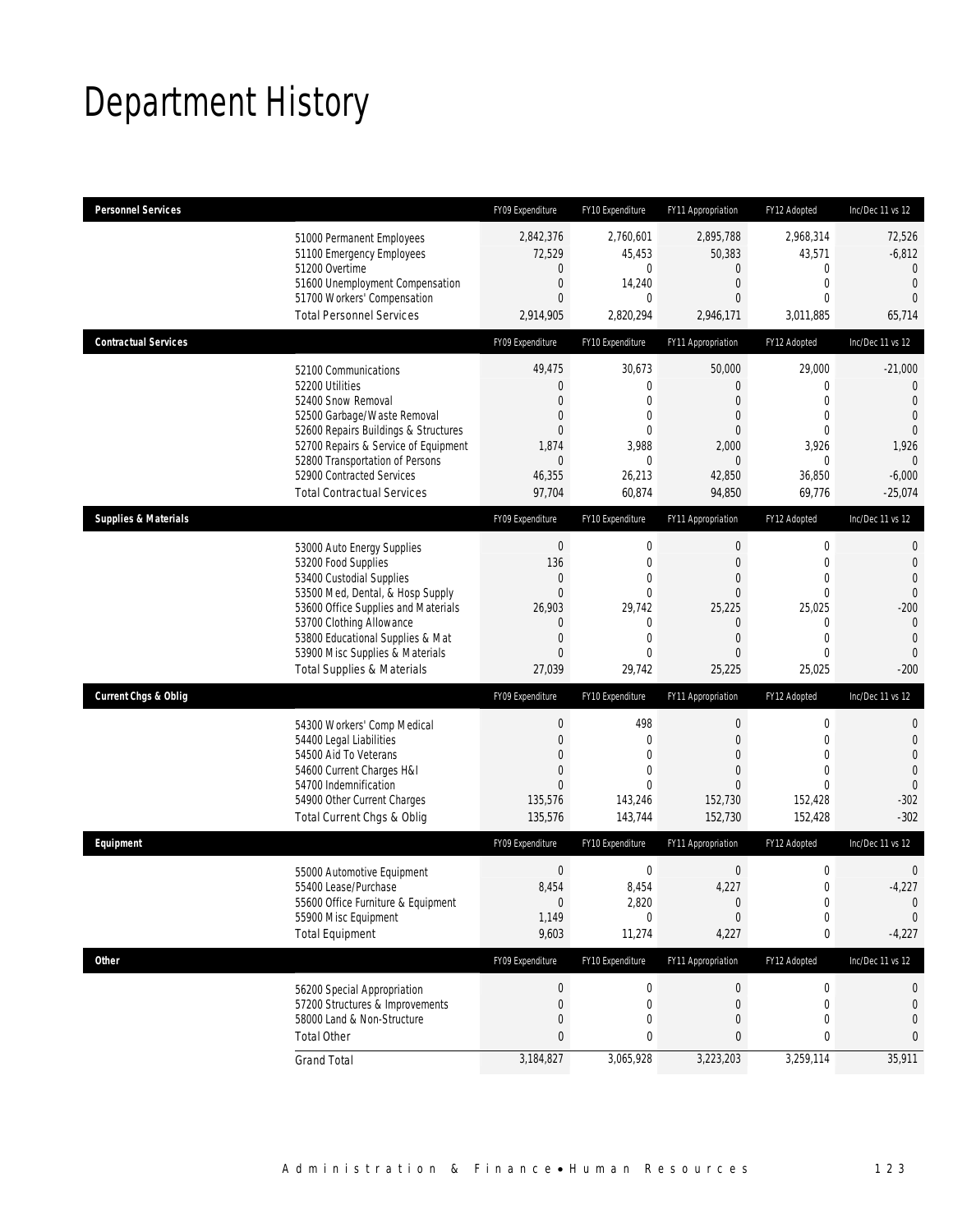# Department History

| Personnel Services | FY09 Expenditure | FY10 Expenditure | FY11 Appropriation | FY12 Adopted | Inc/Dec 11 vs 12 |
|---|---|---|---|---|---|
| 51000 Permanent Employees | 2,842,376 | 2,760,601 | 2,895,788 | 2,968,314 | 72,526 |
| 51100 Emergency Employees | 72,529 | 45,453 | 50,383 | 43,571 | -6,812 |
| 51200 Overtime | 0 | 0 | 0 | 0 | 0 |
| 51600 Unemployment Compensation | 0 | 14,240 | 0 | 0 | 0 |
| 51700 Workers' Compensation | 0 | 0 | 0 | 0 | 0 |
| Total Personnel Services | 2,914,905 | 2,820,294 | 2,946,171 | 3,011,885 | 65,714 |

| Contractual Services | FY09 Expenditure | FY10 Expenditure | FY11 Appropriation | FY12 Adopted | Inc/Dec 11 vs 12 |
|---|---|---|---|---|---|
| 52100 Communications | 49,475 | 30,673 | 50,000 | 29,000 | -21,000 |
| 52200 Utilities | 0 | 0 | 0 | 0 | 0 |
| 52400 Snow Removal | 0 | 0 | 0 | 0 | 0 |
| 52500 Garbage/Waste Removal | 0 | 0 | 0 | 0 | 0 |
| 52600 Repairs Buildings & Structures | 0 | 0 | 0 | 0 | 0 |
| 52700 Repairs & Service of Equipment | 1,874 | 3,988 | 2,000 | 3,926 | 1,926 |
| 52800 Transportation of Persons | 0 | 0 | 0 | 0 | 0 |
| 52900 Contracted Services | 46,355 | 26,213 | 42,850 | 36,850 | -6,000 |
| Total Contractual Services | 97,704 | 60,874 | 94,850 | 69,776 | -25,074 |

| Supplies & Materials | FY09 Expenditure | FY10 Expenditure | FY11 Appropriation | FY12 Adopted | Inc/Dec 11 vs 12 |
|---|---|---|---|---|---|
| 53000 Auto Energy Supplies | 0 | 0 | 0 | 0 | 0 |
| 53200 Food Supplies | 136 | 0 | 0 | 0 | 0 |
| 53400 Custodial Supplies | 0 | 0 | 0 | 0 | 0 |
| 53500 Med, Dental, & Hosp Supply | 0 | 0 | 0 | 0 | 0 |
| 53600 Office Supplies and Materials | 26,903 | 29,742 | 25,225 | 25,025 | -200 |
| 53700 Clothing Allowance | 0 | 0 | 0 | 0 | 0 |
| 53800 Educational Supplies & Mat | 0 | 0 | 0 | 0 | 0 |
| 53900 Misc Supplies & Materials | 0 | 0 | 0 | 0 | 0 |
| Total Supplies & Materials | 27,039 | 29,742 | 25,225 | 25,025 | -200 |

| Current Chgs & Oblig | FY09 Expenditure | FY10 Expenditure | FY11 Appropriation | FY12 Adopted | Inc/Dec 11 vs 12 |
|---|---|---|---|---|---|
| 54300 Workers' Comp Medical | 0 | 498 | 0 | 0 | 0 |
| 54400 Legal Liabilities | 0 | 0 | 0 | 0 | 0 |
| 54500 Aid To Veterans | 0 | 0 | 0 | 0 | 0 |
| 54600 Current Charges H&I | 0 | 0 | 0 | 0 | 0 |
| 54700 Indemnification | 0 | 0 | 0 | 0 | 0 |
| 54900 Other Current Charges | 135,576 | 143,246 | 152,730 | 152,428 | -302 |
| Total Current Chgs & Oblig | 135,576 | 143,744 | 152,730 | 152,428 | -302 |

| Equipment | FY09 Expenditure | FY10 Expenditure | FY11 Appropriation | FY12 Adopted | Inc/Dec 11 vs 12 |
|---|---|---|---|---|---|
| 55000 Automotive Equipment | 0 | 0 | 0 | 0 | 0 |
| 55400 Lease/Purchase | 8,454 | 8,454 | 4,227 | 0 | -4,227 |
| 55600 Office Furniture & Equipment | 0 | 2,820 | 0 | 0 | 0 |
| 55900 Misc Equipment | 1,149 | 0 | 0 | 0 | 0 |
| Total Equipment | 9,603 | 11,274 | 4,227 | 0 | -4,227 |

| Other | FY09 Expenditure | FY10 Expenditure | FY11 Appropriation | FY12 Adopted | Inc/Dec 11 vs 12 |
|---|---|---|---|---|---|
| 56200 Special Appropriation | 0 | 0 | 0 | 0 | 0 |
| 57200 Structures & Improvements | 0 | 0 | 0 | 0 | 0 |
| 58000 Land & Non-Structure | 0 | 0 | 0 | 0 | 0 |
| Total Other | 0 | 0 | 0 | 0 | 0 |
| Grand Total | 3,184,827 | 3,065,928 | 3,223,203 | 3,259,114 | 35,911 |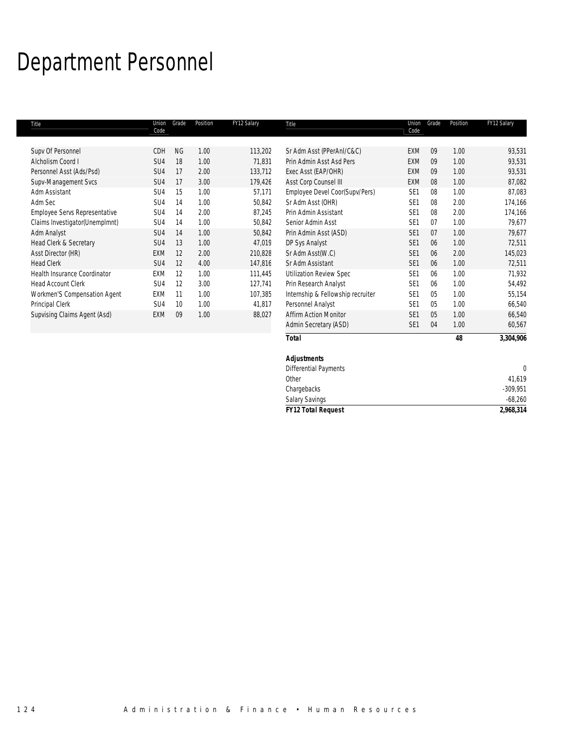# Department Personnel

| Title | Union Code | Grade | Position | FY12 Salary |
|---|---|---|---|---|
| Supv Of Personnel | CDH | NG | 1.00 | 113,202 |
| Alcholism Coord I | SU4 | 18 | 1.00 | 71,831 |
| Personnel Asst (Ads/Psd) | SU4 | 17 | 2.00 | 133,712 |
| Supv-Management Svcs | SU4 | 17 | 3.00 | 179,426 |
| Adm Assistant | SU4 | 15 | 1.00 | 57,171 |
| Adm Sec | SU4 | 14 | 1.00 | 50,842 |
| Employee Servs Representative | SU4 | 14 | 2.00 | 87,245 |
| Claims Investigator(Unemplmnt) | SU4 | 14 | 1.00 | 50,842 |
| Adm Analyst | SU4 | 14 | 1.00 | 50,842 |
| Head Clerk & Secretary | SU4 | 13 | 1.00 | 47,019 |
| Asst Director (HR) | EXM | 12 | 2.00 | 210,828 |
| Head Clerk | SU4 | 12 | 4.00 | 147,816 |
| Health Insurance Coordinator | EXM | 12 | 1.00 | 111,445 |
| Head Account Clerk | SU4 | 12 | 3.00 | 127,741 |
| Workmen'S Compensation Agent | EXM | 11 | 1.00 | 107,385 |
| Principal Clerk | SU4 | 10 | 1.00 | 41,817 |
| Supvising Claims Agent (Asd) | EXM | 09 | 1.00 | 88,027 |
| Sr Adm Asst (PPerAnl/C&C) | EXM | 09 | 1.00 | 93,531 |
| Prin Admin Asst Asd Pers | EXM | 09 | 1.00 | 93,531 |
| Exec Asst (EAP/OHR) | EXM | 09 | 1.00 | 93,531 |
| Asst Corp Counsel III | EXM | 08 | 1.00 | 87,082 |
| Employee Devel Coor(Supv/Pers) | SE1 | 08 | 1.00 | 87,083 |
| Sr Adm Asst (OHR) | SE1 | 08 | 2.00 | 174,166 |
| Prin Admin Assistant | SE1 | 08 | 2.00 | 174,166 |
| Senior Admin Asst | SE1 | 07 | 1.00 | 79,677 |
| Prin Admin Asst (ASD) | SE1 | 07 | 1.00 | 79,677 |
| DP Sys Analyst | SE1 | 06 | 1.00 | 72,511 |
| Sr Adm Asst(W.C) | SE1 | 06 | 2.00 | 145,023 |
| Sr Adm Assistant | SE1 | 06 | 1.00 | 72,511 |
| Utilization Review Spec | SE1 | 06 | 1.00 | 71,932 |
| Prin Research Analyst | SE1 | 06 | 1.00 | 54,492 |
| Internship & Fellowship recruiter | SE1 | 05 | 1.00 | 55,154 |
| Personnel Analyst | SE1 | 05 | 1.00 | 66,540 |
| Affirm Action Monitor | SE1 | 05 | 1.00 | 66,540 |
| Admin Secretary (ASD) | SE1 | 04 | 1.00 | 60,567 |
| **Total** | | | **48** | **3,304,906** |

| **Adjustments** | |
|---|---|
| Differential Payments | 0 |
| Other | 41,619 |
| Chargebacks | -309,951 |
| Salary Savings | -68,260 |
| **FY12 Total Request** | **2,968,314** |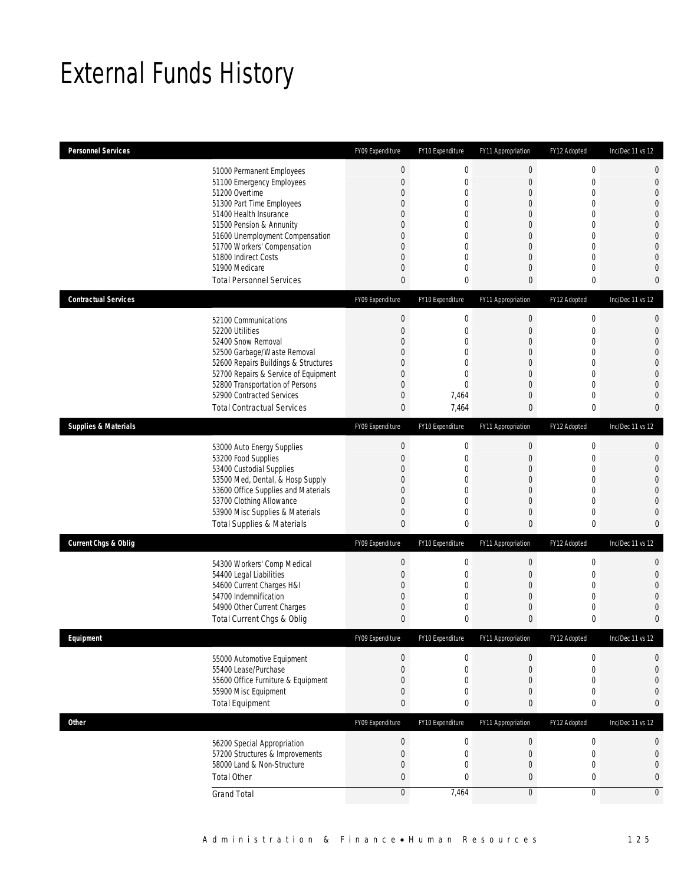# External Funds History

| Personnel Services | | FY09 Expenditure | FY10 Expenditure | FY11 Appropriation | FY12 Adopted | Inc/Dec 11 vs 12 |
|---|---|---|---|---|---|---|
| | 51000 Permanent Employees | 0 | 0 | 0 | 0 | 0 |
| | 51100 Emergency Employees | 0 | 0 | 0 | 0 | 0 |
| | 51200 Overtime | 0 | 0 | 0 | 0 | 0 |
| | 51300 Part Time Employees | 0 | 0 | 0 | 0 | 0 |
| | 51400 Health Insurance | 0 | 0 | 0 | 0 | 0 |
| | 51500 Pension & Annunity | 0 | 0 | 0 | 0 | 0 |
| | 51600 Unemployment Compensation | 0 | 0 | 0 | 0 | 0 |
| | 51700 Workers' Compensation | 0 | 0 | 0 | 0 | 0 |
| | 51800 Indirect Costs | 0 | 0 | 0 | 0 | 0 |
| | 51900 Medicare | 0 | 0 | 0 | 0 | 0 |
| | Total Personnel Services | 0 | 0 | 0 | 0 | 0 |

| Contractual Services | | FY09 Expenditure | FY10 Expenditure | FY11 Appropriation | FY12 Adopted | Inc/Dec 11 vs 12 |
|---|---|---|---|---|---|---|
| | 52100 Communications | 0 | 0 | 0 | 0 | 0 |
| | 52200 Utilities | 0 | 0 | 0 | 0 | 0 |
| | 52400 Snow Removal | 0 | 0 | 0 | 0 | 0 |
| | 52500 Garbage/Waste Removal | 0 | 0 | 0 | 0 | 0 |
| | 52600 Repairs Buildings & Structures | 0 | 0 | 0 | 0 | 0 |
| | 52700 Repairs & Service of Equipment | 0 | 0 | 0 | 0 | 0 |
| | 52800 Transportation of Persons | 0 | 0 | 0 | 0 | 0 |
| | 52900 Contracted Services | 0 | 7,464 | 0 | 0 | 0 |
| | Total Contractual Services | 0 | 7,464 | 0 | 0 | 0 |

| Supplies & Materials | | FY09 Expenditure | FY10 Expenditure | FY11 Appropriation | FY12 Adopted | Inc/Dec 11 vs 12 |
|---|---|---|---|---|---|---|
| | 53000 Auto Energy Supplies | 0 | 0 | 0 | 0 | 0 |
| | 53200 Food Supplies | 0 | 0 | 0 | 0 | 0 |
| | 53400 Custodial Supplies | 0 | 0 | 0 | 0 | 0 |
| | 53500 Med, Dental, & Hosp Supply | 0 | 0 | 0 | 0 | 0 |
| | 53600 Office Supplies and Materials | 0 | 0 | 0 | 0 | 0 |
| | 53700 Clothing Allowance | 0 | 0 | 0 | 0 | 0 |
| | 53900 Misc Supplies & Materials | 0 | 0 | 0 | 0 | 0 |
| | Total Supplies & Materials | 0 | 0 | 0 | 0 | 0 |

| Current Chgs & Oblig | | FY09 Expenditure | FY10 Expenditure | FY11 Appropriation | FY12 Adopted | Inc/Dec 11 vs 12 |
|---|---|---|---|---|---|---|
| | 54300 Workers' Comp Medical | 0 | 0 | 0 | 0 | 0 |
| | 54400 Legal Liabilities | 0 | 0 | 0 | 0 | 0 |
| | 54600 Current Charges H&I | 0 | 0 | 0 | 0 | 0 |
| | 54700 Indemnification | 0 | 0 | 0 | 0 | 0 |
| | 54900 Other Current Charges | 0 | 0 | 0 | 0 | 0 |
| | Total Current Chgs & Oblig | 0 | 0 | 0 | 0 | 0 |

| Equipment | | FY09 Expenditure | FY10 Expenditure | FY11 Appropriation | FY12 Adopted | Inc/Dec 11 vs 12 |
|---|---|---|---|---|---|---|
| | 55000 Automotive Equipment | 0 | 0 | 0 | 0 | 0 |
| | 55400 Lease/Purchase | 0 | 0 | 0 | 0 | 0 |
| | 55600 Office Furniture & Equipment | 0 | 0 | 0 | 0 | 0 |
| | 55900 Misc Equipment | 0 | 0 | 0 | 0 | 0 |
| | Total Equipment | 0 | 0 | 0 | 0 | 0 |

| Other | | FY09 Expenditure | FY10 Expenditure | FY11 Appropriation | FY12 Adopted | Inc/Dec 11 vs 12 |
|---|---|---|---|---|---|---|
| | 56200 Special Appropriation | 0 | 0 | 0 | 0 | 0 |
| | 57200 Structures & Improvements | 0 | 0 | 0 | 0 | 0 |
| | 58000 Land & Non-Structure | 0 | 0 | 0 | 0 | 0 |
| | Total Other | 0 | 0 | 0 | 0 | 0 |
| | Grand Total | 0 | 7,464 | 0 | 0 | 0 |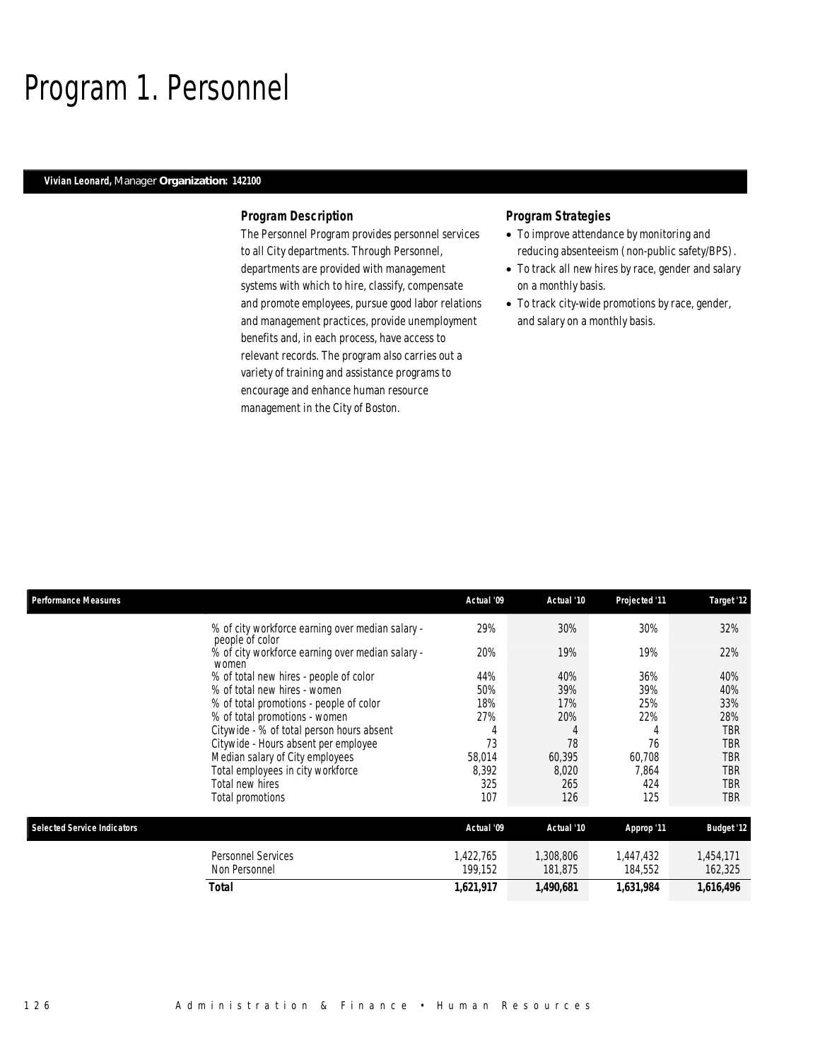# Program 1. Personnel

**Vivian Leonard,** Manager **Organization: 142100**

### Program Description

The Personnel Program provides personnel services to all City departments. Through Personnel, departments are provided with management systems with which to hire, classify, compensate and promote employees, pursue good labor relations and management practices, provide unemployment benefits and, in each process, have access to relevant records. The program also carries out a variety of training and assistance programs to encourage and enhance human resource management in the City of Boston.

### Program Strategies

- To improve attendance by monitoring and reducing absenteeism (non-public safety/BPS).
- To track all new hires by race, gender and salary on a monthly basis.
- To track city-wide promotions by race, gender, and salary on a monthly basis.

| Performance Measures | Actual '09 | Actual '10 | Projected '11 | Target '12 |
|---|---|---|---|---|
| % of city workforce earning over median salary - people of color | 29% | 30% | 30% | 32% |
| % of city workforce earning over median salary - women | 20% | 19% | 19% | 22% |
| % of total new hires - people of color | 44% | 40% | 36% | 40% |
| % of total new hires - women | 50% | 39% | 39% | 40% |
| % of total promotions - people of color | 18% | 17% | 25% | 33% |
| % of total promotions - women | 27% | 20% | 22% | 28% |
| Citywide - % of total person hours absent | 4 | 4 | 4 | TBR |
| Citywide - Hours absent per employee | 73 | 78 | 76 | TBR |
| Median salary of City employees | 58,014 | 60,395 | 60,708 | TBR |
| Total employees in city workforce | 8,392 | 8,020 | 7,864 | TBR |
| Total new hires | 325 | 265 | 424 | TBR |
| Total promotions | 107 | 126 | 125 | TBR |

| Selected Service Indicators | Actual '09 | Actual '10 | Approp '11 | Budget '12 |
|---|---|---|---|---|
| Personnel Services | 1,422,765 | 1,308,806 | 1,447,432 | 1,454,171 |
| Non Personnel | 199,152 | 181,875 | 184,552 | 162,325 |
| **Total** | **1,621,917** | **1,490,681** | **1,631,984** | **1,616,496** |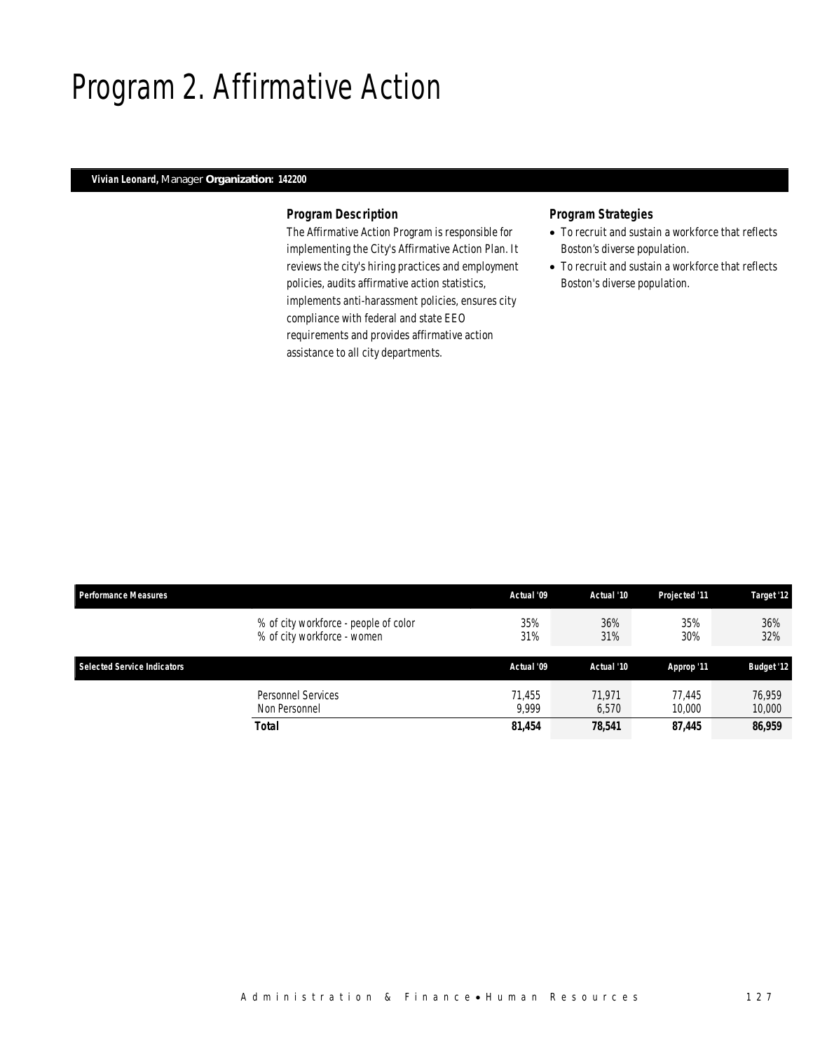# Program 2. Affirmative Action

**Vivian Leonard,** Manager **Organization: 142200**

### Program Description

The Affirmative Action Program is responsible for implementing the City's Affirmative Action Plan. It reviews the city's hiring practices and employment policies, audits affirmative action statistics, implements anti-harassment policies, ensures city compliance with federal and state EEO requirements and provides affirmative action assistance to all city departments.

### Program Strategies

- To recruit and sustain a workforce that reflects Boston's diverse population.
- To recruit and sustain a workforce that reflects Boston's diverse population.

| Performance Measures | | Actual '09 | Actual '10 | Projected '11 | Target '12 |
|---|---|---|---|---|---|
| | % of city workforce - people of color | 35% | 36% | 35% | 36% |
| | % of city workforce - women | 31% | 31% | 30% | 32% |

| Selected Service Indicators | | Actual '09 | Actual '10 | Approp '11 | Budget '12 |
|---|---|---|---|---|---|
| | Personnel Services | 71,455 | 71,971 | 77,445 | 76,959 |
| | Non Personnel | 9,999 | 6,570 | 10,000 | 10,000 |
| | **Total** | **81,454** | **78,541** | **87,445** | **86,959** |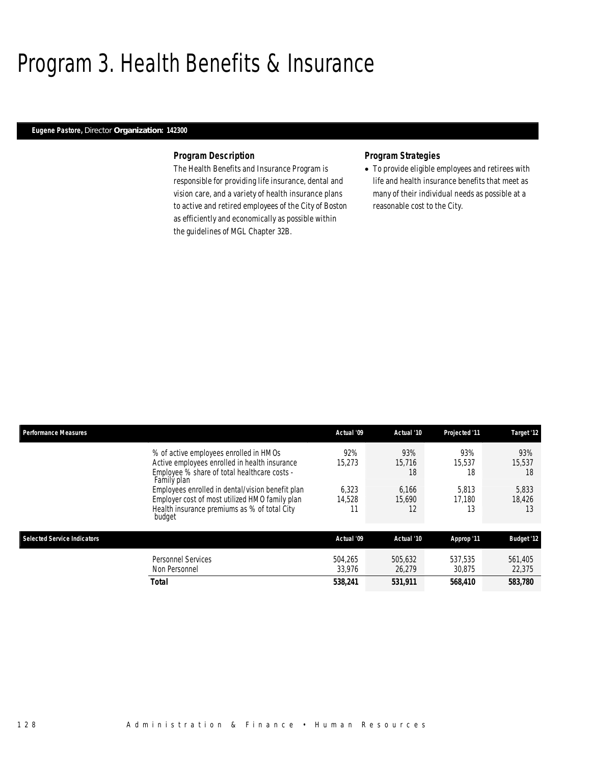# Program 3. Health Benefits & Insurance

**Eugene Pastore,** Director **Organization: 142300**

### Program Description

The Health Benefits and Insurance Program is responsible for providing life insurance, dental and vision care, and a variety of health insurance plans to active and retired employees of the City of Boston as efficiently and economically as possible within the guidelines of MGL Chapter 32B.

### Program Strategies

- To provide eligible employees and retirees with life and health insurance benefits that meet as many of their individual needs as possible at a reasonable cost to the City.

| Performance Measures | Actual '09 | Actual '10 | Projected '11 | Target '12 |
|---|---|---|---|---|
| % of active employees enrolled in HMOs | 92% | 93% | 93% | 93% |
| Active employees enrolled in health insurance | 15,273 | 15,716 | 15,537 | 15,537 |
| Employee % share of total healthcare costs - Family plan | | 18 | 18 | 18 |
| Employees enrolled in dental/vision benefit plan | 6,323 | 6,166 | 5,813 | 5,833 |
| Employer cost of most utilized HMO family plan | 14,528 | 15,690 | 17,180 | 18,426 |
| Health insurance premiums as % of total City budget | 11 | 12 | 13 | 13 |

| Selected Service Indicators | Actual '09 | Actual '10 | Approp '11 | Budget '12 |
|---|---|---|---|---|
| Personnel Services | 504,265 | 505,632 | 537,535 | 561,405 |
| Non Personnel | 33,976 | 26,279 | 30,875 | 22,375 |
| **Total** | **538,241** | **531,911** | **568,410** | **583,780** |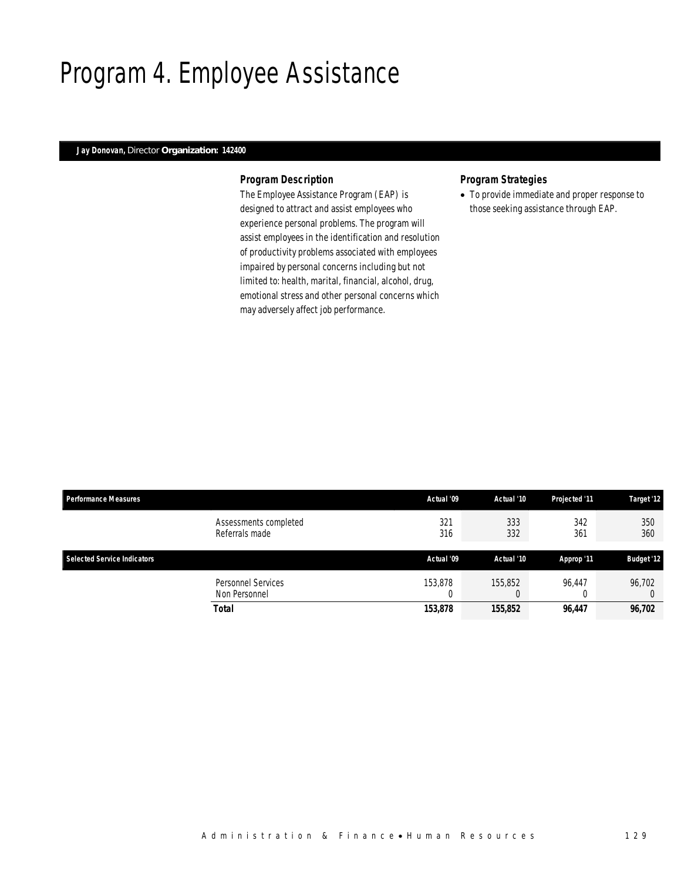# Program 4. Employee Assistance

**Jay Donovan,** Director **Organization: 142400**

### Program Description

The Employee Assistance Program (EAP) is designed to attract and assist employees who experience personal problems. The program will assist employees in the identification and resolution of productivity problems associated with employees impaired by personal concerns including but not limited to: health, marital, financial, alcohol, drug, emotional stress and other personal concerns which may adversely affect job performance.

### Program Strategies

- To provide immediate and proper response to those seeking assistance through EAP.

| Performance Measures | | Actual '09 | Actual '10 | Projected '11 | Target '12 |
|---|---|---|---|---|---|
| | Assessments completed | 321 | 333 | 342 | 350 |
| | Referrals made | 316 | 332 | 361 | 360 |

| Selected Service Indicators | | Actual '09 | Actual '10 | Approp '11 | Budget '12 |
|---|---|---|---|---|---|
| | Personnel Services | 153,878 | 155,852 | 96,447 | 96,702 |
| | Non Personnel | 0 | 0 | 0 | 0 |
| | **Total** | **153,878** | **155,852** | **96,447** | **96,702** |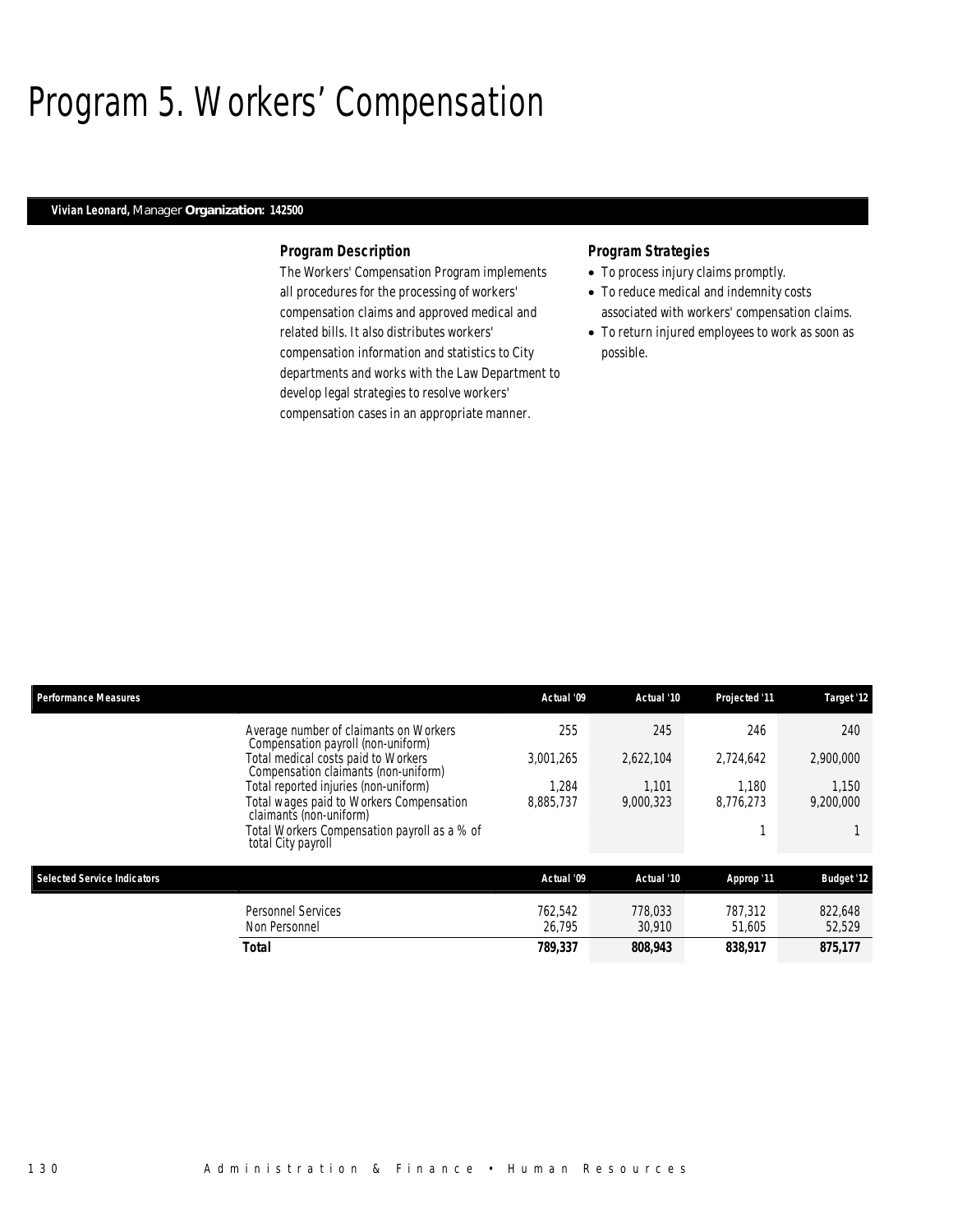# Program 5. Workers' Compensation

**Vivian Leonard,** Manager **Organization: 142500**

### Program Description

The Workers' Compensation Program implements all procedures for the processing of workers' compensation claims and approved medical and related bills. It also distributes workers' compensation information and statistics to City departments and works with the Law Department to develop legal strategies to resolve workers' compensation cases in an appropriate manner.

### Program Strategies

- To process injury claims promptly.
- To reduce medical and indemnity costs associated with workers' compensation claims.
- To return injured employees to work as soon as possible.

| Performance Measures | Actual '09 | Actual '10 | Projected '11 | Target '12 |
|---|---|---|---|---|
| Average number of claimants on Workers Compensation payroll (non-uniform) | 255 | 245 | 246 | 240 |
| Total medical costs paid to Workers Compensation claimants (non-uniform) | 3,001,265 | 2,622,104 | 2,724,642 | 2,900,000 |
| Total reported injuries (non-uniform) | 1,284 | 1,101 | 1,180 | 1,150 |
| Total wages paid to Workers Compensation claimants (non-uniform) | 8,885,737 | 9,000,323 | 8,776,273 | 9,200,000 |
| Total Workers Compensation payroll as a % of total City payroll | | | 1 | 1 |

| Selected Service Indicators | Actual '09 | Actual '10 | Approp '11 | Budget '12 |
|---|---|---|---|---|
| Personnel Services | 762,542 | 778,033 | 787,312 | 822,648 |
| Non Personnel | 26,795 | 30,910 | 51,605 | 52,529 |
| **Total** | **789,337** | **808,943** | **838,917** | **875,177** |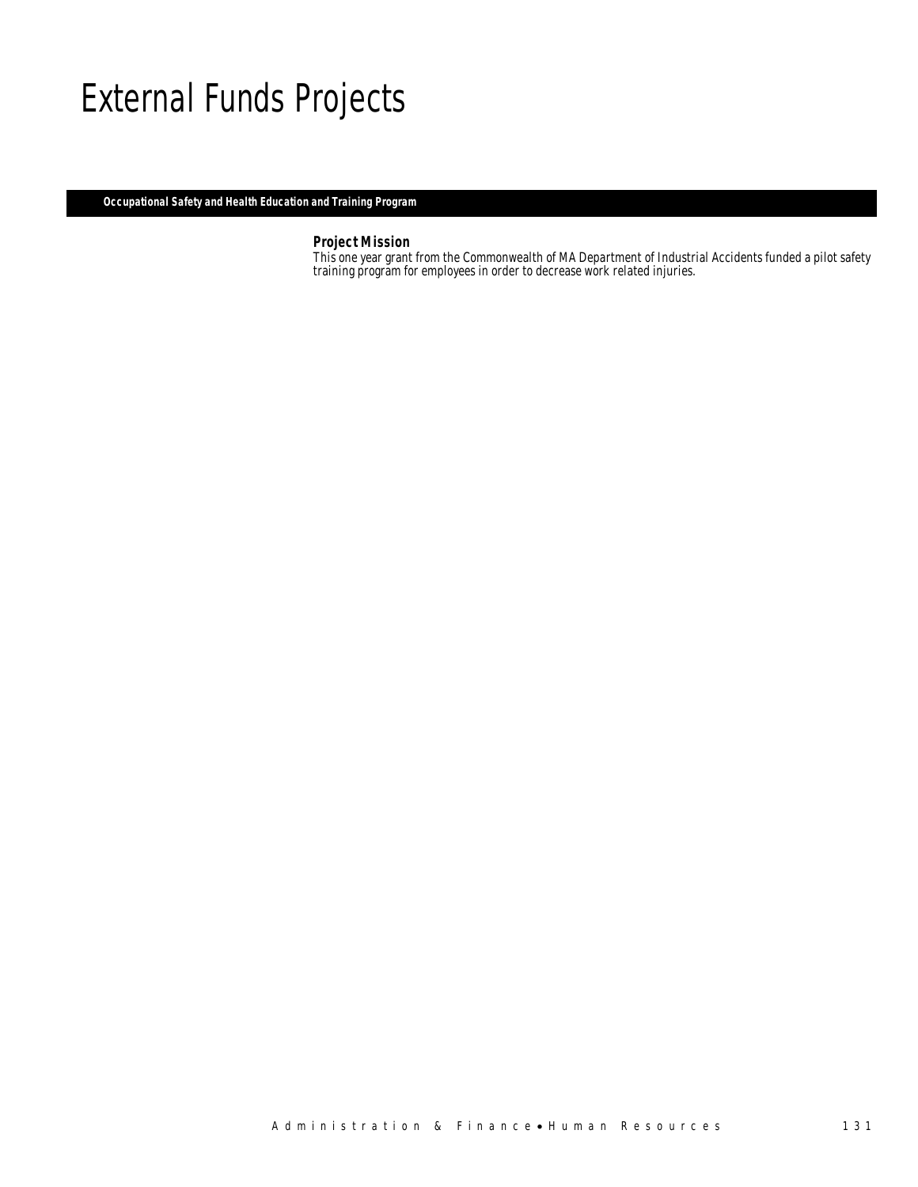# External Funds Projects

## Occupational Safety and Health Education and Training Program

### Project Mission

This one year grant from the Commonwealth of MA Department of Industrial Accidents funded a pilot safety training program for employees in order to decrease work related injuries.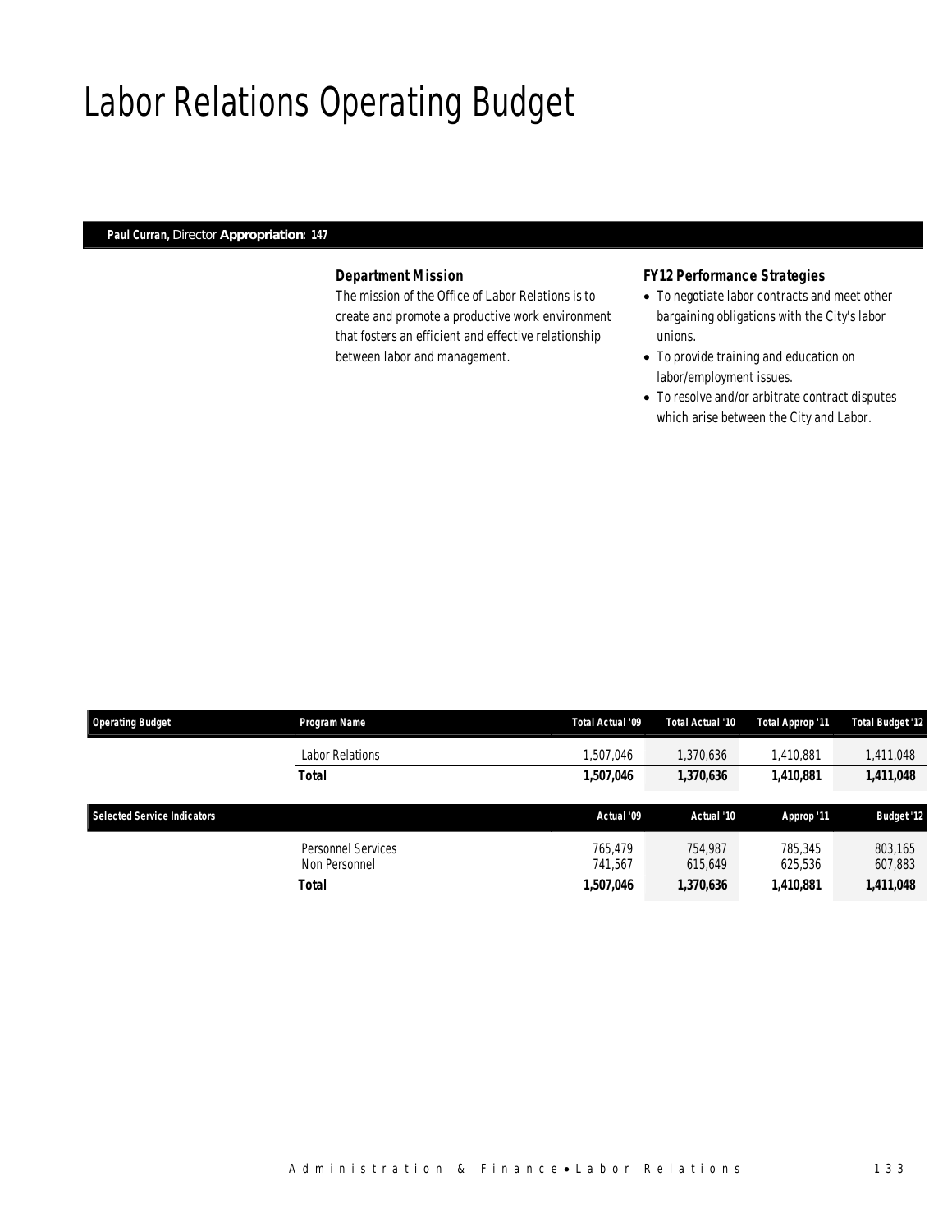# Labor Relations Operating Budget

**Paul Curran,** Director **Appropriation: 147**

### Department Mission

The mission of the Office of Labor Relations is to create and promote a productive work environment that fosters an efficient and effective relationship between labor and management.

### FY12 Performance Strategies

- To negotiate labor contracts and meet other bargaining obligations with the City's labor unions.
- To provide training and education on labor/employment issues.
- To resolve and/or arbitrate contract disputes which arise between the City and Labor.

| Operating Budget | Program Name | Total Actual '09 | Total Actual '10 | Total Approp '11 | Total Budget '12 |
|---|---|---|---|---|---|
| | Labor Relations | 1,507,046 | 1,370,636 | 1,410,881 | 1,411,048 |
| | **Total** | **1,507,046** | **1,370,636** | **1,410,881** | **1,411,048** |

| Selected Service Indicators | | Actual '09 | Actual '10 | Approp '11 | Budget '12 |
|---|---|---|---|---|---|
| | Personnel Services | 765,479 | 754,987 | 785,345 | 803,165 |
| | Non Personnel | 741,567 | 615,649 | 625,536 | 607,883 |
| | **Total** | **1,507,046** | **1,370,636** | **1,410,881** | **1,411,048** |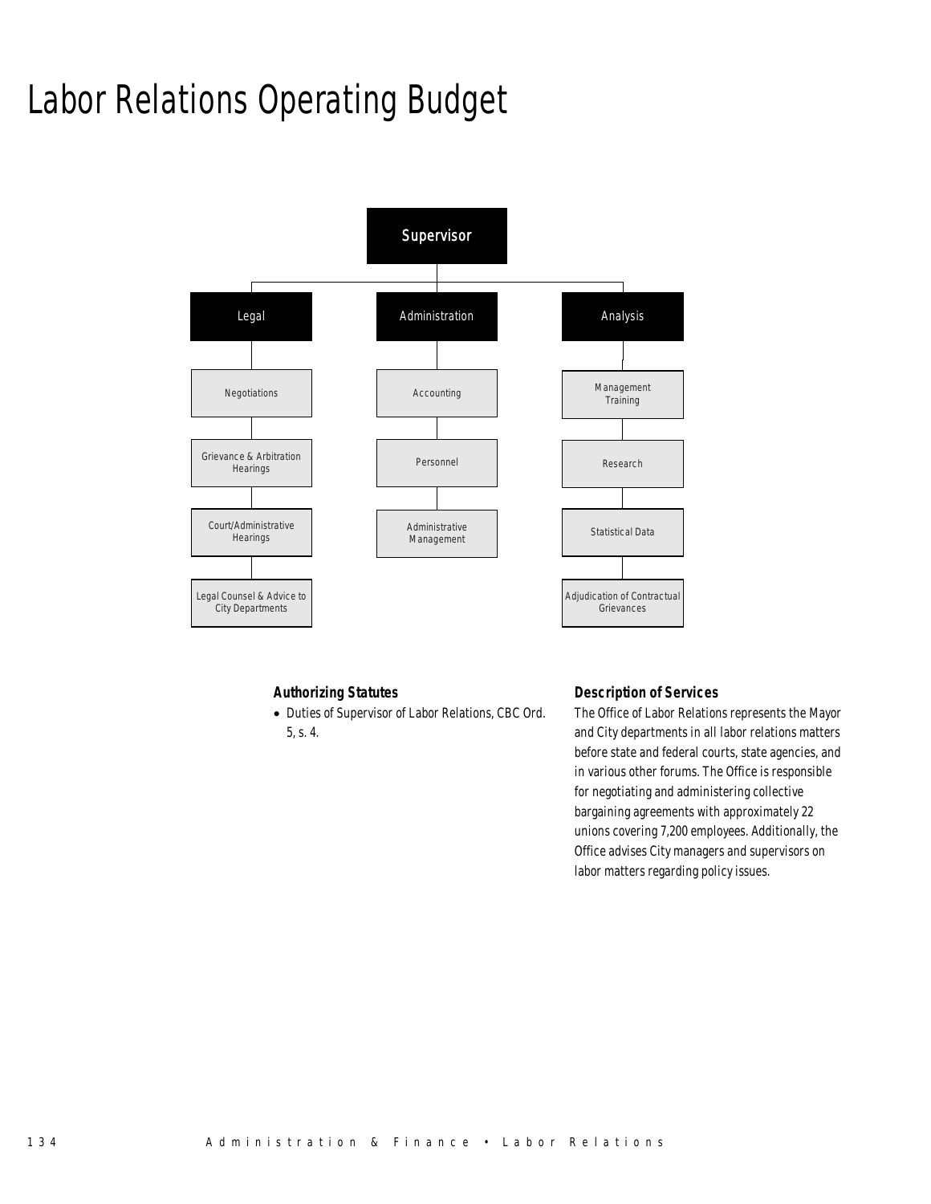# Labor Relations Operating Budget

- Supervisor
  - Legal
    - Negotiations
    - Grievance & Arbitration Hearings
    - Court/Administrative Hearings
    - Legal Counsel & Advice to City Departments
  - Administration
    - Accounting
    - Personnel
    - Administrative Management
  - Analysis
    - Management Training
    - Research
    - Statistical Data
    - Adjudication of Contractual Grievances

### Authorizing Statutes

- Duties of Supervisor of Labor Relations, CBC Ord. 5, s. 4.

### Description of Services

The Office of Labor Relations represents the Mayor and City departments in all labor relations matters before state and federal courts, state agencies, and in various other forums. The Office is responsible for negotiating and administering collective bargaining agreements with approximately 22 unions covering 7,200 employees. Additionally, the Office advises City managers and supervisors on labor matters regarding policy issues.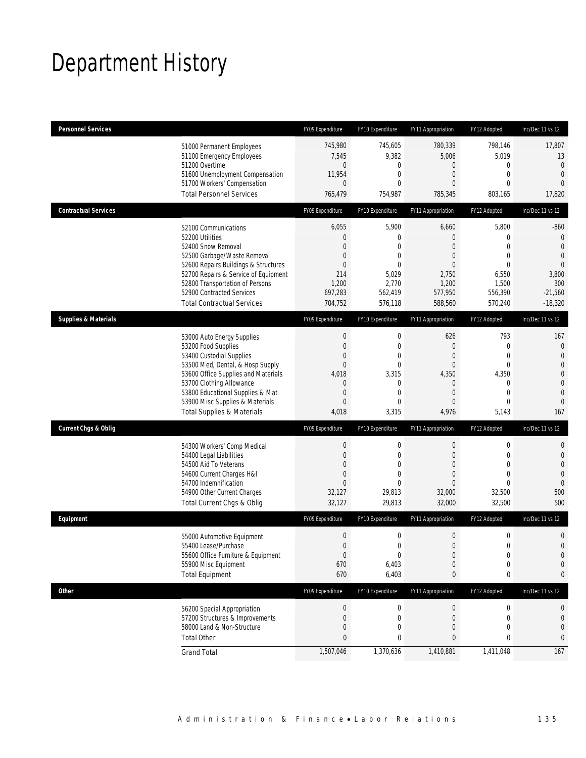# Department History

| Personnel Services | FY09 Expenditure | FY10 Expenditure | FY11 Appropriation | FY12 Adopted | Inc/Dec 11 vs 12 |
|---|---|---|---|---|---|
| 51000 Permanent Employees | 745,980 | 745,605 | 780,339 | 798,146 | 17,807 |
| 51100 Emergency Employees | 7,545 | 9,382 | 5,006 | 5,019 | 13 |
| 51200 Overtime | 0 | 0 | 0 | 0 | 0 |
| 51600 Unemployment Compensation | 11,954 | 0 | 0 | 0 | 0 |
| 51700 Workers' Compensation | 0 | 0 | 0 | 0 | 0 |
| Total Personnel Services | 765,479 | 754,987 | 785,345 | 803,165 | 17,820 |

| Contractual Services | FY09 Expenditure | FY10 Expenditure | FY11 Appropriation | FY12 Adopted | Inc/Dec 11 vs 12 |
|---|---|---|---|---|---|
| 52100 Communications | 6,055 | 5,900 | 6,660 | 5,800 | -860 |
| 52200 Utilities | 0 | 0 | 0 | 0 | 0 |
| 52400 Snow Removal | 0 | 0 | 0 | 0 | 0 |
| 52500 Garbage/Waste Removal | 0 | 0 | 0 | 0 | 0 |
| 52600 Repairs Buildings & Structures | 0 | 0 | 0 | 0 | 0 |
| 52700 Repairs & Service of Equipment | 214 | 5,029 | 2,750 | 6,550 | 3,800 |
| 52800 Transportation of Persons | 1,200 | 2,770 | 1,200 | 1,500 | 300 |
| 52900 Contracted Services | 697,283 | 562,419 | 577,950 | 556,390 | -21,560 |
| Total Contractual Services | 704,752 | 576,118 | 588,560 | 570,240 | -18,320 |

| Supplies & Materials | FY09 Expenditure | FY10 Expenditure | FY11 Appropriation | FY12 Adopted | Inc/Dec 11 vs 12 |
|---|---|---|---|---|---|
| 53000 Auto Energy Supplies | 0 | 0 | 626 | 793 | 167 |
| 53200 Food Supplies | 0 | 0 | 0 | 0 | 0 |
| 53400 Custodial Supplies | 0 | 0 | 0 | 0 | 0 |
| 53500 Med, Dental, & Hosp Supply | 0 | 0 | 0 | 0 | 0 |
| 53600 Office Supplies and Materials | 4,018 | 3,315 | 4,350 | 4,350 | 0 |
| 53700 Clothing Allowance | 0 | 0 | 0 | 0 | 0 |
| 53800 Educational Supplies & Mat | 0 | 0 | 0 | 0 | 0 |
| 53900 Misc Supplies & Materials | 0 | 0 | 0 | 0 | 0 |
| Total Supplies & Materials | 4,018 | 3,315 | 4,976 | 5,143 | 167 |

| Current Chgs & Oblig | FY09 Expenditure | FY10 Expenditure | FY11 Appropriation | FY12 Adopted | Inc/Dec 11 vs 12 |
|---|---|---|---|---|---|
| 54300 Workers' Comp Medical | 0 | 0 | 0 | 0 | 0 |
| 54400 Legal Liabilities | 0 | 0 | 0 | 0 | 0 |
| 54500 Aid To Veterans | 0 | 0 | 0 | 0 | 0 |
| 54600 Current Charges H&I | 0 | 0 | 0 | 0 | 0 |
| 54700 Indemnification | 0 | 0 | 0 | 0 | 0 |
| 54900 Other Current Charges | 32,127 | 29,813 | 32,000 | 32,500 | 500 |
| Total Current Chgs & Oblig | 32,127 | 29,813 | 32,000 | 32,500 | 500 |

| Equipment | FY09 Expenditure | FY10 Expenditure | FY11 Appropriation | FY12 Adopted | Inc/Dec 11 vs 12 |
|---|---|---|---|---|---|
| 55000 Automotive Equipment | 0 | 0 | 0 | 0 | 0 |
| 55400 Lease/Purchase | 0 | 0 | 0 | 0 | 0 |
| 55600 Office Furniture & Equipment | 0 | 0 | 0 | 0 | 0 |
| 55900 Misc Equipment | 670 | 6,403 | 0 | 0 | 0 |
| Total Equipment | 670 | 6,403 | 0 | 0 | 0 |

| Other | FY09 Expenditure | FY10 Expenditure | FY11 Appropriation | FY12 Adopted | Inc/Dec 11 vs 12 |
|---|---|---|---|---|---|
| 56200 Special Appropriation | 0 | 0 | 0 | 0 | 0 |
| 57200 Structures & Improvements | 0 | 0 | 0 | 0 | 0 |
| 58000 Land & Non-Structure | 0 | 0 | 0 | 0 | 0 |
| Total Other | 0 | 0 | 0 | 0 | 0 |
| Grand Total | 1,507,046 | 1,370,636 | 1,410,881 | 1,411,048 | 167 |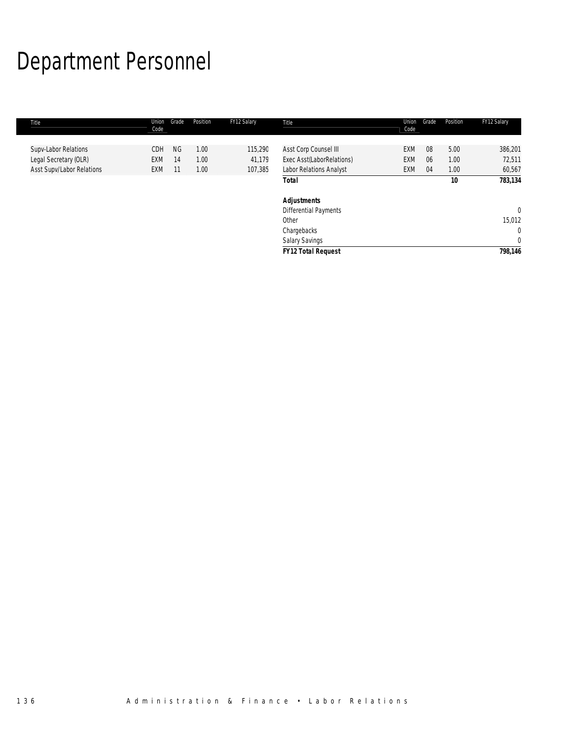# Department Personnel

| Title | Union Code | Grade | Position | FY12 Salary | Title | Union Code | Grade | Position | FY12 Salary |
|---|---|---|---|---|---|---|---|---|---|
| Supv-Labor Relations | CDH | NG | 1.00 | 115,290 | Asst Corp Counsel III | EXM | 08 | 5.00 | 386,201 |
| Legal Secretary (OLR) | EXM | 14 | 1.00 | 41,179 | Exec Asst(LaborRelations) | EXM | 06 | 1.00 | 72,511 |
| Asst Supv/Labor Relations | EXM | 11 | 1.00 | 107,385 | Labor Relations Analyst | EXM | 04 | 1.00 | 60,567 |
| | | | | | ***Total*** | | | **10** | **783,134** |
| | | | | | | | | | |
| | | | | | ***Adjustments*** | | | | |
| | | | | | Differential Payments | | | | 0 |
| | | | | | Other | | | | 15,012 |
| | | | | | Chargebacks | | | | 0 |
| | | | | | Salary Savings | | | | 0 |
| | | | | | ***FY12 Total Request*** | | | | **798,146** |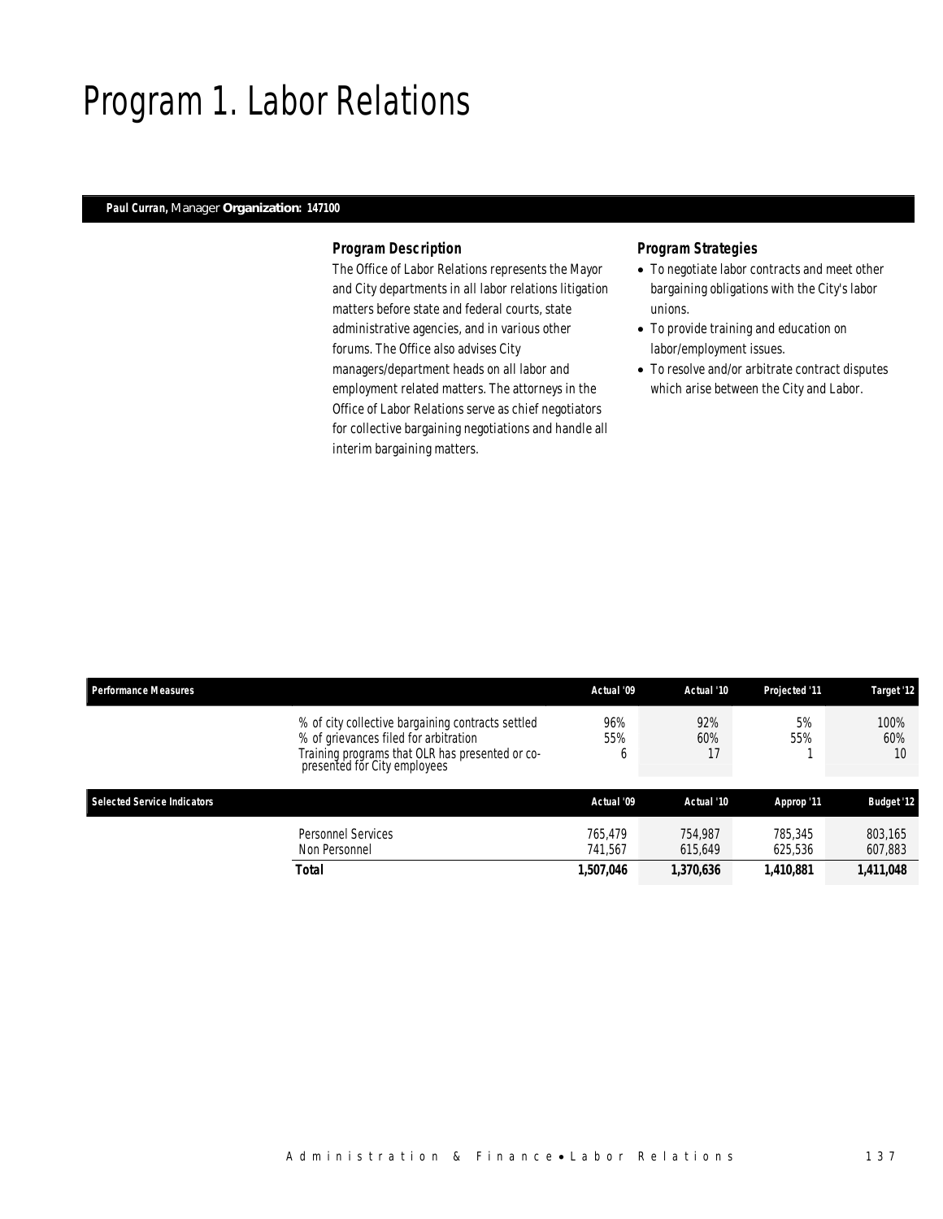# Program 1. Labor Relations

**Paul Curran,** Manager **Organization: 147100**

### Program Description

The Office of Labor Relations represents the Mayor and City departments in all labor relations litigation matters before state and federal courts, state administrative agencies, and in various other forums. The Office also advises City managers/department heads on all labor and employment related matters. The attorneys in the Office of Labor Relations serve as chief negotiators for collective bargaining negotiations and handle all interim bargaining matters.

### Program Strategies

- To negotiate labor contracts and meet other bargaining obligations with the City's labor unions.
- To provide training and education on labor/employment issues.
- To resolve and/or arbitrate contract disputes which arise between the City and Labor.

| Performance Measures | Actual '09 | Actual '10 | Projected '11 | Target '12 |
|---|---|---|---|---|
| % of city collective bargaining contracts settled | 96% | 92% | 5% | 100% |
| % of grievances filed for arbitration | 55% | 60% | 55% | 60% |
| Training programs that OLR has presented or co-presented for City employees | 6 | 17 | 1 | 10 |

| Selected Service Indicators | Actual '09 | Actual '10 | Approp '11 | Budget '12 |
|---|---|---|---|---|
| Personnel Services | 765,479 | 754,987 | 785,345 | 803,165 |
| Non Personnel | 741,567 | 615,649 | 625,536 | 607,883 |
| **Total** | **1,507,046** | **1,370,636** | **1,410,881** | **1,411,048** |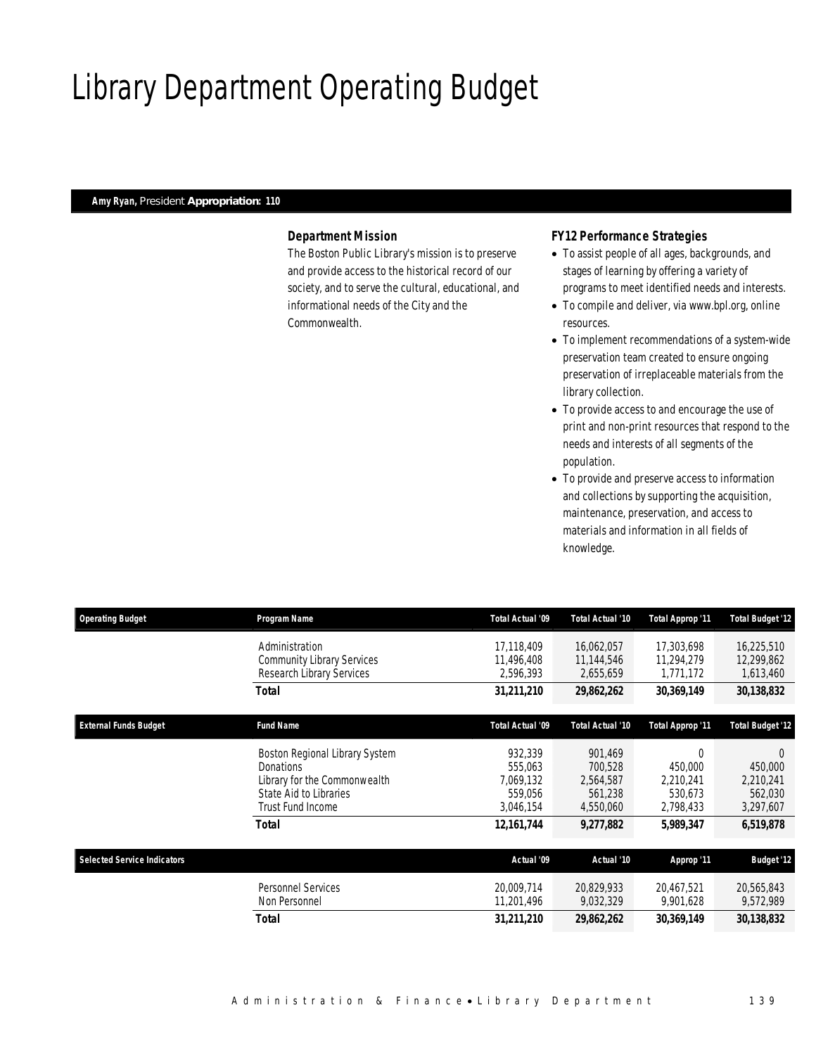# Library Department Operating Budget

**Amy Ryan,** President **Appropriation: 110**

### Department Mission

The Boston Public Library's mission is to preserve and provide access to the historical record of our society, and to serve the cultural, educational, and informational needs of the City and the Commonwealth.

### FY12 Performance Strategies

- To assist people of all ages, backgrounds, and stages of learning by offering a variety of programs to meet identified needs and interests.
- To compile and deliver, via www.bpl.org, online resources.
- To implement recommendations of a system-wide preservation team created to ensure ongoing preservation of irreplaceable materials from the library collection.
- To provide access to and encourage the use of print and non-print resources that respond to the needs and interests of all segments of the population.
- To provide and preserve access to information and collections by supporting the acquisition, maintenance, preservation, and access to materials and information in all fields of knowledge.

| Operating Budget | Program Name | Total Actual '09 | Total Actual '10 | Total Approp '11 | Total Budget '12 |
|---|---|---|---|---|---|
| | Administration | 17,118,409 | 16,062,057 | 17,303,698 | 16,225,510 |
| | Community Library Services | 11,496,408 | 11,144,546 | 11,294,279 | 12,299,862 |
| | Research Library Services | 2,596,393 | 2,655,659 | 1,771,172 | 1,613,460 |
| | **Total** | **31,211,210** | **29,862,262** | **30,369,149** | **30,138,832** |

| External Funds Budget | Fund Name | Total Actual '09 | Total Actual '10 | Total Approp '11 | Total Budget '12 |
|---|---|---|---|---|---|
| | Boston Regional Library System | 932,339 | 901,469 | 0 | 0 |
| | Donations | 555,063 | 700,528 | 450,000 | 450,000 |
| | Library for the Commonwealth | 7,069,132 | 2,564,587 | 2,210,241 | 2,210,241 |
| | State Aid to Libraries | 559,056 | 561,238 | 530,673 | 562,030 |
| | Trust Fund Income | 3,046,154 | 4,550,060 | 2,798,433 | 3,297,607 |
| | **Total** | **12,161,744** | **9,277,882** | **5,989,347** | **6,519,878** |

| Selected Service Indicators | | Actual '09 | Actual '10 | Approp '11 | Budget '12 |
|---|---|---|---|---|---|
| | Personnel Services | 20,009,714 | 20,829,933 | 20,467,521 | 20,565,843 |
| | Non Personnel | 11,201,496 | 9,032,329 | 9,901,628 | 9,572,989 |
| | **Total** | **31,211,210** | **29,862,262** | **30,369,149** | **30,138,832** |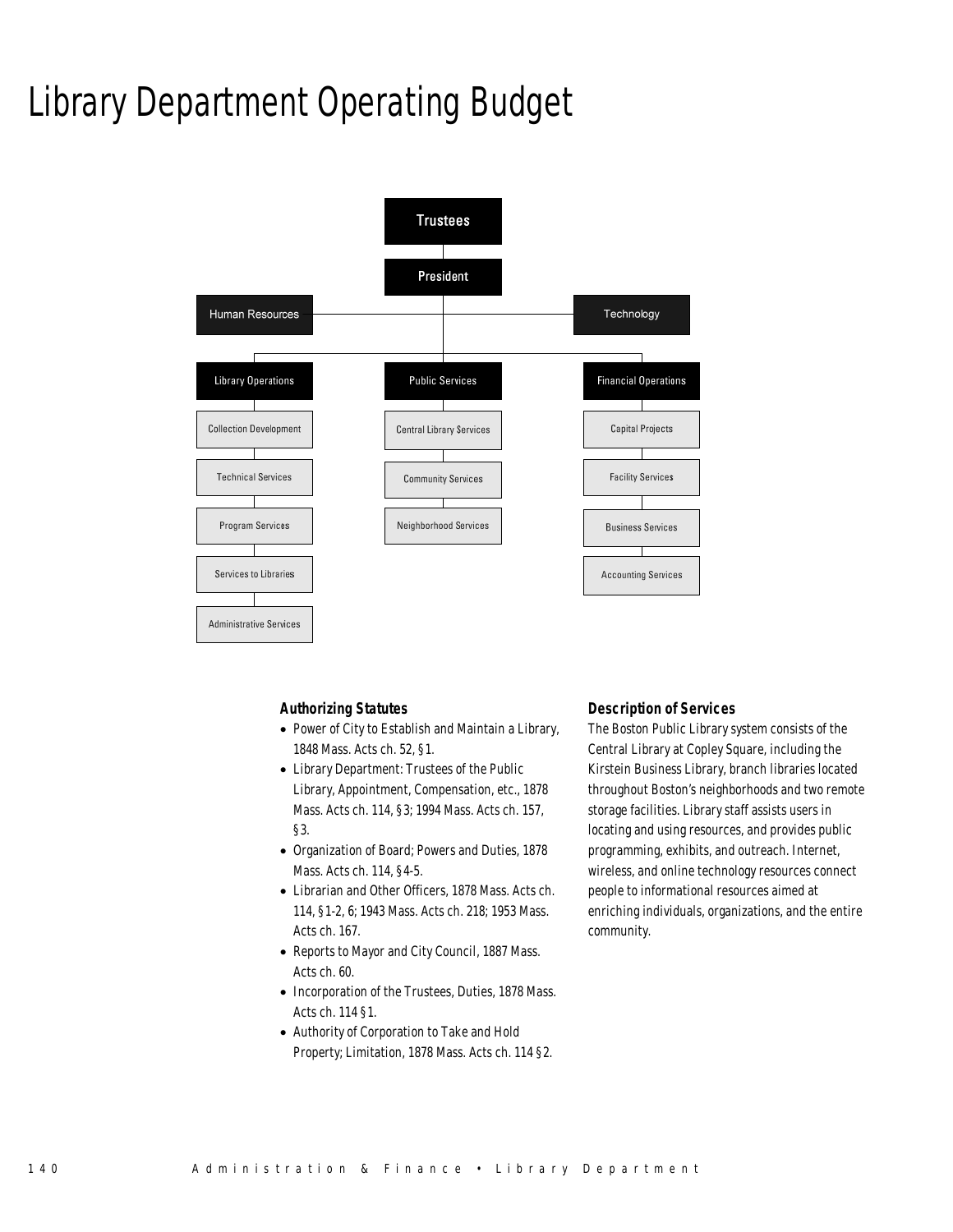# Library Department Operating Budget

- Trustees
  - President
    - Human Resources
    - Technology
    - Library Operations
      - Collection Development
      - Technical Services
      - Program Services
      - Services to Libraries
      - Administrative Services
    - Public Services
      - Central Library Services
      - Community Services
      - Neighborhood Services
    - Financial Operations
      - Capital Projects
      - Facility Services
      - Business Services
      - Accounting Services

### Authorizing Statutes

- Power of City to Establish and Maintain a Library, 1848 Mass. Acts ch. 52, §1.
- Library Department: Trustees of the Public Library, Appointment, Compensation, etc., 1878 Mass. Acts ch. 114, §3; 1994 Mass. Acts ch. 157, §3.
- Organization of Board; Powers and Duties, 1878 Mass. Acts ch. 114, §4-5.
- Librarian and Other Officers, 1878 Mass. Acts ch. 114, §1-2, 6; 1943 Mass. Acts ch. 218; 1953 Mass. Acts ch. 167.
- Reports to Mayor and City Council, 1887 Mass. Acts ch. 60.
- Incorporation of the Trustees, Duties, 1878 Mass. Acts ch. 114 §1.
- Authority of Corporation to Take and Hold Property; Limitation, 1878 Mass. Acts ch. 114 §2.

### Description of Services

The Boston Public Library system consists of the Central Library at Copley Square, including the Kirstein Business Library, branch libraries located throughout Boston's neighborhoods and two remote storage facilities. Library staff assists users in locating and using resources, and provides public programming, exhibits, and outreach. Internet, wireless, and online technology resources connect people to informational resources aimed at enriching individuals, organizations, and the entire community.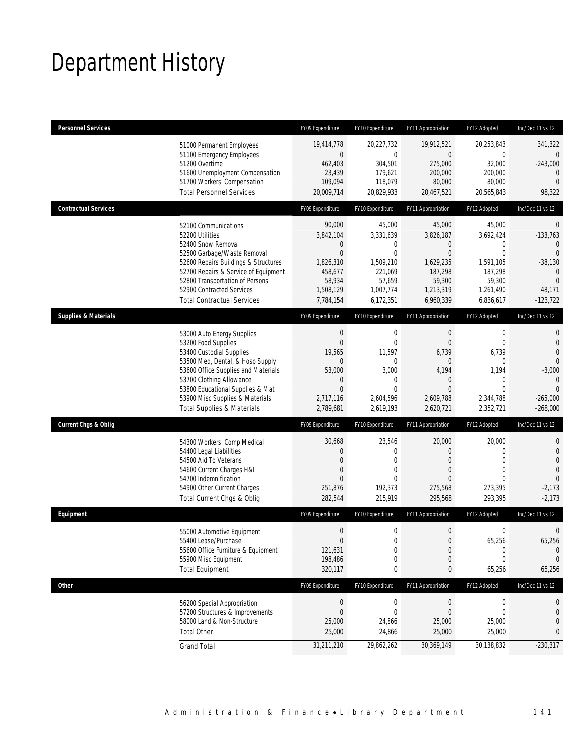# Department History

| Personnel Services | | FY09 Expenditure | FY10 Expenditure | FY11 Appropriation | FY12 Adopted | Inc/Dec 11 vs 12 |
|---|---|---|---|---|---|---|
| | 51000 Permanent Employees | 19,414,778 | 20,227,732 | 19,912,521 | 20,253,843 | 341,322 |
| | 51100 Emergency Employees | 0 | 0 | 0 | 0 | 0 |
| | 51200 Overtime | 462,403 | 304,501 | 275,000 | 32,000 | -243,000 |
| | 51600 Unemployment Compensation | 23,439 | 179,621 | 200,000 | 200,000 | 0 |
| | 51700 Workers' Compensation | 109,094 | 118,079 | 80,000 | 80,000 | 0 |
| | Total Personnel Services | 20,009,714 | 20,829,933 | 20,467,521 | 20,565,843 | 98,322 |
| **Contractual Services** | | FY09 Expenditure | FY10 Expenditure | FY11 Appropriation | FY12 Adopted | Inc/Dec 11 vs 12 |
| | 52100 Communications | 90,000 | 45,000 | 45,000 | 45,000 | 0 |
| | 52200 Utilities | 3,842,104 | 3,331,639 | 3,826,187 | 3,692,424 | -133,763 |
| | 52400 Snow Removal | 0 | 0 | 0 | 0 | 0 |
| | 52500 Garbage/Waste Removal | 0 | 0 | 0 | 0 | 0 |
| | 52600 Repairs Buildings & Structures | 1,826,310 | 1,509,210 | 1,629,235 | 1,591,105 | -38,130 |
| | 52700 Repairs & Service of Equipment | 458,677 | 221,069 | 187,298 | 187,298 | 0 |
| | 52800 Transportation of Persons | 58,934 | 57,659 | 59,300 | 59,300 | 0 |
| | 52900 Contracted Services | 1,508,129 | 1,007,774 | 1,213,319 | 1,261,490 | 48,171 |
| | Total Contractual Services | 7,784,154 | 6,172,351 | 6,960,339 | 6,836,617 | -123,722 |
| **Supplies & Materials** | | FY09 Expenditure | FY10 Expenditure | FY11 Appropriation | FY12 Adopted | Inc/Dec 11 vs 12 |
| | 53000 Auto Energy Supplies | 0 | 0 | 0 | 0 | 0 |
| | 53200 Food Supplies | 0 | 0 | 0 | 0 | 0 |
| | 53400 Custodial Supplies | 19,565 | 11,597 | 6,739 | 6,739 | 0 |
| | 53500 Med, Dental, & Hosp Supply | 0 | 0 | 0 | 0 | 0 |
| | 53600 Office Supplies and Materials | 53,000 | 3,000 | 4,194 | 1,194 | -3,000 |
| | 53700 Clothing Allowance | 0 | 0 | 0 | 0 | 0 |
| | 53800 Educational Supplies & Mat | 0 | 0 | 0 | 0 | 0 |
| | 53900 Misc Supplies & Materials | 2,717,116 | 2,604,596 | 2,609,788 | 2,344,788 | -265,000 |
| | Total Supplies & Materials | 2,789,681 | 2,619,193 | 2,620,721 | 2,352,721 | -268,000 |
| **Current Chgs & Oblig** | | FY09 Expenditure | FY10 Expenditure | FY11 Appropriation | FY12 Adopted | Inc/Dec 11 vs 12 |
| | 54300 Workers' Comp Medical | 30,668 | 23,546 | 20,000 | 20,000 | 0 |
| | 54400 Legal Liabilities | 0 | 0 | 0 | 0 | 0 |
| | 54500 Aid To Veterans | 0 | 0 | 0 | 0 | 0 |
| | 54600 Current Charges H&I | 0 | 0 | 0 | 0 | 0 |
| | 54700 Indemnification | 0 | 0 | 0 | 0 | 0 |
| | 54900 Other Current Charges | 251,876 | 192,373 | 275,568 | 273,395 | -2,173 |
| | Total Current Chgs & Oblig | 282,544 | 215,919 | 295,568 | 293,395 | -2,173 |
| **Equipment** | | FY09 Expenditure | FY10 Expenditure | FY11 Appropriation | FY12 Adopted | Inc/Dec 11 vs 12 |
| | 55000 Automotive Equipment | 0 | 0 | 0 | 0 | 0 |
| | 55400 Lease/Purchase | 0 | 0 | 0 | 65,256 | 65,256 |
| | 55600 Office Furniture & Equipment | 121,631 | 0 | 0 | 0 | 0 |
| | 55900 Misc Equipment | 198,486 | 0 | 0 | 0 | 0 |
| | Total Equipment | 320,117 | 0 | 0 | 65,256 | 65,256 |
| **Other** | | FY09 Expenditure | FY10 Expenditure | FY11 Appropriation | FY12 Adopted | Inc/Dec 11 vs 12 |
| | 56200 Special Appropriation | 0 | 0 | 0 | 0 | 0 |
| | 57200 Structures & Improvements | 0 | 0 | 0 | 0 | 0 |
| | 58000 Land & Non-Structure | 25,000 | 24,866 | 25,000 | 25,000 | 0 |
| | Total Other | 25,000 | 24,866 | 25,000 | 25,000 | 0 |
| | Grand Total | 31,211,210 | 29,862,262 | 30,369,149 | 30,138,832 | -230,317 |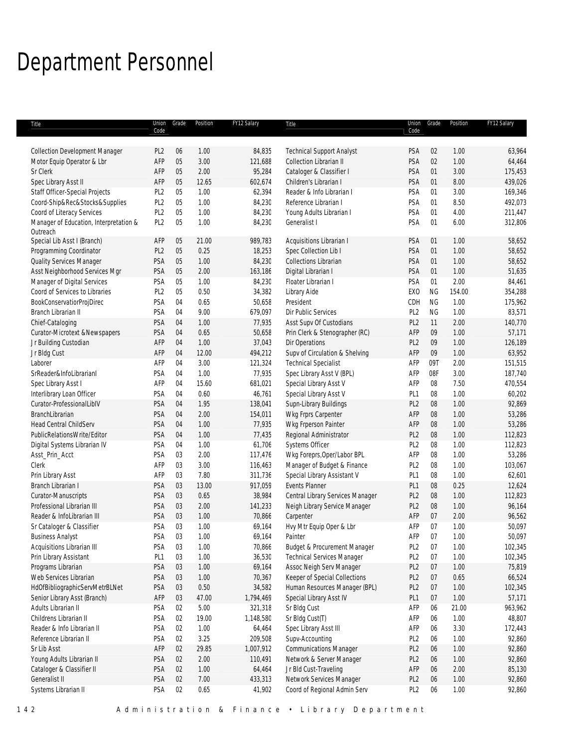# Department Personnel

| Title | Union Code | Grade | Position | FY12 Salary |
|---|---|---|---|---|
| Collection Development Manager | PL2 | 06 | 1.00 | 84,835 |
| Motor Equip Operator & Lbr | AFP | 05 | 3.00 | 121,688 |
| Sr Clerk | AFP | 05 | 2.00 | 95,284 |
| Spec Library Asst II | AFP | 05 | 12.65 | 602,674 |
| Staff Officer-Special Projects | PL2 | 05 | 1.00 | 62,394 |
| Coord-Ship&Rec&Stocks&Supplies | PL2 | 05 | 1.00 | 84,230 |
| Coord of Literacy Services | PL2 | 05 | 1.00 | 84,230 |
| Manager of Education, Interpretation & Outreach | PL2 | 05 | 1.00 | 84,230 |
| Special Lib Asst I (Branch) | AFP | 05 | 21.00 | 989,783 |
| Programming Coordinator | PL2 | 05 | 0.25 | 18,253 |
| Quality Services Manager | PSA | 05 | 1.00 | 84,230 |
| Asst Neighborhood Services Mgr | PSA | 05 | 2.00 | 163,186 |
| Manager of Digital Services | PSA | 05 | 1.00 | 84,230 |
| Coord of Services to Libraries | PL2 | 05 | 0.50 | 34,382 |
| BookConservatiorProjDirec | PSA | 04 | 0.65 | 50,658 |
| Branch Librarian II | PSA | 04 | 9.00 | 679,097 |
| Chief-Cataloging | PSA | 04 | 1.00 | 77,935 |
| Curator-Microtext &Newspapers | PSA | 04 | 0.65 | 50,658 |
| Jr Building Custodian | AFP | 04 | 1.00 | 37,043 |
| Jr Bldg Cust | AFP | 04 | 12.00 | 494,212 |
| Laborer | AFP | 04 | 3.00 | 121,324 |
| SrReader&InfoLibrarianI | PSA | 04 | 1.00 | 77,935 |
| Spec Library Asst I | AFP | 04 | 15.60 | 681,021 |
| Interlibrary Loan Officer | PSA | 04 | 0.60 | 46,761 |
| Curator-ProfessionalLibIV | PSA | 04 | 1.95 | 138,041 |
| BranchLibrarian | PSA | 04 | 2.00 | 154,011 |
| Head Central ChildServ | PSA | 04 | 1.00 | 77,935 |
| PublicRelationsWrite/Editor | PSA | 04 | 1.00 | 77,435 |
| Digital Systems Librarian IV | PSA | 04 | 1.00 | 61,706 |
| Asst_Prin_Acct | PSA | 03 | 2.00 | 117,476 |
| Clerk | AFP | 03 | 3.00 | 116,463 |
| Prin Library Asst | AFP | 03 | 7.80 | 311,736 |
| Branch Librarian I | PSA | 03 | 13.00 | 917,059 |
| Curator-Manuscripts | PSA | 03 | 0.65 | 38,984 |
| Professional Librarian III | PSA | 03 | 2.00 | 141,233 |
| Reader & InfoLibrarian III | PSA | 03 | 1.00 | 70,866 |
| Sr Cataloger & Classifier | PSA | 03 | 1.00 | 69,164 |
| Business Analyst | PSA | 03 | 1.00 | 69,164 |
| Acquisitions Librarian III | PSA | 03 | 1.00 | 70,866 |
| Prin Library Assistant | PL1 | 03 | 1.00 | 36,530 |
| Programs Librarian | PSA | 03 | 1.00 | 69,164 |
| Web Services Librarian | PSA | 03 | 1.00 | 70,367 |
| HdOfBibliographicServMetrBLNet | PSA | 03 | 0.50 | 34,582 |
| Senior Library Asst (Branch) | AFP | 03 | 47.00 | 1,794,469 |
| Adults Librarian II | PSA | 02 | 5.00 | 321,318 |
| Childrens Librarian II | PSA | 02 | 19.00 | 1,148,580 |
| Reader & Info Librarian II | PSA | 02 | 1.00 | 64,464 |
| Reference Librarian II | PSA | 02 | 3.25 | 209,508 |
| Sr Lib Asst | AFP | 02 | 29.85 | 1,007,912 |
| Young Adults Librarian II | PSA | 02 | 2.00 | 110,491 |
| Cataloger & Classifier II | PSA | 02 | 1.00 | 64,464 |
| Generalist II | PSA | 02 | 7.00 | 433,313 |
| Systems Librarian II | PSA | 02 | 0.65 | 41,902 |
| Technical Support Analyst | PSA | 02 | 1.00 | 63,964 |
| Collection Librarian II | PSA | 02 | 1.00 | 64,464 |
| Cataloger & Classifier I | PSA | 01 | 3.00 | 175,453 |
| Children's Librarian I | PSA | 01 | 8.00 | 439,026 |
| Reader & Info Librarian I | PSA | 01 | 3.00 | 169,346 |
| Reference Librarian I | PSA | 01 | 8.50 | 492,073 |
| Young Adults Librarian I | PSA | 01 | 4.00 | 211,447 |
| Generalist I | PSA | 01 | 6.00 | 312,806 |
| Acquisitions Librarian I | PSA | 01 | 1.00 | 58,652 |
| Spec Collection Lib I | PSA | 01 | 1.00 | 58,652 |
| Collections Librarian | PSA | 01 | 1.00 | 58,652 |
| Digital Librarian I | PSA | 01 | 1.00 | 51,635 |
| Floater Librarian I | PSA | 01 | 2.00 | 84,461 |
| Library Aide | EXO | NG | 154.00 | 354,288 |
| President | CDH | NG | 1.00 | 175,962 |
| Dir Public Services | PL2 | NG | 1.00 | 83,571 |
| Asst Supv Of Custodians | PL2 | 11 | 2.00 | 140,770 |
| Prin Clerk & Stenographer (RC) | AFP | 09 | 1.00 | 57,171 |
| Dir Operations | PL2 | 09 | 1.00 | 126,189 |
| Supv of Circulation & Shelving | AFP | 09 | 1.00 | 63,952 |
| Technical Specialist | AFP | 09T | 2.00 | 151,515 |
| Spec Library Asst V (BPL) | AFP | 08F | 3.00 | 187,740 |
| Special Library Asst V | AFP | 08 | 7.50 | 470,554 |
| Special Library Asst V | PL1 | 08 | 1.00 | 60,202 |
| Supn-Library Buildings | PL2 | 08 | 1.00 | 92,869 |
| Wkg Frprs Carpenter | AFP | 08 | 1.00 | 53,286 |
| Wkg Frperson Painter | AFP | 08 | 1.00 | 53,286 |
| Regional Administrator | PL2 | 08 | 1.00 | 112,823 |
| Systems Officer | PL2 | 08 | 1.00 | 112,823 |
| Wkg Foreprs,Oper/Labor BPL | AFP | 08 | 1.00 | 53,286 |
| Manager of Budget & Finance | PL2 | 08 | 1.00 | 103,067 |
| Special Library Assistant V | PL1 | 08 | 1.00 | 62,601 |
| Events Planner | PL1 | 08 | 0.25 | 12,624 |
| Central Library Services Manager | PL2 | 08 | 1.00 | 112,823 |
| Neigh Library Service Manager | PL2 | 08 | 1.00 | 96,164 |
| Carpenter | AFP | 07 | 2.00 | 96,562 |
| Hvy Mtr Equip Oper & Lbr | AFP | 07 | 1.00 | 50,097 |
| Painter | AFP | 07 | 1.00 | 50,097 |
| Budget & Procurement Manager | PL2 | 07 | 1.00 | 102,345 |
| Technical Services Manager | PL2 | 07 | 1.00 | 102,345 |
| Assoc Neigh Serv Manager | PL2 | 07 | 1.00 | 75,819 |
| Keeper of Special Collections | PL2 | 07 | 0.65 | 66,524 |
| Human Resources Manager (BPL) | PL2 | 07 | 1.00 | 102,345 |
| Special Library Asst IV | PL1 | 07 | 1.00 | 57,171 |
| Sr Bldg Cust | AFP | 06 | 21.00 | 963,962 |
| Sr Bldg Cust(T) | AFP | 06 | 1.00 | 48,807 |
| Spec Library Asst III | AFP | 06 | 3.30 | 172,443 |
| Supv-Accounting | PL2 | 06 | 1.00 | 92,860 |
| Communications Manager | PL2 | 06 | 1.00 | 92,860 |
| Network & Server Manager | PL2 | 06 | 1.00 | 92,860 |
| Jr Bld Cust-Traveling | AFP | 06 | 2.00 | 85,130 |
| Network Services Manager | PL2 | 06 | 1.00 | 92,860 |
| Coord of Regional Admin Serv | PL2 | 06 | 1.00 | 92,860 |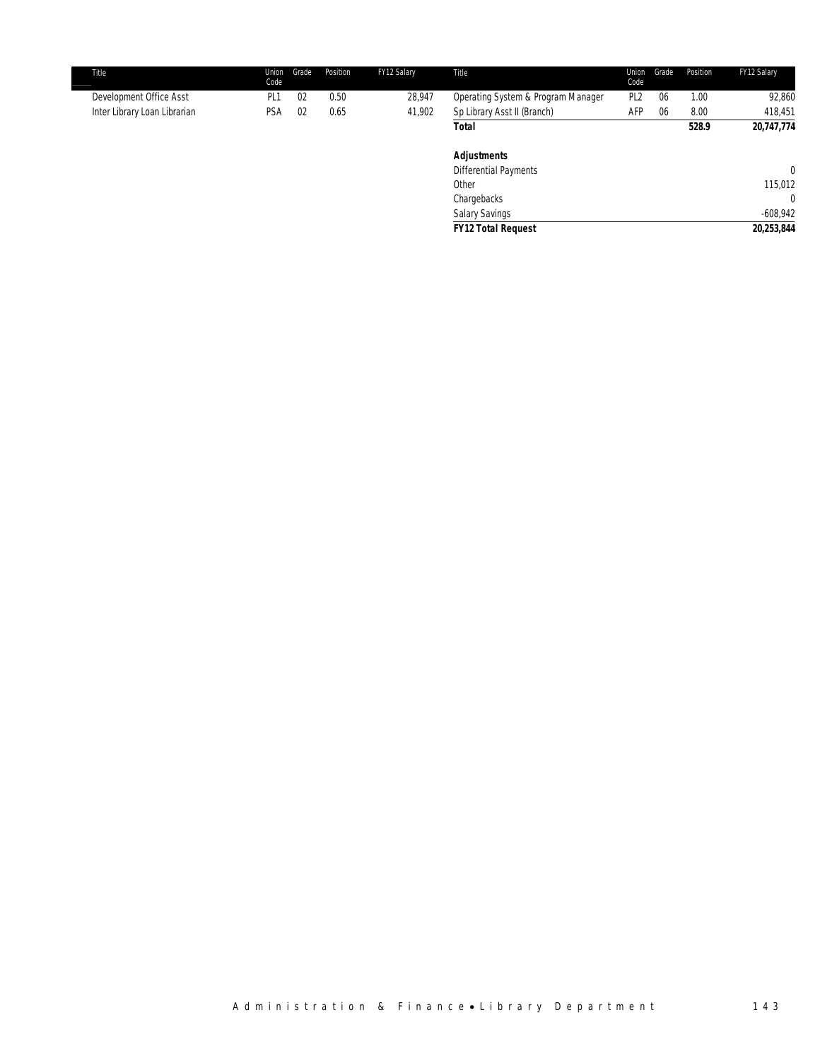| Title | Union Code | Grade | Position | FY12 Salary |
|---|---|---|---|---|
| Development Office Asst | PL1 | 02 | 0.50 | 28,947 |
| Inter Library Loan Librarian | PSA | 02 | 0.65 | 41,902 |

| Title | Union Code | Grade | Position | FY12 Salary |
|---|---|---|---|---|
| Operating System & Program Manager | PL2 | 06 | 1.00 | 92,860 |
| Sp Library Asst II (Branch) | AFP | 06 | 8.00 | 418,451 |
| **Total** | | | **528.9** | **20,747,774** |
| | | | | |
| **Adjustments** | | | | |
| Differential Payments | | | | 0 |
| Other | | | | 115,012 |
| Chargebacks | | | | 0 |
| Salary Savings | | | | -608,942 |
| ***FY12 Total Request*** | | | | ***20,253,844*** |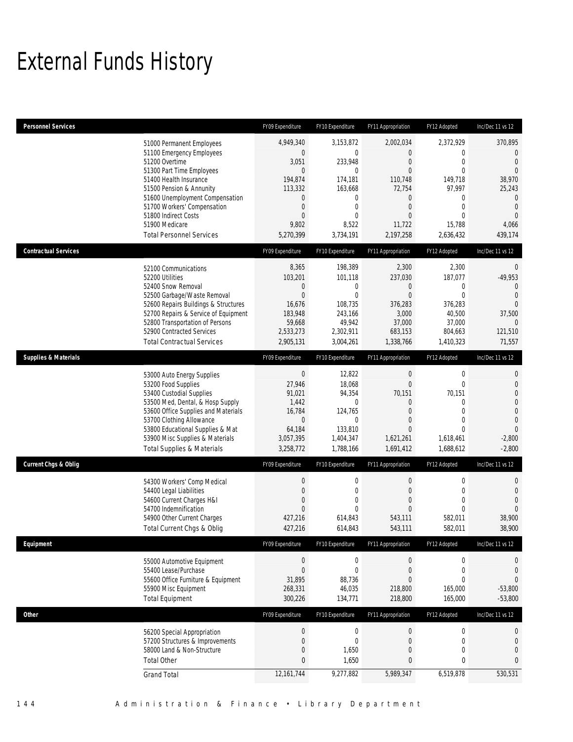# External Funds History

| Personnel Services | | FY09 Expenditure | FY10 Expenditure | FY11 Appropriation | FY12 Adopted | Inc/Dec 11 vs 12 |
|---|---|---|---|---|---|---|
| | 51000 Permanent Employees | 4,949,340 | 3,153,872 | 2,002,034 | 2,372,929 | 370,895 |
| | 51100 Emergency Employees | 0 | 0 | 0 | 0 | 0 |
| | 51200 Overtime | 3,051 | 233,948 | 0 | 0 | 0 |
| | 51300 Part Time Employees | 0 | 0 | 0 | 0 | 0 |
| | 51400 Health Insurance | 194,874 | 174,181 | 110,748 | 149,718 | 38,970 |
| | 51500 Pension & Annunity | 113,332 | 163,668 | 72,754 | 97,997 | 25,243 |
| | 51600 Unemployment Compensation | 0 | 0 | 0 | 0 | 0 |
| | 51700 Workers' Compensation | 0 | 0 | 0 | 0 | 0 |
| | 51800 Indirect Costs | 0 | 0 | 0 | 0 | 0 |
| | 51900 Medicare | 9,802 | 8,522 | 11,722 | 15,788 | 4,066 |
| | Total Personnel Services | 5,270,399 | 3,734,191 | 2,197,258 | 2,636,432 | 439,174 |
| **Contractual Services** | | FY09 Expenditure | FY10 Expenditure | FY11 Appropriation | FY12 Adopted | Inc/Dec 11 vs 12 |
| | 52100 Communications | 8,365 | 198,389 | 2,300 | 2,300 | 0 |
| | 52200 Utilities | 103,201 | 101,118 | 237,030 | 187,077 | -49,953 |
| | 52400 Snow Removal | 0 | 0 | 0 | 0 | 0 |
| | 52500 Garbage/Waste Removal | 0 | 0 | 0 | 0 | 0 |
| | 52600 Repairs Buildings & Structures | 16,676 | 108,735 | 376,283 | 376,283 | 0 |
| | 52700 Repairs & Service of Equipment | 183,948 | 243,166 | 3,000 | 40,500 | 37,500 |
| | 52800 Transportation of Persons | 59,668 | 49,942 | 37,000 | 37,000 | 0 |
| | 52900 Contracted Services | 2,533,273 | 2,302,911 | 683,153 | 804,663 | 121,510 |
| | Total Contractual Services | 2,905,131 | 3,004,261 | 1,338,766 | 1,410,323 | 71,557 |
| **Supplies & Materials** | | FY09 Expenditure | FY10 Expenditure | FY11 Appropriation | FY12 Adopted | Inc/Dec 11 vs 12 |
| | 53000 Auto Energy Supplies | 0 | 12,822 | 0 | 0 | 0 |
| | 53200 Food Supplies | 27,946 | 18,068 | 0 | 0 | 0 |
| | 53400 Custodial Supplies | 91,021 | 94,354 | 70,151 | 70,151 | 0 |
| | 53500 Med, Dental, & Hosp Supply | 1,442 | 0 | 0 | 0 | 0 |
| | 53600 Office Supplies and Materials | 16,784 | 124,765 | 0 | 0 | 0 |
| | 53700 Clothing Allowance | 0 | 0 | 0 | 0 | 0 |
| | 53800 Educational Supplies & Mat | 64,184 | 133,810 | 0 | 0 | 0 |
| | 53900 Misc Supplies & Materials | 3,057,395 | 1,404,347 | 1,621,261 | 1,618,461 | -2,800 |
| | Total Supplies & Materials | 3,258,772 | 1,788,166 | 1,691,412 | 1,688,612 | -2,800 |
| **Current Chgs & Oblig** | | FY09 Expenditure | FY10 Expenditure | FY11 Appropriation | FY12 Adopted | Inc/Dec 11 vs 12 |
| | 54300 Workers' Comp Medical | 0 | 0 | 0 | 0 | 0 |
| | 54400 Legal Liabilities | 0 | 0 | 0 | 0 | 0 |
| | 54600 Current Charges H&I | 0 | 0 | 0 | 0 | 0 |
| | 54700 Indemnification | 0 | 0 | 0 | 0 | 0 |
| | 54900 Other Current Charges | 427,216 | 614,843 | 543,111 | 582,011 | 38,900 |
| | Total Current Chgs & Oblig | 427,216 | 614,843 | 543,111 | 582,011 | 38,900 |
| **Equipment** | | FY09 Expenditure | FY10 Expenditure | FY11 Appropriation | FY12 Adopted | Inc/Dec 11 vs 12 |
| | 55000 Automotive Equipment | 0 | 0 | 0 | 0 | 0 |
| | 55400 Lease/Purchase | 0 | 0 | 0 | 0 | 0 |
| | 55600 Office Furniture & Equipment | 31,895 | 88,736 | 0 | 0 | 0 |
| | 55900 Misc Equipment | 268,331 | 46,035 | 218,800 | 165,000 | -53,800 |
| | Total Equipment | 300,226 | 134,771 | 218,800 | 165,000 | -53,800 |
| **Other** | | FY09 Expenditure | FY10 Expenditure | FY11 Appropriation | FY12 Adopted | Inc/Dec 11 vs 12 |
| | 56200 Special Appropriation | 0 | 0 | 0 | 0 | 0 |
| | 57200 Structures & Improvements | 0 | 0 | 0 | 0 | 0 |
| | 58000 Land & Non-Structure | 0 | 1,650 | 0 | 0 | 0 |
| | Total Other | 0 | 1,650 | 0 | 0 | 0 |
| | Grand Total | 12,161,744 | 9,277,882 | 5,989,347 | 6,519,878 | 530,531 |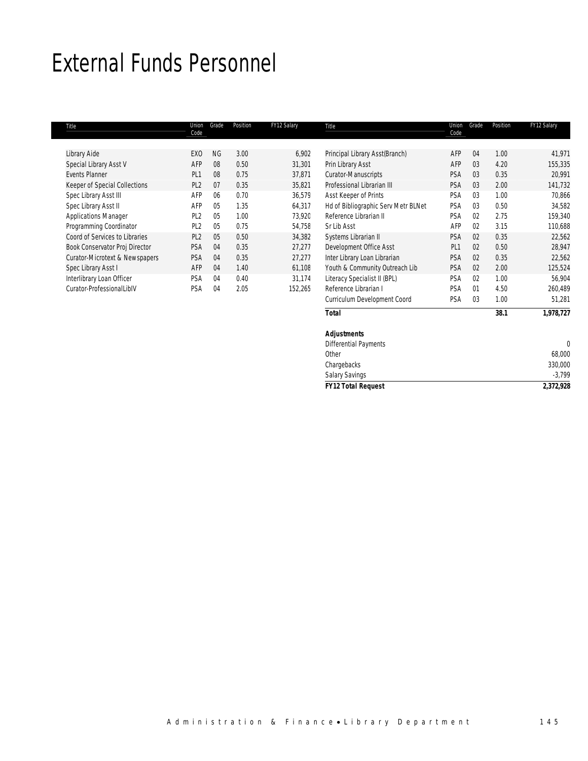# External Funds Personnel

| Title | Union Code | Grade | Position | FY12 Salary |
|---|---|---|---|---|
| Library Aide | EXO | NG | 3.00 | 6,902 |
| Special Library Asst V | AFP | 08 | 0.50 | 31,301 |
| Events Planner | PL1 | 08 | 0.75 | 37,871 |
| Keeper of Special Collections | PL2 | 07 | 0.35 | 35,821 |
| Spec Library Asst III | AFP | 06 | 0.70 | 36,579 |
| Spec Library Asst II | AFP | 05 | 1.35 | 64,317 |
| Applications Manager | PL2 | 05 | 1.00 | 73,920 |
| Programming Coordinator | PL2 | 05 | 0.75 | 54,758 |
| Coord of Services to Libraries | PL2 | 05 | 0.50 | 34,382 |
| Book Conservator Proj Director | PSA | 04 | 0.35 | 27,277 |
| Curator-Microtext & Newspapers | PSA | 04 | 0.35 | 27,277 |
| Spec Library Asst I | AFP | 04 | 1.40 | 61,108 |
| Interlibrary Loan Officer | PSA | 04 | 0.40 | 31,174 |
| Curator-ProfessionalLibIV | PSA | 04 | 2.05 | 152,265 |
| Principal Library Asst(Branch) | AFP | 04 | 1.00 | 41,971 |
| Prin Library Asst | AFP | 03 | 4.20 | 155,335 |
| Curator-Manuscripts | PSA | 03 | 0.35 | 20,991 |
| Professional Librarian III | PSA | 03 | 2.00 | 141,732 |
| Asst Keeper of Prints | PSA | 03 | 1.00 | 70,866 |
| Hd of Bibliographic Serv Metr BLNet | PSA | 03 | 0.50 | 34,582 |
| Reference Librarian II | PSA | 02 | 2.75 | 159,340 |
| Sr Lib Asst | AFP | 02 | 3.15 | 110,688 |
| Systems Librarian II | PSA | 02 | 0.35 | 22,562 |
| Development Office Asst | PL1 | 02 | 0.50 | 28,947 |
| Inter Library Loan Librarian | PSA | 02 | 0.35 | 22,562 |
| Youth & Community Outreach Lib | PSA | 02 | 2.00 | 125,524 |
| Literacy Specialist II (BPL) | PSA | 02 | 1.00 | 56,904 |
| Reference Librarian I | PSA | 01 | 4.50 | 260,489 |
| Curriculum Development Coord | PSA | 03 | 1.00 | 51,281 |
| **Total** | | | **38.1** | **1,978,727** |

| **Adjustments** | |
|---|---|
| Differential Payments | 0 |
| Other | 68,000 |
| Chargebacks | 330,000 |
| Salary Savings | -3,799 |
| ***FY12 Total Request*** | ***2,372,928*** |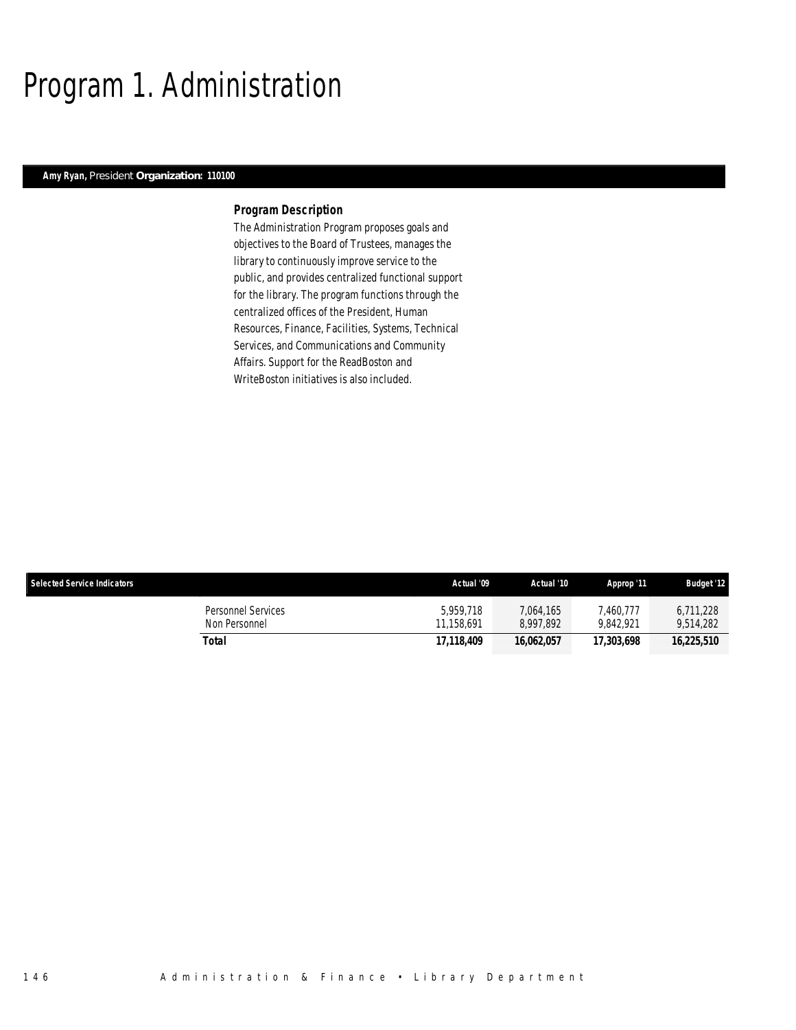# Program 1. Administration

**Amy Ryan,** President **Organization: 110100**

### *Program Description*

The Administration Program proposes goals and objectives to the Board of Trustees, manages the library to continuously improve service to the public, and provides centralized functional support for the library. The program functions through the centralized offices of the President, Human Resources, Finance, Facilities, Systems, Technical Services, and Communications and Community Affairs. Support for the ReadBoston and WriteBoston initiatives is also included.

| Selected Service Indicators | Actual '09 | Actual '10 | Approp '11 | Budget '12 |
|---|---|---|---|---|
| Personnel Services | 5,959,718 | 7,064,165 | 7,460,777 | 6,711,228 |
| Non Personnel | 11,158,691 | 8,997,892 | 9,842,921 | 9,514,282 |
| **Total** | **17,118,409** | **16,062,057** | **17,303,698** | **16,225,510** |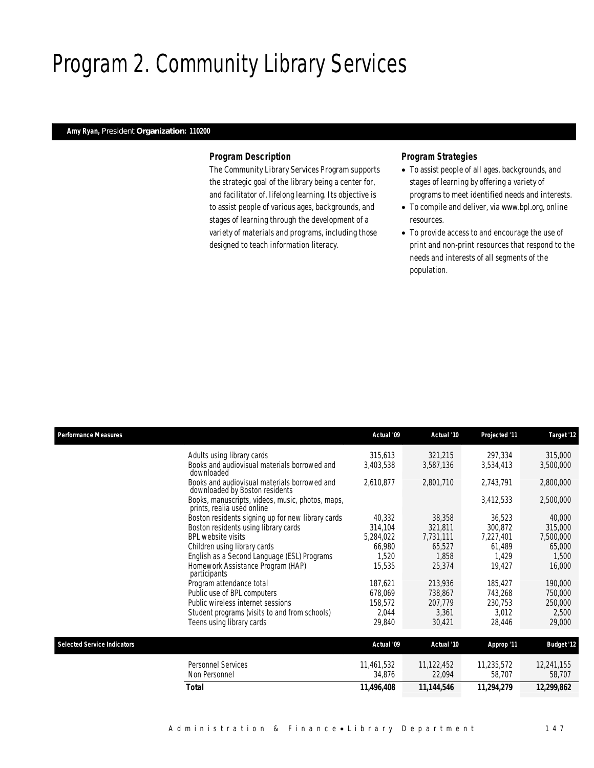# Program 2. Community Library Services

**Amy Ryan,** President **Organization: 110200**

### *Program Description*

The Community Library Services Program supports the strategic goal of the library being a center for, and facilitator of, lifelong learning. Its objective is to assist people of various ages, backgrounds, and stages of learning through the development of a variety of materials and programs, including those designed to teach information literacy.

### *Program Strategies*

- To assist people of all ages, backgrounds, and stages of learning by offering a variety of programs to meet identified needs and interests.
- To compile and deliver, via www.bpl.org, online resources.
- To provide access to and encourage the use of print and non-print resources that respond to the needs and interests of all segments of the population.

| Performance Measures | Actual '09 | Actual '10 | Projected '11 | Target '12 |
|---|---|---|---|---|
| Adults using library cards | 315,613 | 321,215 | 297,334 | 315,000 |
| Books and audiovisual materials borrowed and downloaded | 3,403,538 | 3,587,136 | 3,534,413 | 3,500,000 |
| Books and audiovisual materials borrowed and downloaded by Boston residents | 2,610,877 | 2,801,710 | 2,743,791 | 2,800,000 |
| Books, manuscripts, videos, music, photos, maps, prints, realia used online | | | 3,412,533 | 2,500,000 |
| Boston residents signing up for new library cards | 40,332 | 38,358 | 36,523 | 40,000 |
| Boston residents using library cards | 314,104 | 321,811 | 300,872 | 315,000 |
| BPL website visits | 5,284,022 | 7,731,111 | 7,227,401 | 7,500,000 |
| Children using library cards | 66,980 | 65,527 | 61,489 | 65,000 |
| English as a Second Language (ESL) Programs | 1,520 | 1,858 | 1,429 | 1,500 |
| Homework Assistance Program (HAP) participants | 15,535 | 25,374 | 19,427 | 16,000 |
| Program attendance total | 187,621 | 213,936 | 185,427 | 190,000 |
| Public use of BPL computers | 678,069 | 738,867 | 743,268 | 750,000 |
| Public wireless internet sessions | 158,572 | 207,779 | 230,753 | 250,000 |
| Student programs (visits to and from schools) | 2,044 | 3,361 | 3,012 | 2,500 |
| Teens using library cards | 29,840 | 30,421 | 28,446 | 29,000 |

| Selected Service Indicators | Actual '09 | Actual '10 | Approp '11 | Budget '12 |
|---|---|---|---|---|
| Personnel Services | 11,461,532 | 11,122,452 | 11,235,572 | 12,241,155 |
| Non Personnel | 34,876 | 22,094 | 58,707 | 58,707 |
| **Total** | **11,496,408** | **11,144,546** | **11,294,279** | **12,299,862** |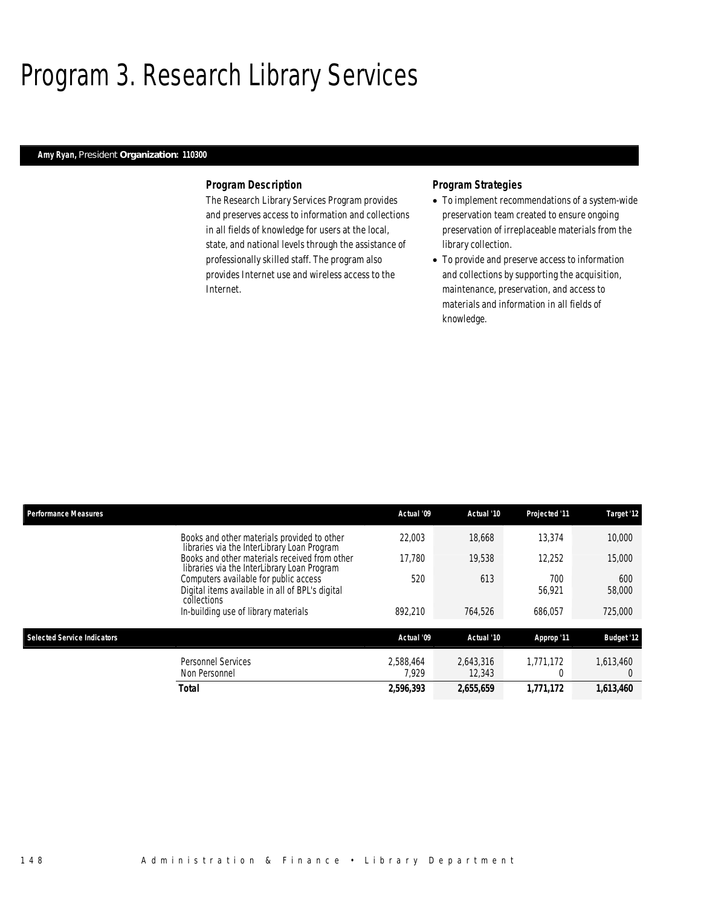# Program 3. Research Library Services

**Amy Ryan,** President **Organization: 110300**

### Program Description

The Research Library Services Program provides and preserves access to information and collections in all fields of knowledge for users at the local, state, and national levels through the assistance of professionally skilled staff. The program also provides Internet use and wireless access to the Internet.

### Program Strategies

- To implement recommendations of a system-wide preservation team created to ensure ongoing preservation of irreplaceable materials from the library collection.
- To provide and preserve access to information and collections by supporting the acquisition, maintenance, preservation, and access to materials and information in all fields of knowledge.

| Performance Measures | Actual '09 | Actual '10 | Projected '11 | Target '12 |
|---|---|---|---|---|
| Books and other materials provided to other libraries via the InterLibrary Loan Program | 22,003 | 18,668 | 13,374 | 10,000 |
| Books and other materials received from other libraries via the InterLibrary Loan Program | 17,780 | 19,538 | 12,252 | 15,000 |
| Computers available for public access | 520 | 613 | 700 | 600 |
| Digital items available in all of BPL's digital collections | | | 56,921 | 58,000 |
| In-building use of library materials | 892,210 | 764,526 | 686,057 | 725,000 |

| Selected Service Indicators | Actual '09 | Actual '10 | Approp '11 | Budget '12 |
|---|---|---|---|---|
| Personnel Services | 2,588,464 | 2,643,316 | 1,771,172 | 1,613,460 |
| Non Personnel | 7,929 | 12,343 | 0 | 0 |
| **Total** | **2,596,393** | **2,655,659** | **1,771,172** | **1,613,460** |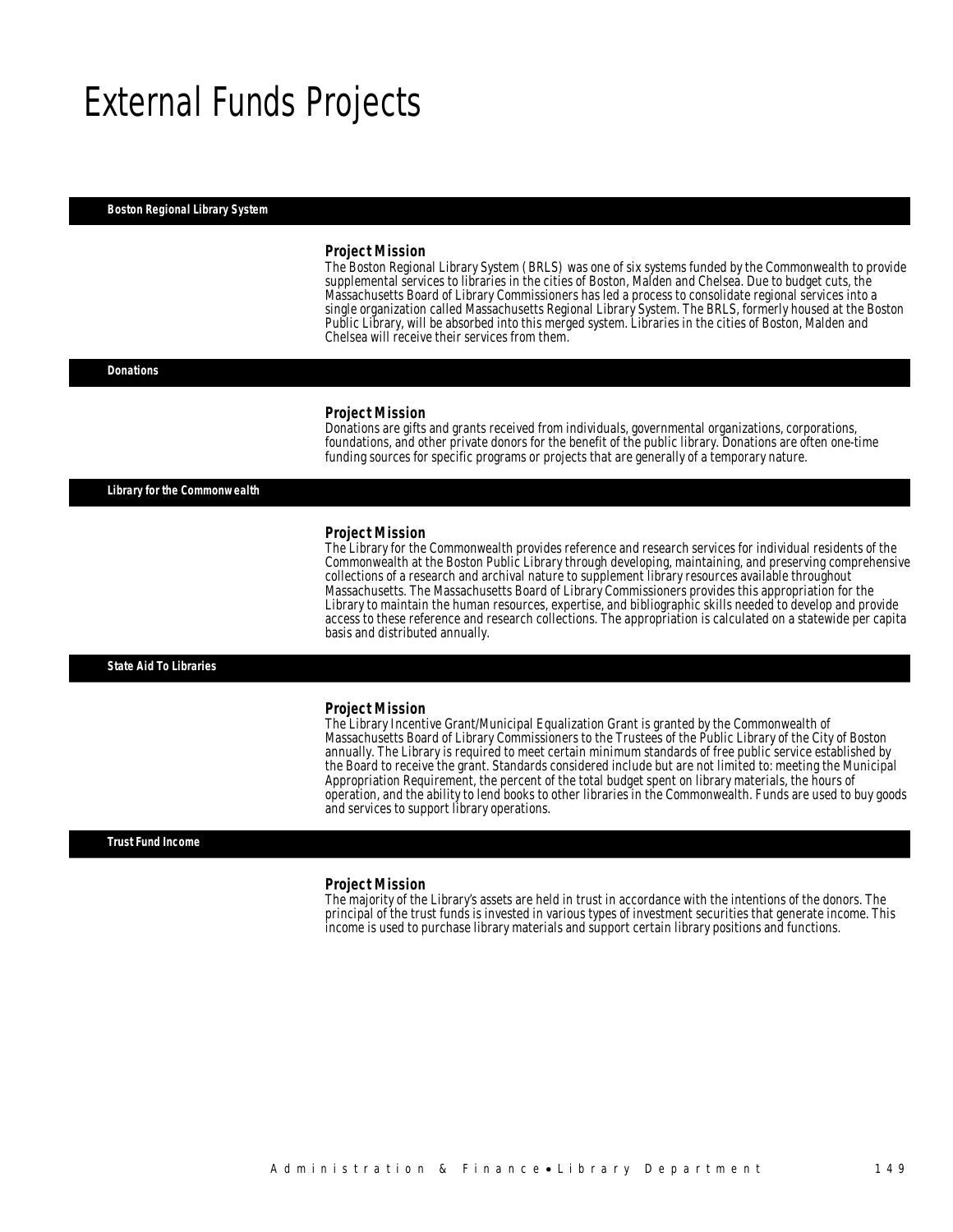# External Funds Projects

### Boston Regional Library System

**Project Mission**

The Boston Regional Library System (BRLS) was one of six systems funded by the Commonwealth to provide supplemental services to libraries in the cities of Boston, Malden and Chelsea. Due to budget cuts, the Massachusetts Board of Library Commissioners has led a process to consolidate regional services into a single organization called Massachusetts Regional Library System. The BRLS, formerly housed at the Boston Public Library, will be absorbed into this merged system. Libraries in the cities of Boston, Malden and Chelsea will receive their services from them.

### Donations

**Project Mission**

Donations are gifts and grants received from individuals, governmental organizations, corporations, foundations, and other private donors for the benefit of the public library. Donations are often one-time funding sources for specific programs or projects that are generally of a temporary nature.

### Library for the Commonwealth

**Project Mission**

The Library for the Commonwealth provides reference and research services for individual residents of the Commonwealth at the Boston Public Library through developing, maintaining, and preserving comprehensive collections of a research and archival nature to supplement library resources available throughout Massachusetts. The Massachusetts Board of Library Commissioners provides this appropriation for the Library to maintain the human resources, expertise, and bibliographic skills needed to develop and provide access to these reference and research collections. The appropriation is calculated on a statewide per capita basis and distributed annually.

### State Aid To Libraries

**Project Mission**

The Library Incentive Grant/Municipal Equalization Grant is granted by the Commonwealth of Massachusetts Board of Library Commissioners to the Trustees of the Public Library of the City of Boston annually. The Library is required to meet certain minimum standards of free public service established by the Board to receive the grant. Standards considered include but are not limited to: meeting the Municipal Appropriation Requirement, the percent of the total budget spent on library materials, the hours of operation, and the ability to lend books to other libraries in the Commonwealth. Funds are used to buy goods and services to support library operations.

### Trust Fund Income

**Project Mission**

The majority of the Library's assets are held in trust in accordance with the intentions of the donors. The principal of the trust funds is invested in various types of investment securities that generate income. This income is used to purchase library materials and support certain library positions and functions.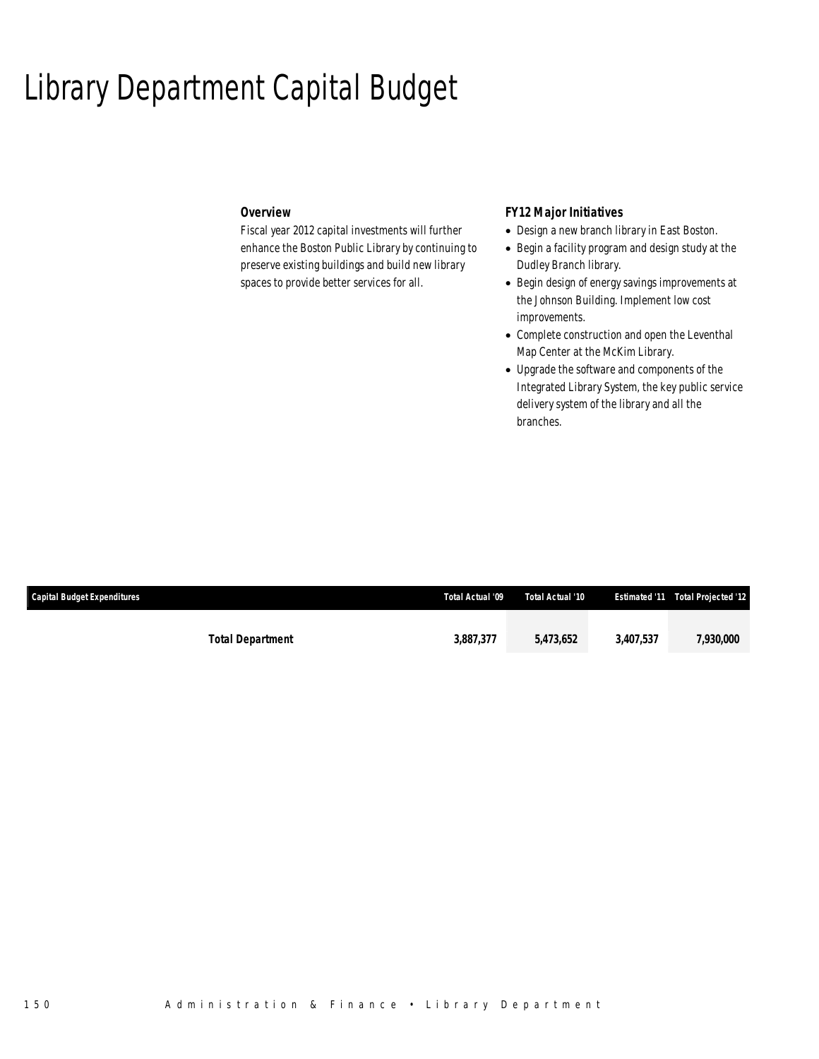# Library Department Capital Budget

### Overview

Fiscal year 2012 capital investments will further enhance the Boston Public Library by continuing to preserve existing buildings and build new library spaces to provide better services for all.

### FY12 Major Initiatives

- Design a new branch library in East Boston.
- Begin a facility program and design study at the Dudley Branch library.
- Begin design of energy savings improvements at the Johnson Building. Implement low cost improvements.
- Complete construction and open the Leventhal Map Center at the McKim Library.
- Upgrade the software and components of the Integrated Library System, the key public service delivery system of the library and all the branches.

| Capital Budget Expenditures | Total Actual '09 | Total Actual '10 | Estimated '11 | Total Projected '12 |
|---|---|---|---|---|
| **Total Department** | **3,887,377** | **5,473,652** | **3,407,537** | **7,930,000** |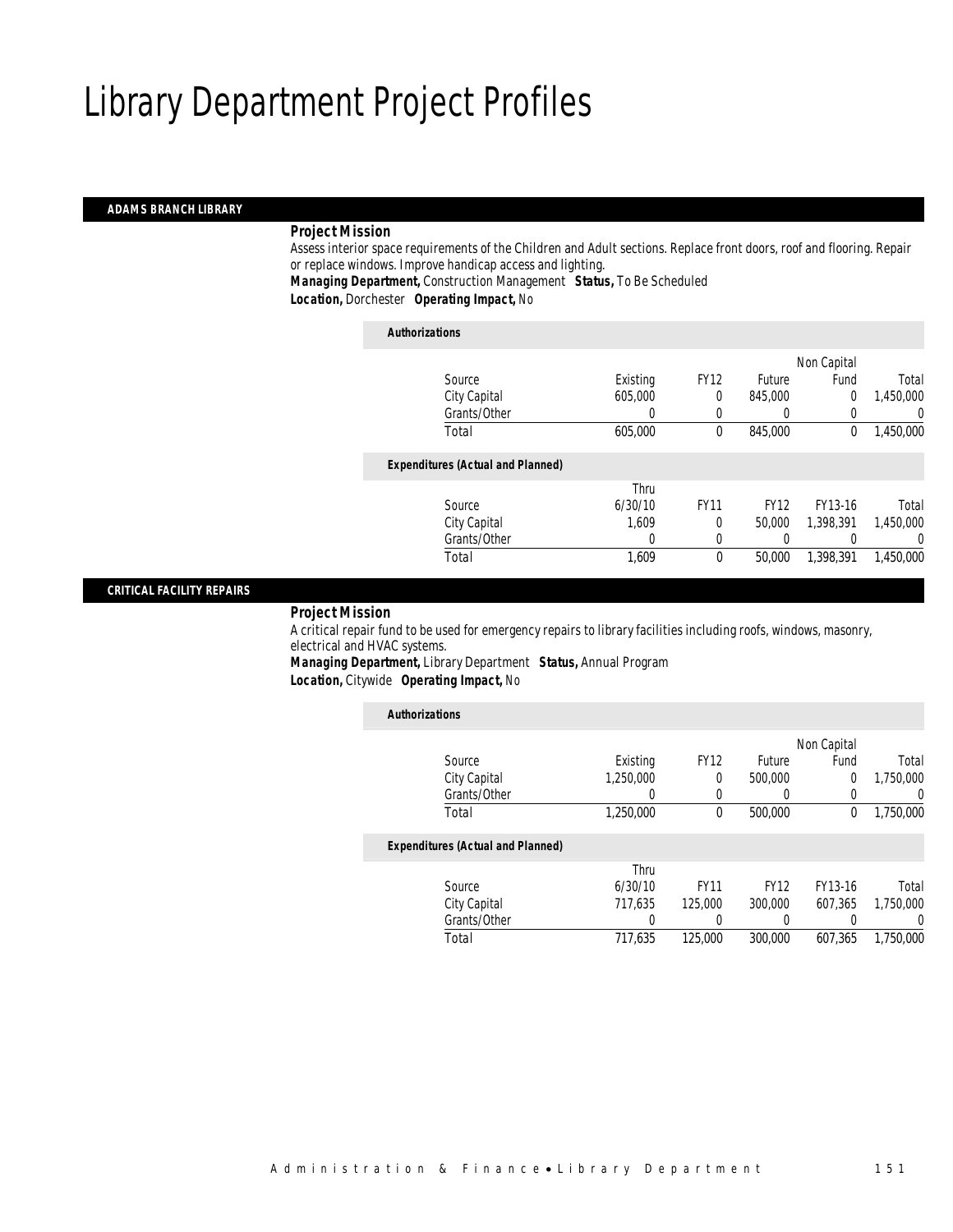# Library Department Project Profiles

## ADAMS BRANCH LIBRARY

### *Project Mission*

Assess interior space requirements of the Children and Adult sections. Replace front doors, roof and flooring. Repair or replace windows. Improve handicap access and lighting.

***Managing Department,*** Construction Management ***Status,*** To Be Scheduled

***Location,*** Dorchester ***Operating Impact,*** No

***Authorizations***

| Source | Existing | FY12 | Future | Non Capital Fund | Total |
|---|---|---|---|---|---|
| City Capital | 605,000 | 0 | 845,000 | 0 | 1,450,000 |
| Grants/Other | 0 | 0 | 0 | 0 | 0 |
| Total | 605,000 | 0 | 845,000 | 0 | 1,450,000 |

***Expenditures (Actual and Planned)***

| Source | Thru 6/30/10 | FY11 | FY12 | FY13-16 | Total |
|---|---|---|---|---|---|
| City Capital | 1,609 | 0 | 50,000 | 1,398,391 | 1,450,000 |
| Grants/Other | 0 | 0 | 0 | 0 | 0 |
| Total | 1,609 | 0 | 50,000 | 1,398,391 | 1,450,000 |

## CRITICAL FACILITY REPAIRS

### *Project Mission*

A critical repair fund to be used for emergency repairs to library facilities including roofs, windows, masonry, electrical and HVAC systems.

***Managing Department,*** Library Department ***Status,*** Annual Program

***Location,*** Citywide ***Operating Impact,*** No

***Authorizations***

| Source | Existing | FY12 | Future | Non Capital Fund | Total |
|---|---|---|---|---|---|
| City Capital | 1,250,000 | 0 | 500,000 | 0 | 1,750,000 |
| Grants/Other | 0 | 0 | 0 | 0 | 0 |
| Total | 1,250,000 | 0 | 500,000 | 0 | 1,750,000 |

***Expenditures (Actual and Planned)***

| Source | Thru 6/30/10 | FY11 | FY12 | FY13-16 | Total |
|---|---|---|---|---|---|
| City Capital | 717,635 | 125,000 | 300,000 | 607,365 | 1,750,000 |
| Grants/Other | 0 | 0 | 0 | 0 | 0 |
| Total | 717,635 | 125,000 | 300,000 | 607,365 | 1,750,000 |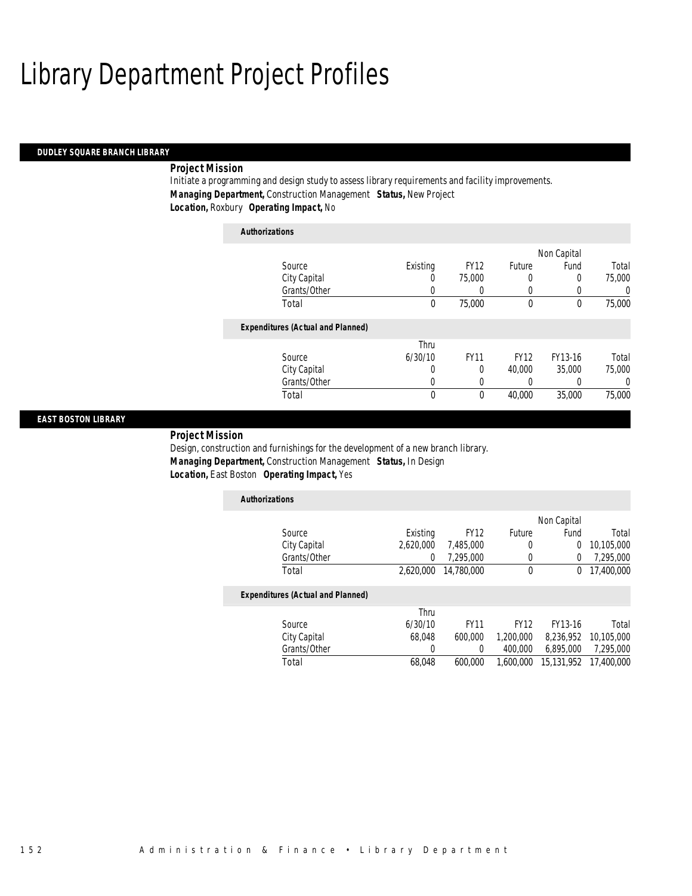# Library Department Project Profiles

## DUDLEY SQUARE BRANCH LIBRARY

***Project Mission***

Initiate a programming and design study to assess library requirements and facility improvements.

***Managing Department,*** Construction Management ***Status,*** New Project

***Location,*** Roxbury ***Operating Impact,*** No

***Authorizations***

| Source | Existing | FY12 | Future | Non Capital Fund | Total |
|---|---|---|---|---|---|
| City Capital | 0 | 75,000 | 0 | 0 | 75,000 |
| Grants/Other | 0 | 0 | 0 | 0 | 0 |
| Total | 0 | 75,000 | 0 | 0 | 75,000 |

***Expenditures (Actual and Planned)***

| Source | Thru 6/30/10 | FY11 | FY12 | FY13-16 | Total |
|---|---|---|---|---|---|
| City Capital | 0 | 0 | 40,000 | 35,000 | 75,000 |
| Grants/Other | 0 | 0 | 0 | 0 | 0 |
| Total | 0 | 0 | 40,000 | 35,000 | 75,000 |

## EAST BOSTON LIBRARY

***Project Mission***

Design, construction and furnishings for the development of a new branch library.

***Managing Department,*** Construction Management ***Status,*** In Design

***Location,*** East Boston ***Operating Impact,*** Yes

***Authorizations***

| Source | Existing | FY12 | Future | Non Capital Fund | Total |
|---|---|---|---|---|---|
| City Capital | 2,620,000 | 7,485,000 | 0 | 0 | 10,105,000 |
| Grants/Other | 0 | 7,295,000 | 0 | 0 | 7,295,000 |
| Total | 2,620,000 | 14,780,000 | 0 | 0 | 17,400,000 |

***Expenditures (Actual and Planned)***

| Source | Thru 6/30/10 | FY11 | FY12 | FY13-16 | Total |
|---|---|---|---|---|---|
| City Capital | 68,048 | 600,000 | 1,200,000 | 8,236,952 | 10,105,000 |
| Grants/Other | 0 | 0 | 400,000 | 6,895,000 | 7,295,000 |
| Total | 68,048 | 600,000 | 1,600,000 | 15,131,952 | 17,400,000 |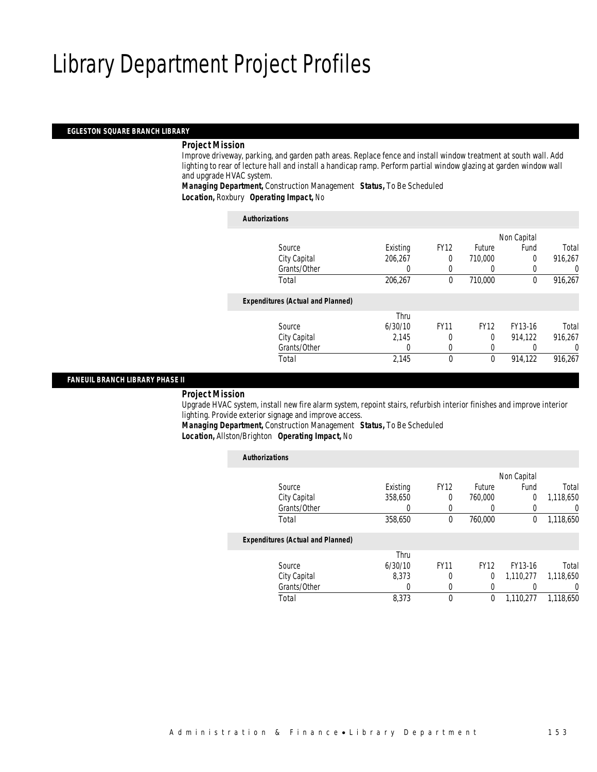# Library Department Project Profiles

## EGLESTON SQUARE BRANCH LIBRARY

### Project Mission

Improve driveway, parking, and garden path areas. Replace fence and install window treatment at south wall. Add lighting to rear of lecture hall and install a handicap ramp. Perform partial window glazing at garden window wall and upgrade HVAC system.

***Managing Department,*** Construction Management ***Status,*** To Be Scheduled
***Location,*** Roxbury ***Operating Impact,*** No

*Authorizations*

| Source | Existing | FY12 | Future | Non Capital Fund | Total |
|---|---|---|---|---|---|
| City Capital | 206,267 | 0 | 710,000 | 0 | 916,267 |
| Grants/Other | 0 | 0 | 0 | 0 | 0 |
| Total | 206,267 | 0 | 710,000 | 0 | 916,267 |

*Expenditures (Actual and Planned)*

| Source | Thru 6/30/10 | FY11 | FY12 | FY13-16 | Total |
|---|---|---|---|---|---|
| City Capital | 2,145 | 0 | 0 | 914,122 | 916,267 |
| Grants/Other | 0 | 0 | 0 | 0 | 0 |
| Total | 2,145 | 0 | 0 | 914,122 | 916,267 |

## FANEUIL BRANCH LIBRARY PHASE II

### Project Mission

Upgrade HVAC system, install new fire alarm system, repoint stairs, refurbish interior finishes and improve interior lighting. Provide exterior signage and improve access.

***Managing Department,*** Construction Management ***Status,*** To Be Scheduled
***Location,*** Allston/Brighton ***Operating Impact,*** No

*Authorizations*

| Source | Existing | FY12 | Future | Non Capital Fund | Total |
|---|---|---|---|---|---|
| City Capital | 358,650 | 0 | 760,000 | 0 | 1,118,650 |
| Grants/Other | 0 | 0 | 0 | 0 | 0 |
| Total | 358,650 | 0 | 760,000 | 0 | 1,118,650 |

*Expenditures (Actual and Planned)*

| Source | Thru 6/30/10 | FY11 | FY12 | FY13-16 | Total |
|---|---|---|---|---|---|
| City Capital | 8,373 | 0 | 0 | 1,110,277 | 1,118,650 |
| Grants/Other | 0 | 0 | 0 | 0 | 0 |
| Total | 8,373 | 0 | 0 | 1,110,277 | 1,118,650 |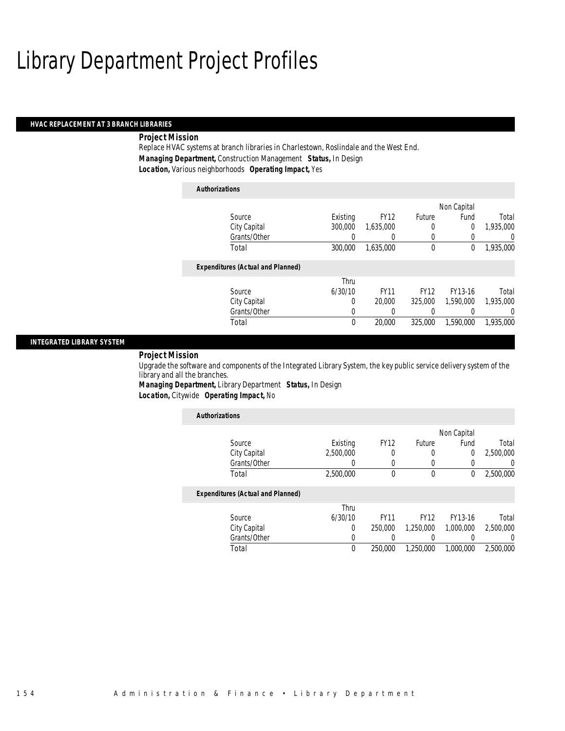# Library Department Project Profiles

## HVAC REPLACEMENT AT 3 BRANCH LIBRARIES

***Project Mission***

Replace HVAC systems at branch libraries in Charlestown, Roslindale and the West End.

***Managing Department,*** Construction Management ***Status,*** In Design

***Location,*** Various neighborhoods ***Operating Impact,*** Yes

***Authorizations***

| Source | Existing | FY12 | Future | Non Capital Fund | Total |
|---|---|---|---|---|---|
| City Capital | 300,000 | 1,635,000 | 0 | 0 | 1,935,000 |
| Grants/Other | 0 | 0 | 0 | 0 | 0 |
| Total | 300,000 | 1,635,000 | 0 | 0 | 1,935,000 |

***Expenditures (Actual and Planned)***

| Source | Thru 6/30/10 | FY11 | FY12 | FY13-16 | Total |
|---|---|---|---|---|---|
| City Capital | 0 | 20,000 | 325,000 | 1,590,000 | 1,935,000 |
| Grants/Other | 0 | 0 | 0 | 0 | 0 |
| Total | 0 | 20,000 | 325,000 | 1,590,000 | 1,935,000 |

## INTEGRATED LIBRARY SYSTEM

***Project Mission***

Upgrade the software and components of the Integrated Library System, the key public service delivery system of the library and all the branches.

***Managing Department,*** Library Department ***Status,*** In Design

***Location,*** Citywide ***Operating Impact,*** No

***Authorizations***

| Source | Existing | FY12 | Future | Non Capital Fund | Total |
|---|---|---|---|---|---|
| City Capital | 2,500,000 | 0 | 0 | 0 | 2,500,000 |
| Grants/Other | 0 | 0 | 0 | 0 | 0 |
| Total | 2,500,000 | 0 | 0 | 0 | 2,500,000 |

***Expenditures (Actual and Planned)***

| Source | Thru 6/30/10 | FY11 | FY12 | FY13-16 | Total |
|---|---|---|---|---|---|
| City Capital | 0 | 250,000 | 1,250,000 | 1,000,000 | 2,500,000 |
| Grants/Other | 0 | 0 | 0 | 0 | 0 |
| Total | 0 | 250,000 | 1,250,000 | 1,000,000 | 2,500,000 |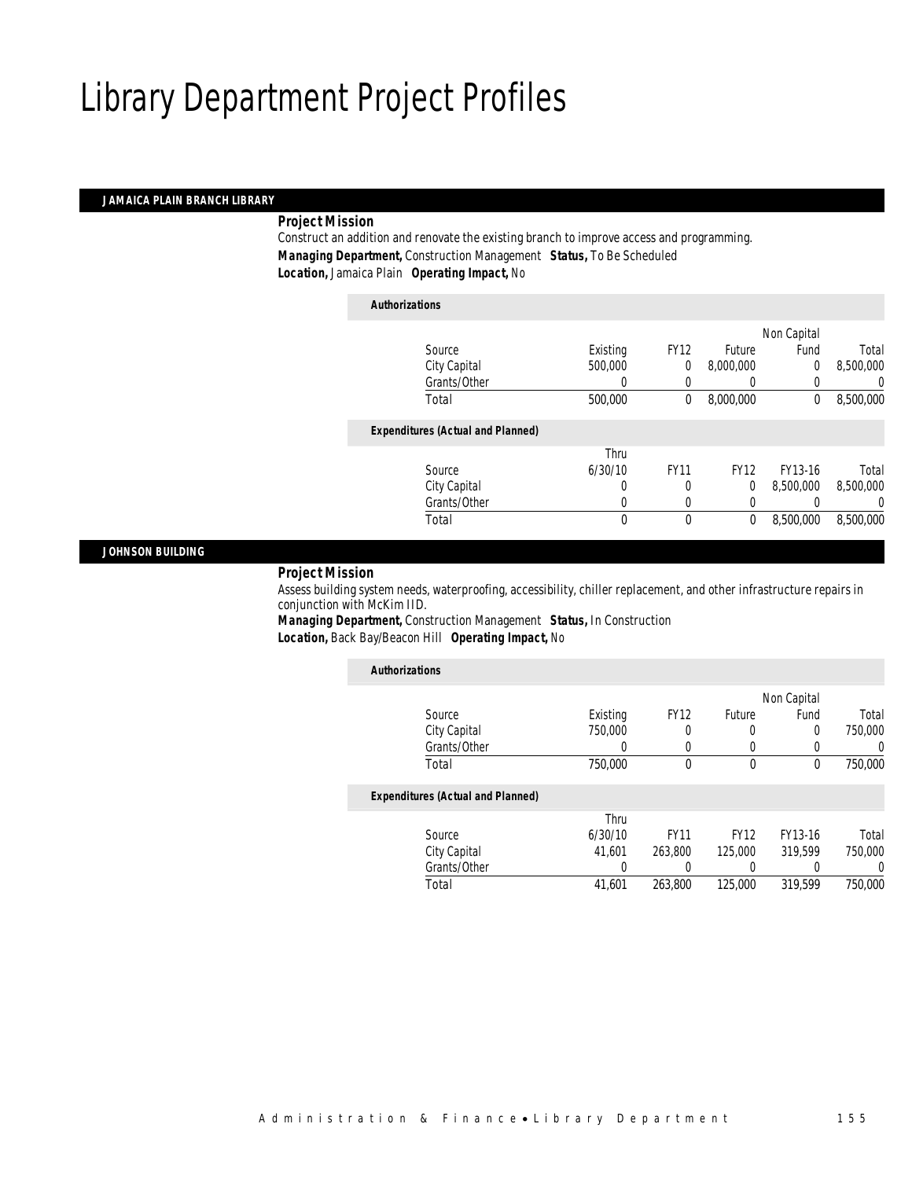# Library Department Project Profiles

### JAMAICA PLAIN BRANCH LIBRARY

***Project Mission***

Construct an addition and renovate the existing branch to improve access and programming.

***Managing Department,*** Construction Management ***Status,*** To Be Scheduled

***Location,*** Jamaica Plain ***Operating Impact,*** No

***Authorizations***

| Source | Existing | FY12 | Future | Non Capital Fund | Total |
|---|---|---|---|---|---|
| City Capital | 500,000 | 0 | 8,000,000 | 0 | 8,500,000 |
| Grants/Other | 0 | 0 | 0 | 0 | 0 |
| Total | 500,000 | 0 | 8,000,000 | 0 | 8,500,000 |

***Expenditures (Actual and Planned)***

| Source | Thru 6/30/10 | FY11 | FY12 | FY13-16 | Total |
|---|---|---|---|---|---|
| City Capital | 0 | 0 | 0 | 8,500,000 | 8,500,000 |
| Grants/Other | 0 | 0 | 0 | 0 | 0 |
| Total | 0 | 0 | 0 | 8,500,000 | 8,500,000 |

### JOHNSON BUILDING

***Project Mission***

Assess building system needs, waterproofing, accessibility, chiller replacement, and other infrastructure repairs in conjunction with McKim IID.

***Managing Department,*** Construction Management ***Status,*** In Construction

***Location,*** Back Bay/Beacon Hill ***Operating Impact,*** No

***Authorizations***

| Source | Existing | FY12 | Future | Non Capital Fund | Total |
|---|---|---|---|---|---|
| City Capital | 750,000 | 0 | 0 | 0 | 750,000 |
| Grants/Other | 0 | 0 | 0 | 0 | 0 |
| Total | 750,000 | 0 | 0 | 0 | 750,000 |

***Expenditures (Actual and Planned)***

| Source | Thru 6/30/10 | FY11 | FY12 | FY13-16 | Total |
|---|---|---|---|---|---|
| City Capital | 41,601 | 263,800 | 125,000 | 319,599 | 750,000 |
| Grants/Other | 0 | 0 | 0 | 0 | 0 |
| Total | 41,601 | 263,800 | 125,000 | 319,599 | 750,000 |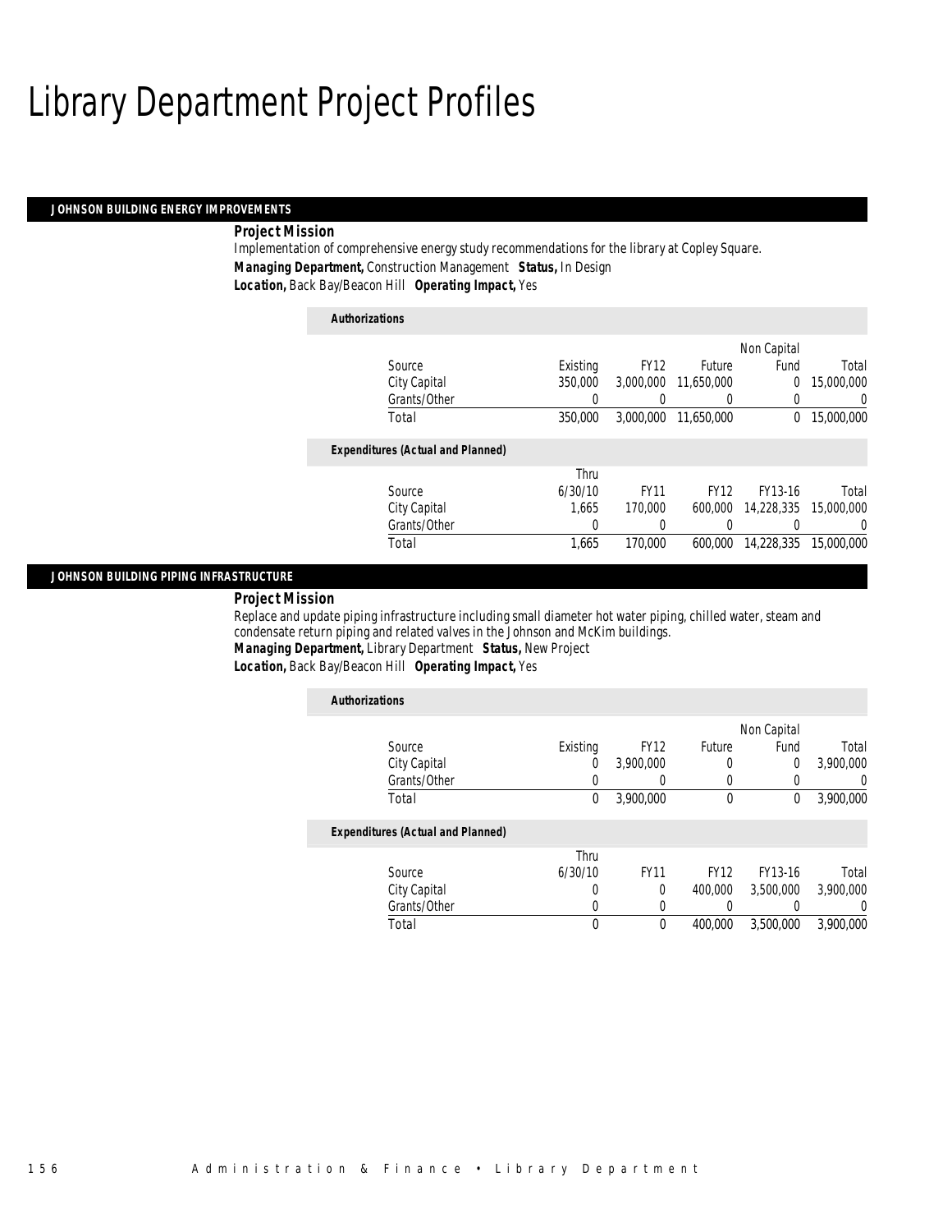# Library Department Project Profiles

## JOHNSON BUILDING ENERGY IMPROVEMENTS

***Project Mission***

Implementation of comprehensive energy study recommendations for the library at Copley Square.

***Managing Department,*** Construction Management ***Status,*** In Design

***Location,*** Back Bay/Beacon Hill ***Operating Impact,*** Yes

***Authorizations***

| Source | Existing | FY12 | Future | Non Capital Fund | Total |
|---|---|---|---|---|---|
| City Capital | 350,000 | 3,000,000 | 11,650,000 | 0 | 15,000,000 |
| Grants/Other | 0 | 0 | 0 | 0 | 0 |
| Total | 350,000 | 3,000,000 | 11,650,000 | 0 | 15,000,000 |

***Expenditures (Actual and Planned)***

| Source | Thru 6/30/10 | FY11 | FY12 | FY13-16 | Total |
|---|---|---|---|---|---|
| City Capital | 1,665 | 170,000 | 600,000 | 14,228,335 | 15,000,000 |
| Grants/Other | 0 | 0 | 0 | 0 | 0 |
| Total | 1,665 | 170,000 | 600,000 | 14,228,335 | 15,000,000 |

## JOHNSON BUILDING PIPING INFRASTRUCTURE

***Project Mission***

Replace and update piping infrastructure including small diameter hot water piping, chilled water, steam and condensate return piping and related valves in the Johnson and McKim buildings.

***Managing Department,*** Library Department ***Status,*** New Project

***Location,*** Back Bay/Beacon Hill ***Operating Impact,*** Yes

***Authorizations***

| Source | Existing | FY12 | Future | Non Capital Fund | Total |
|---|---|---|---|---|---|
| City Capital | 0 | 3,900,000 | 0 | 0 | 3,900,000 |
| Grants/Other | 0 | 0 | 0 | 0 | 0 |
| Total | 0 | 3,900,000 | 0 | 0 | 3,900,000 |

***Expenditures (Actual and Planned)***

| Source | Thru 6/30/10 | FY11 | FY12 | FY13-16 | Total |
|---|---|---|---|---|---|
| City Capital | 0 | 0 | 400,000 | 3,500,000 | 3,900,000 |
| Grants/Other | 0 | 0 | 0 | 0 | 0 |
| Total | 0 | 0 | 400,000 | 3,500,000 | 3,900,000 |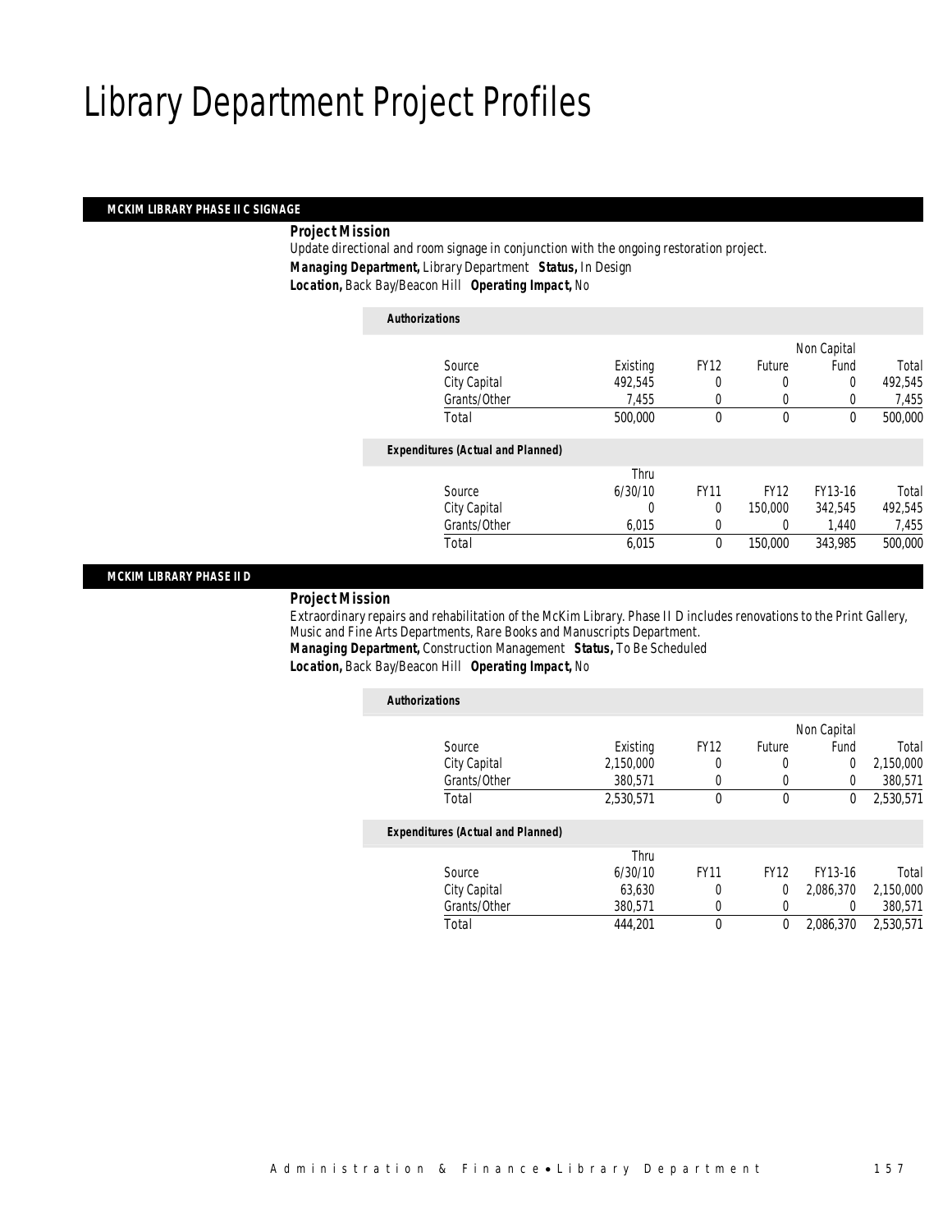# Library Department Project Profiles

## MCKIM LIBRARY PHASE II C SIGNAGE

***Project Mission***

Update directional and room signage in conjunction with the ongoing restoration project.

***Managing Department,*** Library Department ***Status,*** In Design

***Location,*** Back Bay/Beacon Hill ***Operating Impact,*** No

***Authorizations***

| Source | Existing | FY12 | Future | Non Capital Fund | Total |
|---|---|---|---|---|---|
| City Capital | 492,545 | 0 | 0 | 0 | 492,545 |
| Grants/Other | 7,455 | 0 | 0 | 0 | 7,455 |
| Total | 500,000 | 0 | 0 | 0 | 500,000 |

***Expenditures (Actual and Planned)***

| Source | Thru 6/30/10 | FY11 | FY12 | FY13-16 | Total |
|---|---|---|---|---|---|
| City Capital | 0 | 0 | 150,000 | 342,545 | 492,545 |
| Grants/Other | 6,015 | 0 | 0 | 1,440 | 7,455 |
| Total | 6,015 | 0 | 150,000 | 343,985 | 500,000 |

## MCKIM LIBRARY PHASE II D

***Project Mission***

Extraordinary repairs and rehabilitation of the McKim Library. Phase II D includes renovations to the Print Gallery, Music and Fine Arts Departments, Rare Books and Manuscripts Department.

***Managing Department,*** Construction Management ***Status,*** To Be Scheduled

***Location,*** Back Bay/Beacon Hill ***Operating Impact,*** No

***Authorizations***

| Source | Existing | FY12 | Future | Non Capital Fund | Total |
|---|---|---|---|---|---|
| City Capital | 2,150,000 | 0 | 0 | 0 | 2,150,000 |
| Grants/Other | 380,571 | 0 | 0 | 0 | 380,571 |
| Total | 2,530,571 | 0 | 0 | 0 | 2,530,571 |

***Expenditures (Actual and Planned)***

| Source | Thru 6/30/10 | FY11 | FY12 | FY13-16 | Total |
|---|---|---|---|---|---|
| City Capital | 63,630 | 0 | 0 | 2,086,370 | 2,150,000 |
| Grants/Other | 380,571 | 0 | 0 | 0 | 380,571 |
| Total | 444,201 | 0 | 0 | 2,086,370 | 2,530,571 |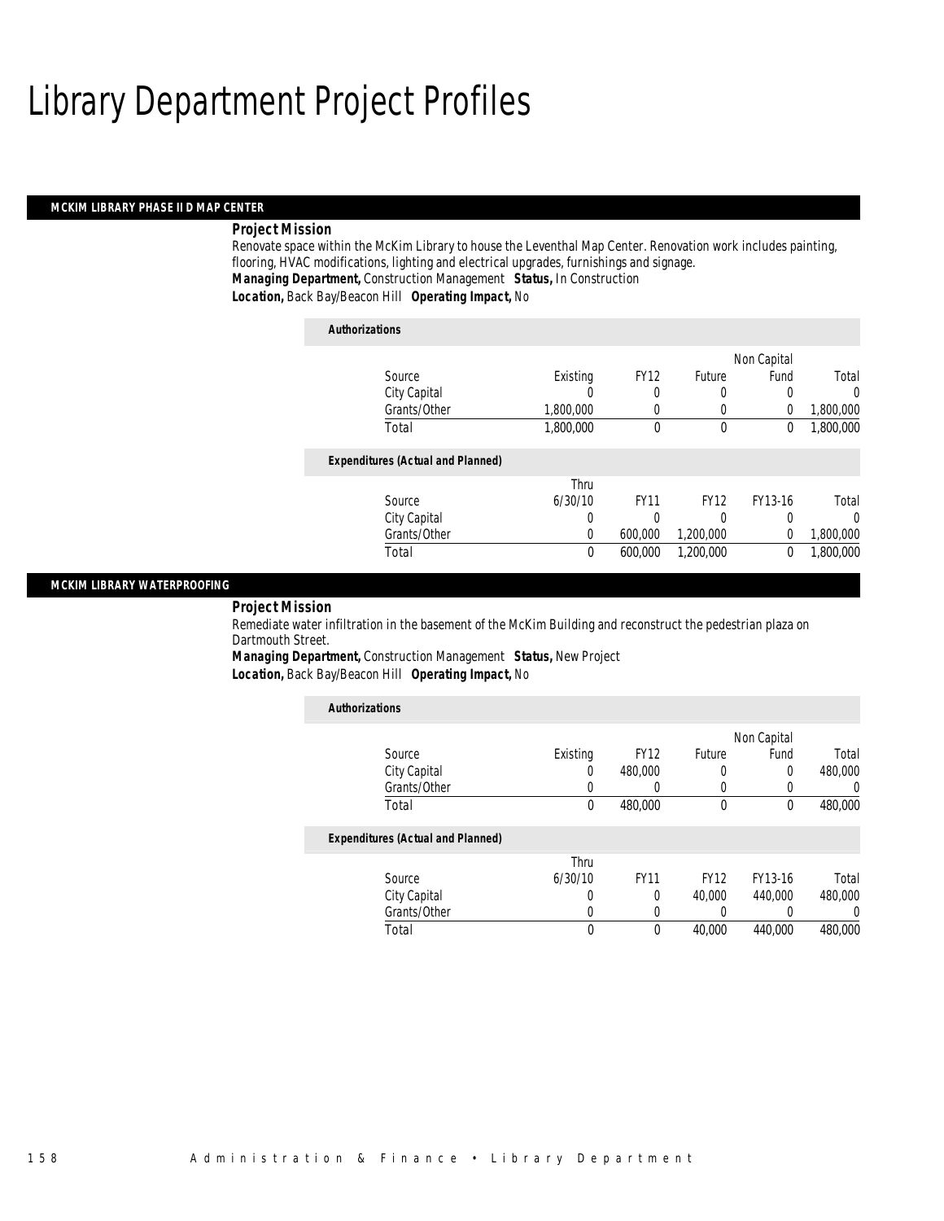# Library Department Project Profiles

## MCKIM LIBRARY PHASE II D MAP CENTER

***Project Mission***

Renovate space within the McKim Library to house the Leventhal Map Center. Renovation work includes painting, flooring, HVAC modifications, lighting and electrical upgrades, furnishings and signage.

***Managing Department,*** Construction Management ***Status,*** In Construction

***Location,*** Back Bay/Beacon Hill ***Operating Impact,*** No

***Authorizations***

| Source | Existing | FY12 | Future | Non Capital Fund | Total |
|---|---|---|---|---|---|
| City Capital | 0 | 0 | 0 | 0 | 0 |
| Grants/Other | 1,800,000 | 0 | 0 | 0 | 1,800,000 |
| Total | 1,800,000 | 0 | 0 | 0 | 1,800,000 |

***Expenditures (Actual and Planned)***

| Source | Thru 6/30/10 | FY11 | FY12 | FY13-16 | Total |
|---|---|---|---|---|---|
| City Capital | 0 | 0 | 0 | 0 | 0 |
| Grants/Other | 0 | 600,000 | 1,200,000 | 0 | 1,800,000 |
| Total | 0 | 600,000 | 1,200,000 | 0 | 1,800,000 |

## MCKIM LIBRARY WATERPROOFING

***Project Mission***

Remediate water infiltration in the basement of the McKim Building and reconstruct the pedestrian plaza on Dartmouth Street.

***Managing Department,*** Construction Management ***Status,*** New Project

***Location,*** Back Bay/Beacon Hill ***Operating Impact,*** No

***Authorizations***

| Source | Existing | FY12 | Future | Non Capital Fund | Total |
|---|---|---|---|---|---|
| City Capital | 0 | 480,000 | 0 | 0 | 480,000 |
| Grants/Other | 0 | 0 | 0 | 0 | 0 |
| Total | 0 | 480,000 | 0 | 0 | 480,000 |

***Expenditures (Actual and Planned)***

| Source | Thru 6/30/10 | FY11 | FY12 | FY13-16 | Total |
|---|---|---|---|---|---|
| City Capital | 0 | 0 | 40,000 | 440,000 | 480,000 |
| Grants/Other | 0 | 0 | 0 | 0 | 0 |
| Total | 0 | 0 | 40,000 | 440,000 | 480,000 |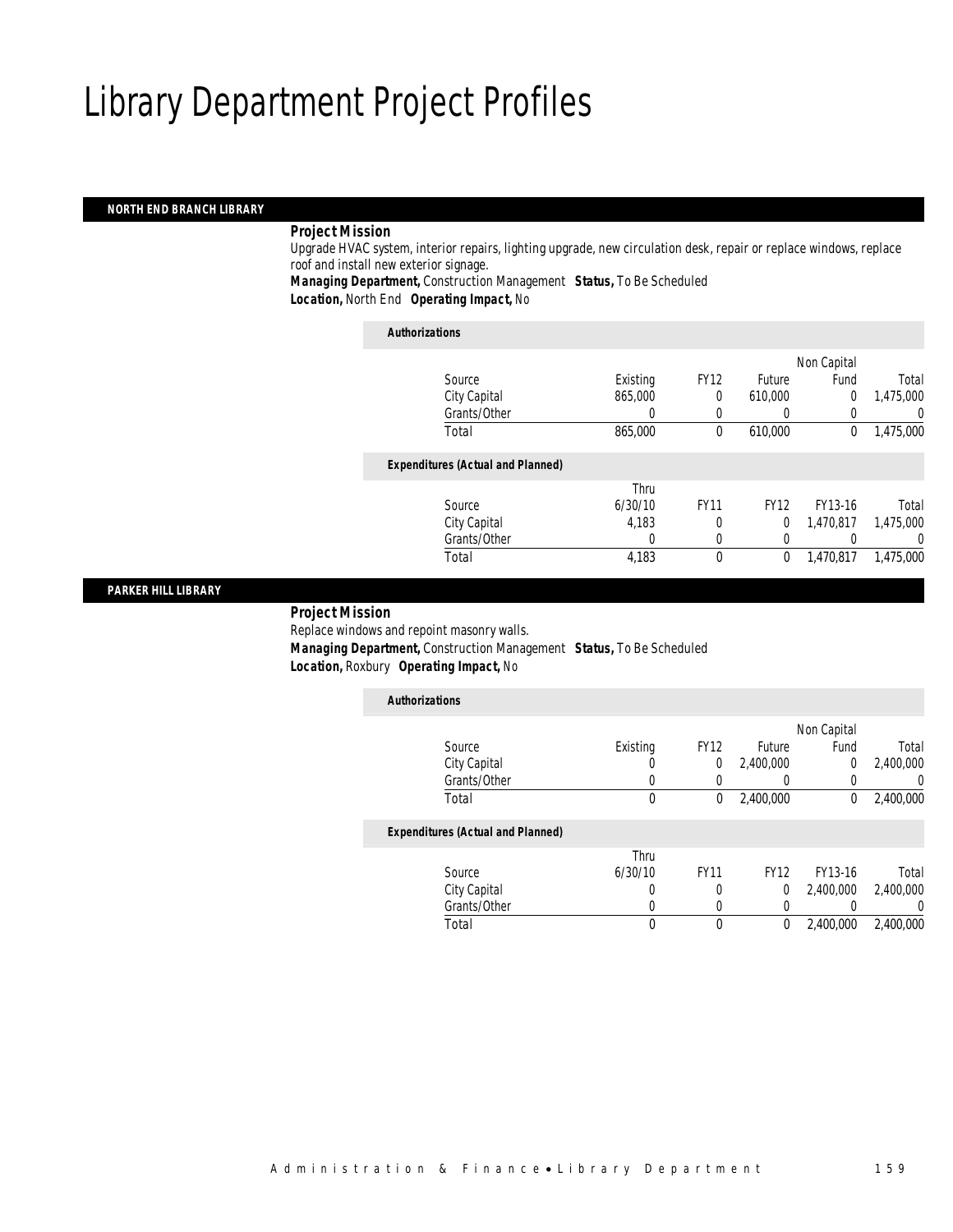# Library Department Project Profiles

## NORTH END BRANCH LIBRARY

***Project Mission***

Upgrade HVAC system, interior repairs, lighting upgrade, new circulation desk, repair or replace windows, replace roof and install new exterior signage.

***Managing Department,*** Construction Management ***Status,*** To Be Scheduled
***Location,*** North End ***Operating Impact,*** No

***Authorizations***

| Source | Existing | FY12 | Future | Non Capital Fund | Total |
|---|---|---|---|---|---|
| City Capital | 865,000 | 0 | 610,000 | 0 | 1,475,000 |
| Grants/Other | 0 | 0 | 0 | 0 | 0 |
| Total | 865,000 | 0 | 610,000 | 0 | 1,475,000 |

***Expenditures (Actual and Planned)***

| Source | Thru 6/30/10 | FY11 | FY12 | FY13-16 | Total |
|---|---|---|---|---|---|
| City Capital | 4,183 | 0 | 0 | 1,470,817 | 1,475,000 |
| Grants/Other | 0 | 0 | 0 | 0 | 0 |
| Total | 4,183 | 0 | 0 | 1,470,817 | 1,475,000 |

## PARKER HILL LIBRARY

***Project Mission***

Replace windows and repoint masonry walls.

***Managing Department,*** Construction Management ***Status,*** To Be Scheduled
***Location,*** Roxbury ***Operating Impact,*** No

***Authorizations***

| Source | Existing | FY12 | Future | Non Capital Fund | Total |
|---|---|---|---|---|---|
| City Capital | 0 | 0 | 2,400,000 | 0 | 2,400,000 |
| Grants/Other | 0 | 0 | 0 | 0 | 0 |
| Total | 0 | 0 | 2,400,000 | 0 | 2,400,000 |

***Expenditures (Actual and Planned)***

| Source | Thru 6/30/10 | FY11 | FY12 | FY13-16 | Total |
|---|---|---|---|---|---|
| City Capital | 0 | 0 | 0 | 2,400,000 | 2,400,000 |
| Grants/Other | 0 | 0 | 0 | 0 | 0 |
| Total | 0 | 0 | 0 | 2,400,000 | 2,400,000 |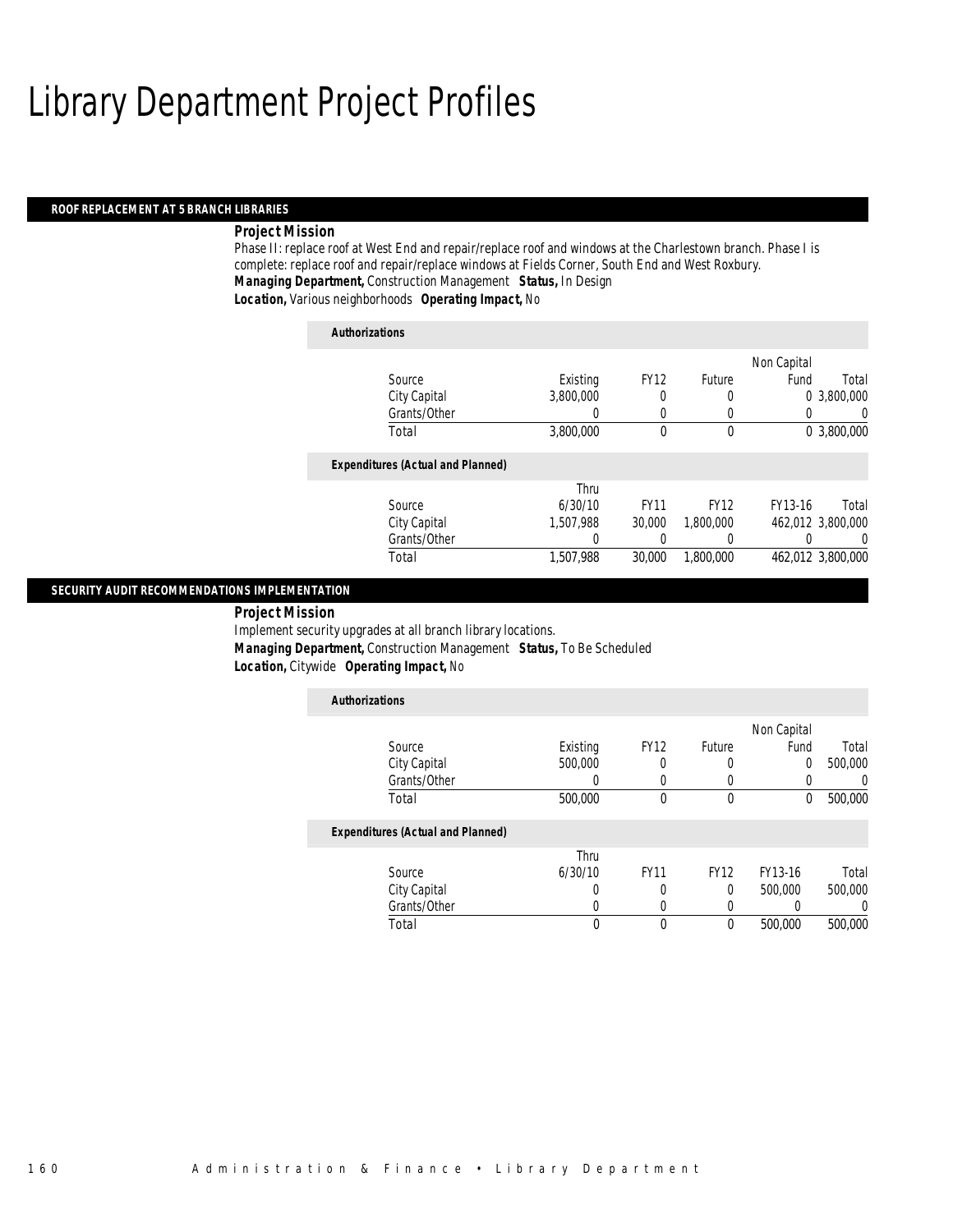# Library Department Project Profiles

## ROOF REPLACEMENT AT 5 BRANCH LIBRARIES

***Project Mission***

Phase II: replace roof at West End and repair/replace roof and windows at the Charlestown branch. Phase I is complete: replace roof and repair/replace windows at Fields Corner, South End and West Roxbury.

***Managing Department,*** Construction Management ***Status,*** In Design

***Location,*** Various neighborhoods ***Operating Impact,*** No

***Authorizations***

| Source | Existing | FY12 | Future | Non Capital Fund | Total |
|---|---|---|---|---|---|
| City Capital | 3,800,000 | 0 | 0 | 0 | 3,800,000 |
| Grants/Other | 0 | 0 | 0 | 0 | 0 |
| Total | 3,800,000 | 0 | 0 | 0 | 3,800,000 |

***Expenditures (Actual and Planned)***

| Source | Thru 6/30/10 | FY11 | FY12 | FY13-16 | Total |
|---|---|---|---|---|---|
| City Capital | 1,507,988 | 30,000 | 1,800,000 | 462,012 | 3,800,000 |
| Grants/Other | 0 | 0 | 0 | 0 | 0 |
| Total | 1,507,988 | 30,000 | 1,800,000 | 462,012 | 3,800,000 |

## SECURITY AUDIT RECOMMENDATIONS IMPLEMENTATION

***Project Mission***

Implement security upgrades at all branch library locations.

***Managing Department,*** Construction Management ***Status,*** To Be Scheduled

***Location,*** Citywide ***Operating Impact,*** No

***Authorizations***

| Source | Existing | FY12 | Future | Non Capital Fund | Total |
|---|---|---|---|---|---|
| City Capital | 500,000 | 0 | 0 | 0 | 500,000 |
| Grants/Other | 0 | 0 | 0 | 0 | 0 |
| Total | 500,000 | 0 | 0 | 0 | 500,000 |

***Expenditures (Actual and Planned)***

| Source | Thru 6/30/10 | FY11 | FY12 | FY13-16 | Total |
|---|---|---|---|---|---|
| City Capital | 0 | 0 | 0 | 500,000 | 500,000 |
| Grants/Other | 0 | 0 | 0 | 0 | 0 |
| Total | 0 | 0 | 0 | 500,000 | 500,000 |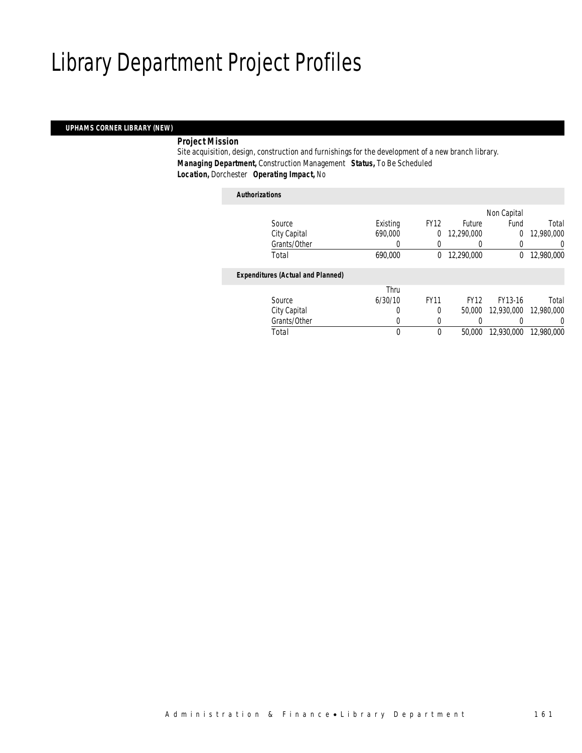# Library Department Project Profiles

## UPHAMS CORNER LIBRARY (NEW)

***Project Mission***

Site acquisition, design, construction and furnishings for the development of a new branch library.

***Managing Department,*** Construction Management ***Status,*** To Be Scheduled

***Location,*** Dorchester ***Operating Impact,*** No

***Authorizations***

| Source | Existing | FY12 | Future | Non Capital Fund | Total |
|---|---|---|---|---|---|
| City Capital | 690,000 | 0 | 12,290,000 | 0 | 12,980,000 |
| Grants/Other | 0 | 0 | 0 | 0 | 0 |
| Total | 690,000 | 0 | 12,290,000 | 0 | 12,980,000 |

***Expenditures (Actual and Planned)***

| Source | Thru 6/30/10 | FY11 | FY12 | FY13-16 | Total |
|---|---|---|---|---|---|
| City Capital | 0 | 0 | 50,000 | 12,930,000 | 12,980,000 |
| Grants/Other | 0 | 0 | 0 | 0 | 0 |
| Total | 0 | 0 | 50,000 | 12,930,000 | 12,980,000 |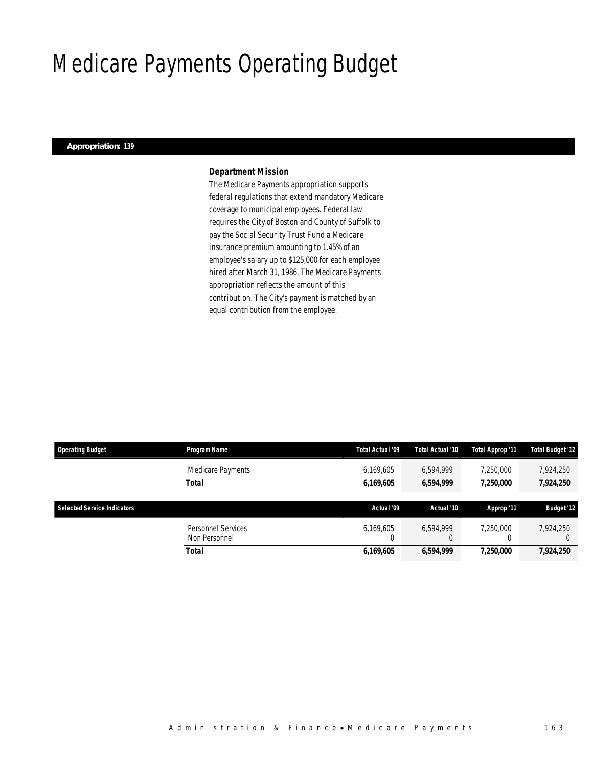# Medicare Payments Operating Budget

**Appropriation: 139**

### *Department Mission*

The Medicare Payments appropriation supports federal regulations that extend mandatory Medicare coverage to municipal employees. Federal law requires the City of Boston and County of Suffolk to pay the Social Security Trust Fund a Medicare insurance premium amounting to 1.45% of an employee's salary up to $125,000 for each employee hired after March 31, 1986. The Medicare Payments appropriation reflects the amount of this contribution. The City's payment is matched by an equal contribution from the employee.

| Operating Budget | Program Name | Total Actual '09 | Total Actual '10 | Total Approp '11 | Total Budget '12 |
|---|---|---|---|---|---|
| | Medicare Payments | 6,169,605 | 6,594,999 | 7,250,000 | 7,924,250 |
| | **Total** | **6,169,605** | **6,594,999** | **7,250,000** | **7,924,250** |

| Selected Service Indicators | | Actual '09 | Actual '10 | Approp '11 | Budget '12 |
|---|---|---|---|---|---|
| | Personnel Services | 6,169,605 | 6,594,999 | 7,250,000 | 7,924,250 |
| | Non Personnel | 0 | 0 | 0 | 0 |
| | **Total** | **6,169,605** | **6,594,999** | **7,250,000** | **7,924,250** |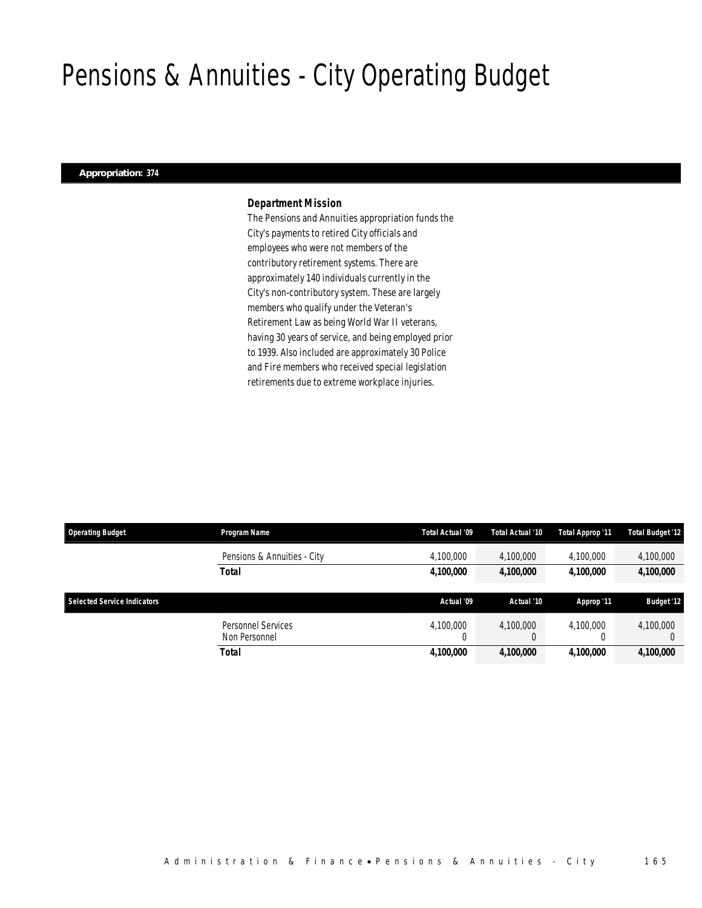# Pensions & Annuities - City Operating Budget

**Appropriation: 374**

### *Department Mission*

The Pensions and Annuities appropriation funds the City's payments to retired City officials and employees who were not members of the contributory retirement systems. There are approximately 140 individuals currently in the City's non-contributory system. These are largely members who qualify under the Veteran's Retirement Law as being World War II veterans, having 30 years of service, and being employed prior to 1939. Also included are approximately 30 Police and Fire members who received special legislation retirements due to extreme workplace injuries.

| Operating Budget | Program Name | Total Actual '09 | Total Actual '10 | Total Approp '11 | Total Budget '12 |
|---|---|---|---|---|---|
| | Pensions & Annuities - City | 4,100,000 | 4,100,000 | 4,100,000 | 4,100,000 |
| | **Total** | **4,100,000** | **4,100,000** | **4,100,000** | **4,100,000** |

| Selected Service Indicators | | Actual '09 | Actual '10 | Approp '11 | Budget '12 |
|---|---|---|---|---|---|
| | Personnel Services | 4,100,000 | 4,100,000 | 4,100,000 | 4,100,000 |
| | Non Personnel | 0 | 0 | 0 | 0 |
| | **Total** | **4,100,000** | **4,100,000** | **4,100,000** | **4,100,000** |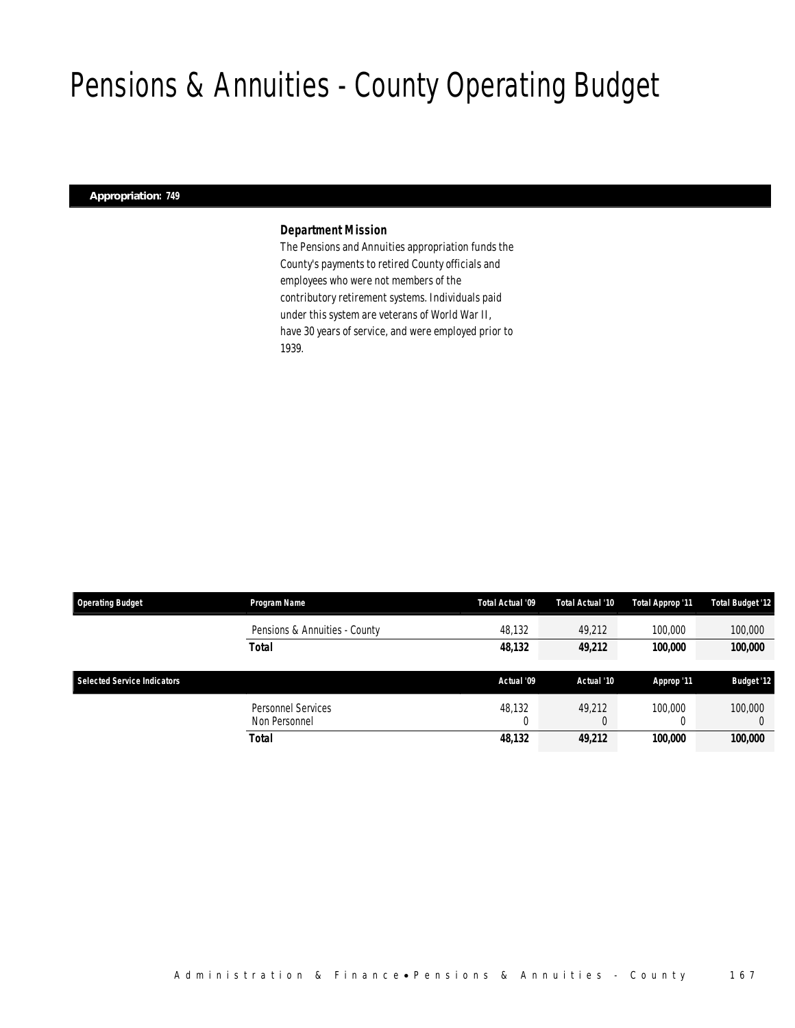# Pensions & Annuities - County Operating Budget

**Appropriation: 749**

### *Department Mission*

*The Pensions and Annuities appropriation funds the County's payments to retired County officials and employees who were not members of the contributory retirement systems. Individuals paid under this system are veterans of World War II, have 30 years of service, and were employed prior to 1939.*

| Operating Budget | Program Name | Total Actual '09 | Total Actual '10 | Total Approp '11 | Total Budget '12 |
|---|---|---|---|---|---|
| | Pensions & Annuities - County | 48,132 | 49,212 | 100,000 | 100,000 |
| | **Total** | **48,132** | **49,212** | **100,000** | **100,000** |

| Selected Service Indicators | | Actual '09 | Actual '10 | Approp '11 | Budget '12 |
|---|---|---|---|---|---|
| | Personnel Services | 48,132 | 49,212 | 100,000 | 100,000 |
| | Non Personnel | 0 | 0 | 0 | 0 |
| | **Total** | **48,132** | **49,212** | **100,000** | **100,000** |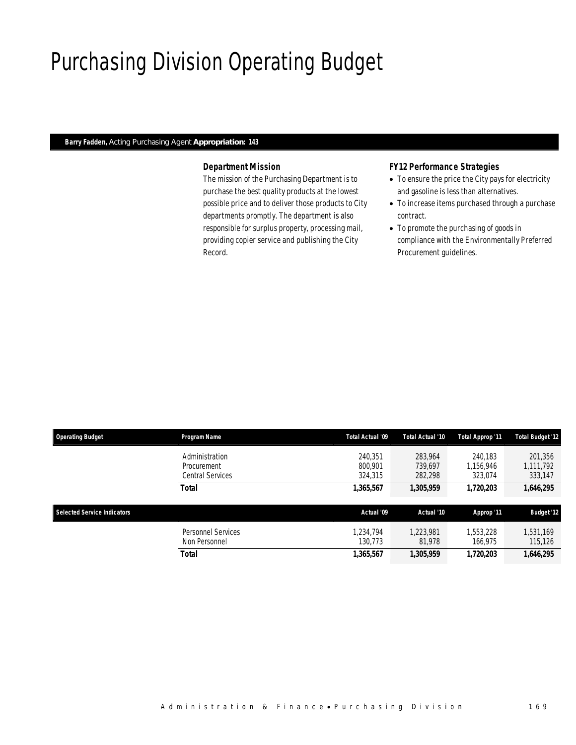# Purchasing Division Operating Budget

**Barry Fadden,** Acting Purchasing Agent **Appropriation: 143**

### Department Mission

The mission of the Purchasing Department is to purchase the best quality products at the lowest possible price and to deliver those products to City departments promptly. The department is also responsible for surplus property, processing mail, providing copier service and publishing the City Record.

### FY12 Performance Strategies

- To ensure the price the City pays for electricity and gasoline is less than alternatives.
- To increase items purchased through a purchase contract.
- To promote the purchasing of goods in compliance with the Environmentally Preferred Procurement guidelines.

| Operating Budget | Program Name | Total Actual '09 | Total Actual '10 | Total Approp '11 | Total Budget '12 |
|---|---|---|---|---|---|
| | Administration | 240,351 | 283,964 | 240,183 | 201,356 |
| | Procurement | 800,901 | 739,697 | 1,156,946 | 1,111,792 |
| | Central Services | 324,315 | 282,298 | 323,074 | 333,147 |
| | **Total** | **1,365,567** | **1,305,959** | **1,720,203** | **1,646,295** |

| Selected Service Indicators | | Actual '09 | Actual '10 | Approp '11 | Budget '12 |
|---|---|---|---|---|---|
| | Personnel Services | 1,234,794 | 1,223,981 | 1,553,228 | 1,531,169 |
| | Non Personnel | 130,773 | 81,978 | 166,975 | 115,126 |
| | **Total** | **1,365,567** | **1,305,959** | **1,720,203** | **1,646,295** |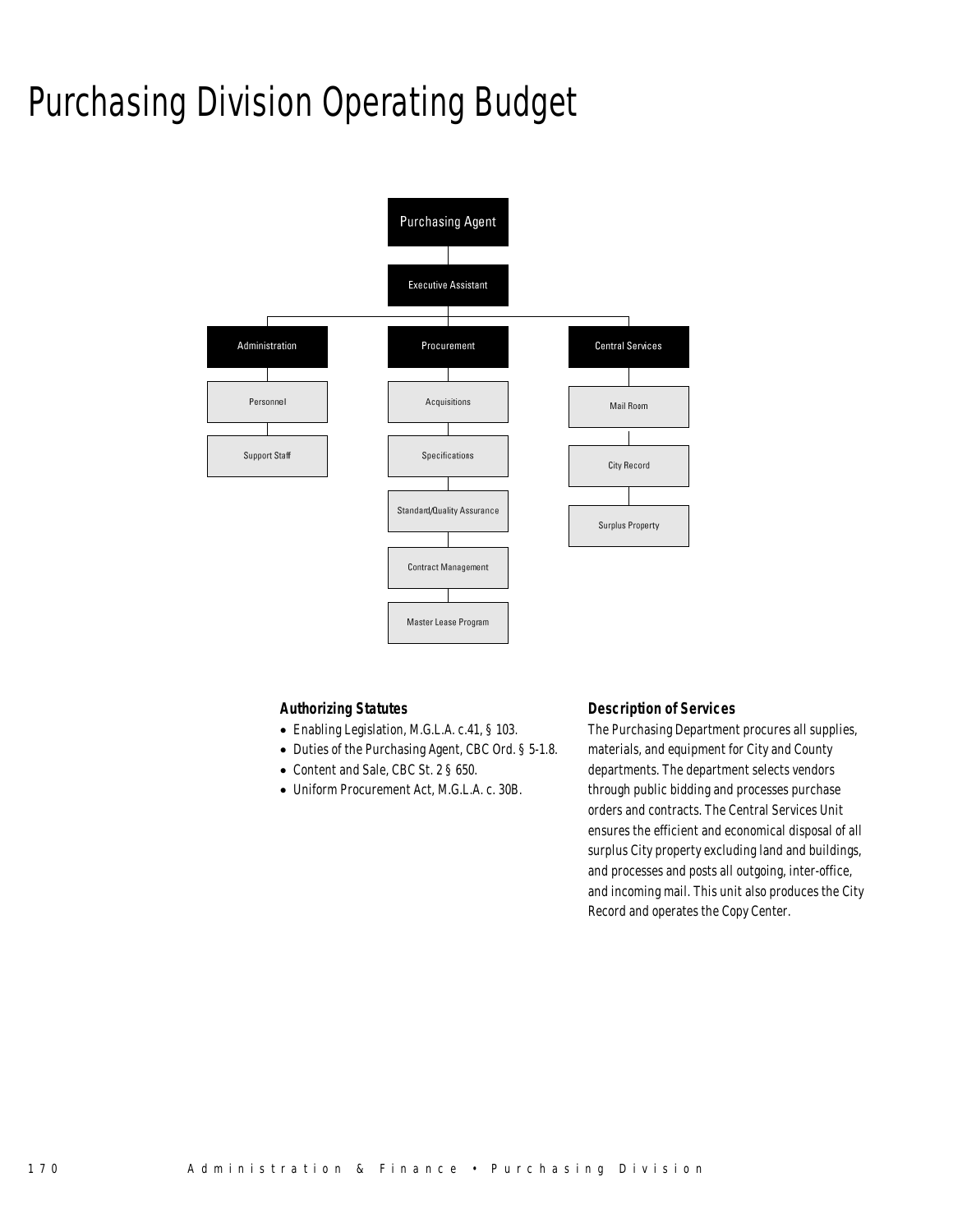# Purchasing Division Operating Budget

Purchasing Agent

Executive Assistant

Administration
- Personnel
- Support Staff

Procurement
- Acquisitions
- Specifications
- Standard/Quality Assurance
- Contract Management
- Master Lease Program

Central Services
- Mail Room
- City Record
- Surplus Property

### Authorizing Statutes

- Enabling Legislation, M.G.L.A. c.41, § 103.
- Duties of the Purchasing Agent, CBC Ord. § 5-1.8.
- Content and Sale, CBC St. 2 § 650.
- Uniform Procurement Act, M.G.L.A. c. 30B.

### Description of Services

The Purchasing Department procures all supplies, materials, and equipment for City and County departments. The department selects vendors through public bidding and processes purchase orders and contracts. The Central Services Unit ensures the efficient and economical disposal of all surplus City property excluding land and buildings, and processes and posts all outgoing, inter-office, and incoming mail. This unit also produces the City Record and operates the Copy Center.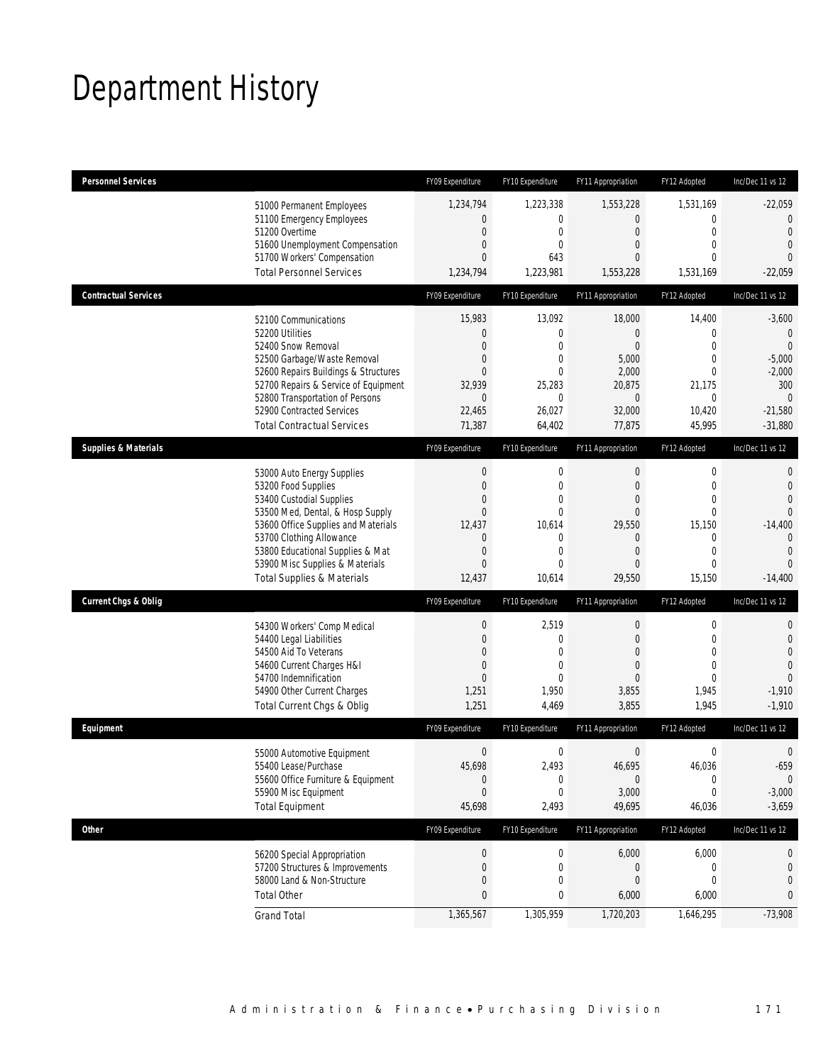# Department History

| Personnel Services | FY09 Expenditure | FY10 Expenditure | FY11 Appropriation | FY12 Adopted | Inc/Dec 11 vs 12 |
|---|---|---|---|---|---|
| 51000 Permanent Employees | 1,234,794 | 1,223,338 | 1,553,228 | 1,531,169 | -22,059 |
| 51100 Emergency Employees | 0 | 0 | 0 | 0 | 0 |
| 51200 Overtime | 0 | 0 | 0 | 0 | 0 |
| 51600 Unemployment Compensation | 0 | 0 | 0 | 0 | 0 |
| 51700 Workers' Compensation | 0 | 643 | 0 | 0 | 0 |
| Total Personnel Services | 1,234,794 | 1,223,981 | 1,553,228 | 1,531,169 | -22,059 |
| **Contractual Services** | FY09 Expenditure | FY10 Expenditure | FY11 Appropriation | FY12 Adopted | Inc/Dec 11 vs 12 |
| 52100 Communications | 15,983 | 13,092 | 18,000 | 14,400 | -3,600 |
| 52200 Utilities | 0 | 0 | 0 | 0 | 0 |
| 52400 Snow Removal | 0 | 0 | 0 | 0 | 0 |
| 52500 Garbage/Waste Removal | 0 | 0 | 5,000 | 0 | -5,000 |
| 52600 Repairs Buildings & Structures | 0 | 0 | 2,000 | 0 | -2,000 |
| 52700 Repairs & Service of Equipment | 32,939 | 25,283 | 20,875 | 21,175 | 300 |
| 52800 Transportation of Persons | 0 | 0 | 0 | 0 | 0 |
| 52900 Contracted Services | 22,465 | 26,027 | 32,000 | 10,420 | -21,580 |
| Total Contractual Services | 71,387 | 64,402 | 77,875 | 45,995 | -31,880 |
| **Supplies & Materials** | FY09 Expenditure | FY10 Expenditure | FY11 Appropriation | FY12 Adopted | Inc/Dec 11 vs 12 |
| 53000 Auto Energy Supplies | 0 | 0 | 0 | 0 | 0 |
| 53200 Food Supplies | 0 | 0 | 0 | 0 | 0 |
| 53400 Custodial Supplies | 0 | 0 | 0 | 0 | 0 |
| 53500 Med, Dental, & Hosp Supply | 0 | 0 | 0 | 0 | 0 |
| 53600 Office Supplies and Materials | 12,437 | 10,614 | 29,550 | 15,150 | -14,400 |
| 53700 Clothing Allowance | 0 | 0 | 0 | 0 | 0 |
| 53800 Educational Supplies & Mat | 0 | 0 | 0 | 0 | 0 |
| 53900 Misc Supplies & Materials | 0 | 0 | 0 | 0 | 0 |
| Total Supplies & Materials | 12,437 | 10,614 | 29,550 | 15,150 | -14,400 |
| **Current Chgs & Oblig** | FY09 Expenditure | FY10 Expenditure | FY11 Appropriation | FY12 Adopted | Inc/Dec 11 vs 12 |
| 54300 Workers' Comp Medical | 0 | 2,519 | 0 | 0 | 0 |
| 54400 Legal Liabilities | 0 | 0 | 0 | 0 | 0 |
| 54500 Aid To Veterans | 0 | 0 | 0 | 0 | 0 |
| 54600 Current Charges H&I | 0 | 0 | 0 | 0 | 0 |
| 54700 Indemnification | 0 | 0 | 0 | 0 | 0 |
| 54900 Other Current Charges | 1,251 | 1,950 | 3,855 | 1,945 | -1,910 |
| Total Current Chgs & Oblig | 1,251 | 4,469 | 3,855 | 1,945 | -1,910 |
| **Equipment** | FY09 Expenditure | FY10 Expenditure | FY11 Appropriation | FY12 Adopted | Inc/Dec 11 vs 12 |
| 55000 Automotive Equipment | 0 | 0 | 0 | 0 | 0 |
| 55400 Lease/Purchase | 45,698 | 2,493 | 46,695 | 46,036 | -659 |
| 55600 Office Furniture & Equipment | 0 | 0 | 0 | 0 | 0 |
| 55900 Misc Equipment | 0 | 0 | 3,000 | 0 | -3,000 |
| Total Equipment | 45,698 | 2,493 | 49,695 | 46,036 | -3,659 |
| **Other** | FY09 Expenditure | FY10 Expenditure | FY11 Appropriation | FY12 Adopted | Inc/Dec 11 vs 12 |
| 56200 Special Appropriation | 0 | 0 | 6,000 | 6,000 | 0 |
| 57200 Structures & Improvements | 0 | 0 | 0 | 0 | 0 |
| 58000 Land & Non-Structure | 0 | 0 | 0 | 0 | 0 |
| Total Other | 0 | 0 | 6,000 | 6,000 | 0 |
| Grand Total | 1,365,567 | 1,305,959 | 1,720,203 | 1,646,295 | -73,908 |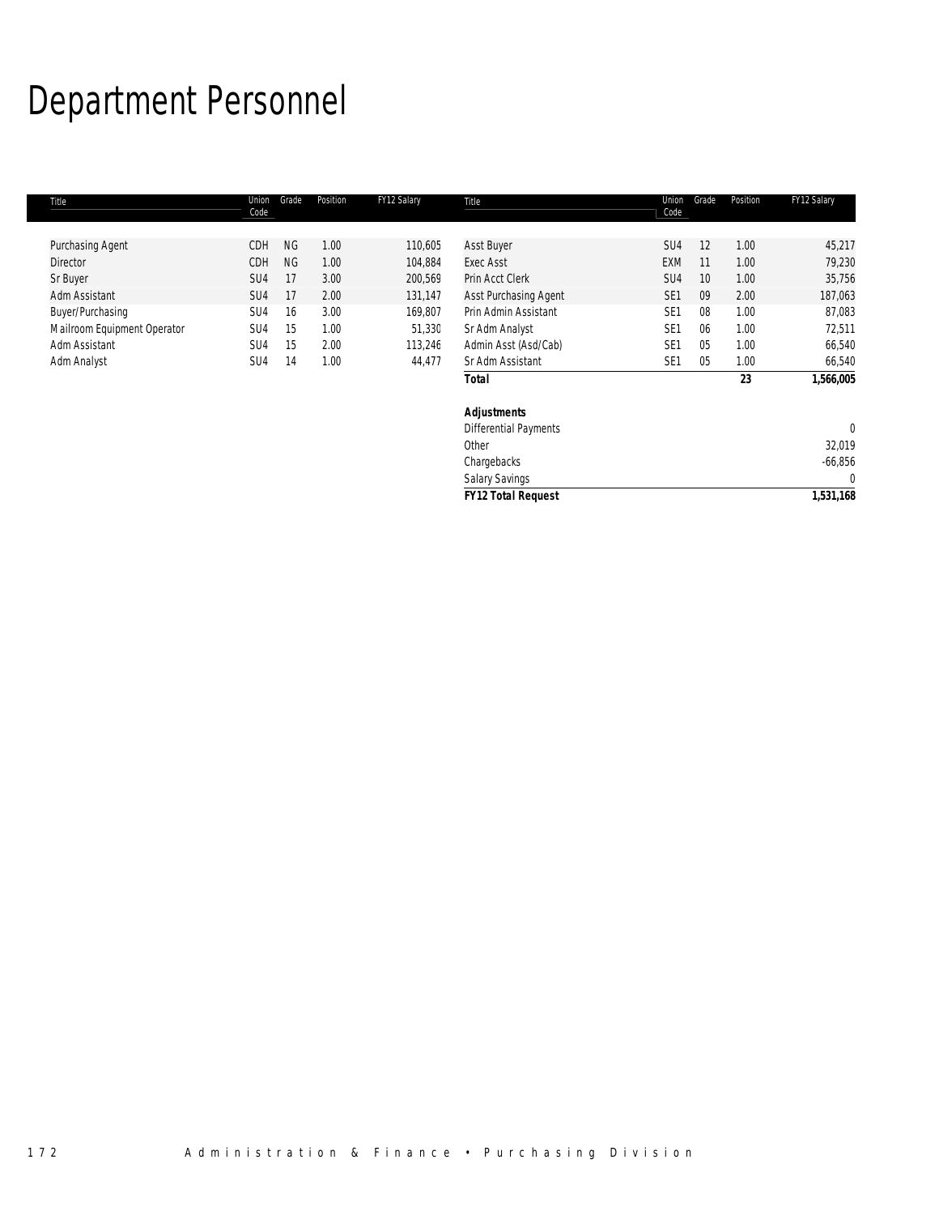# Department Personnel

| Title | Union Code | Grade | Position | FY12 Salary | Title | Union Code | Grade | Position | FY12 Salary |
|---|---|---|---|---|---|---|---|---|---|
| Purchasing Agent | CDH | NG | 1.00 | 110,605 | Asst Buyer | SU4 | 12 | 1.00 | 45,217 |
| Director | CDH | NG | 1.00 | 104,884 | Exec Asst | EXM | 11 | 1.00 | 79,230 |
| Sr Buyer | SU4 | 17 | 3.00 | 200,569 | Prin Acct Clerk | SU4 | 10 | 1.00 | 35,756 |
| Adm Assistant | SU4 | 17 | 2.00 | 131,147 | Asst Purchasing Agent | SE1 | 09 | 2.00 | 187,063 |
| Buyer/Purchasing | SU4 | 16 | 3.00 | 169,807 | Prin Admin Assistant | SE1 | 08 | 1.00 | 87,083 |
| Mailroom Equipment Operator | SU4 | 15 | 1.00 | 51,330 | Sr Adm Analyst | SE1 | 06 | 1.00 | 72,511 |
| Adm Assistant | SU4 | 15 | 2.00 | 113,246 | Admin Asst (Asd/Cab) | SE1 | 05 | 1.00 | 66,540 |
| Adm Analyst | SU4 | 14 | 1.00 | 44,477 | Sr Adm Assistant | SE1 | 05 | 1.00 | 66,540 |
| | | | | | **Total** | | | **23** | **1,566,005** |
| | | | | | | | | | |
| | | | | | **Adjustments** | | | | |
| | | | | | Differential Payments | | | | 0 |
| | | | | | Other | | | | 32,019 |
| | | | | | Chargebacks | | | | -66,856 |
| | | | | | Salary Savings | | | | 0 |
| | | | | | **FY12 Total Request** | | | | **1,531,168** |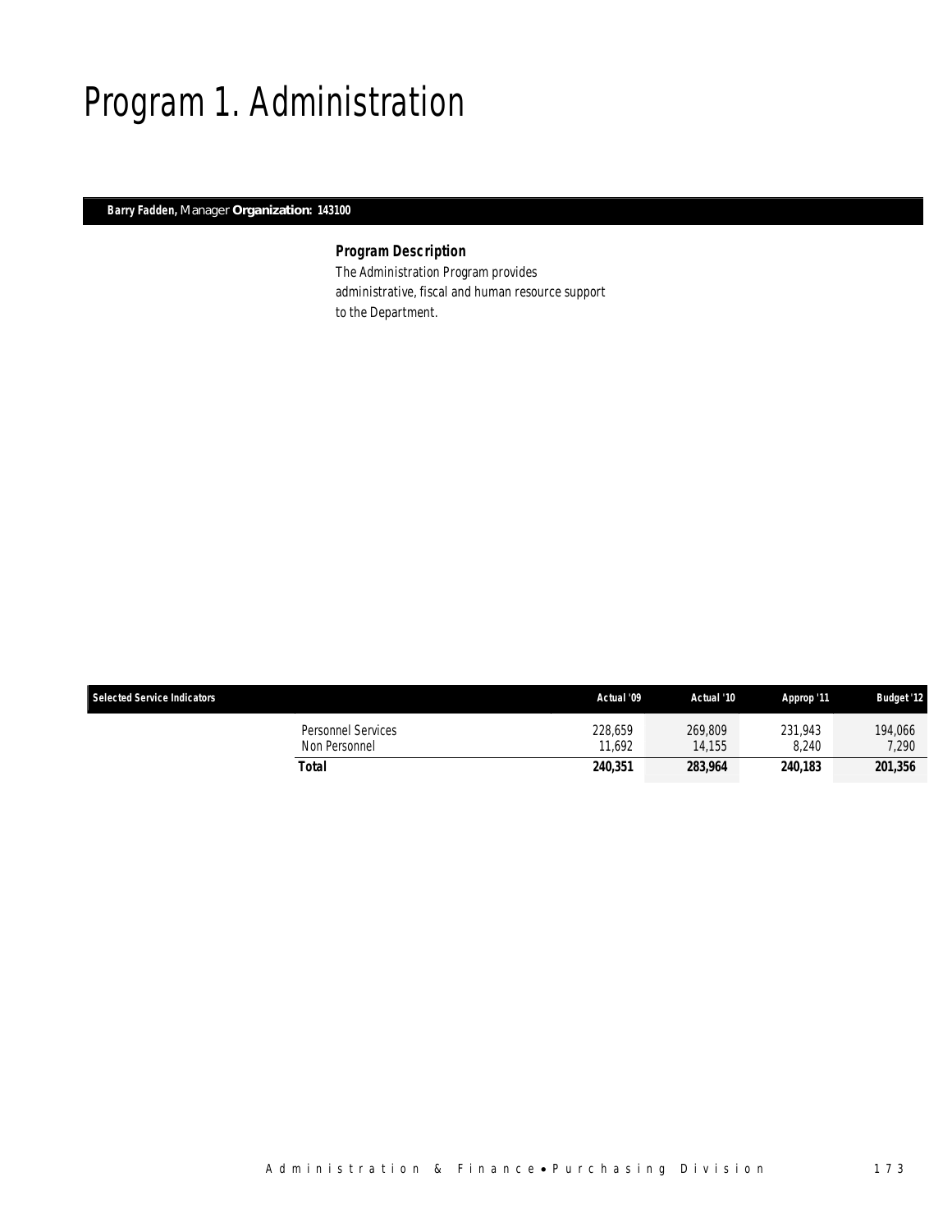# Program 1. Administration

**Barry Fadden,** Manager **Organization: 143100**

### Program Description

The Administration Program provides administrative, fiscal and human resource support to the Department.

| Selected Service Indicators | | Actual '09 | Actual '10 | Approp '11 | Budget '12 |
|---|---|---|---|---|---|
| | Personnel Services | 228,659 | 269,809 | 231,943 | 194,066 |
| | Non Personnel | 11,692 | 14,155 | 8,240 | 7,290 |
| | **Total** | **240,351** | **283,964** | **240,183** | **201,356** |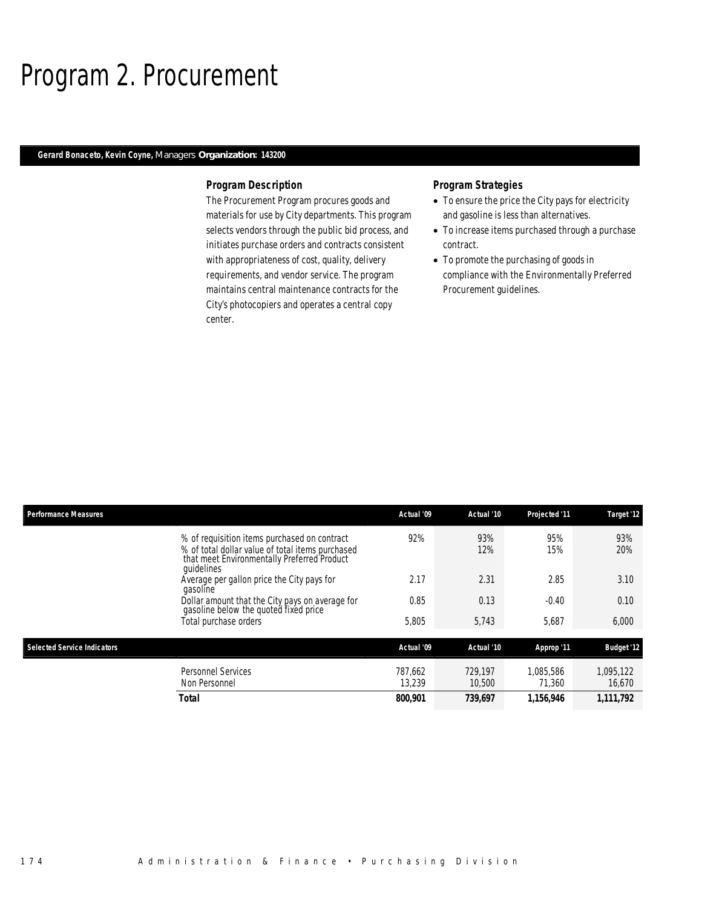# Program 2. Procurement

**Gerard Bonaceto, Kevin Coyne,** Managers **Organization: 143200**

### Program Description

The Procurement Program procures goods and materials for use by City departments. This program selects vendors through the public bid process, and initiates purchase orders and contracts consistent with appropriateness of cost, quality, delivery requirements, and vendor service. The program maintains central maintenance contracts for the City's photocopiers and operates a central copy center.

### Program Strategies

- To ensure the price the City pays for electricity and gasoline is less than alternatives.
- To increase items purchased through a purchase contract.
- To promote the purchasing of goods in compliance with the Environmentally Preferred Procurement guidelines.

| Performance Measures | | Actual '09 | Actual '10 | Projected '11 | Target '12 |
|---|---|---|---|---|---|
| | % of requisition items purchased on contract | 92% | 93% | 95% | 93% |
| | % of total dollar value of total items purchased that meet Environmentally Preferred Product guidelines | | 12% | 15% | 20% |
| | Average per gallon price the City pays for gasoline | 2.17 | 2.31 | 2.85 | 3.10 |
| | Dollar amount that the City pays on average for gasoline below the quoted fixed price | 0.85 | 0.13 | -0.40 | 0.10 |
| | Total purchase orders | 5,805 | 5,743 | 5,687 | 6,000 |

| Selected Service Indicators | | Actual '09 | Actual '10 | Approp '11 | Budget '12 |
|---|---|---|---|---|---|
| | Personnel Services | 787,662 | 729,197 | 1,085,586 | 1,095,122 |
| | Non Personnel | 13,239 | 10,500 | 71,360 | 16,670 |
| | **Total** | **800,901** | **739,697** | **1,156,946** | **1,111,792** |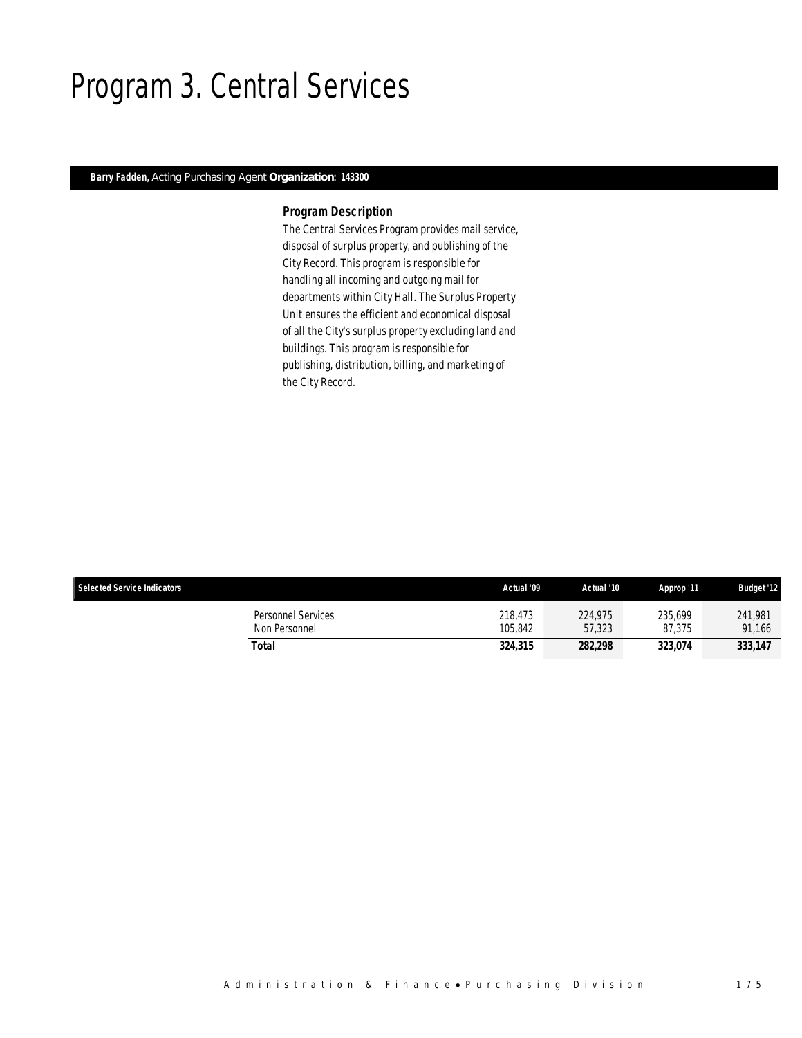# Program 3. Central Services

**Barry Fadden,** Acting Purchasing Agent **Organization: 143300**

### *Program Description*

The Central Services Program provides mail service, disposal of surplus property, and publishing of the City Record. This program is responsible for handling all incoming and outgoing mail for departments within City Hall. The Surplus Property Unit ensures the efficient and economical disposal of all the City's surplus property excluding land and buildings. This program is responsible for publishing, distribution, billing, and marketing of the City Record.

| Selected Service Indicators | | Actual '09 | Actual '10 | Approp '11 | Budget '12 |
|---|---|---|---|---|---|
| | Personnel Services | 218,473 | 224,975 | 235,699 | 241,981 |
| | Non Personnel | 105,842 | 57,323 | 87,375 | 91,166 |
| | **Total** | **324,315** | **282,298** | **323,074** | **333,147** |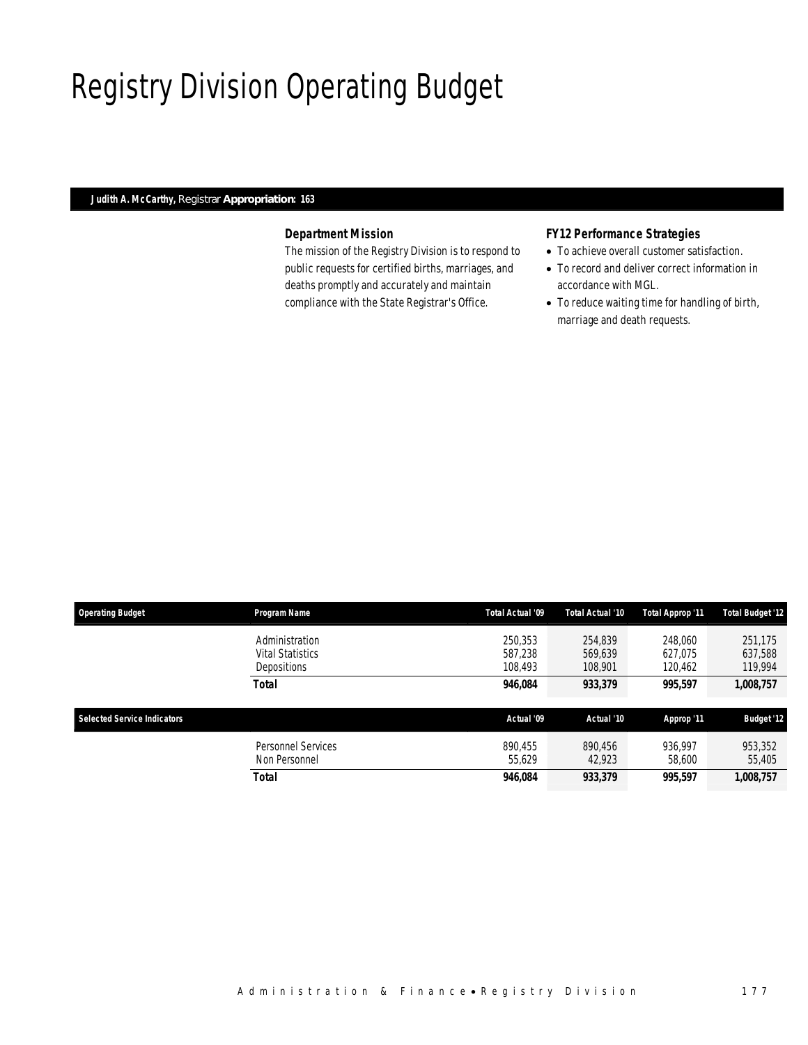# Registry Division Operating Budget

**Judith A. McCarthy,** Registrar **Appropriation: 163**

### Department Mission

The mission of the Registry Division is to respond to public requests for certified births, marriages, and deaths promptly and accurately and maintain compliance with the State Registrar's Office.

### FY12 Performance Strategies

- To achieve overall customer satisfaction.
- To record and deliver correct information in accordance with MGL.
- To reduce waiting time for handling of birth, marriage and death requests.

| Operating Budget | Program Name | Total Actual '09 | Total Actual '10 | Total Approp '11 | Total Budget '12 |
|---|---|---|---|---|---|
| | Administration | 250,353 | 254,839 | 248,060 | 251,175 |
| | Vital Statistics | 587,238 | 569,639 | 627,075 | 637,588 |
| | Depositions | 108,493 | 108,901 | 120,462 | 119,994 |
| | **Total** | **946,084** | **933,379** | **995,597** | **1,008,757** |

| Selected Service Indicators | | Actual '09 | Actual '10 | Approp '11 | Budget '12 |
|---|---|---|---|---|---|
| | Personnel Services | 890,455 | 890,456 | 936,997 | 953,352 |
| | Non Personnel | 55,629 | 42,923 | 58,600 | 55,405 |
| | **Total** | **946,084** | **933,379** | **995,597** | **1,008,757** |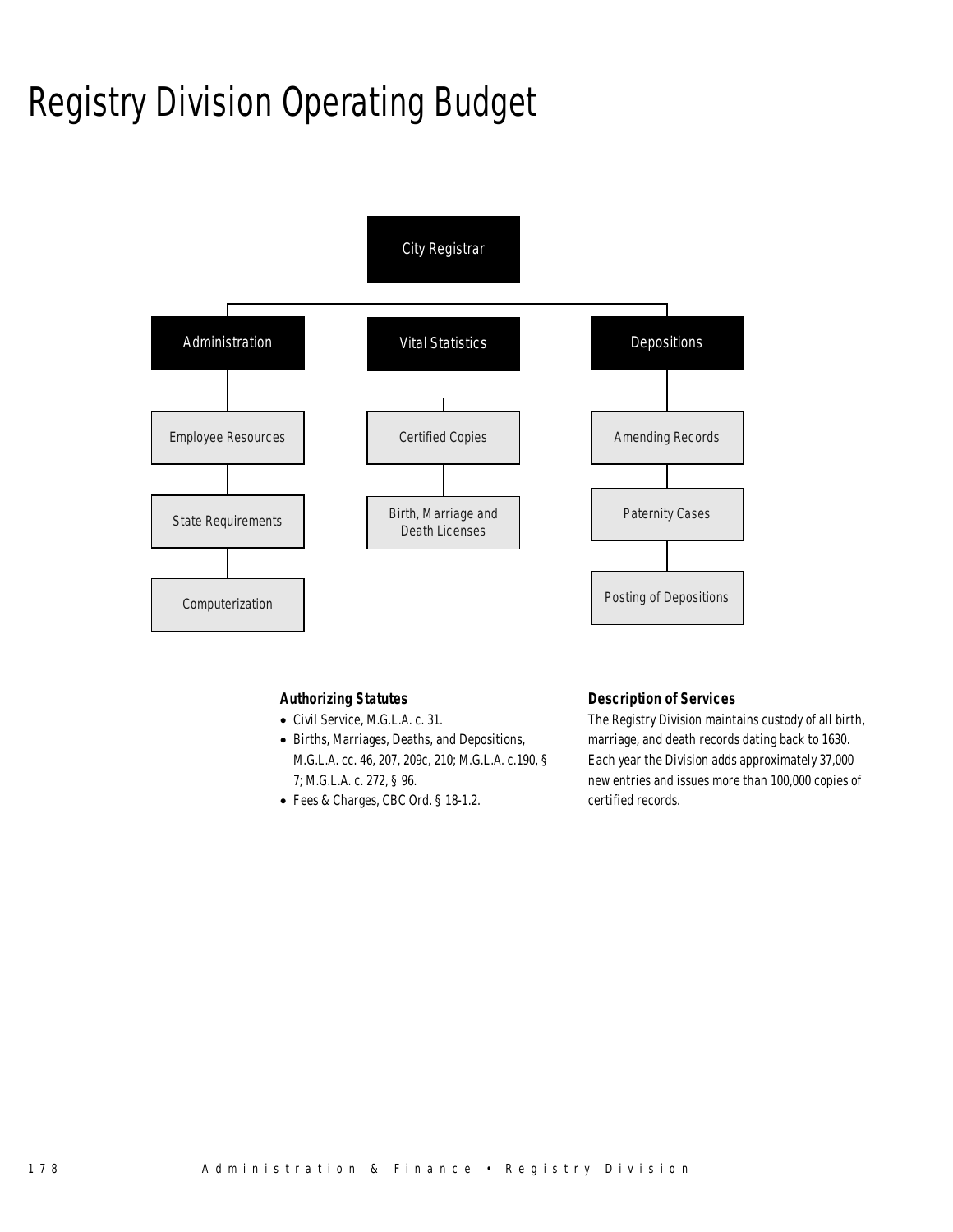# Registry Division Operating Budget

City Registrar

- Administration
  - Employee Resources
  - State Requirements
  - Computerization
- Vital Statistics
  - Certified Copies
  - Birth, Marriage and Death Licenses
- Depositions
  - Amending Records
  - Paternity Cases
  - Posting of Depositions

**Authorizing Statutes**

- Civil Service, M.G.L.A. c. 31.
- Births, Marriages, Deaths, and Depositions, M.G.L.A. cc. 46, 207, 209c, 210; M.G.L.A. c.190, § 7; M.G.L.A. c. 272, § 96.
- Fees & Charges, CBC Ord. § 18-1.2.

**Description of Services**

The Registry Division maintains custody of all birth, marriage, and death records dating back to 1630. Each year the Division adds approximately 37,000 new entries and issues more than 100,000 copies of certified records.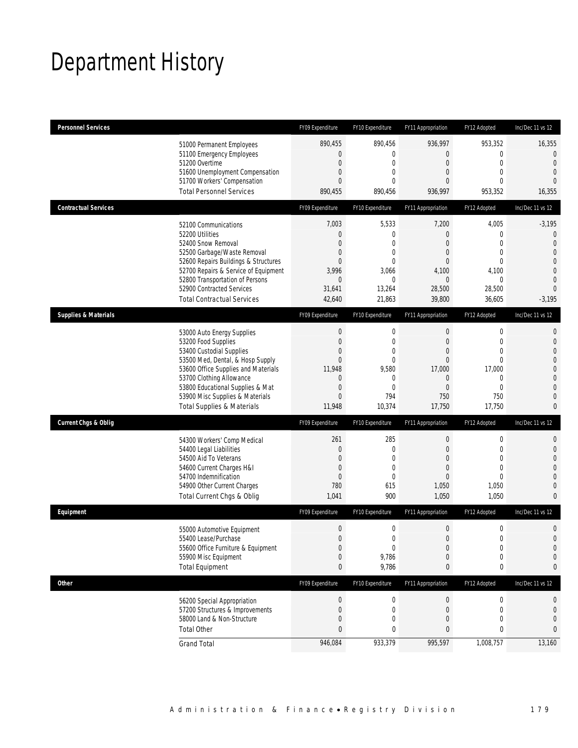# Department History

| Personnel Services | FY09 Expenditure | FY10 Expenditure | FY11 Appropriation | FY12 Adopted | Inc/Dec 11 vs 12 |
|---|---|---|---|---|---|
| 51000 Permanent Employees | 890,455 | 890,456 | 936,997 | 953,352 | 16,355 |
| 51100 Emergency Employees | 0 | 0 | 0 | 0 | 0 |
| 51200 Overtime | 0 | 0 | 0 | 0 | 0 |
| 51600 Unemployment Compensation | 0 | 0 | 0 | 0 | 0 |
| 51700 Workers' Compensation | 0 | 0 | 0 | 0 | 0 |
| Total Personnel Services | 890,455 | 890,456 | 936,997 | 953,352 | 16,355 |

| Contractual Services | FY09 Expenditure | FY10 Expenditure | FY11 Appropriation | FY12 Adopted | Inc/Dec 11 vs 12 |
|---|---|---|---|---|---|
| 52100 Communications | 7,003 | 5,533 | 7,200 | 4,005 | -3,195 |
| 52200 Utilities | 0 | 0 | 0 | 0 | 0 |
| 52400 Snow Removal | 0 | 0 | 0 | 0 | 0 |
| 52500 Garbage/Waste Removal | 0 | 0 | 0 | 0 | 0 |
| 52600 Repairs Buildings & Structures | 0 | 0 | 0 | 0 | 0 |
| 52700 Repairs & Service of Equipment | 3,996 | 3,066 | 4,100 | 4,100 | 0 |
| 52800 Transportation of Persons | 0 | 0 | 0 | 0 | 0 |
| 52900 Contracted Services | 31,641 | 13,264 | 28,500 | 28,500 | 0 |
| Total Contractual Services | 42,640 | 21,863 | 39,800 | 36,605 | -3,195 |

| Supplies & Materials | FY09 Expenditure | FY10 Expenditure | FY11 Appropriation | FY12 Adopted | Inc/Dec 11 vs 12 |
|---|---|---|---|---|---|
| 53000 Auto Energy Supplies | 0 | 0 | 0 | 0 | 0 |
| 53200 Food Supplies | 0 | 0 | 0 | 0 | 0 |
| 53400 Custodial Supplies | 0 | 0 | 0 | 0 | 0 |
| 53500 Med, Dental, & Hosp Supply | 0 | 0 | 0 | 0 | 0 |
| 53600 Office Supplies and Materials | 11,948 | 9,580 | 17,000 | 17,000 | 0 |
| 53700 Clothing Allowance | 0 | 0 | 0 | 0 | 0 |
| 53800 Educational Supplies & Mat | 0 | 0 | 0 | 0 | 0 |
| 53900 Misc Supplies & Materials | 0 | 794 | 750 | 750 | 0 |
| Total Supplies & Materials | 11,948 | 10,374 | 17,750 | 17,750 | 0 |

| Current Chgs & Oblig | FY09 Expenditure | FY10 Expenditure | FY11 Appropriation | FY12 Adopted | Inc/Dec 11 vs 12 |
|---|---|---|---|---|---|
| 54300 Workers' Comp Medical | 261 | 285 | 0 | 0 | 0 |
| 54400 Legal Liabilities | 0 | 0 | 0 | 0 | 0 |
| 54500 Aid To Veterans | 0 | 0 | 0 | 0 | 0 |
| 54600 Current Charges H&I | 0 | 0 | 0 | 0 | 0 |
| 54700 Indemnification | 0 | 0 | 0 | 0 | 0 |
| 54900 Other Current Charges | 780 | 615 | 1,050 | 1,050 | 0 |
| Total Current Chgs & Oblig | 1,041 | 900 | 1,050 | 1,050 | 0 |

| Equipment | FY09 Expenditure | FY10 Expenditure | FY11 Appropriation | FY12 Adopted | Inc/Dec 11 vs 12 |
|---|---|---|---|---|---|
| 55000 Automotive Equipment | 0 | 0 | 0 | 0 | 0 |
| 55400 Lease/Purchase | 0 | 0 | 0 | 0 | 0 |
| 55600 Office Furniture & Equipment | 0 | 0 | 0 | 0 | 0 |
| 55900 Misc Equipment | 0 | 9,786 | 0 | 0 | 0 |
| Total Equipment | 0 | 9,786 | 0 | 0 | 0 |

| Other | FY09 Expenditure | FY10 Expenditure | FY11 Appropriation | FY12 Adopted | Inc/Dec 11 vs 12 |
|---|---|---|---|---|---|
| 56200 Special Appropriation | 0 | 0 | 0 | 0 | 0 |
| 57200 Structures & Improvements | 0 | 0 | 0 | 0 | 0 |
| 58000 Land & Non-Structure | 0 | 0 | 0 | 0 | 0 |
| Total Other | 0 | 0 | 0 | 0 | 0 |
| Grand Total | 946,084 | 933,379 | 995,597 | 1,008,757 | 13,160 |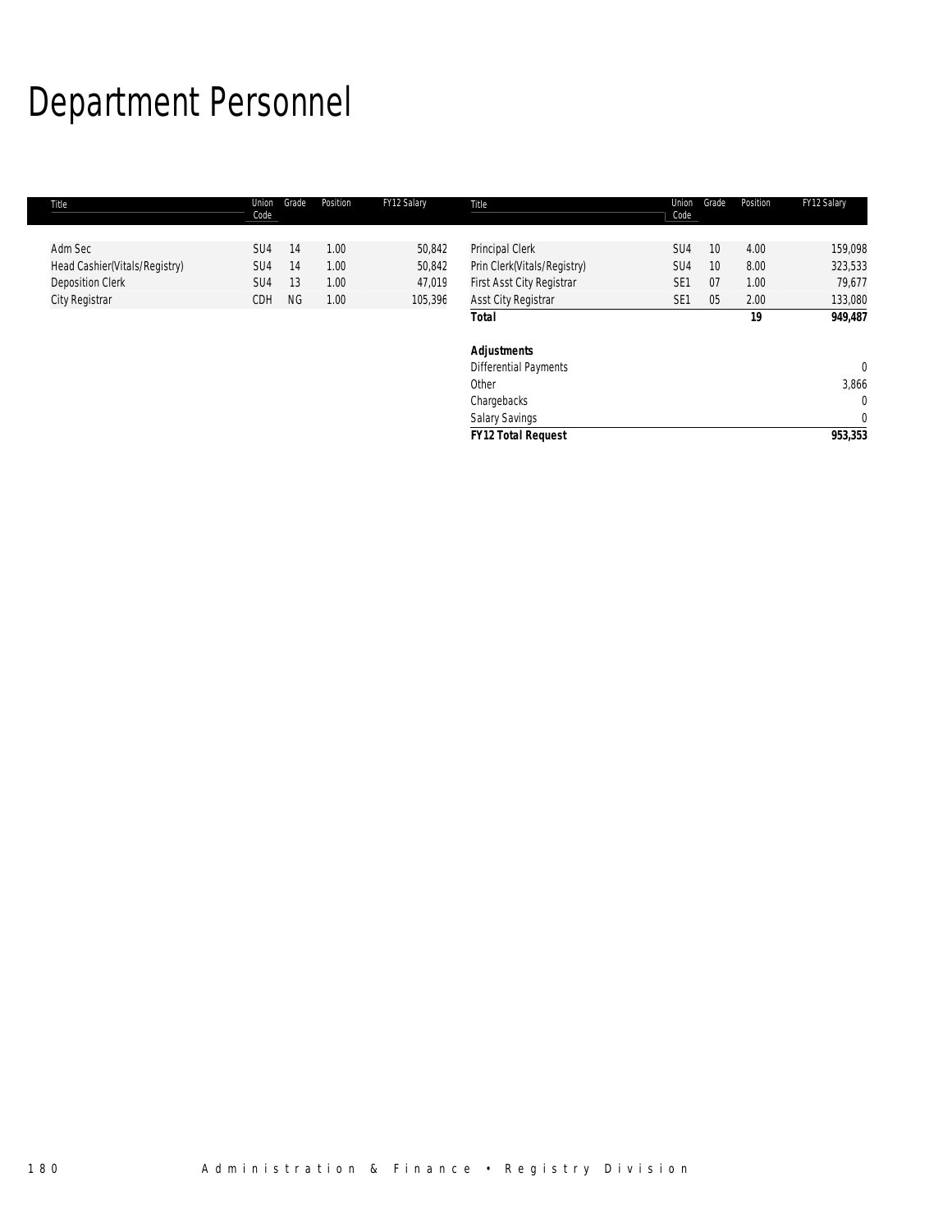# Department Personnel

| Title | Union Code | Grade | Position | FY12 Salary |
|---|---|---|---|---|
| Adm Sec | SU4 | 14 | 1.00 | 50,842 |
| Head Cashier(Vitals/Registry) | SU4 | 14 | 1.00 | 50,842 |
| Deposition Clerk | SU4 | 13 | 1.00 | 47,019 |
| City Registrar | CDH | NG | 1.00 | 105,396 |
| Principal Clerk | SU4 | 10 | 4.00 | 159,098 |
| Prin Clerk(Vitals/Registry) | SU4 | 10 | 8.00 | 323,533 |
| First Asst City Registrar | SE1 | 07 | 1.00 | 79,677 |
| Asst City Registrar | SE1 | 05 | 2.00 | 133,080 |
| **Total** | | | **19** | **949,487** |
| | | | | |
| ***Adjustments*** | | | | |
| Differential Payments | | | | 0 |
| Other | | | | 3,866 |
| Chargebacks | | | | 0 |
| Salary Savings | | | | 0 |
| ***FY12 Total Request*** | | | | **953,353** |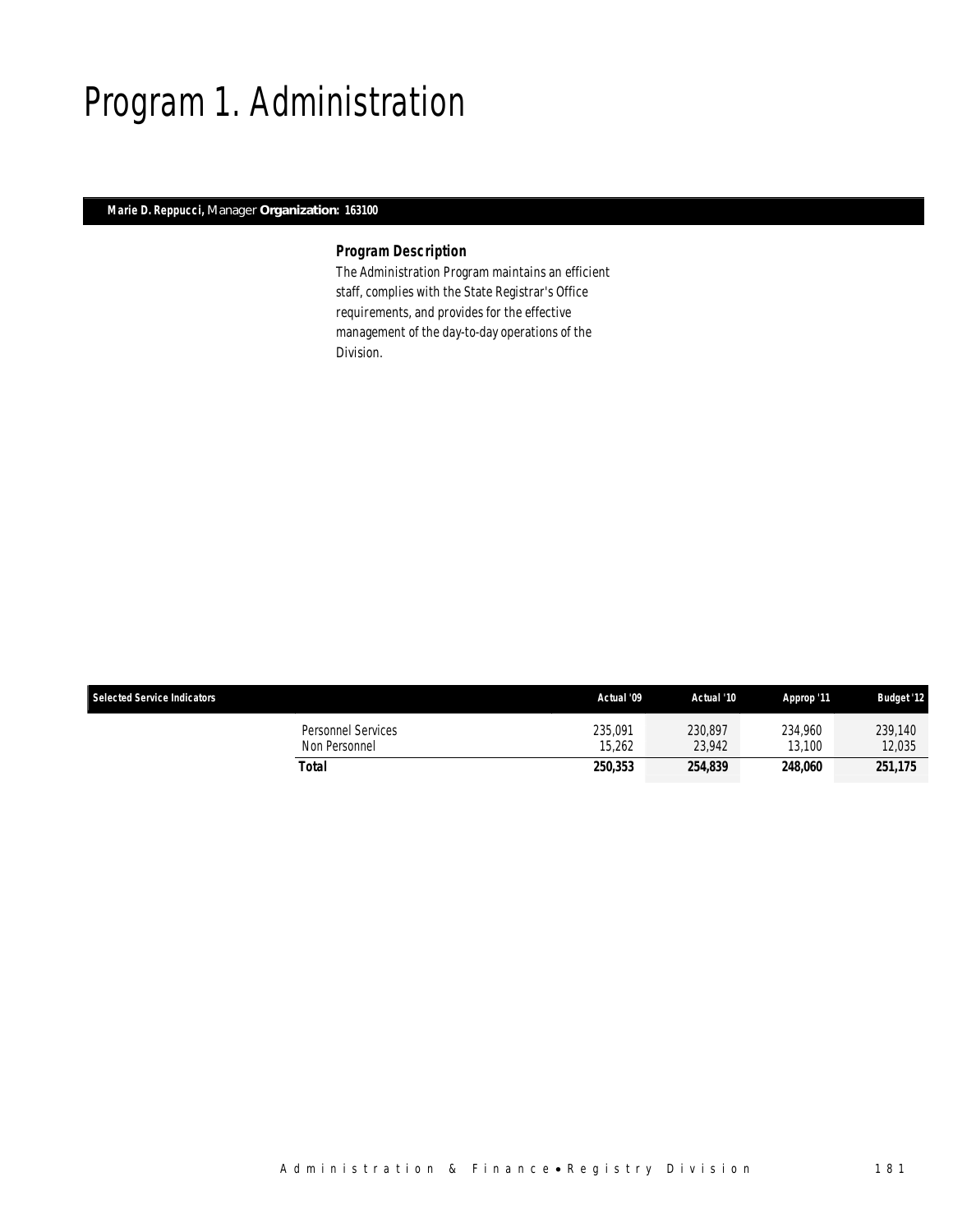# Program 1. Administration

**Marie D. Reppucci,** Manager **Organization: 163100**

### *Program Description*

The Administration Program maintains an efficient staff, complies with the State Registrar's Office requirements, and provides for the effective management of the day-to-day operations of the Division.

| Selected Service Indicators | Actual '09 | Actual '10 | Approp '11 | Budget '12 |
|---|---|---|---|---|
| Personnel Services | 235,091 | 230,897 | 234,960 | 239,140 |
| Non Personnel | 15,262 | 23,942 | 13,100 | 12,035 |
| **Total** | **250,353** | **254,839** | **248,060** | **251,175** |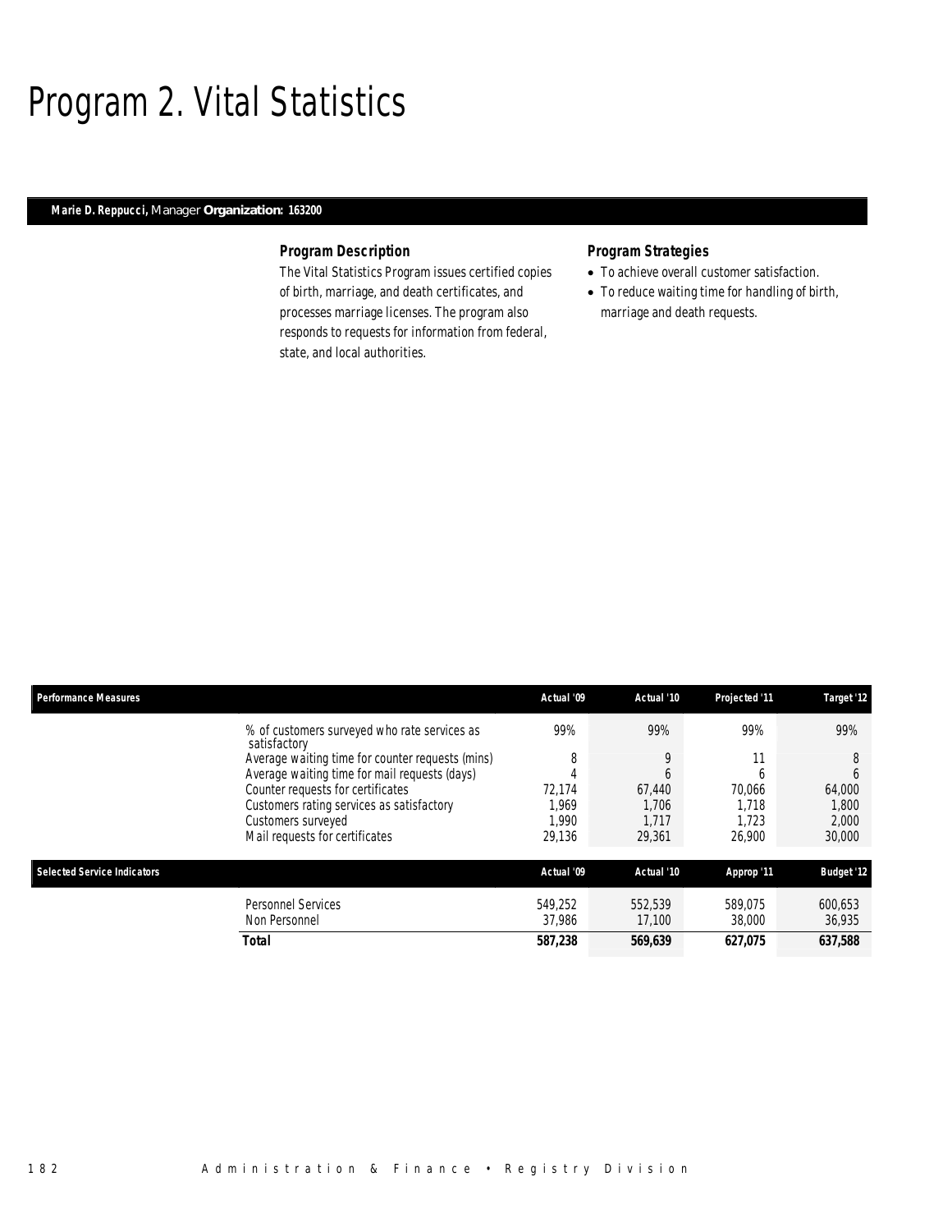# Program 2. Vital Statistics

**Marie D. Reppucci,** Manager **Organization: 163200**

### Program Description

The Vital Statistics Program issues certified copies of birth, marriage, and death certificates, and processes marriage licenses. The program also responds to requests for information from federal, state, and local authorities.

### Program Strategies

- To achieve overall customer satisfaction.
- To reduce waiting time for handling of birth, marriage and death requests.

| Performance Measures | | Actual '09 | Actual '10 | Projected '11 | Target '12 |
|---|---|---|---|---|---|
| | % of customers surveyed who rate services as satisfactory | 99% | 99% | 99% | 99% |
| | Average waiting time for counter requests (mins) | 8 | 9 | 11 | 8 |
| | Average waiting time for mail requests (days) | 4 | 6 | 6 | 6 |
| | Counter requests for certificates | 72,174 | 67,440 | 70,066 | 64,000 |
| | Customers rating services as satisfactory | 1,969 | 1,706 | 1,718 | 1,800 |
| | Customers surveyed | 1,990 | 1,717 | 1,723 | 2,000 |
| | Mail requests for certificates | 29,136 | 29,361 | 26,900 | 30,000 |

| Selected Service Indicators | | Actual '09 | Actual '10 | Approp '11 | Budget '12 |
|---|---|---|---|---|---|
| | Personnel Services | 549,252 | 552,539 | 589,075 | 600,653 |
| | Non Personnel | 37,986 | 17,100 | 38,000 | 36,935 |
| | **Total** | **587,238** | **569,639** | **627,075** | **637,588** |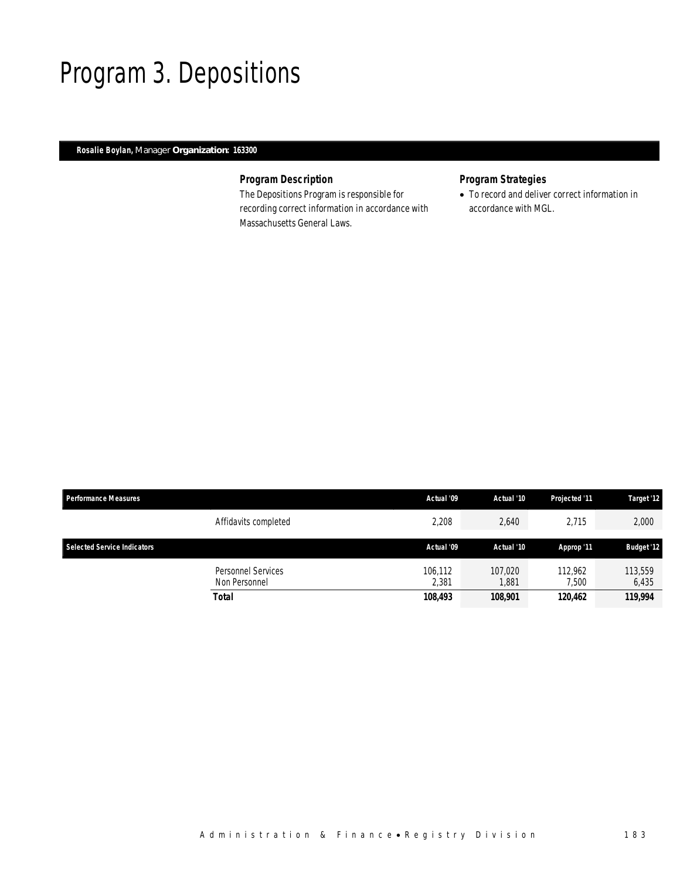# Program 3. Depositions

**Rosalie Boylan,** Manager **Organization: 163300**

### *Program Description*

The Depositions Program is responsible for recording correct information in accordance with Massachusetts General Laws.

### *Program Strategies*

- To record and deliver correct information in accordance with MGL.

| Performance Measures | | Actual '09 | Actual '10 | Projected '11 | Target '12 |
|---|---|---|---|---|---|
| | Affidavits completed | 2,208 | 2,640 | 2,715 | 2,000 |

| Selected Service Indicators | | Actual '09 | Actual '10 | Approp '11 | Budget '12 |
|---|---|---|---|---|---|
| | Personnel Services | 106,112 | 107,020 | 112,962 | 113,559 |
| | Non Personnel | 2,381 | 1,881 | 7,500 | 6,435 |
| | **Total** | **108,493** | **108,901** | **120,462** | **119,994** |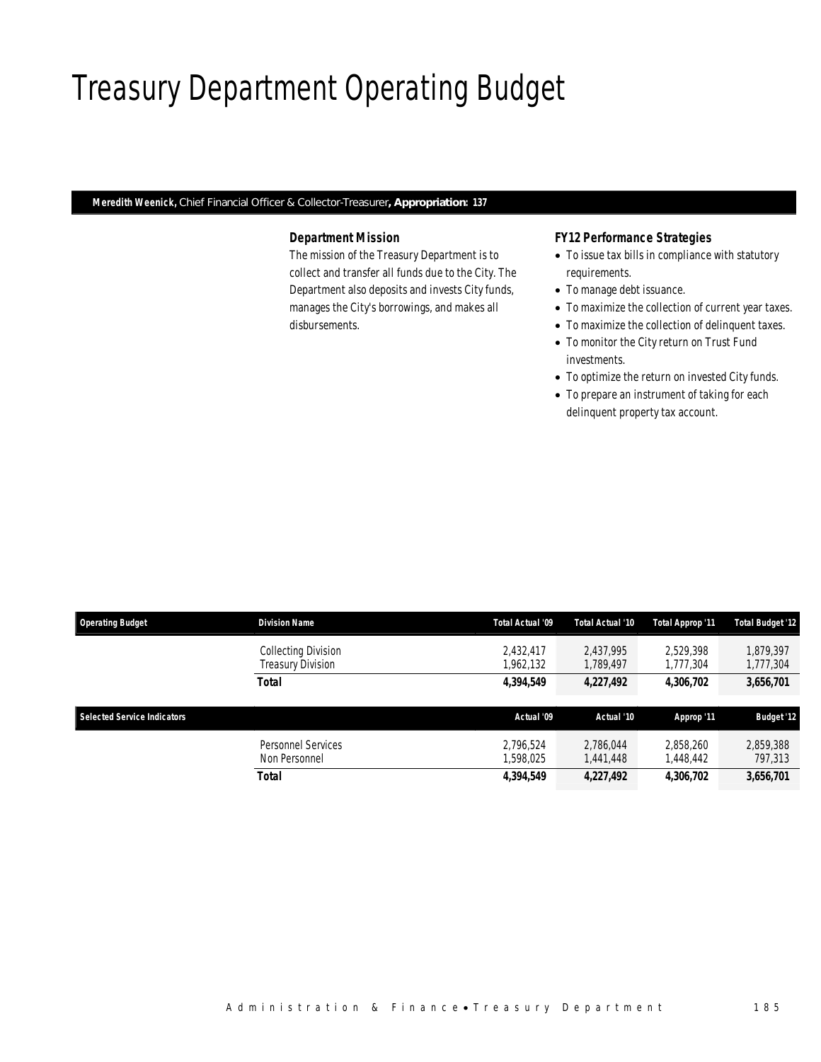# Treasury Department Operating Budget

**Meredith Weenick,** Chief Financial Officer & Collector-Treasurer**, Appropriation: 137**

### *Department Mission*

The mission of the Treasury Department is to collect and transfer all funds due to the City. The Department also deposits and invests City funds, manages the City's borrowings, and makes all disbursements.

### *FY12 Performance Strategies*

- To issue tax bills in compliance with statutory requirements.
- To manage debt issuance.
- To maximize the collection of current year taxes.
- To maximize the collection of delinquent taxes.
- To monitor the City return on Trust Fund investments.
- To optimize the return on invested City funds.
- To prepare an instrument of taking for each delinquent property tax account.

| Operating Budget | Division Name | Total Actual '09 | Total Actual '10 | Total Approp '11 | Total Budget '12 |
|---|---|---|---|---|---|
| | Collecting Division | 2,432,417 | 2,437,995 | 2,529,398 | 1,879,397 |
| | Treasury Division | 1,962,132 | 1,789,497 | 1,777,304 | 1,777,304 |
| | **Total** | **4,394,549** | **4,227,492** | **4,306,702** | **3,656,701** |

| Selected Service Indicators | | Actual '09 | Actual '10 | Approp '11 | Budget '12 |
|---|---|---|---|---|---|
| | Personnel Services | 2,796,524 | 2,786,044 | 2,858,260 | 2,859,388 |
| | Non Personnel | 1,598,025 | 1,441,448 | 1,448,442 | 797,313 |
| | **Total** | **4,394,549** | **4,227,492** | **4,306,702** | **3,656,701** |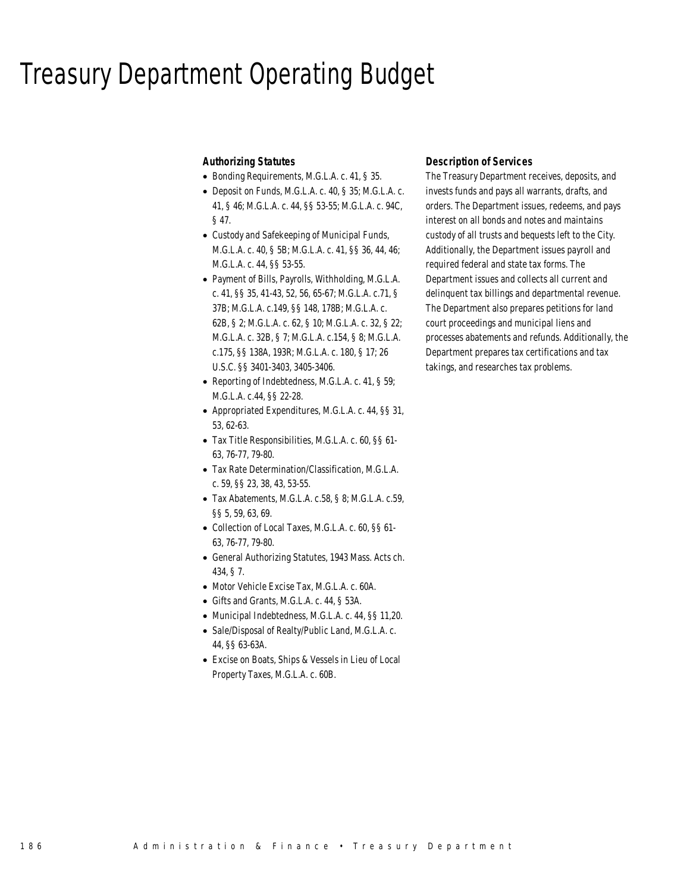# Treasury Department Operating Budget

### Authorizing Statutes

- Bonding Requirements, M.G.L.A. c. 41, § 35.
- Deposit on Funds, M.G.L.A. c. 40, § 35; M.G.L.A. c. 41, § 46; M.G.L.A. c. 44, §§ 53-55; M.G.L.A. c. 94C, § 47.
- Custody and Safekeeping of Municipal Funds, M.G.L.A. c. 40, § 5B; M.G.L.A. c. 41, §§ 36, 44, 46; M.G.L.A. c. 44, §§ 53-55.
- Payment of Bills, Payrolls, Withholding, M.G.L.A. c. 41, §§ 35, 41-43, 52, 56, 65-67; M.G.L.A. c.71, § 37B; M.G.L.A. c.149, §§ 148, 178B; M.G.L.A. c. 62B, § 2; M.G.L.A. c. 62, § 10; M.G.L.A. c. 32, § 22; M.G.L.A. c. 32B, § 7; M.G.L.A. c.154, § 8; M.G.L.A. c.175, §§ 138A, 193R; M.G.L.A. c. 180, § 17; 26 U.S.C. §§ 3401-3403, 3405-3406.
- Reporting of Indebtedness, M.G.L.A. c. 41, § 59; M.G.L.A. c.44, §§ 22-28.
- Appropriated Expenditures, M.G.L.A. c. 44, §§ 31, 53, 62-63.
- Tax Title Responsibilities, M.G.L.A. c. 60, §§ 61-63, 76-77, 79-80.
- Tax Rate Determination/Classification, M.G.L.A. c. 59, §§ 23, 38, 43, 53-55.
- Tax Abatements, M.G.L.A. c.58, § 8; M.G.L.A. c.59, §§ 5, 59, 63, 69.
- Collection of Local Taxes, M.G.L.A. c. 60, §§ 61-63, 76-77, 79-80.
- General Authorizing Statutes, 1943 Mass. Acts ch. 434, § 7.
- Motor Vehicle Excise Tax, M.G.L.A. c. 60A.
- Gifts and Grants, M.G.L.A. c. 44, § 53A.
- Municipal Indebtedness, M.G.L.A. c. 44, §§ 11,20.
- Sale/Disposal of Realty/Public Land, M.G.L.A. c. 44, §§ 63-63A.
- Excise on Boats, Ships & Vessels in Lieu of Local Property Taxes, M.G.L.A. c. 60B.

### Description of Services

The Treasury Department receives, deposits, and invests funds and pays all warrants, drafts, and orders. The Department issues, redeems, and pays interest on all bonds and notes and maintains custody of all trusts and bequests left to the City. Additionally, the Department issues payroll and required federal and state tax forms. The Department issues and collects all current and delinquent tax billings and departmental revenue. The Department also prepares petitions for land court proceedings and municipal liens and processes abatements and refunds. Additionally, the Department prepares tax certifications and tax takings, and researches tax problems.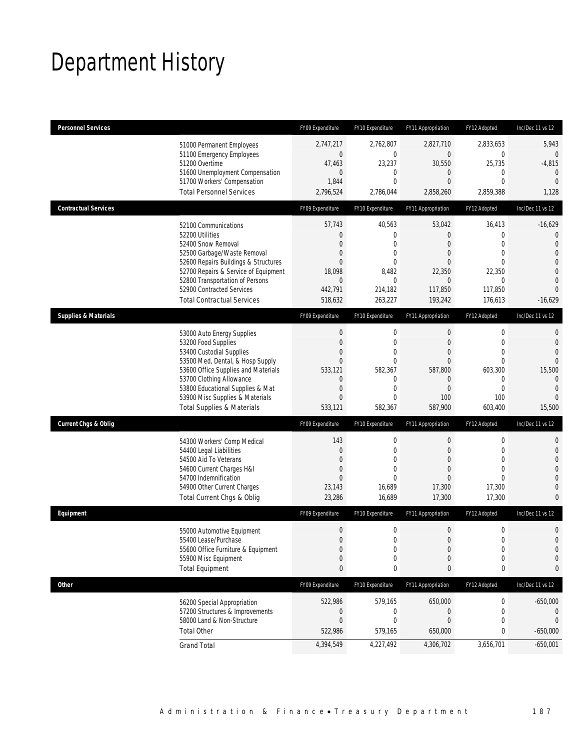# Department History

| Personnel Services | FY09 Expenditure | FY10 Expenditure | FY11 Appropriation | FY12 Adopted | Inc/Dec 11 vs 12 |
|---|---|---|---|---|---|
| 51000 Permanent Employees | 2,747,217 | 2,762,807 | 2,827,710 | 2,833,653 | 5,943 |
| 51100 Emergency Employees | 0 | 0 | 0 | 0 | 0 |
| 51200 Overtime | 47,463 | 23,237 | 30,550 | 25,735 | -4,815 |
| 51600 Unemployment Compensation | 0 | 0 | 0 | 0 | 0 |
| 51700 Workers' Compensation | 1,844 | 0 | 0 | 0 | 0 |
| Total Personnel Services | 2,796,524 | 2,786,044 | 2,858,260 | 2,859,388 | 1,128 |

| Contractual Services | FY09 Expenditure | FY10 Expenditure | FY11 Appropriation | FY12 Adopted | Inc/Dec 11 vs 12 |
|---|---|---|---|---|---|
| 52100 Communications | 57,743 | 40,563 | 53,042 | 36,413 | -16,629 |
| 52200 Utilities | 0 | 0 | 0 | 0 | 0 |
| 52400 Snow Removal | 0 | 0 | 0 | 0 | 0 |
| 52500 Garbage/Waste Removal | 0 | 0 | 0 | 0 | 0 |
| 52600 Repairs Buildings & Structures | 0 | 0 | 0 | 0 | 0 |
| 52700 Repairs & Service of Equipment | 18,098 | 8,482 | 22,350 | 22,350 | 0 |
| 52800 Transportation of Persons | 0 | 0 | 0 | 0 | 0 |
| 52900 Contracted Services | 442,791 | 214,182 | 117,850 | 117,850 | 0 |
| Total Contractual Services | 518,632 | 263,227 | 193,242 | 176,613 | -16,629 |

| Supplies & Materials | FY09 Expenditure | FY10 Expenditure | FY11 Appropriation | FY12 Adopted | Inc/Dec 11 vs 12 |
|---|---|---|---|---|---|
| 53000 Auto Energy Supplies | 0 | 0 | 0 | 0 | 0 |
| 53200 Food Supplies | 0 | 0 | 0 | 0 | 0 |
| 53400 Custodial Supplies | 0 | 0 | 0 | 0 | 0 |
| 53500 Med, Dental, & Hosp Supply | 0 | 0 | 0 | 0 | 0 |
| 53600 Office Supplies and Materials | 533,121 | 582,367 | 587,800 | 603,300 | 15,500 |
| 53700 Clothing Allowance | 0 | 0 | 0 | 0 | 0 |
| 53800 Educational Supplies & Mat | 0 | 0 | 0 | 0 | 0 |
| 53900 Misc Supplies & Materials | 0 | 0 | 100 | 100 | 0 |
| Total Supplies & Materials | 533,121 | 582,367 | 587,900 | 603,400 | 15,500 |

| Current Chgs & Oblig | FY09 Expenditure | FY10 Expenditure | FY11 Appropriation | FY12 Adopted | Inc/Dec 11 vs 12 |
|---|---|---|---|---|---|
| 54300 Workers' Comp Medical | 143 | 0 | 0 | 0 | 0 |
| 54400 Legal Liabilities | 0 | 0 | 0 | 0 | 0 |
| 54500 Aid To Veterans | 0 | 0 | 0 | 0 | 0 |
| 54600 Current Charges H&I | 0 | 0 | 0 | 0 | 0 |
| 54700 Indemnification | 0 | 0 | 0 | 0 | 0 |
| 54900 Other Current Charges | 23,143 | 16,689 | 17,300 | 17,300 | 0 |
| Total Current Chgs & Oblig | 23,286 | 16,689 | 17,300 | 17,300 | 0 |

| Equipment | FY09 Expenditure | FY10 Expenditure | FY11 Appropriation | FY12 Adopted | Inc/Dec 11 vs 12 |
|---|---|---|---|---|---|
| 55000 Automotive Equipment | 0 | 0 | 0 | 0 | 0 |
| 55400 Lease/Purchase | 0 | 0 | 0 | 0 | 0 |
| 55600 Office Furniture & Equipment | 0 | 0 | 0 | 0 | 0 |
| 55900 Misc Equipment | 0 | 0 | 0 | 0 | 0 |
| Total Equipment | 0 | 0 | 0 | 0 | 0 |

| Other | FY09 Expenditure | FY10 Expenditure | FY11 Appropriation | FY12 Adopted | Inc/Dec 11 vs 12 |
|---|---|---|---|---|---|
| 56200 Special Appropriation | 522,986 | 579,165 | 650,000 | 0 | -650,000 |
| 57200 Structures & Improvements | 0 | 0 | 0 | 0 | 0 |
| 58000 Land & Non-Structure | 0 | 0 | 0 | 0 | 0 |
| Total Other | 522,986 | 579,165 | 650,000 | 0 | -650,000 |
| Grand Total | 4,394,549 | 4,227,492 | 4,306,702 | 3,656,701 | -650,001 |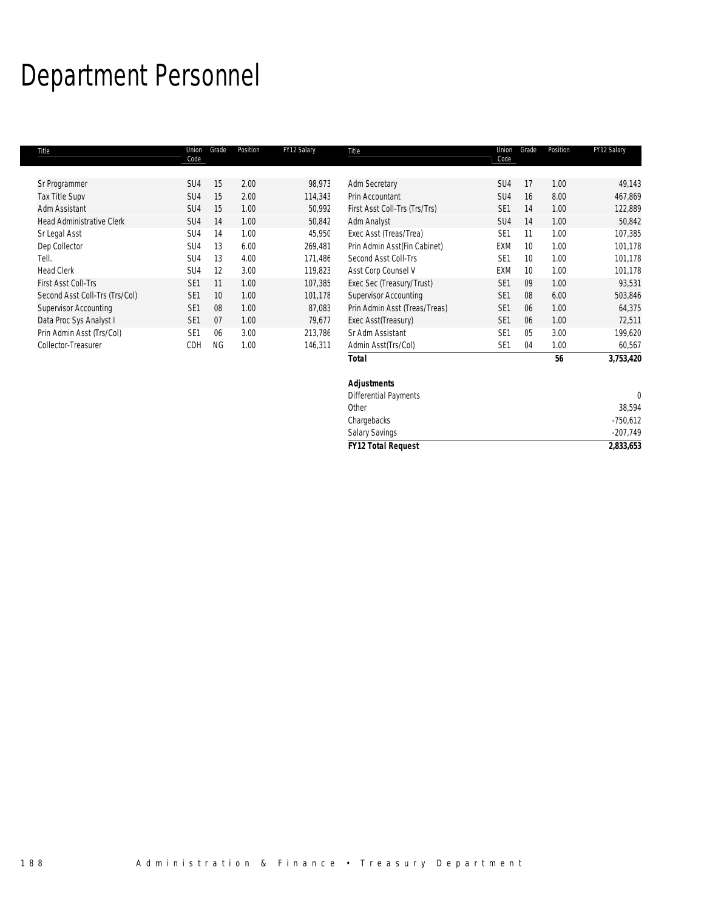# Department Personnel

| Title | Union Code | Grade | Position | FY12 Salary | Title | Union Code | Grade | Position | FY12 Salary |
|---|---|---|---|---|---|---|---|---|---|
| Sr Programmer | SU4 | 15 | 2.00 | 98,973 | Adm Secretary | SU4 | 17 | 1.00 | 49,143 |
| Tax Title Supv | SU4 | 15 | 2.00 | 114,343 | Prin Accountant | SU4 | 16 | 8.00 | 467,869 |
| Adm Assistant | SU4 | 15 | 1.00 | 50,992 | First Asst Coll-Trs (Trs/Trs) | SE1 | 14 | 1.00 | 122,889 |
| Head Administrative Clerk | SU4 | 14 | 1.00 | 50,842 | Adm Analyst | SU4 | 14 | 1.00 | 50,842 |
| Sr Legal Asst | SU4 | 14 | 1.00 | 45,950 | Exec Asst (Treas/Trea) | SE1 | 11 | 1.00 | 107,385 |
| Dep Collector | SU4 | 13 | 6.00 | 269,481 | Prin Admin Asst(Fin Cabinet) | EXM | 10 | 1.00 | 101,178 |
| Tell. | SU4 | 13 | 4.00 | 171,486 | Second Asst Coll-Trs | SE1 | 10 | 1.00 | 101,178 |
| Head Clerk | SU4 | 12 | 3.00 | 119,823 | Asst Corp Counsel V | EXM | 10 | 1.00 | 101,178 |
| First Asst Coll-Trs | SE1 | 11 | 1.00 | 107,385 | Exec Sec (Treasury/Trust) | SE1 | 09 | 1.00 | 93,531 |
| Second Asst Coll-Trs (Trs/Col) | SE1 | 10 | 1.00 | 101,178 | Supervisor Accounting | SE1 | 08 | 6.00 | 503,846 |
| Supervisor Accounting | SE1 | 08 | 1.00 | 87,083 | Prin Admin Asst (Treas/Treas) | SE1 | 06 | 1.00 | 64,375 |
| Data Proc Sys Analyst I | SE1 | 07 | 1.00 | 79,677 | Exec Asst(Treasury) | SE1 | 06 | 1.00 | 72,511 |
| Prin Admin Asst (Trs/Col) | SE1 | 06 | 3.00 | 213,786 | Sr Adm Assistant | SE1 | 05 | 3.00 | 199,620 |
| Collector-Treasurer | CDH | NG | 1.00 | 146,311 | Admin Asst(Trs/Col) | SE1 | 04 | 1.00 | 60,567 |
| | | | | | ***Total*** | | | **56** | **3,753,420** |

| ***Adjustments*** | |
|---|---|
| Differential Payments | 0 |
| Other | 38,594 |
| Chargebacks | -750,612 |
| Salary Savings | -207,749 |
| ***FY12 Total Request*** | **2,833,653** |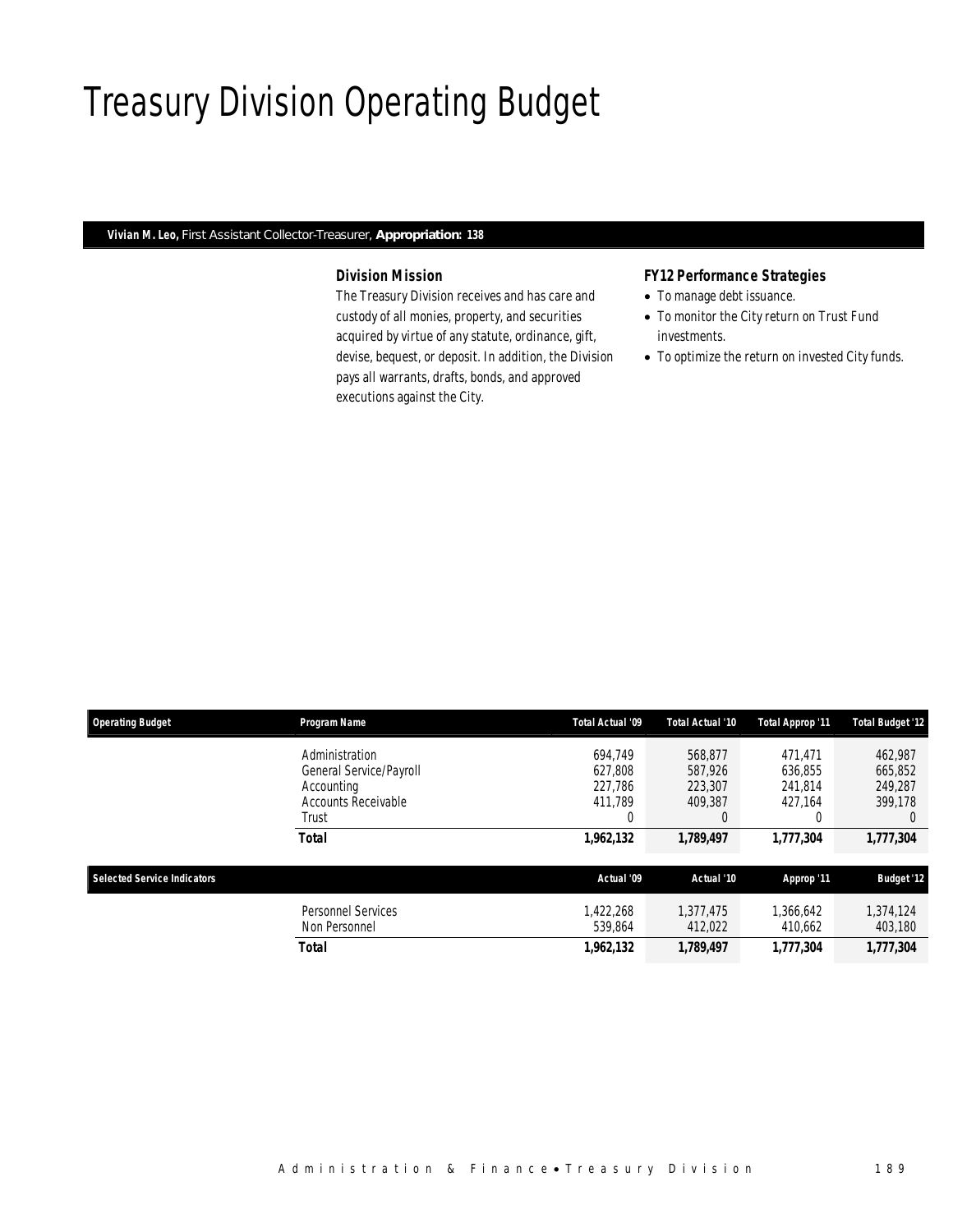# Treasury Division Operating Budget

**Vivian M. Leo,** First Assistant Collector-Treasurer, **Appropriation: 138**

### Division Mission

The Treasury Division receives and has care and custody of all monies, property, and securities acquired by virtue of any statute, ordinance, gift, devise, bequest, or deposit. In addition, the Division pays all warrants, drafts, bonds, and approved executions against the City.

### FY12 Performance Strategies

- To manage debt issuance.
- To monitor the City return on Trust Fund investments.
- To optimize the return on invested City funds.

| Operating Budget | Program Name | Total Actual '09 | Total Actual '10 | Total Approp '11 | Total Budget '12 |
|---|---|---|---|---|---|
| | Administration | 694,749 | 568,877 | 471,471 | 462,987 |
| | General Service/Payroll | 627,808 | 587,926 | 636,855 | 665,852 |
| | Accounting | 227,786 | 223,307 | 241,814 | 249,287 |
| | Accounts Receivable | 411,789 | 409,387 | 427,164 | 399,178 |
| | Trust | 0 | 0 | 0 | 0 |
| | **Total** | **1,962,132** | **1,789,497** | **1,777,304** | **1,777,304** |

| Selected Service Indicators | | Actual '09 | Actual '10 | Approp '11 | Budget '12 |
|---|---|---|---|---|---|
| | Personnel Services | 1,422,268 | 1,377,475 | 1,366,642 | 1,374,124 |
| | Non Personnel | 539,864 | 412,022 | 410,662 | 403,180 |
| | **Total** | **1,962,132** | **1,789,497** | **1,777,304** | **1,777,304** |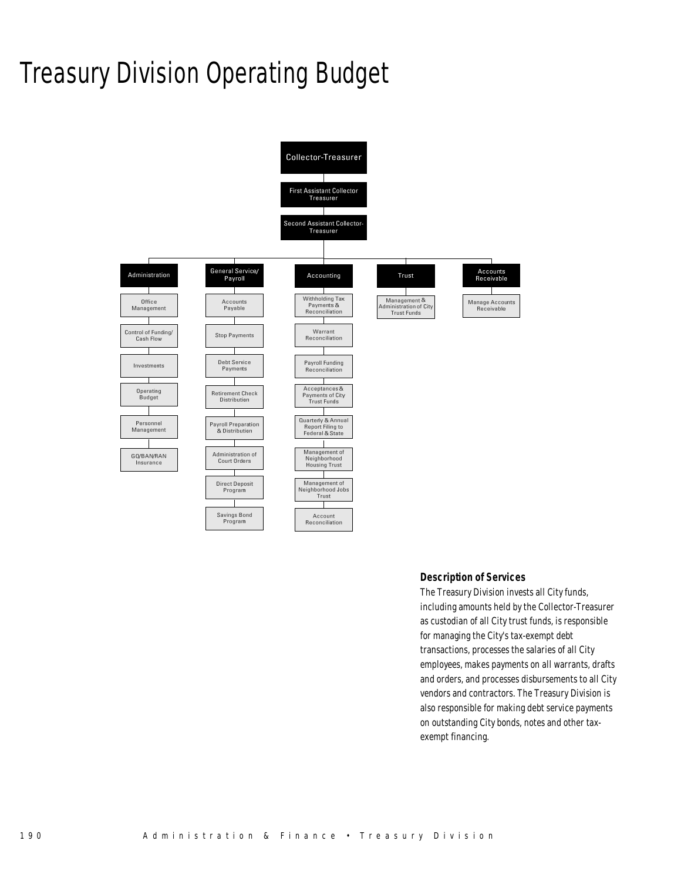# Treasury Division Operating Budget

- Collector-Treasurer
  - First Assistant Collector Treasurer
    - Second Assistant Collector-Treasurer
      - Administration
        - Office Management
        - Control of Funding/ Cash Flow
        - Investments
        - Operating Budget
        - Personnel Management
        - GO/BAN/RAN Insurance
      - General Service/ Payroll
        - Accounts Payable
        - Stop Payments
        - Debt Service Payments
        - Retirement Check Distribution
        - Payroll Preparation & Distribution
        - Administration of Court Orders
        - Direct Deposit Program
        - Savings Bond Program
      - Accounting
        - Withholding Tax Payments & Reconciliation
        - Warrant Reconciliation
        - Payroll Funding Reconciliation
        - Acceptances & Payments of City Trust Funds
        - Quarterly & Annual Report Filing to Federal & State
        - Management of Neighborhood Housing Trust
        - Management of Neighborhood Jobs Trust
        - Account Reconciliation
      - Trust
        - Management & Administration of City Trust Funds
      - Accounts Receivable
        - Manage Accounts Receivable

### Description of Services

The Treasury Division invests all City funds, including amounts held by the Collector-Treasurer as custodian of all City trust funds, is responsible for managing the City's tax-exempt debt transactions, processes the salaries of all City employees, makes payments on all warrants, drafts and orders, and processes disbursements to all City vendors and contractors. The Treasury Division is also responsible for making debt service payments on outstanding City bonds, notes and other tax-exempt financing.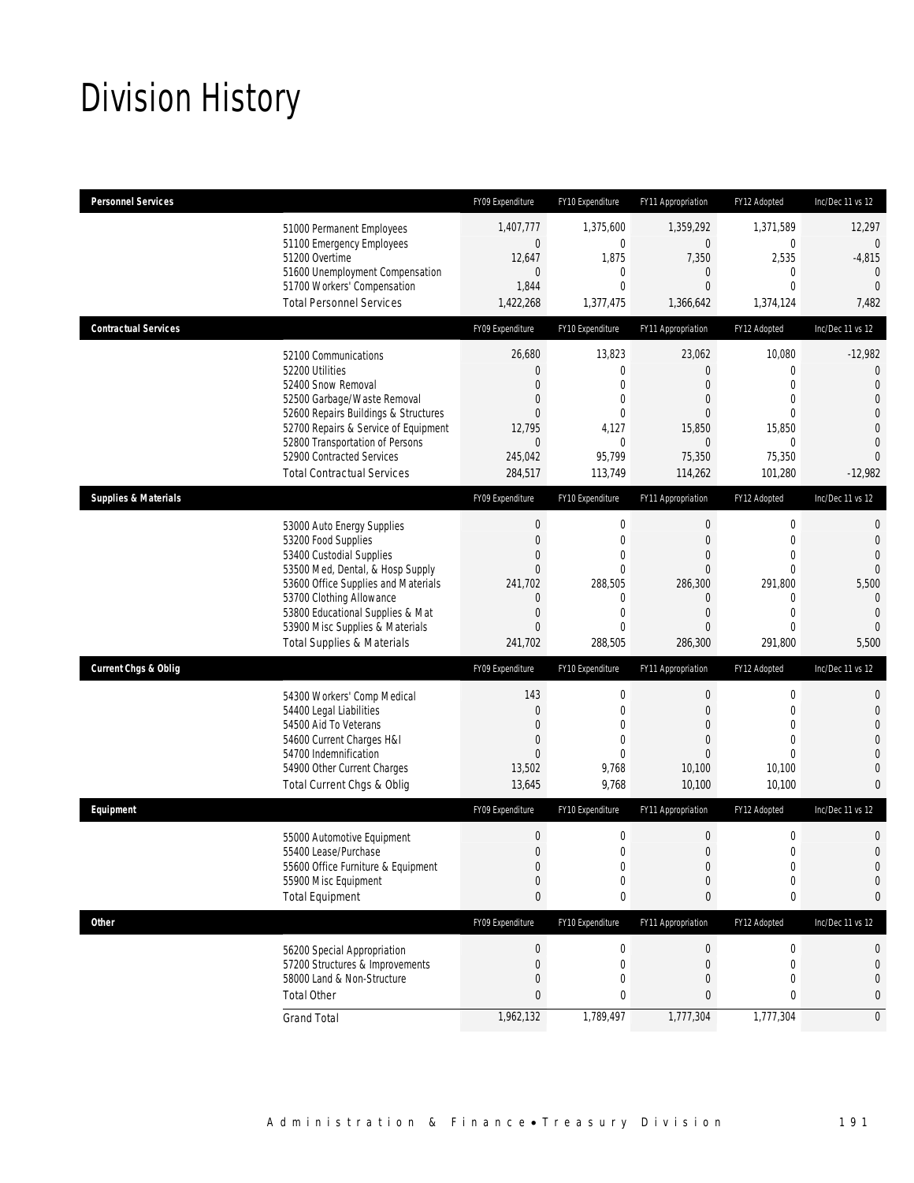# Division History

| Personnel Services | FY09 Expenditure | FY10 Expenditure | FY11 Appropriation | FY12 Adopted | Inc/Dec 11 vs 12 |
|---|---|---|---|---|---|
| 51000 Permanent Employees | 1,407,777 | 1,375,600 | 1,359,292 | 1,371,589 | 12,297 |
| 51100 Emergency Employees | 0 | 0 | 0 | 0 | 0 |
| 51200 Overtime | 12,647 | 1,875 | 7,350 | 2,535 | -4,815 |
| 51600 Unemployment Compensation | 0 | 0 | 0 | 0 | 0 |
| 51700 Workers' Compensation | 1,844 | 0 | 0 | 0 | 0 |
| Total Personnel Services | 1,422,268 | 1,377,475 | 1,366,642 | 1,374,124 | 7,482 |

| Contractual Services | FY09 Expenditure | FY10 Expenditure | FY11 Appropriation | FY12 Adopted | Inc/Dec 11 vs 12 |
|---|---|---|---|---|---|
| 52100 Communications | 26,680 | 13,823 | 23,062 | 10,080 | -12,982 |
| 52200 Utilities | 0 | 0 | 0 | 0 | 0 |
| 52400 Snow Removal | 0 | 0 | 0 | 0 | 0 |
| 52500 Garbage/Waste Removal | 0 | 0 | 0 | 0 | 0 |
| 52600 Repairs Buildings & Structures | 0 | 0 | 0 | 0 | 0 |
| 52700 Repairs & Service of Equipment | 12,795 | 4,127 | 15,850 | 15,850 | 0 |
| 52800 Transportation of Persons | 0 | 0 | 0 | 0 | 0 |
| 52900 Contracted Services | 245,042 | 95,799 | 75,350 | 75,350 | 0 |
| Total Contractual Services | 284,517 | 113,749 | 114,262 | 101,280 | -12,982 |

| Supplies & Materials | FY09 Expenditure | FY10 Expenditure | FY11 Appropriation | FY12 Adopted | Inc/Dec 11 vs 12 |
|---|---|---|---|---|---|
| 53000 Auto Energy Supplies | 0 | 0 | 0 | 0 | 0 |
| 53200 Food Supplies | 0 | 0 | 0 | 0 | 0 |
| 53400 Custodial Supplies | 0 | 0 | 0 | 0 | 0 |
| 53500 Med, Dental, & Hosp Supply | 0 | 0 | 0 | 0 | 0 |
| 53600 Office Supplies and Materials | 241,702 | 288,505 | 286,300 | 291,800 | 5,500 |
| 53700 Clothing Allowance | 0 | 0 | 0 | 0 | 0 |
| 53800 Educational Supplies & Mat | 0 | 0 | 0 | 0 | 0 |
| 53900 Misc Supplies & Materials | 0 | 0 | 0 | 0 | 0 |
| Total Supplies & Materials | 241,702 | 288,505 | 286,300 | 291,800 | 5,500 |

| Current Chgs & Oblig | FY09 Expenditure | FY10 Expenditure | FY11 Appropriation | FY12 Adopted | Inc/Dec 11 vs 12 |
|---|---|---|---|---|---|
| 54300 Workers' Comp Medical | 143 | 0 | 0 | 0 | 0 |
| 54400 Legal Liabilities | 0 | 0 | 0 | 0 | 0 |
| 54500 Aid To Veterans | 0 | 0 | 0 | 0 | 0 |
| 54600 Current Charges H&I | 0 | 0 | 0 | 0 | 0 |
| 54700 Indemnification | 0 | 0 | 0 | 0 | 0 |
| 54900 Other Current Charges | 13,502 | 9,768 | 10,100 | 10,100 | 0 |
| Total Current Chgs & Oblig | 13,645 | 9,768 | 10,100 | 10,100 | 0 |

| Equipment | FY09 Expenditure | FY10 Expenditure | FY11 Appropriation | FY12 Adopted | Inc/Dec 11 vs 12 |
|---|---|---|---|---|---|
| 55000 Automotive Equipment | 0 | 0 | 0 | 0 | 0 |
| 55400 Lease/Purchase | 0 | 0 | 0 | 0 | 0 |
| 55600 Office Furniture & Equipment | 0 | 0 | 0 | 0 | 0 |
| 55900 Misc Equipment | 0 | 0 | 0 | 0 | 0 |
| Total Equipment | 0 | 0 | 0 | 0 | 0 |

| Other | FY09 Expenditure | FY10 Expenditure | FY11 Appropriation | FY12 Adopted | Inc/Dec 11 vs 12 |
|---|---|---|---|---|---|
| 56200 Special Appropriation | 0 | 0 | 0 | 0 | 0 |
| 57200 Structures & Improvements | 0 | 0 | 0 | 0 | 0 |
| 58000 Land & Non-Structure | 0 | 0 | 0 | 0 | 0 |
| Total Other | 0 | 0 | 0 | 0 | 0 |
| Grand Total | 1,962,132 | 1,789,497 | 1,777,304 | 1,777,304 | 0 |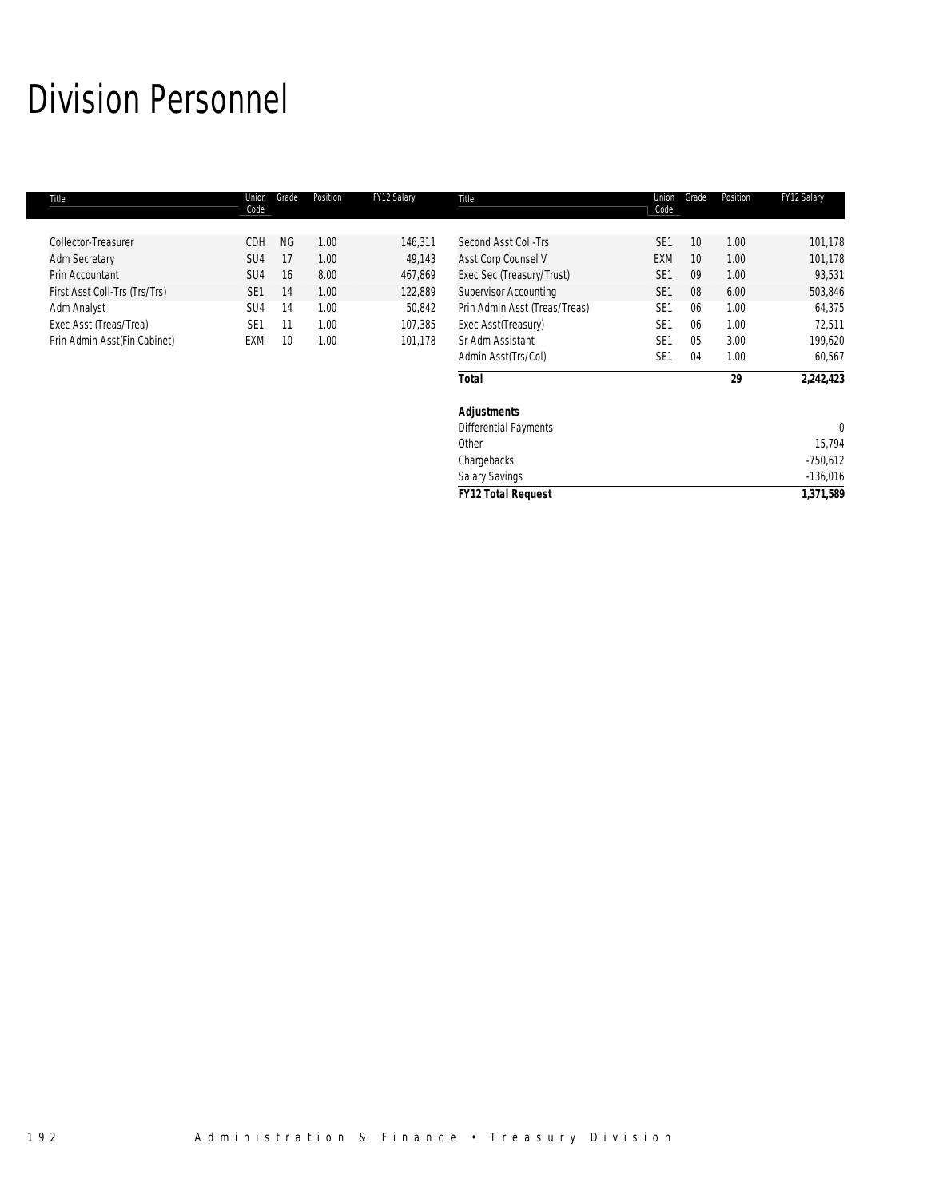# Division Personnel

| Title | Union Code | Grade | Position | FY12 Salary |
|---|---|---|---|---|
| Collector-Treasurer | CDH | NG | 1.00 | 146,311 |
| Adm Secretary | SU4 | 17 | 1.00 | 49,143 |
| Prin Accountant | SU4 | 16 | 8.00 | 467,869 |
| First Asst Coll-Trs (Trs/Trs) | SE1 | 14 | 1.00 | 122,889 |
| Adm Analyst | SU4 | 14 | 1.00 | 50,842 |
| Exec Asst (Treas/Trea) | SE1 | 11 | 1.00 | 107,385 |
| Prin Admin Asst(Fin Cabinet) | EXM | 10 | 1.00 | 101,178 |
| Second Asst Coll-Trs | SE1 | 10 | 1.00 | 101,178 |
| Asst Corp Counsel V | EXM | 10 | 1.00 | 101,178 |
| Exec Sec (Treasury/Trust) | SE1 | 09 | 1.00 | 93,531 |
| Supervisor Accounting | SE1 | 08 | 6.00 | 503,846 |
| Prin Admin Asst (Treas/Treas) | SE1 | 06 | 1.00 | 64,375 |
| Exec Asst(Treasury) | SE1 | 06 | 1.00 | 72,511 |
| Sr Adm Assistant | SE1 | 05 | 3.00 | 199,620 |
| Admin Asst(Trs/Col) | SE1 | 04 | 1.00 | 60,567 |
| **Total** | | | **29** | **2,242,423** |
| | | | | |
| ***Adjustments*** | | | | |
| Differential Payments | | | | 0 |
| Other | | | | 15,794 |
| Chargebacks | | | | -750,612 |
| Salary Savings | | | | -136,016 |
| **FY12 Total Request** | | | | **1,371,589** |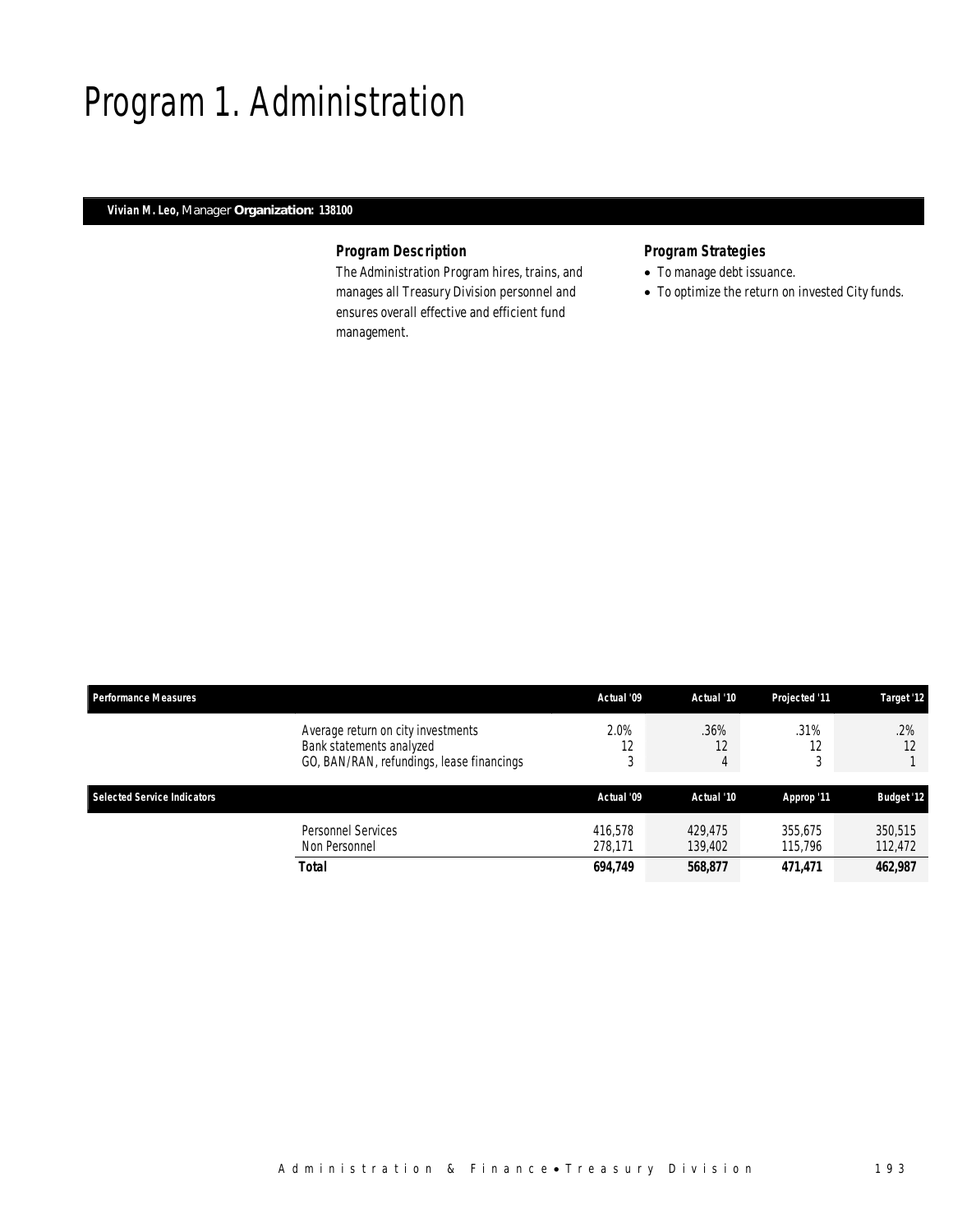# Program 1. Administration

**Vivian M. Leo,** Manager **Organization: 138100**

### Program Description

The Administration Program hires, trains, and manages all Treasury Division personnel and ensures overall effective and efficient fund management.

### Program Strategies

- To manage debt issuance.
- To optimize the return on invested City funds.

| Performance Measures | | Actual '09 | Actual '10 | Projected '11 | Target '12 |
|---|---|---|---|---|---|
| | Average return on city investments | 2.0% | .36% | .31% | .2% |
| | Bank statements analyzed | 12 | 12 | 12 | 12 |
| | GO, BAN/RAN, refundings, lease financings | 3 | 4 | 3 | 1 |

| Selected Service Indicators | | Actual '09 | Actual '10 | Approp '11 | Budget '12 |
|---|---|---|---|---|---|
| | Personnel Services | 416,578 | 429,475 | 355,675 | 350,515 |
| | Non Personnel | 278,171 | 139,402 | 115,796 | 112,472 |
| | **Total** | **694,749** | **568,877** | **471,471** | **462,987** |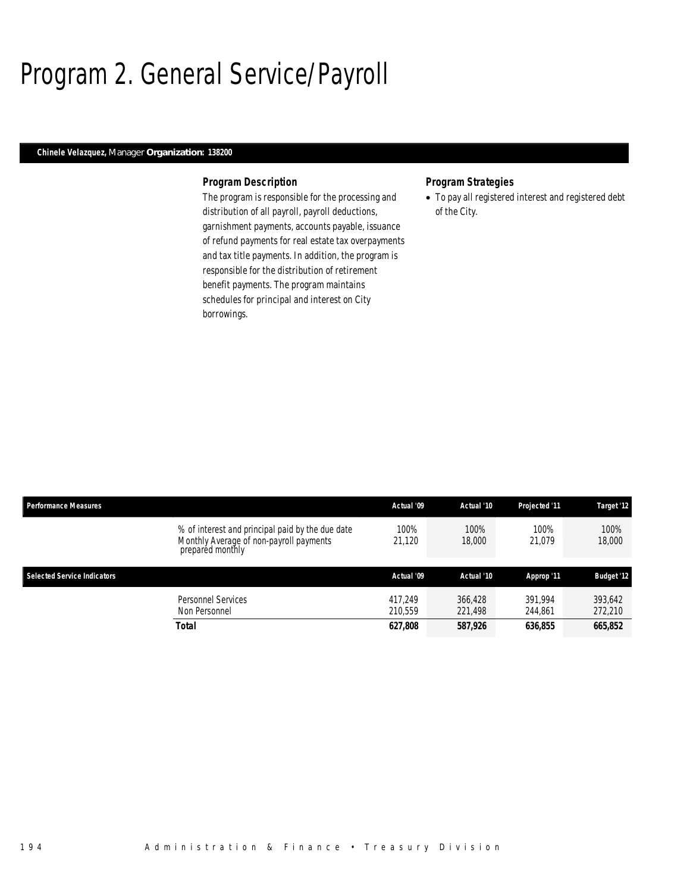# Program 2. General Service/Payroll

**Chinele Velazquez,** Manager **Organization: 138200**

### Program Description

The program is responsible for the processing and distribution of all payroll, payroll deductions, garnishment payments, accounts payable, issuance of refund payments for real estate tax overpayments and tax title payments. In addition, the program is responsible for the distribution of retirement benefit payments. The program maintains schedules for principal and interest on City borrowings.

### Program Strategies

- To pay all registered interest and registered debt of the City.

| Performance Measures | | Actual '09 | Actual '10 | Projected '11 | Target '12 |
|---|---|---|---|---|---|
| | % of interest and principal paid by the due date | 100% | 100% | 100% | 100% |
| | Monthly Average of non-payroll payments prepared monthly | 21,120 | 18,000 | 21,079 | 18,000 |

| Selected Service Indicators | | Actual '09 | Actual '10 | Approp '11 | Budget '12 |
|---|---|---|---|---|---|
| | Personnel Services | 417,249 | 366,428 | 391,994 | 393,642 |
| | Non Personnel | 210,559 | 221,498 | 244,861 | 272,210 |
| | **Total** | **627,808** | **587,926** | **636,855** | **665,852** |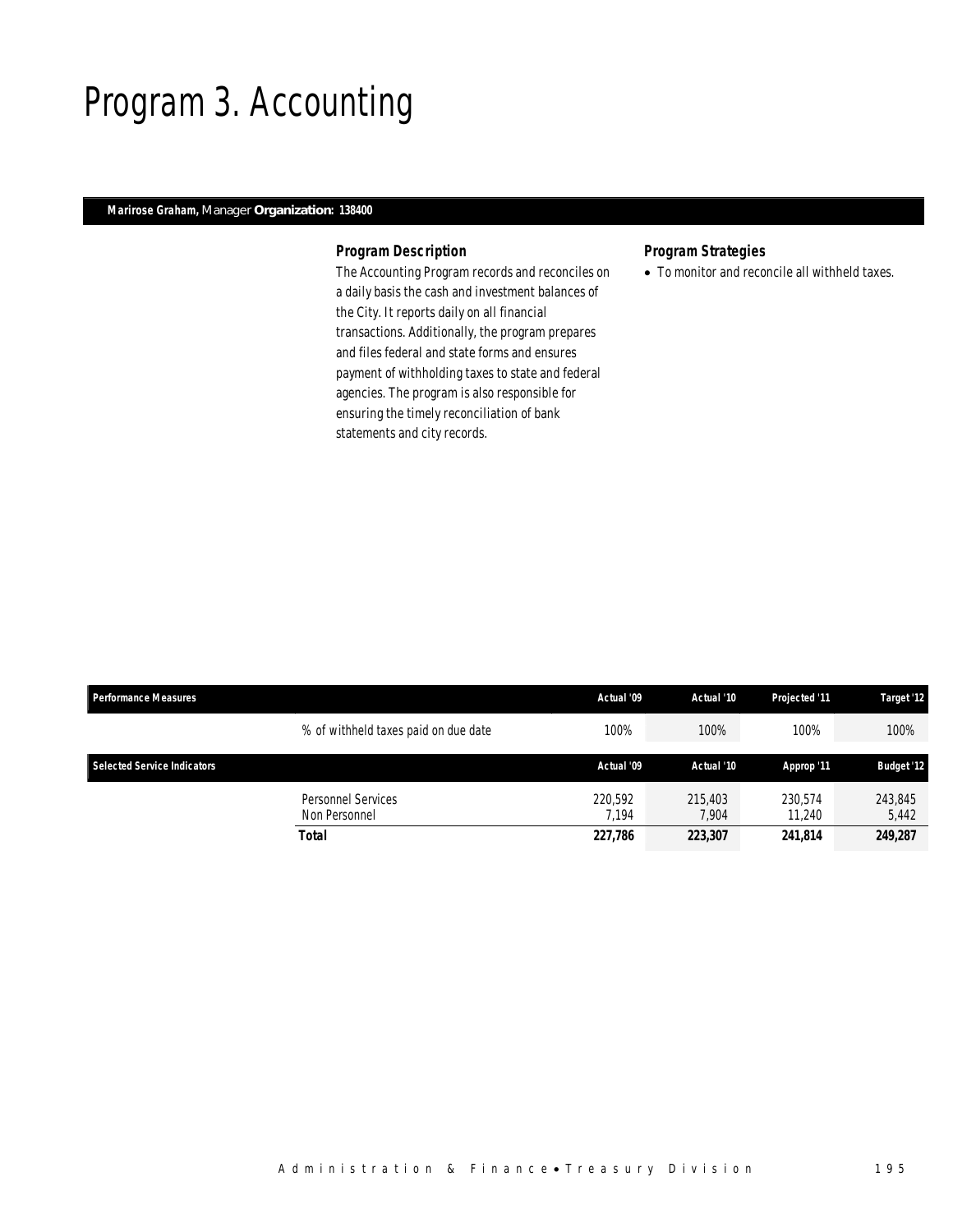# Program 3. Accounting

**Marirose Graham,** Manager **Organization: 138400**

### *Program Description*

The Accounting Program records and reconciles on a daily basis the cash and investment balances of the City. It reports daily on all financial transactions. Additionally, the program prepares and files federal and state forms and ensures payment of withholding taxes to state and federal agencies. The program is also responsible for ensuring the timely reconciliation of bank statements and city records.

### *Program Strategies*

- To monitor and reconcile all withheld taxes.

| Performance Measures | | Actual '09 | Actual '10 | Projected '11 | Target '12 |
|---|---|---|---|---|---|
| | % of withheld taxes paid on due date | 100% | 100% | 100% | 100% |

| Selected Service Indicators | | Actual '09 | Actual '10 | Approp '11 | Budget '12 |
|---|---|---|---|---|---|
| | Personnel Services | 220,592 | 215,403 | 230,574 | 243,845 |
| | Non Personnel | 7,194 | 7,904 | 11,240 | 5,442 |
| | **Total** | **227,786** | **223,307** | **241,814** | **249,287** |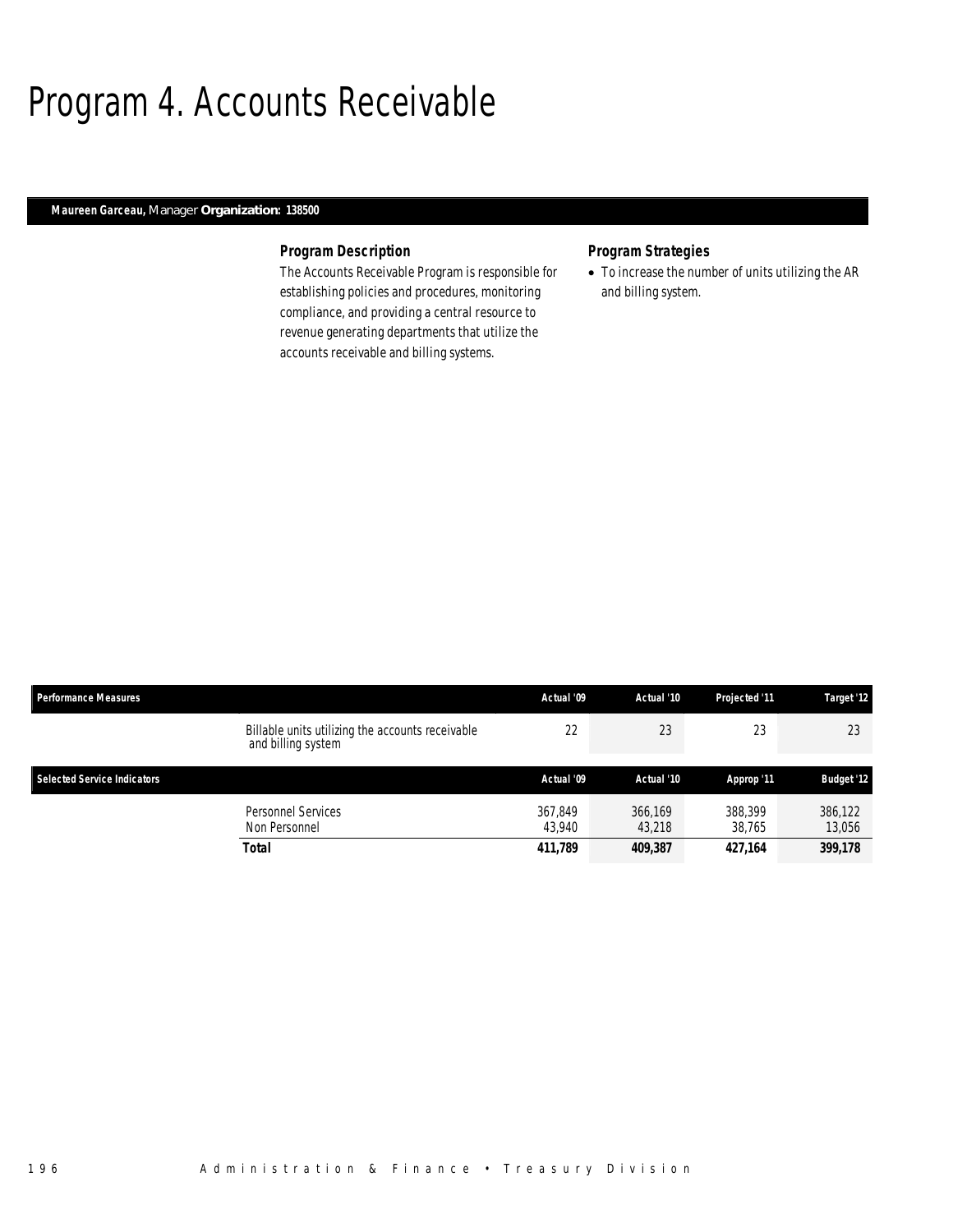# Program 4. Accounts Receivable

**Maureen Garceau,** Manager **Organization: 138500**

### Program Description

The Accounts Receivable Program is responsible for establishing policies and procedures, monitoring compliance, and providing a central resource to revenue generating departments that utilize the accounts receivable and billing systems.

### Program Strategies

- To increase the number of units utilizing the AR and billing system.

| Performance Measures | | Actual '09 | Actual '10 | Projected '11 | Target '12 |
|---|---|---|---|---|---|
| | Billable units utilizing the accounts receivable and billing system | 22 | 23 | 23 | 23 |

| Selected Service Indicators | | Actual '09 | Actual '10 | Approp '11 | Budget '12 |
|---|---|---|---|---|---|
| | Personnel Services | 367,849 | 366,169 | 388,399 | 386,122 |
| | Non Personnel | 43,940 | 43,218 | 38,765 | 13,056 |
| | **Total** | **411,789** | **409,387** | **427,164** | **399,178** |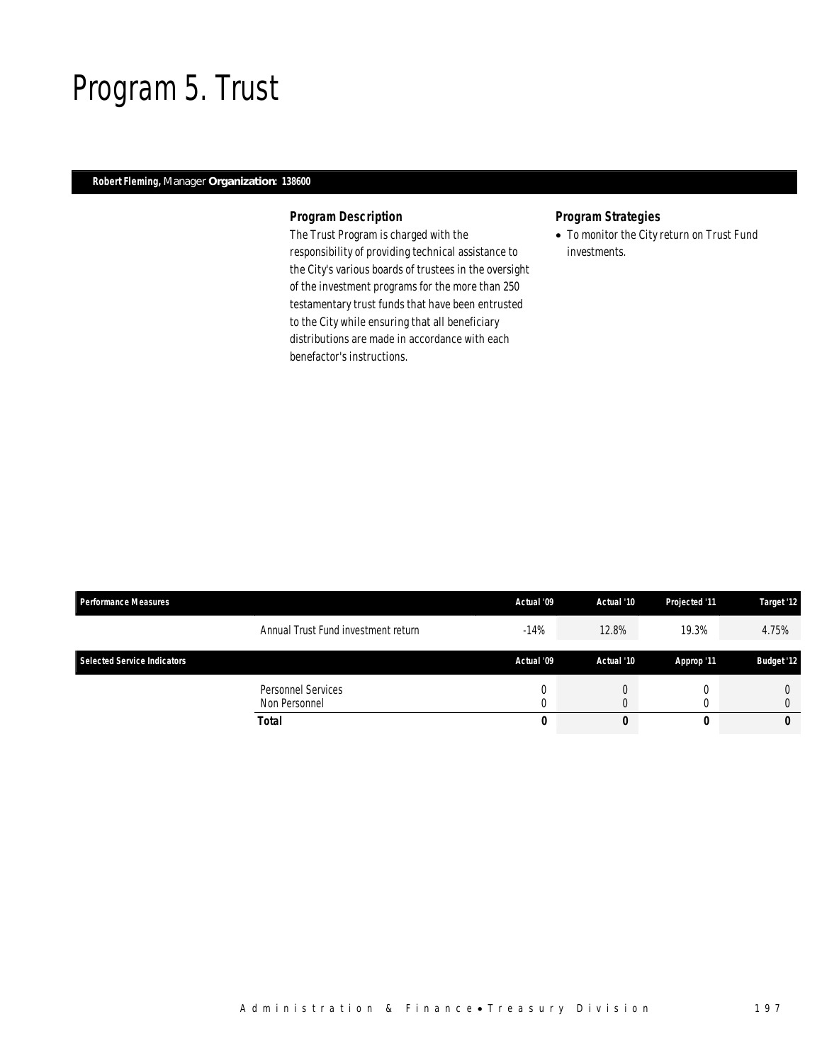# Program 5. Trust

**Robert Fleming,** Manager **Organization: 138600**

### *Program Description*

The Trust Program is charged with the responsibility of providing technical assistance to the City's various boards of trustees in the oversight of the investment programs for the more than 250 testamentary trust funds that have been entrusted to the City while ensuring that all beneficiary distributions are made in accordance with each benefactor's instructions.

### *Program Strategies*

- To monitor the City return on Trust Fund investments.

| Performance Measures | | Actual '09 | Actual '10 | Projected '11 | Target '12 |
|---|---|---|---|---|---|
| | Annual Trust Fund investment return | -14% | 12.8% | 19.3% | 4.75% |

| Selected Service Indicators | | Actual '09 | Actual '10 | Approp '11 | Budget '12 |
|---|---|---|---|---|---|
| | Personnel Services | 0 | 0 | 0 | 0 |
| | Non Personnel | 0 | 0 | 0 | 0 |
| | **Total** | **0** | **0** | **0** | **0** |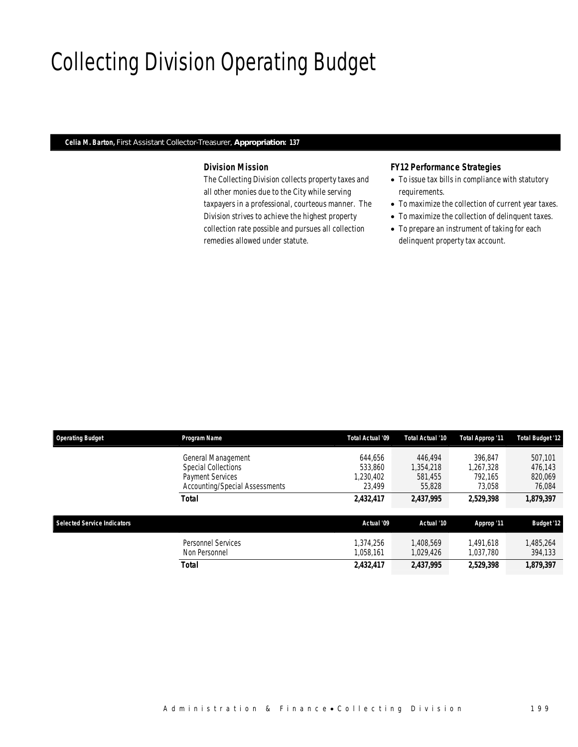# Collecting Division Operating Budget

***Celia M. Barton,*** *First Assistant Collector-Treasurer,* ***Appropriation: 137***

### Division Mission

The Collecting Division collects property taxes and all other monies due to the City while serving taxpayers in a professional, courteous manner. The Division strives to achieve the highest property collection rate possible and pursues all collection remedies allowed under statute.

### FY12 Performance Strategies

- To issue tax bills in compliance with statutory requirements.
- To maximize the collection of current year taxes.
- To maximize the collection of delinquent taxes.
- To prepare an instrument of taking for each delinquent property tax account.

| Operating Budget | Program Name | Total Actual '09 | Total Actual '10 | Total Approp '11 | Total Budget '12 |
|---|---|---|---|---|---|
| | General Management | 644,656 | 446,494 | 396,847 | 507,101 |
| | Special Collections | 533,860 | 1,354,218 | 1,267,328 | 476,143 |
| | Payment Services | 1,230,402 | 581,455 | 792,165 | 820,069 |
| | Accounting/Special Assessments | 23,499 | 55,828 | 73,058 | 76,084 |
| | **Total** | **2,432,417** | **2,437,995** | **2,529,398** | **1,879,397** |

| Selected Service Indicators | | Actual '09 | Actual '10 | Approp '11 | Budget '12 |
|---|---|---|---|---|---|
| | Personnel Services | 1,374,256 | 1,408,569 | 1,491,618 | 1,485,264 |
| | Non Personnel | 1,058,161 | 1,029,426 | 1,037,780 | 394,133 |
| | **Total** | **2,432,417** | **2,437,995** | **2,529,398** | **1,879,397** |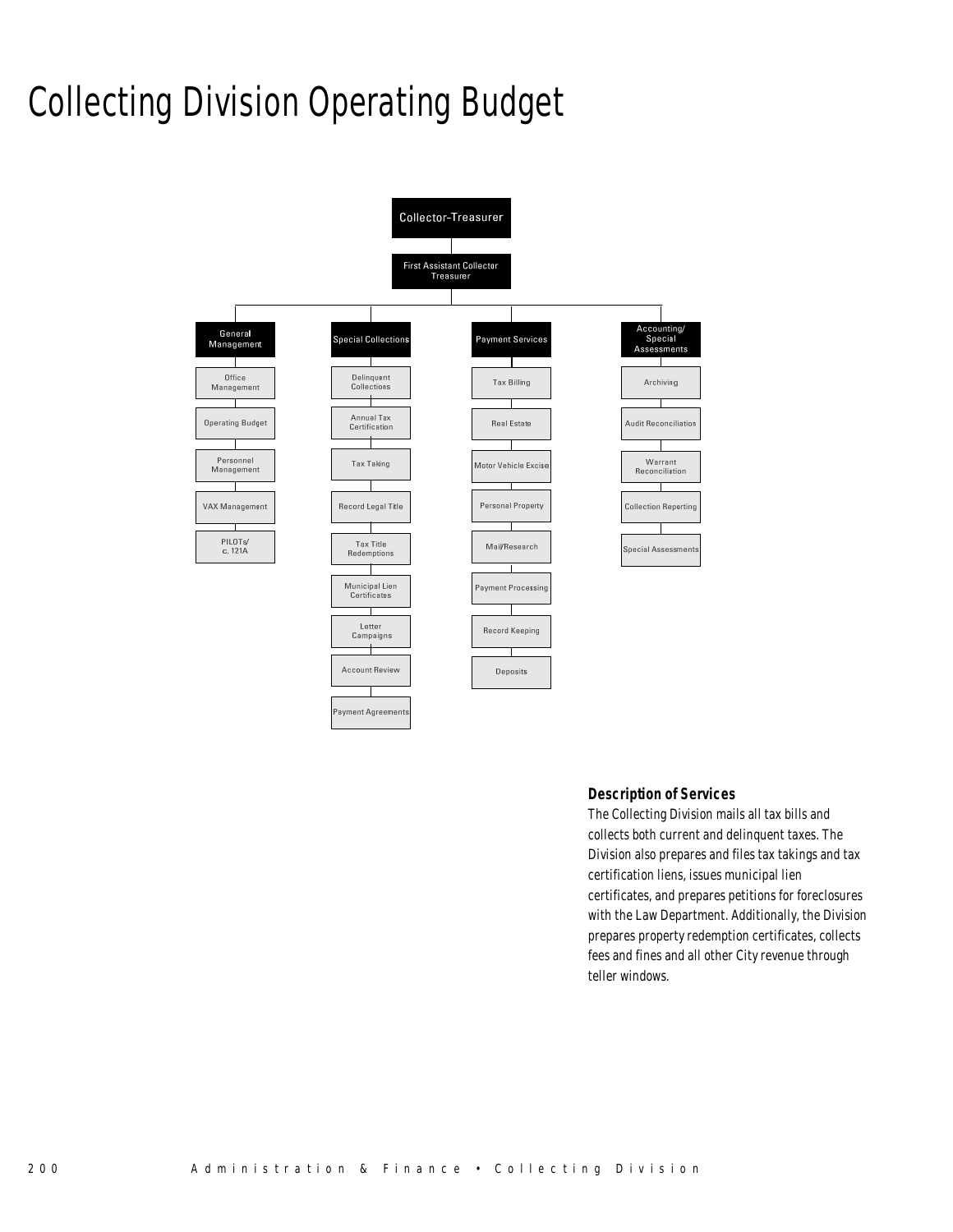# Collecting Division Operating Budget

- Collector-Treasurer
  - First Assistant Collector Treasurer
    - General Management
      - Office Management
      - Operating Budget
      - Personnel Management
      - VAX Management
      - PILOTs/ c. 121A
    - Special Collections
      - Delinquent Collections
      - Annual Tax Certification
      - Tax Taking
      - Record Legal Title
      - Tax Title Redemptions
      - Municipal Lien Certificates
      - Letter Campaigns
      - Account Review
      - Payment Agreements
    - Payment Services
      - Tax Billing
      - Real Estate
      - Motor Vehicle Excise
      - Personal Property
      - Mail/Research
      - Payment Processing
      - Record Keeping
      - Deposits
    - Accounting/ Special Assessments
      - Archiving
      - Audit Reconciliation
      - Warrant Reconciliation
      - Collection Reporting
      - Special Assessments

### Description of Services

The Collecting Division mails all tax bills and collects both current and delinquent taxes. The Division also prepares and files tax takings and tax certification liens, issues municipal lien certificates, and prepares petitions for foreclosures with the Law Department. Additionally, the Division prepares property redemption certificates, collects fees and fines and all other City revenue through teller windows.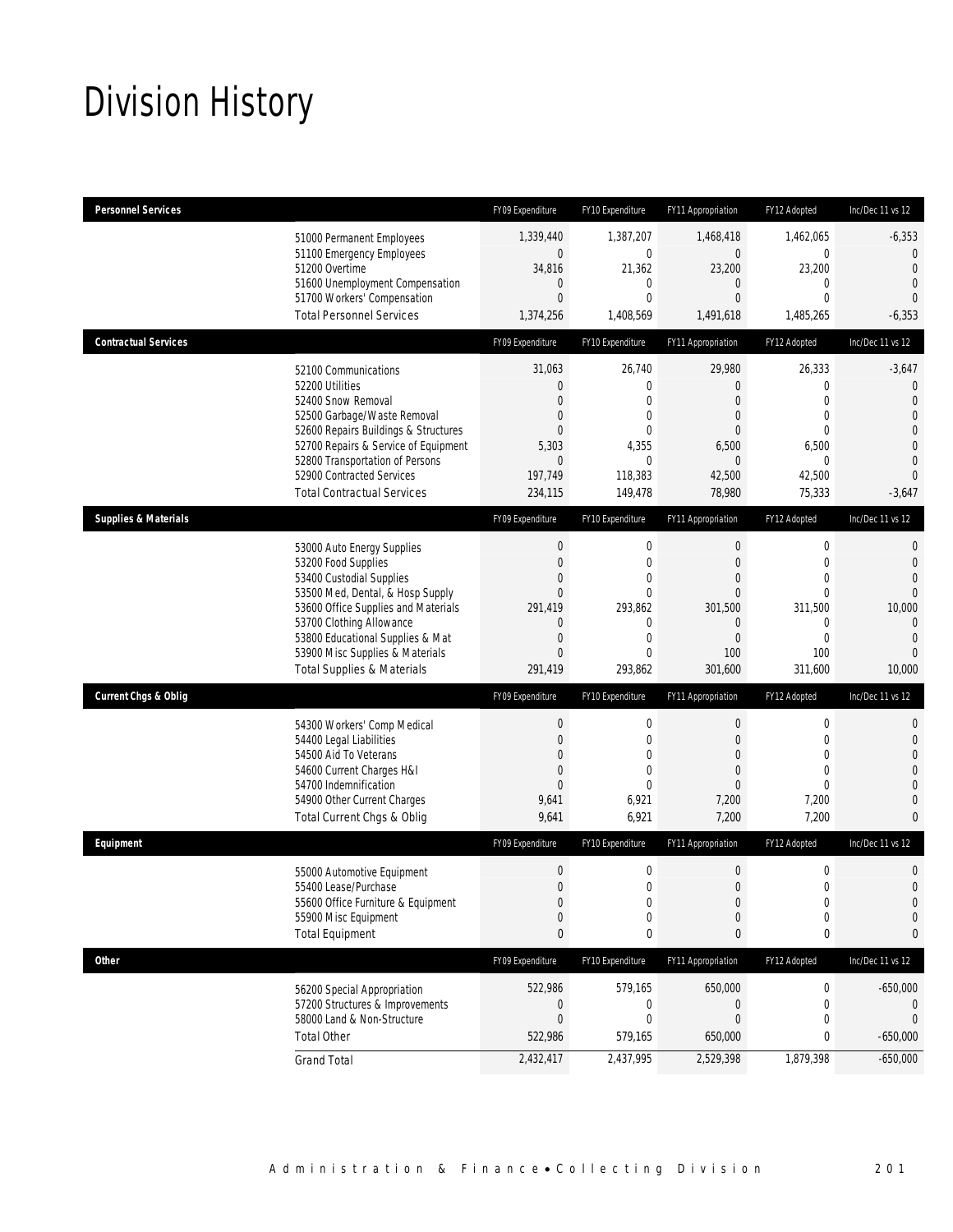# Division History

| Personnel Services | FY09 Expenditure | FY10 Expenditure | FY11 Appropriation | FY12 Adopted | Inc/Dec 11 vs 12 |
|---|---|---|---|---|---|
| 51000 Permanent Employees | 1,339,440 | 1,387,207 | 1,468,418 | 1,462,065 | -6,353 |
| 51100 Emergency Employees | 0 | 0 | 0 | 0 | 0 |
| 51200 Overtime | 34,816 | 21,362 | 23,200 | 23,200 | 0 |
| 51600 Unemployment Compensation | 0 | 0 | 0 | 0 | 0 |
| 51700 Workers' Compensation | 0 | 0 | 0 | 0 | 0 |
| Total Personnel Services | 1,374,256 | 1,408,569 | 1,491,618 | 1,485,265 | -6,353 |

| Contractual Services | FY09 Expenditure | FY10 Expenditure | FY11 Appropriation | FY12 Adopted | Inc/Dec 11 vs 12 |
|---|---|---|---|---|---|
| 52100 Communications | 31,063 | 26,740 | 29,980 | 26,333 | -3,647 |
| 52200 Utilities | 0 | 0 | 0 | 0 | 0 |
| 52400 Snow Removal | 0 | 0 | 0 | 0 | 0 |
| 52500 Garbage/Waste Removal | 0 | 0 | 0 | 0 | 0 |
| 52600 Repairs Buildings & Structures | 0 | 0 | 0 | 0 | 0 |
| 52700 Repairs & Service of Equipment | 5,303 | 4,355 | 6,500 | 6,500 | 0 |
| 52800 Transportation of Persons | 0 | 0 | 0 | 0 | 0 |
| 52900 Contracted Services | 197,749 | 118,383 | 42,500 | 42,500 | 0 |
| Total Contractual Services | 234,115 | 149,478 | 78,980 | 75,333 | -3,647 |

| Supplies & Materials | FY09 Expenditure | FY10 Expenditure | FY11 Appropriation | FY12 Adopted | Inc/Dec 11 vs 12 |
|---|---|---|---|---|---|
| 53000 Auto Energy Supplies | 0 | 0 | 0 | 0 | 0 |
| 53200 Food Supplies | 0 | 0 | 0 | 0 | 0 |
| 53400 Custodial Supplies | 0 | 0 | 0 | 0 | 0 |
| 53500 Med, Dental, & Hosp Supply | 0 | 0 | 0 | 0 | 0 |
| 53600 Office Supplies and Materials | 291,419 | 293,862 | 301,500 | 311,500 | 10,000 |
| 53700 Clothing Allowance | 0 | 0 | 0 | 0 | 0 |
| 53800 Educational Supplies & Mat | 0 | 0 | 0 | 0 | 0 |
| 53900 Misc Supplies & Materials | 0 | 0 | 100 | 100 | 0 |
| Total Supplies & Materials | 291,419 | 293,862 | 301,600 | 311,600 | 10,000 |

| Current Chgs & Oblig | FY09 Expenditure | FY10 Expenditure | FY11 Appropriation | FY12 Adopted | Inc/Dec 11 vs 12 |
|---|---|---|---|---|---|
| 54300 Workers' Comp Medical | 0 | 0 | 0 | 0 | 0 |
| 54400 Legal Liabilities | 0 | 0 | 0 | 0 | 0 |
| 54500 Aid To Veterans | 0 | 0 | 0 | 0 | 0 |
| 54600 Current Charges H&I | 0 | 0 | 0 | 0 | 0 |
| 54700 Indemnification | 0 | 0 | 0 | 0 | 0 |
| 54900 Other Current Charges | 9,641 | 6,921 | 7,200 | 7,200 | 0 |
| Total Current Chgs & Oblig | 9,641 | 6,921 | 7,200 | 7,200 | 0 |

| Equipment | FY09 Expenditure | FY10 Expenditure | FY11 Appropriation | FY12 Adopted | Inc/Dec 11 vs 12 |
|---|---|---|---|---|---|
| 55000 Automotive Equipment | 0 | 0 | 0 | 0 | 0 |
| 55400 Lease/Purchase | 0 | 0 | 0 | 0 | 0 |
| 55600 Office Furniture & Equipment | 0 | 0 | 0 | 0 | 0 |
| 55900 Misc Equipment | 0 | 0 | 0 | 0 | 0 |
| Total Equipment | 0 | 0 | 0 | 0 | 0 |

| Other | FY09 Expenditure | FY10 Expenditure | FY11 Appropriation | FY12 Adopted | Inc/Dec 11 vs 12 |
|---|---|---|---|---|---|
| 56200 Special Appropriation | 522,986 | 579,165 | 650,000 | 0 | -650,000 |
| 57200 Structures & Improvements | 0 | 0 | 0 | 0 | 0 |
| 58000 Land & Non-Structure | 0 | 0 | 0 | 0 | 0 |
| Total Other | 522,986 | 579,165 | 650,000 | 0 | -650,000 |
| Grand Total | 2,432,417 | 2,437,995 | 2,529,398 | 1,879,398 | -650,000 |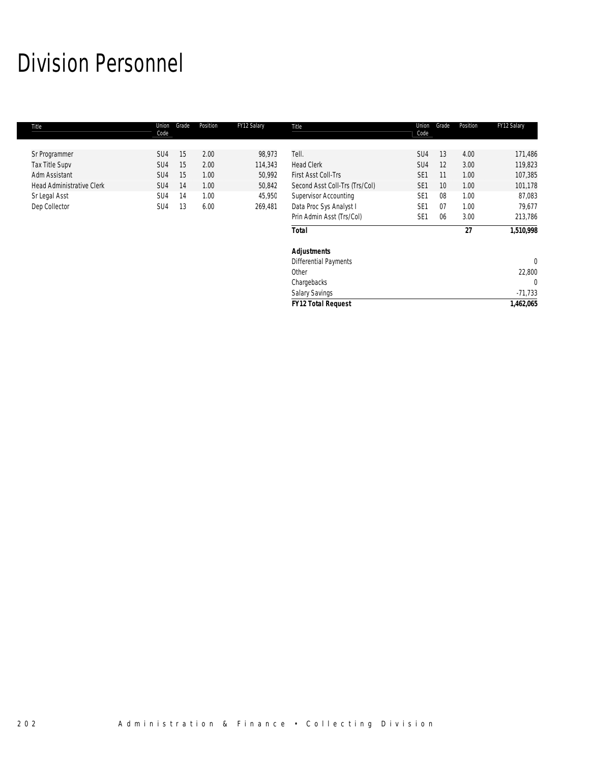# Division Personnel

| Title | Union Code | Grade | Position | FY12 Salary |
|---|---|---|---|---|
| Sr Programmer | SU4 | 15 | 2.00 | 98,973 |
| Tax Title Supv | SU4 | 15 | 2.00 | 114,343 |
| Adm Assistant | SU4 | 15 | 1.00 | 50,992 |
| Head Administrative Clerk | SU4 | 14 | 1.00 | 50,842 |
| Sr Legal Asst | SU4 | 14 | 1.00 | 45,950 |
| Dep Collector | SU4 | 13 | 6.00 | 269,481 |
| Tell. | SU4 | 13 | 4.00 | 171,486 |
| Head Clerk | SU4 | 12 | 3.00 | 119,823 |
| First Asst Coll-Trs | SE1 | 11 | 1.00 | 107,385 |
| Second Asst Coll-Trs (Trs/Col) | SE1 | 10 | 1.00 | 101,178 |
| Supervisor Accounting | SE1 | 08 | 1.00 | 87,083 |
| Data Proc Sys Analyst I | SE1 | 07 | 1.00 | 79,677 |
| Prin Admin Asst (Trs/Col) | SE1 | 06 | 3.00 | 213,786 |
| **Total** | | | **27** | **1,510,998** |
| | | | | |
| ***Adjustments*** | | | | |
| Differential Payments | | | | 0 |
| Other | | | | 22,800 |
| Chargebacks | | | | 0 |
| Salary Savings | | | | -71,733 |
| ***FY12 Total Request*** | | | | **1,462,065** |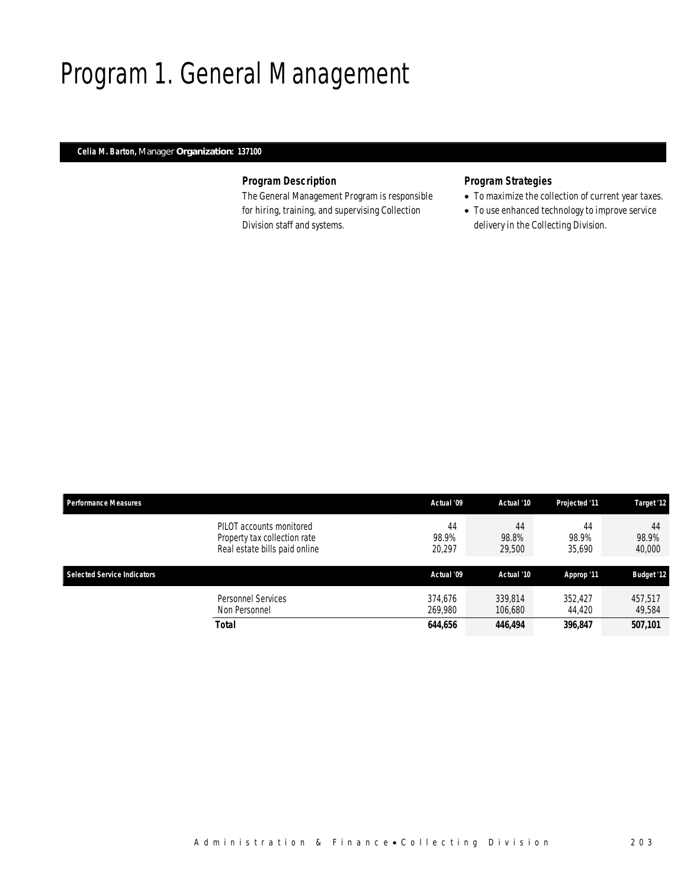# Program 1. General Management

**Celia M. Barton,** Manager **Organization: 137100**

### *Program Description*

The General Management Program is responsible for hiring, training, and supervising Collection Division staff and systems.

### *Program Strategies*

- To maximize the collection of current year taxes.
- To use enhanced technology to improve service delivery in the Collecting Division.

| Performance Measures | | Actual '09 | Actual '10 | Projected '11 | Target '12 |
|---|---|---|---|---|---|
| | PILOT accounts monitored | 44 | 44 | 44 | 44 |
| | Property tax collection rate | 98.9% | 98.8% | 98.9% | 98.9% |
| | Real estate bills paid online | 20,297 | 29,500 | 35,690 | 40,000 |

| Selected Service Indicators | | Actual '09 | Actual '10 | Approp '11 | Budget '12 |
|---|---|---|---|---|---|
| | Personnel Services | 374,676 | 339,814 | 352,427 | 457,517 |
| | Non Personnel | 269,980 | 106,680 | 44,420 | 49,584 |
| | **Total** | **644,656** | **446,494** | **396,847** | **507,101** |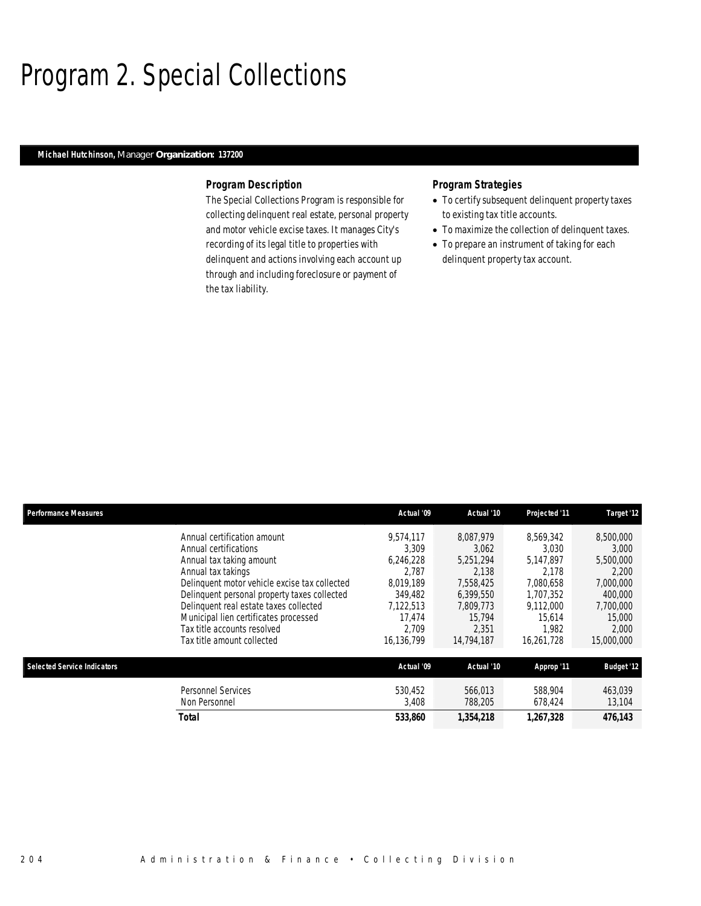# Program 2. Special Collections

**Michael Hutchinson,** Manager **Organization: 137200**

### Program Description

The Special Collections Program is responsible for collecting delinquent real estate, personal property and motor vehicle excise taxes. It manages City's recording of its legal title to properties with delinquent and actions involving each account up through and including foreclosure or payment of the tax liability.

### Program Strategies

- To certify subsequent delinquent property taxes to existing tax title accounts.
- To maximize the collection of delinquent taxes.
- To prepare an instrument of taking for each delinquent property tax account.

| Performance Measures | Actual '09 | Actual '10 | Projected '11 | Target '12 |
|---|---|---|---|---|
| Annual certification amount | 9,574,117 | 8,087,979 | 8,569,342 | 8,500,000 |
| Annual certifications | 3,309 | 3,062 | 3,030 | 3,000 |
| Annual tax taking amount | 6,246,228 | 5,251,294 | 5,147,897 | 5,500,000 |
| Annual tax takings | 2,787 | 2,138 | 2,178 | 2,200 |
| Delinquent motor vehicle excise tax collected | 8,019,189 | 7,558,425 | 7,080,658 | 7,000,000 |
| Delinquent personal property taxes collected | 349,482 | 6,399,550 | 1,707,352 | 400,000 |
| Delinquent real estate taxes collected | 7,122,513 | 7,809,773 | 9,112,000 | 7,700,000 |
| Municipal lien certificates processed | 17,474 | 15,794 | 15,614 | 15,000 |
| Tax title accounts resolved | 2,709 | 2,351 | 1,982 | 2,000 |
| Tax title amount collected | 16,136,799 | 14,794,187 | 16,261,728 | 15,000,000 |

| Selected Service Indicators | Actual '09 | Actual '10 | Approp '11 | Budget '12 |
|---|---|---|---|---|
| Personnel Services | 530,452 | 566,013 | 588,904 | 463,039 |
| Non Personnel | 3,408 | 788,205 | 678,424 | 13,104 |
| **Total** | **533,860** | **1,354,218** | **1,267,328** | **476,143** |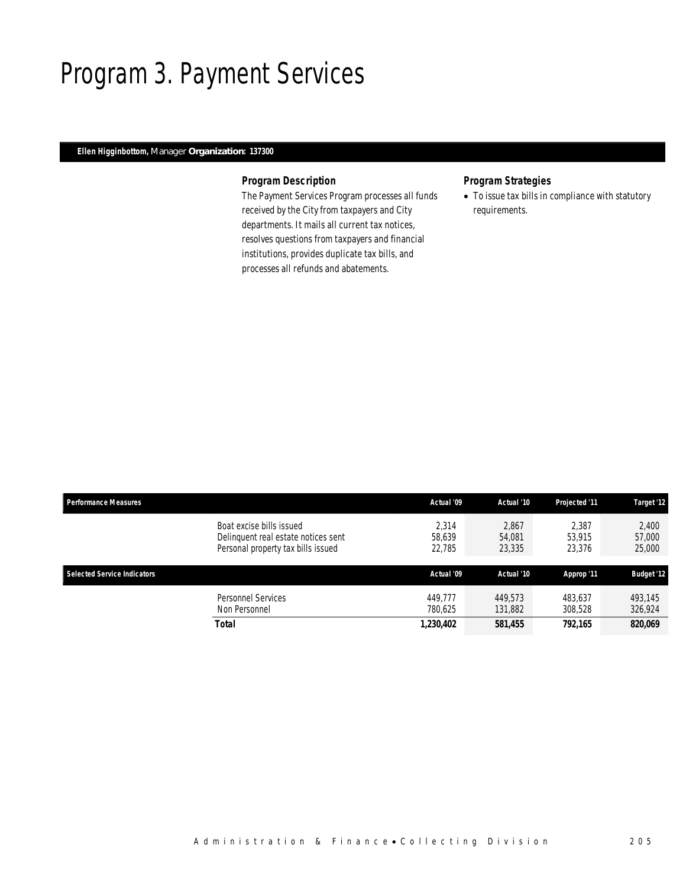# Program 3. Payment Services

**Ellen Higginbottom,** Manager **Organization: 137300**

### Program Description

The Payment Services Program processes all funds received by the City from taxpayers and City departments. It mails all current tax notices, resolves questions from taxpayers and financial institutions, provides duplicate tax bills, and processes all refunds and abatements.

### Program Strategies

- To issue tax bills in compliance with statutory requirements.

| Performance Measures | | Actual '09 | Actual '10 | Projected '11 | Target '12 |
|---|---|---|---|---|---|
| | Boat excise bills issued | 2,314 | 2,867 | 2,387 | 2,400 |
| | Delinquent real estate notices sent | 58,639 | 54,081 | 53,915 | 57,000 |
| | Personal property tax bills issued | 22,785 | 23,335 | 23,376 | 25,000 |

| Selected Service Indicators | | Actual '09 | Actual '10 | Approp '11 | Budget '12 |
|---|---|---|---|---|---|
| | Personnel Services | 449,777 | 449,573 | 483,637 | 493,145 |
| | Non Personnel | 780,625 | 131,882 | 308,528 | 326,924 |
| | **Total** | **1,230,402** | **581,455** | **792,165** | **820,069** |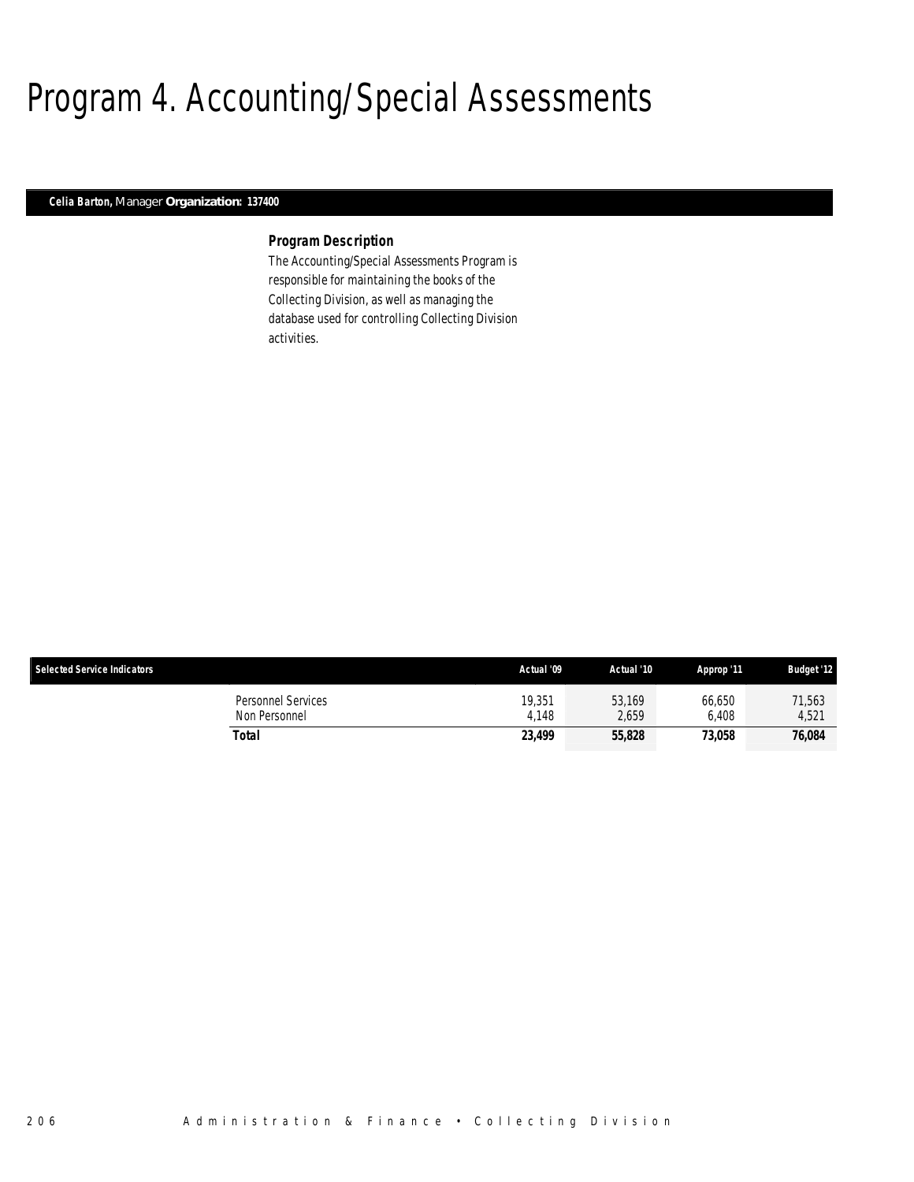# Program 4. Accounting/Special Assessments

**Celia Barton,** Manager **Organization: 137400**

### Program Description

The Accounting/Special Assessments Program is responsible for maintaining the books of the Collecting Division, as well as managing the database used for controlling Collecting Division activities.

| Selected Service Indicators | | Actual '09 | Actual '10 | Approp '11 | Budget '12 |
|---|---|---|---|---|---|
| | Personnel Services | 19,351 | 53,169 | 66,650 | 71,563 |
| | Non Personnel | 4,148 | 2,659 | 6,408 | 4,521 |
| | **Total** | **23,499** | **55,828** | **73,058** | **76,084** |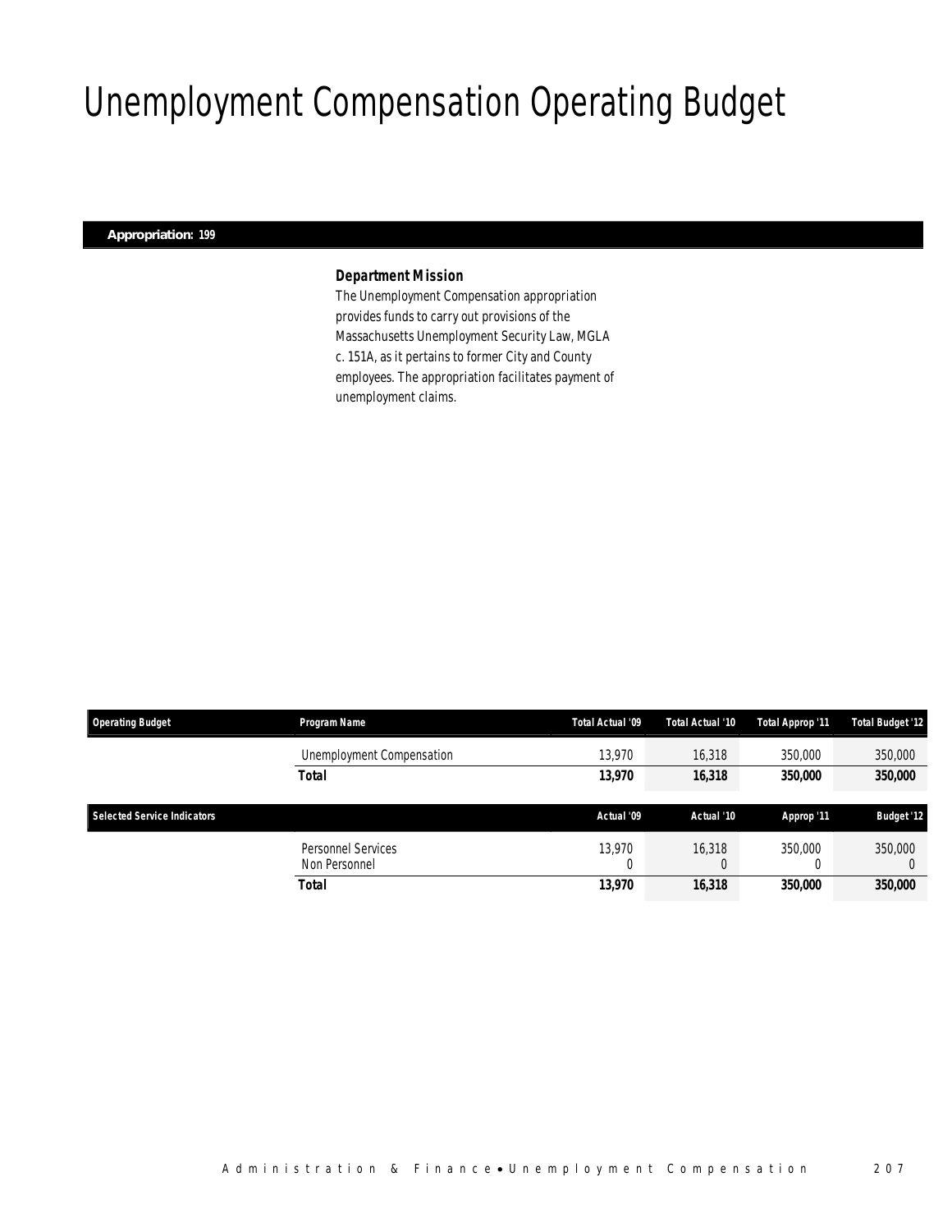# Unemployment Compensation Operating Budget

**Appropriation: 199**

### *Department Mission*

The Unemployment Compensation appropriation provides funds to carry out provisions of the Massachusetts Unemployment Security Law, MGLA c. 151A, as it pertains to former City and County employees. The appropriation facilitates payment of unemployment claims.

| Operating Budget | Program Name | Total Actual '09 | Total Actual '10 | Total Approp '11 | Total Budget '12 |
|---|---|---|---|---|---|
| | Unemployment Compensation | 13,970 | 16,318 | 350,000 | 350,000 |
| | **Total** | **13,970** | **16,318** | **350,000** | **350,000** |

| Selected Service Indicators | | Actual '09 | Actual '10 | Approp '11 | Budget '12 |
|---|---|---|---|---|---|
| | Personnel Services | 13,970 | 16,318 | 350,000 | 350,000 |
| | Non Personnel | 0 | 0 | 0 | 0 |
| | **Total** | **13,970** | **16,318** | **350,000** | **350,000** |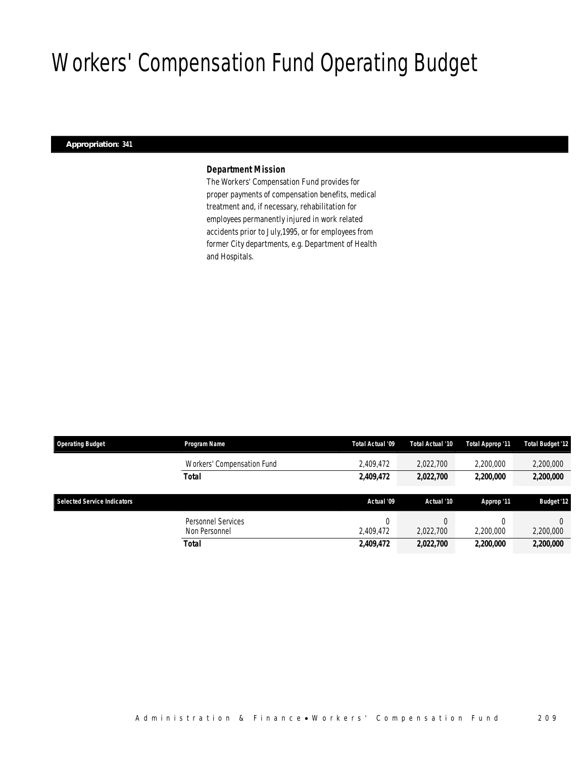# Workers' Compensation Fund Operating Budget

**Appropriation: 341**

***Department Mission***

The Workers' Compensation Fund provides for proper payments of compensation benefits, medical treatment and, if necessary, rehabilitation for employees permanently injured in work related accidents prior to July,1995, or for employees from former City departments, e.g. Department of Health and Hospitals.

| Operating Budget | Program Name | Total Actual '09 | Total Actual '10 | Total Approp '11 | Total Budget '12 |
|---|---|---|---|---|---|
| | Workers' Compensation Fund | 2,409,472 | 2,022,700 | 2,200,000 | 2,200,000 |
| | **Total** | **2,409,472** | **2,022,700** | **2,200,000** | **2,200,000** |

| Selected Service Indicators | | Actual '09 | Actual '10 | Approp '11 | Budget '12 |
|---|---|---|---|---|---|
| | Personnel Services | 0 | 0 | 0 | 0 |
| | Non Personnel | 2,409,472 | 2,022,700 | 2,200,000 | 2,200,000 |
| | **Total** | **2,409,472** | **2,022,700** | **2,200,000** | **2,200,000** |